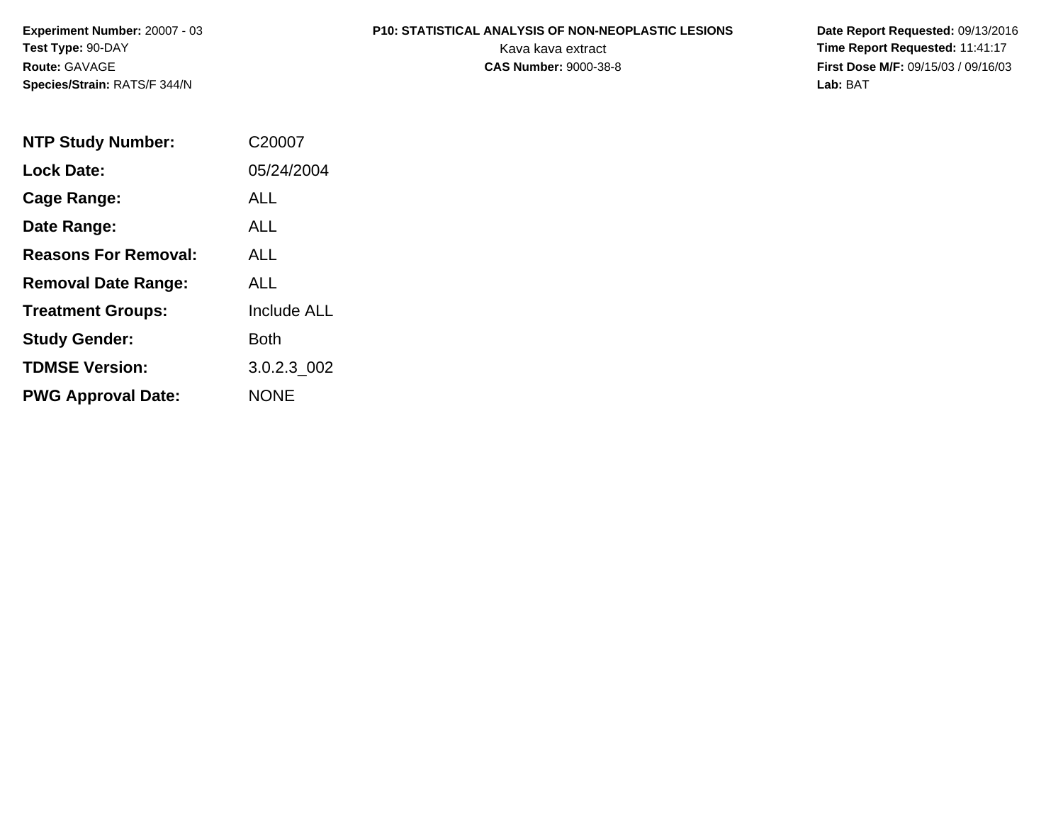**Experiment Number:** 20007 - 03
**Test Type:** 90-DAY
**Route:** GAVAGE
**Species/Strain:** RATS/F 344/N

**P10: STATISTICAL ANALYSIS OF NON-NEOPLASTIC LESIONS**
Kava kava extract
**CAS Number:** 9000-38-8

**Date Report Requested:** 09/13/2016
**Time Report Requested:** 11:41:17
**First Dose M/F:** 09/15/03 / 09/16/03
**Lab:** BAT

| | |
|---|---|
| **NTP Study Number:** | C20007 |
| **Lock Date:** | 05/24/2004 |
| **Cage Range:** | ALL |
| **Date Range:** | ALL |
| **Reasons For Removal:** | ALL |
| **Removal Date Range:** | ALL |
| **Treatment Groups:** | Include ALL |
| **Study Gender:** | Both |
| **TDMSE Version:** | 3.0.2.3_002 |
| **PWG Approval Date:** | NONE |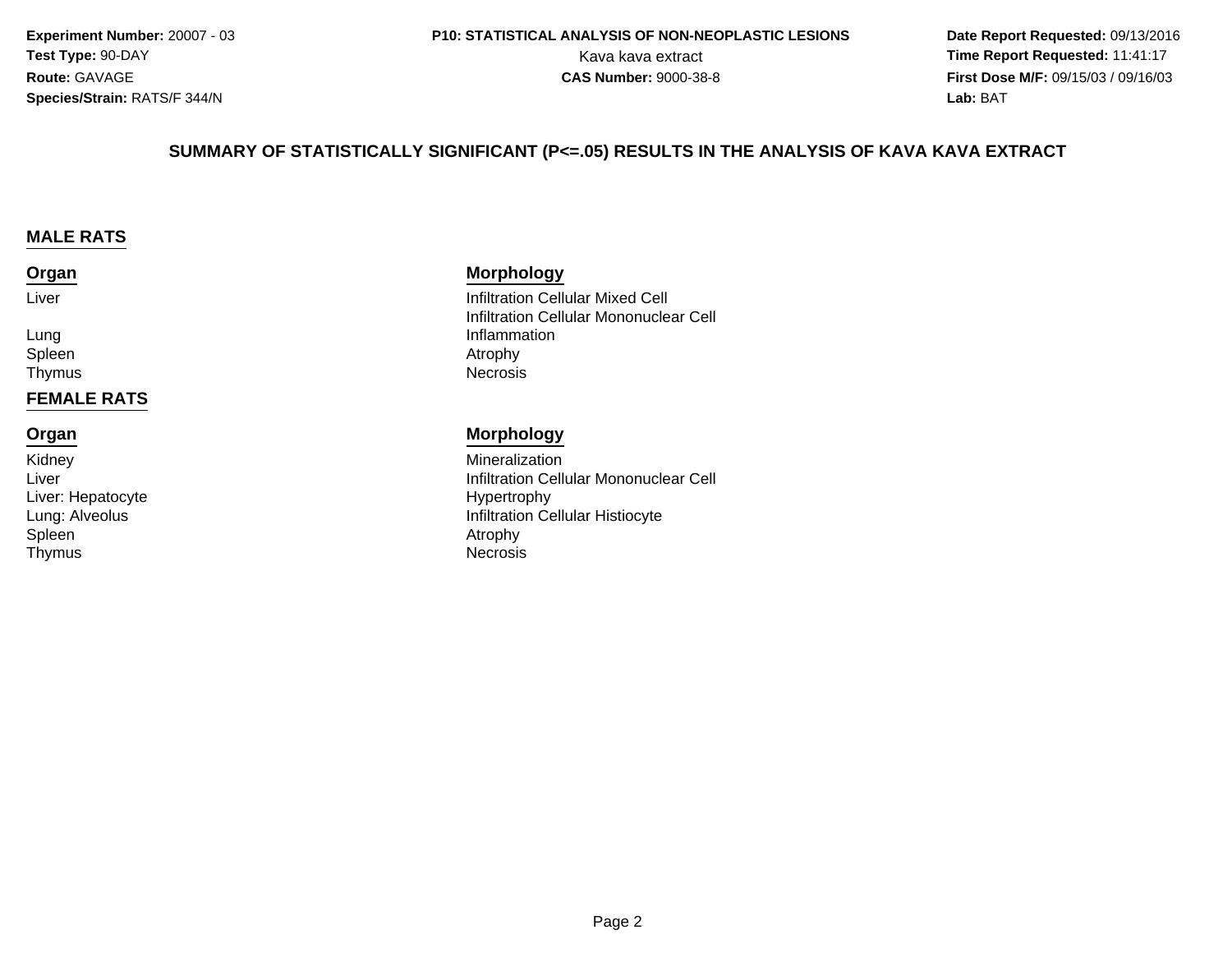**Experiment Number:** 20007 - 03
**Test Type:** 90-DAY
**Route:** GAVAGE
**Species/Strain:** RATS/F 344/N

**P10: STATISTICAL ANALYSIS OF NON-NEOPLASTIC LESIONS**
Kava kava extract
**CAS Number:** 9000-38-8

**Date Report Requested:** 09/13/2016
**Time Report Requested:** 11:41:17
**First Dose M/F:** 09/15/03 / 09/16/03
**Lab:** BAT

## SUMMARY OF STATISTICALLY SIGNIFICANT (P<=.05) RESULTS IN THE ANALYSIS OF KAVA KAVA EXTRACT

### MALE RATS

| Organ | Morphology |
| --- | --- |
| Liver | Infiltration Cellular Mixed Cell |
| | Infiltration Cellular Mononuclear Cell |
| Lung | Inflammation |
| Spleen | Atrophy |
| Thymus | Necrosis |

### FEMALE RATS

| Organ | Morphology |
| --- | --- |
| Kidney | Mineralization |
| Liver | Infiltration Cellular Mononuclear Cell |
| Liver: Hepatocyte | Hypertrophy |
| Lung: Alveolus | Infiltration Cellular Histiocyte |
| Spleen | Atrophy |
| Thymus | Necrosis |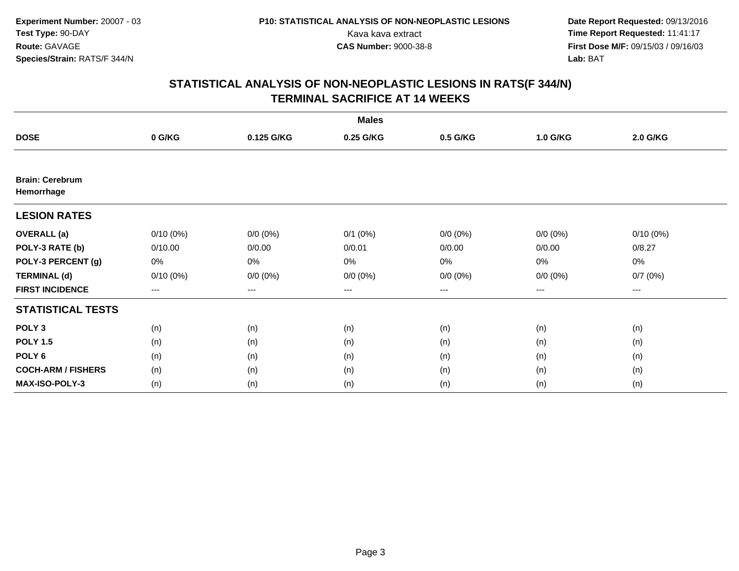**Experiment Number:** 20007 - 03
**Test Type:** 90-DAY
**Route:** GAVAGE
**Species/Strain:** RATS/F 344/N

**P10: STATISTICAL ANALYSIS OF NON-NEOPLASTIC LESIONS**
Kava kava extract
**CAS Number:** 9000-38-8

**Date Report Requested:** 09/13/2016
**Time Report Requested:** 11:41:17
**First Dose M/F:** 09/15/03 / 09/16/03
**Lab:** BAT

## STATISTICAL ANALYSIS OF NON-NEOPLASTIC LESIONS IN RATS(F 344/N)
## TERMINAL SACRIFICE AT 14 WEEKS

| | Males | | | | | |
|---|---|---|---|---|---|---|
| **DOSE** | **0 G/KG** | **0.125 G/KG** | **0.25 G/KG** | **0.5 G/KG** | **1.0 G/KG** | **2.0 G/KG** |
| **Brain: Cerebrum** | | | | | | |
| **Hemorrhage** | | | | | | |
| **LESION RATES** | | | | | | |
| **OVERALL (a)** | 0/10 (0%) | 0/0 (0%) | 0/1 (0%) | 0/0 (0%) | 0/0 (0%) | 0/10 (0%) |
| **POLY-3 RATE (b)** | 0/10.00 | 0/0.00 | 0/0.01 | 0/0.00 | 0/0.00 | 0/8.27 |
| **POLY-3 PERCENT (g)** | 0% | 0% | 0% | 0% | 0% | 0% |
| **TERMINAL (d)** | 0/10 (0%) | 0/0 (0%) | 0/0 (0%) | 0/0 (0%) | 0/0 (0%) | 0/7 (0%) |
| **FIRST INCIDENCE** | --- | --- | --- | --- | --- | --- |
| **STATISTICAL TESTS** | | | | | | |
| **POLY 3** | (n) | (n) | (n) | (n) | (n) | (n) |
| **POLY 1.5** | (n) | (n) | (n) | (n) | (n) | (n) |
| **POLY 6** | (n) | (n) | (n) | (n) | (n) | (n) |
| **COCH-ARM / FISHERS** | (n) | (n) | (n) | (n) | (n) | (n) |
| **MAX-ISO-POLY-3** | (n) | (n) | (n) | (n) | (n) | (n) |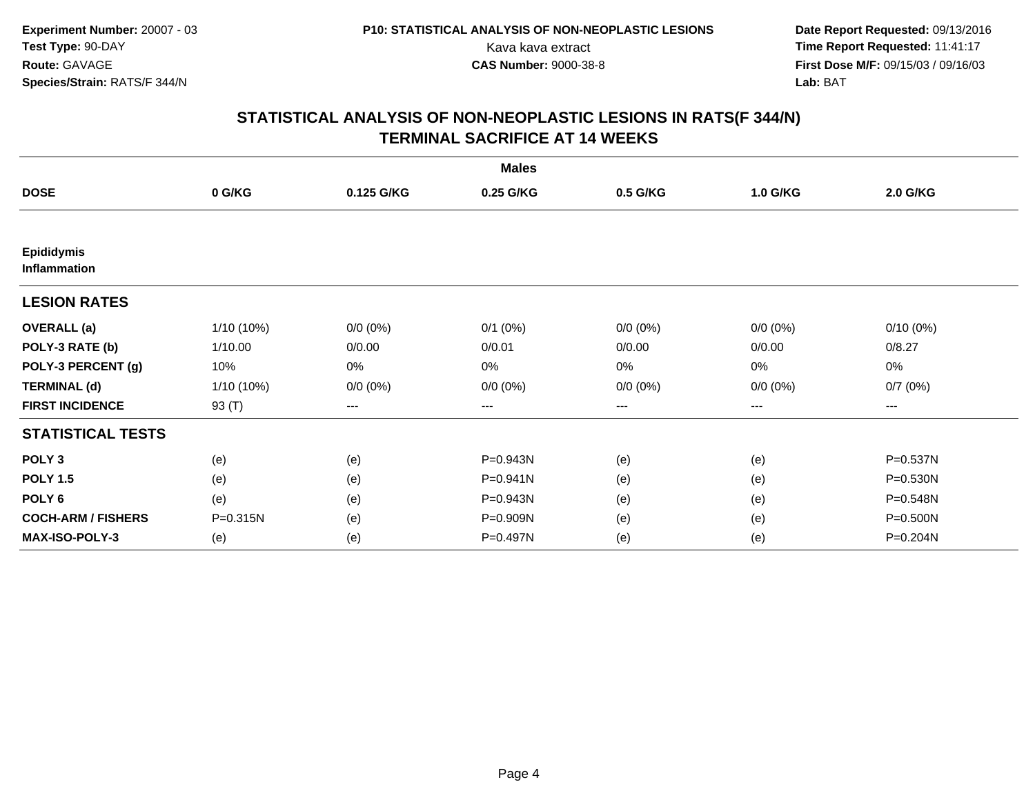**Experiment Number:** 20007 - 03
**Test Type:** 90-DAY
**Route:** GAVAGE
**Species/Strain:** RATS/F 344/N

**P10: STATISTICAL ANALYSIS OF NON-NEOPLASTIC LESIONS**
Kava kava extract
**CAS Number:** 9000-38-8

**Date Report Requested:** 09/13/2016
**Time Report Requested:** 11:41:17
**First Dose M/F:** 09/15/03 / 09/16/03
**Lab:** BAT

## STATISTICAL ANALYSIS OF NON-NEOPLASTIC LESIONS IN RATS(F 344/N) TERMINAL SACRIFICE AT 14 WEEKS

| | Males | | | | | |
|---|---|---|---|---|---|---|
| **DOSE** | **0 G/KG** | **0.125 G/KG** | **0.25 G/KG** | **0.5 G/KG** | **1.0 G/KG** | **2.0 G/KG** |
| **Epididymis** **Inflammation** | | | | | | |
| **LESION RATES** | | | | | | |
| **OVERALL (a)** | 1/10 (10%) | 0/0 (0%) | 0/1 (0%) | 0/0 (0%) | 0/0 (0%) | 0/10 (0%) |
| **POLY-3 RATE (b)** | 1/10.00 | 0/0.00 | 0/0.01 | 0/0.00 | 0/0.00 | 0/8.27 |
| **POLY-3 PERCENT (g)** | 10% | 0% | 0% | 0% | 0% | 0% |
| **TERMINAL (d)** | 1/10 (10%) | 0/0 (0%) | 0/0 (0%) | 0/0 (0%) | 0/0 (0%) | 0/7 (0%) |
| **FIRST INCIDENCE** | 93 (T) | --- | --- | --- | --- | --- |
| **STATISTICAL TESTS** | | | | | | |
| **POLY 3** | (e) | (e) | P=0.943N | (e) | (e) | P=0.537N |
| **POLY 1.5** | (e) | (e) | P=0.941N | (e) | (e) | P=0.530N |
| **POLY 6** | (e) | (e) | P=0.943N | (e) | (e) | P=0.548N |
| **COCH-ARM / FISHERS** | P=0.315N | (e) | P=0.909N | (e) | (e) | P=0.500N |
| **MAX-ISO-POLY-3** | (e) | (e) | P=0.497N | (e) | (e) | P=0.204N |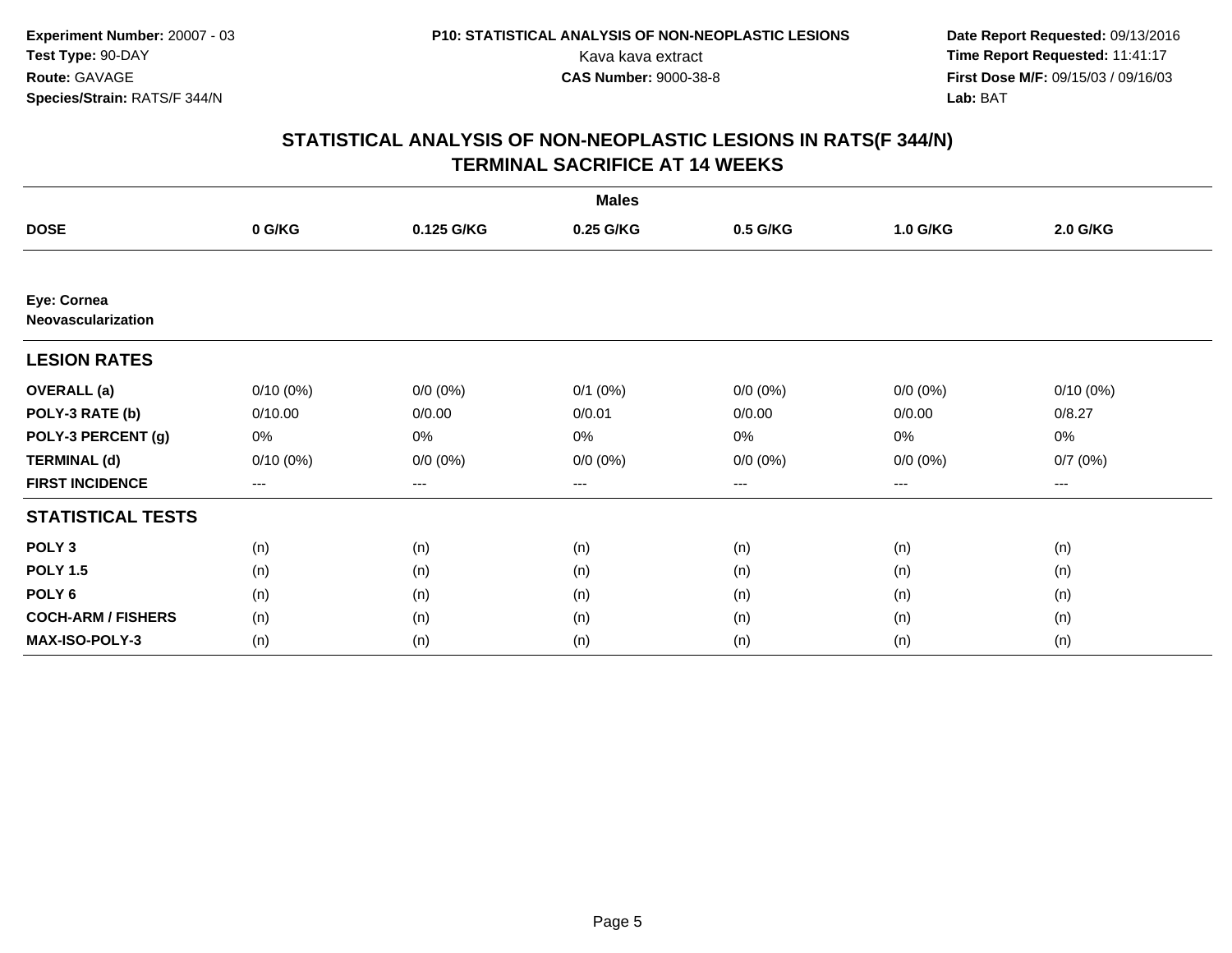**Experiment Number:** 20007 - 03
**Test Type:** 90-DAY
**Route:** GAVAGE
**Species/Strain:** RATS/F 344/N

**P10: STATISTICAL ANALYSIS OF NON-NEOPLASTIC LESIONS**
Kava kava extract
**CAS Number:** 9000-38-8

**Date Report Requested:** 09/13/2016
**Time Report Requested:** 11:41:17
**First Dose M/F:** 09/15/03 / 09/16/03
**Lab:** BAT

## STATISTICAL ANALYSIS OF NON-NEOPLASTIC LESIONS IN RATS(F 344/N)
## TERMINAL SACRIFICE AT 14 WEEKS

| | Males | | | | | |
|---|---|---|---|---|---|---|
| **DOSE** | **0 G/KG** | **0.125 G/KG** | **0.25 G/KG** | **0.5 G/KG** | **1.0 G/KG** | **2.0 G/KG** |
| **Eye: Cornea** | | | | | | |
| **Neovascularization** | | | | | | |
| **LESION RATES** | | | | | | |
| **OVERALL (a)** | 0/10 (0%) | 0/0 (0%) | 0/1 (0%) | 0/0 (0%) | 0/0 (0%) | 0/10 (0%) |
| **POLY-3 RATE (b)** | 0/10.00 | 0/0.00 | 0/0.01 | 0/0.00 | 0/0.00 | 0/8.27 |
| **POLY-3 PERCENT (g)** | 0% | 0% | 0% | 0% | 0% | 0% |
| **TERMINAL (d)** | 0/10 (0%) | 0/0 (0%) | 0/0 (0%) | 0/0 (0%) | 0/0 (0%) | 0/7 (0%) |
| **FIRST INCIDENCE** | --- | --- | --- | --- | --- | --- |
| **STATISTICAL TESTS** | | | | | | |
| **POLY 3** | (n) | (n) | (n) | (n) | (n) | (n) |
| **POLY 1.5** | (n) | (n) | (n) | (n) | (n) | (n) |
| **POLY 6** | (n) | (n) | (n) | (n) | (n) | (n) |
| **COCH-ARM / FISHERS** | (n) | (n) | (n) | (n) | (n) | (n) |
| **MAX-ISO-POLY-3** | (n) | (n) | (n) | (n) | (n) | (n) |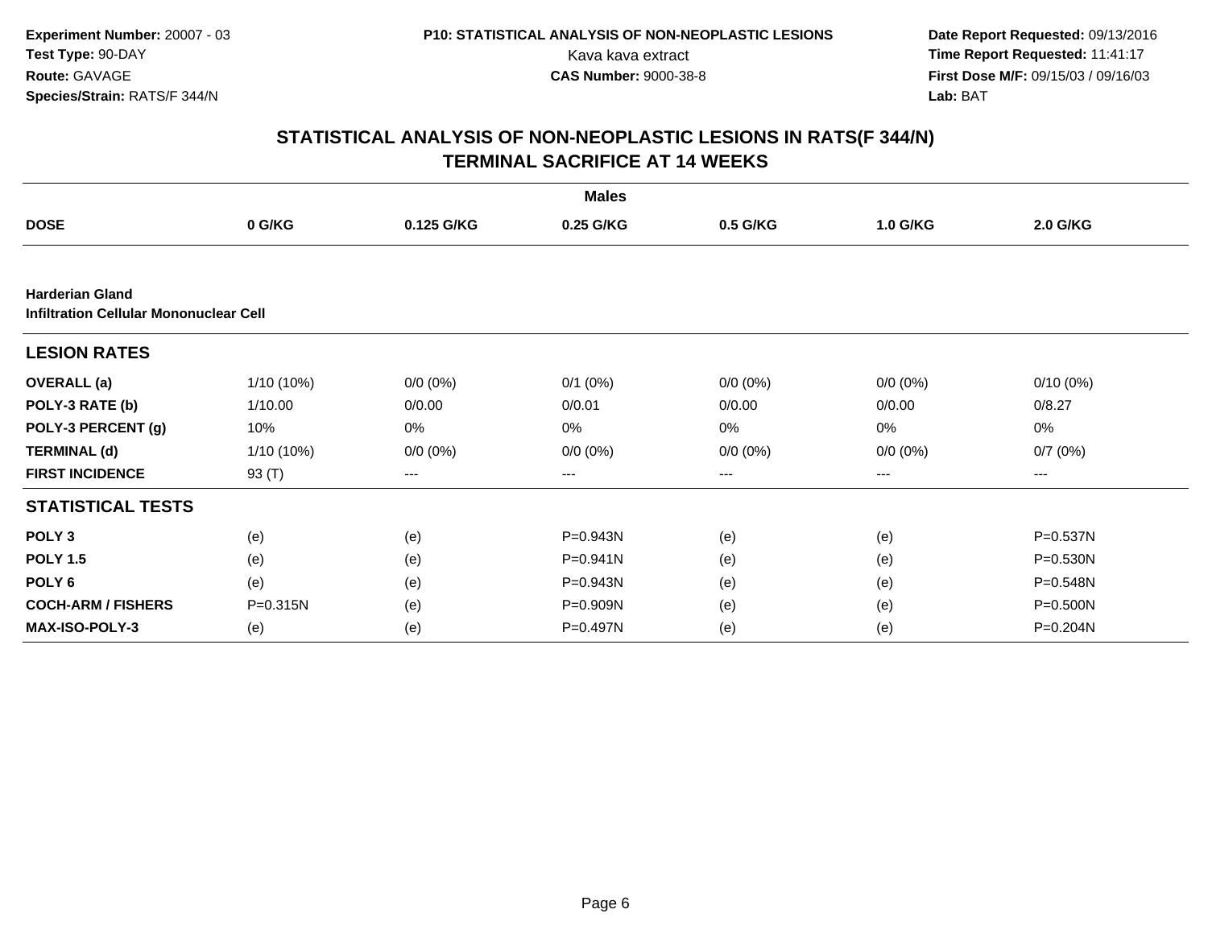Experiment Number: 20007 - 03
Test Type: 90-DAY
Route: GAVAGE
Species/Strain: RATS/F 344/N

P10: STATISTICAL ANALYSIS OF NON-NEOPLASTIC LESIONS
Kava kava extract
CAS Number: 9000-38-8

Date Report Requested: 09/13/2016
Time Report Requested: 11:41:17
First Dose M/F: 09/15/03 / 09/16/03
Lab: BAT

## STATISTICAL ANALYSIS OF NON-NEOPLASTIC LESIONS IN RATS(F 344/N)
## TERMINAL SACRIFICE AT 14 WEEKS

| | Males | | | | | |
|---|---|---|---|---|---|---|
| **DOSE** | **0 G/KG** | **0.125 G/KG** | **0.25 G/KG** | **0.5 G/KG** | **1.0 G/KG** | **2.0 G/KG** |
| **Harderian Gland** | | | | | | |
| **Infiltration Cellular Mononuclear Cell** | | | | | | |
| **LESION RATES** | | | | | | |
| **OVERALL (a)** | 1/10 (10%) | 0/0 (0%) | 0/1 (0%) | 0/0 (0%) | 0/0 (0%) | 0/10 (0%) |
| **POLY-3 RATE (b)** | 1/10.00 | 0/0.00 | 0/0.01 | 0/0.00 | 0/0.00 | 0/8.27 |
| **POLY-3 PERCENT (g)** | 10% | 0% | 0% | 0% | 0% | 0% |
| **TERMINAL (d)** | 1/10 (10%) | 0/0 (0%) | 0/0 (0%) | 0/0 (0%) | 0/0 (0%) | 0/7 (0%) |
| **FIRST INCIDENCE** | 93 (T) | --- | --- | --- | --- | --- |
| **STATISTICAL TESTS** | | | | | | |
| **POLY 3** | (e) | (e) | P=0.943N | (e) | (e) | P=0.537N |
| **POLY 1.5** | (e) | (e) | P=0.941N | (e) | (e) | P=0.530N |
| **POLY 6** | (e) | (e) | P=0.943N | (e) | (e) | P=0.548N |
| **COCH-ARM / FISHERS** | P=0.315N | (e) | P=0.909N | (e) | (e) | P=0.500N |
| **MAX-ISO-POLY-3** | (e) | (e) | P=0.497N | (e) | (e) | P=0.204N |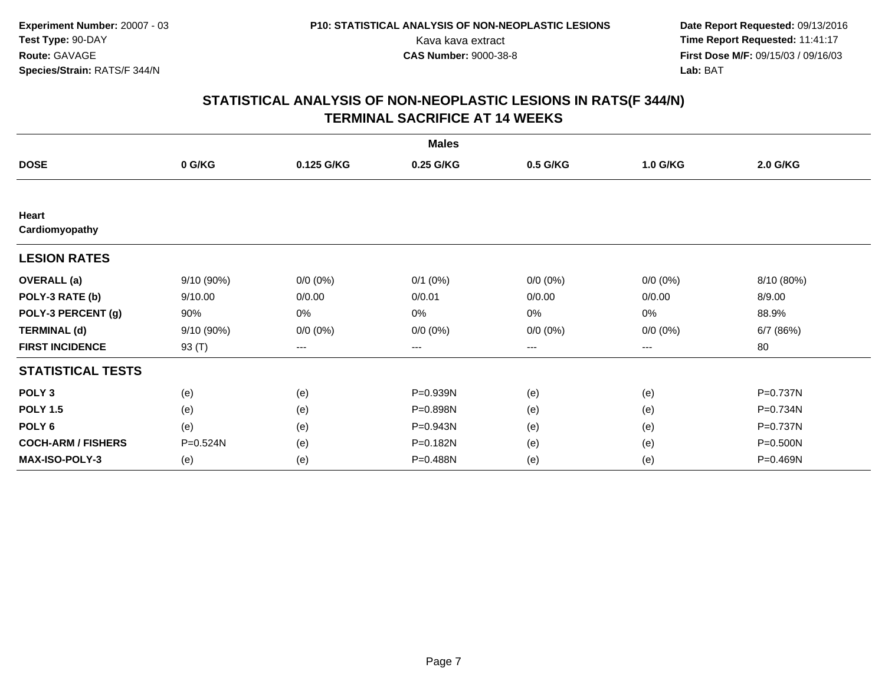**Experiment Number:** 20007 - 03
**Test Type:** 90-DAY
**Route:** GAVAGE
**Species/Strain:** RATS/F 344/N

**P10: STATISTICAL ANALYSIS OF NON-NEOPLASTIC LESIONS**
Kava kava extract
**CAS Number:** 9000-38-8

**Date Report Requested:** 09/13/2016
**Time Report Requested:** 11:41:17
**First Dose M/F:** 09/15/03 / 09/16/03
**Lab:** BAT

## STATISTICAL ANALYSIS OF NON-NEOPLASTIC LESIONS IN RATS(F 344/N)
## TERMINAL SACRIFICE AT 14 WEEKS

| | | | Males | | | |
|---|---|---|---|---|---|---|
| **DOSE** | **0 G/KG** | **0.125 G/KG** | **0.25 G/KG** | **0.5 G/KG** | **1.0 G/KG** | **2.0 G/KG** |
| **Heart** | | | | | | |
| **Cardiomyopathy** | | | | | | |
| **LESION RATES** | | | | | | |
| **OVERALL (a)** | 9/10 (90%) | 0/0 (0%) | 0/1 (0%) | 0/0 (0%) | 0/0 (0%) | 8/10 (80%) |
| **POLY-3 RATE (b)** | 9/10.00 | 0/0.00 | 0/0.01 | 0/0.00 | 0/0.00 | 8/9.00 |
| **POLY-3 PERCENT (g)** | 90% | 0% | 0% | 0% | 0% | 88.9% |
| **TERMINAL (d)** | 9/10 (90%) | 0/0 (0%) | 0/0 (0%) | 0/0 (0%) | 0/0 (0%) | 6/7 (86%) |
| **FIRST INCIDENCE** | 93 (T) | --- | --- | --- | --- | 80 |
| **STATISTICAL TESTS** | | | | | | |
| **POLY 3** | (e) | (e) | P=0.939N | (e) | (e) | P=0.737N |
| **POLY 1.5** | (e) | (e) | P=0.898N | (e) | (e) | P=0.734N |
| **POLY 6** | (e) | (e) | P=0.943N | (e) | (e) | P=0.737N |
| **COCH-ARM / FISHERS** | P=0.524N | (e) | P=0.182N | (e) | (e) | P=0.500N |
| **MAX-ISO-POLY-3** | (e) | (e) | P=0.488N | (e) | (e) | P=0.469N |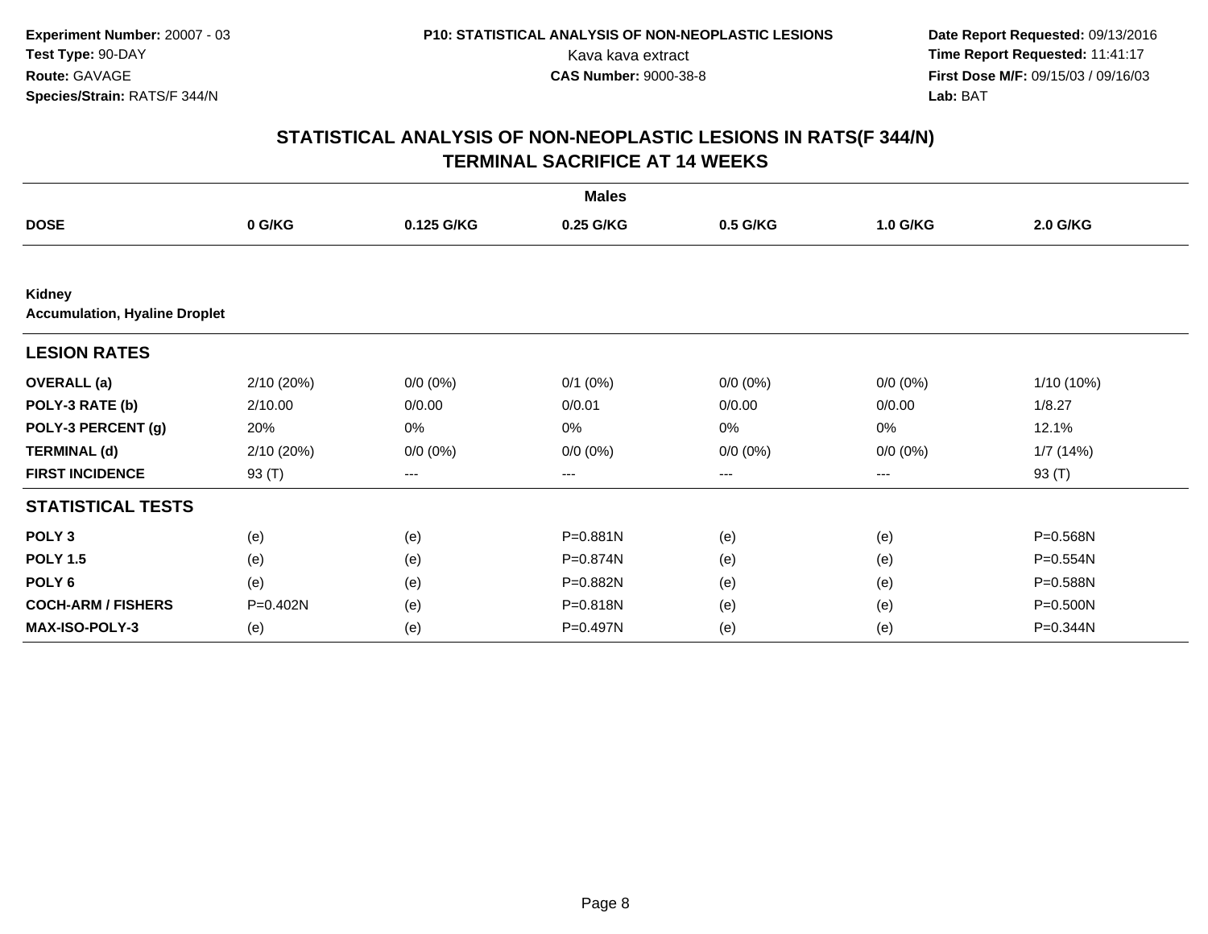Experiment Number: 20007 - 03
Test Type: 90-DAY
Route: GAVAGE
Species/Strain: RATS/F 344/N

P10: STATISTICAL ANALYSIS OF NON-NEOPLASTIC LESIONS
Kava kava extract
CAS Number: 9000-38-8

Date Report Requested: 09/13/2016
Time Report Requested: 11:41:17
First Dose M/F: 09/15/03 / 09/16/03
Lab: BAT

## STATISTICAL ANALYSIS OF NON-NEOPLASTIC LESIONS IN RATS(F 344/N)
## TERMINAL SACRIFICE AT 14 WEEKS

| | Males | | | | | |
|---|---|---|---|---|---|---|
| **DOSE** | **0 G/KG** | **0.125 G/KG** | **0.25 G/KG** | **0.5 G/KG** | **1.0 G/KG** | **2.0 G/KG** |
| **Kidney** | | | | | | |
| **Accumulation, Hyaline Droplet** | | | | | | |
| **LESION RATES** | | | | | | |
| **OVERALL (a)** | 2/10 (20%) | 0/0 (0%) | 0/1 (0%) | 0/0 (0%) | 0/0 (0%) | 1/10 (10%) |
| **POLY-3 RATE (b)** | 2/10.00 | 0/0.00 | 0/0.01 | 0/0.00 | 0/0.00 | 1/8.27 |
| **POLY-3 PERCENT (g)** | 20% | 0% | 0% | 0% | 0% | 12.1% |
| **TERMINAL (d)** | 2/10 (20%) | 0/0 (0%) | 0/0 (0%) | 0/0 (0%) | 0/0 (0%) | 1/7 (14%) |
| **FIRST INCIDENCE** | 93 (T) | --- | --- | --- | --- | 93 (T) |
| **STATISTICAL TESTS** | | | | | | |
| **POLY 3** | (e) | (e) | P=0.881N | (e) | (e) | P=0.568N |
| **POLY 1.5** | (e) | (e) | P=0.874N | (e) | (e) | P=0.554N |
| **POLY 6** | (e) | (e) | P=0.882N | (e) | (e) | P=0.588N |
| **COCH-ARM / FISHERS** | P=0.402N | (e) | P=0.818N | (e) | (e) | P=0.500N |
| **MAX-ISO-POLY-3** | (e) | (e) | P=0.497N | (e) | (e) | P=0.344N |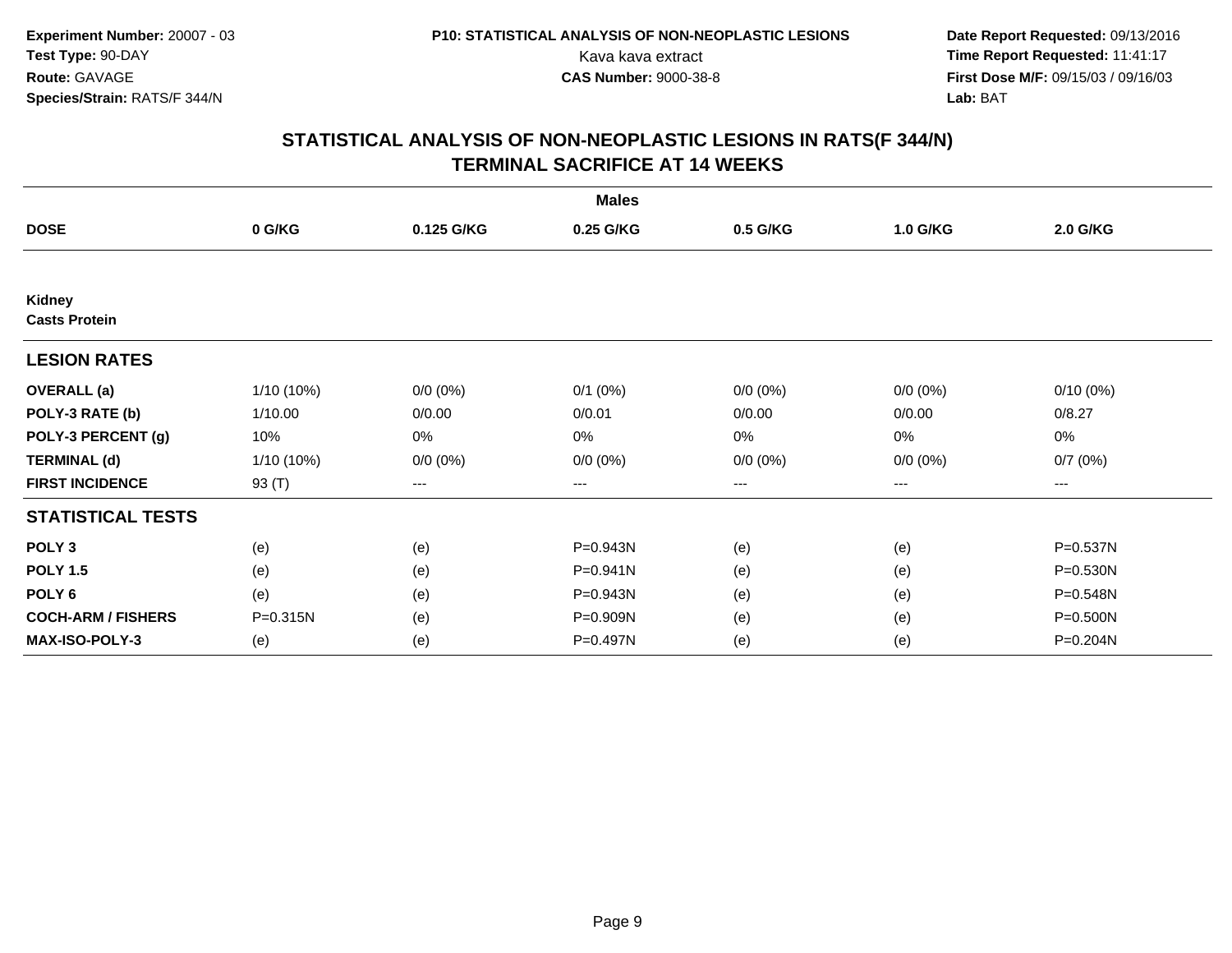**Experiment Number:** 20007 - 03
**Test Type:** 90-DAY
**Route:** GAVAGE
**Species/Strain:** RATS/F 344/N

**P10: STATISTICAL ANALYSIS OF NON-NEOPLASTIC LESIONS**
Kava kava extract
**CAS Number:** 9000-38-8

**Date Report Requested:** 09/13/2016
**Time Report Requested:** 11:41:17
**First Dose M/F:** 09/15/03 / 09/16/03
**Lab:** BAT

## STATISTICAL ANALYSIS OF NON-NEOPLASTIC LESIONS IN RATS(F 344/N) TERMINAL SACRIFICE AT 14 WEEKS

| | Males | | | | | |
|---|---|---|---|---|---|---|
| **DOSE** | **0 G/KG** | **0.125 G/KG** | **0.25 G/KG** | **0.5 G/KG** | **1.0 G/KG** | **2.0 G/KG** |
| **Kidney** | | | | | | |
| **Casts Protein** | | | | | | |
| **LESION RATES** | | | | | | |
| **OVERALL (a)** | 1/10 (10%) | 0/0 (0%) | 0/1 (0%) | 0/0 (0%) | 0/0 (0%) | 0/10 (0%) |
| **POLY-3 RATE (b)** | 1/10.00 | 0/0.00 | 0/0.01 | 0/0.00 | 0/0.00 | 0/8.27 |
| **POLY-3 PERCENT (g)** | 10% | 0% | 0% | 0% | 0% | 0% |
| **TERMINAL (d)** | 1/10 (10%) | 0/0 (0%) | 0/0 (0%) | 0/0 (0%) | 0/0 (0%) | 0/7 (0%) |
| **FIRST INCIDENCE** | 93 (T) | --- | --- | --- | --- | --- |
| **STATISTICAL TESTS** | | | | | | |
| **POLY 3** | (e) | (e) | P=0.943N | (e) | (e) | P=0.537N |
| **POLY 1.5** | (e) | (e) | P=0.941N | (e) | (e) | P=0.530N |
| **POLY 6** | (e) | (e) | P=0.943N | (e) | (e) | P=0.548N |
| **COCH-ARM / FISHERS** | P=0.315N | (e) | P=0.909N | (e) | (e) | P=0.500N |
| **MAX-ISO-POLY-3** | (e) | (e) | P=0.497N | (e) | (e) | P=0.204N |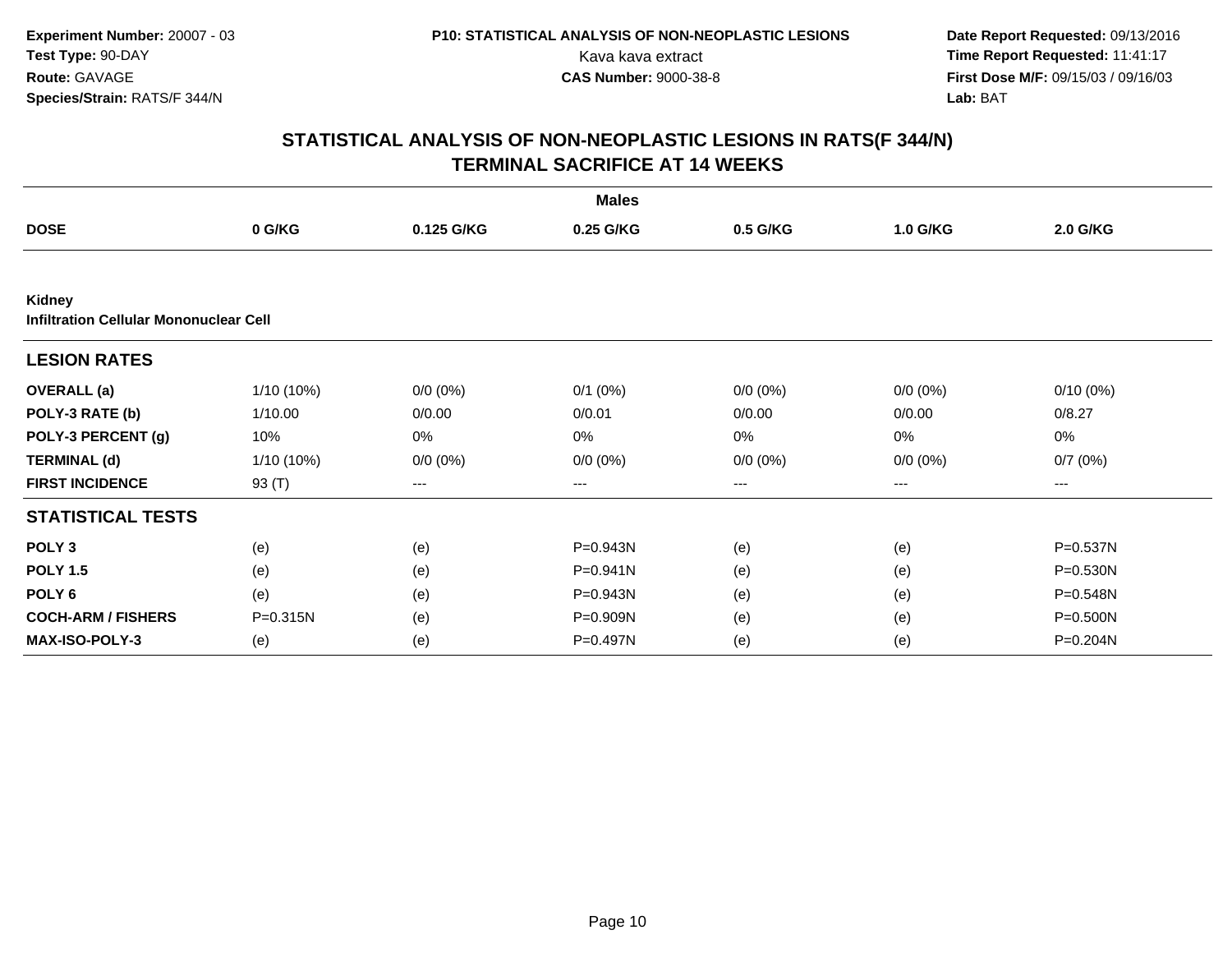**Experiment Number:** 20007 - 03
**Test Type:** 90-DAY
**Route:** GAVAGE
**Species/Strain:** RATS/F 344/N

**P10: STATISTICAL ANALYSIS OF NON-NEOPLASTIC LESIONS**
Kava kava extract
**CAS Number:** 9000-38-8

**Date Report Requested:** 09/13/2016
**Time Report Requested:** 11:41:17
**First Dose M/F:** 09/15/03 / 09/16/03
**Lab:** BAT

## STATISTICAL ANALYSIS OF NON-NEOPLASTIC LESIONS IN RATS(F 344/N) TERMINAL SACRIFICE AT 14 WEEKS

| | Males | | | | | |
|---|---|---|---|---|---|---|
| **DOSE** | **0 G/KG** | **0.125 G/KG** | **0.25 G/KG** | **0.5 G/KG** | **1.0 G/KG** | **2.0 G/KG** |
| **Kidney** | | | | | | |
| **Infiltration Cellular Mononuclear Cell** | | | | | | |
| **LESION RATES** | | | | | | |
| **OVERALL (a)** | 1/10 (10%) | 0/0 (0%) | 0/1 (0%) | 0/0 (0%) | 0/0 (0%) | 0/10 (0%) |
| **POLY-3 RATE (b)** | 1/10.00 | 0/0.00 | 0/0.01 | 0/0.00 | 0/0.00 | 0/8.27 |
| **POLY-3 PERCENT (g)** | 10% | 0% | 0% | 0% | 0% | 0% |
| **TERMINAL (d)** | 1/10 (10%) | 0/0 (0%) | 0/0 (0%) | 0/0 (0%) | 0/0 (0%) | 0/7 (0%) |
| **FIRST INCIDENCE** | 93 (T) | --- | --- | --- | --- | --- |
| **STATISTICAL TESTS** | | | | | | |
| **POLY 3** | (e) | (e) | P=0.943N | (e) | (e) | P=0.537N |
| **POLY 1.5** | (e) | (e) | P=0.941N | (e) | (e) | P=0.530N |
| **POLY 6** | (e) | (e) | P=0.943N | (e) | (e) | P=0.548N |
| **COCH-ARM / FISHERS** | P=0.315N | (e) | P=0.909N | (e) | (e) | P=0.500N |
| **MAX-ISO-POLY-3** | (e) | (e) | P=0.497N | (e) | (e) | P=0.204N |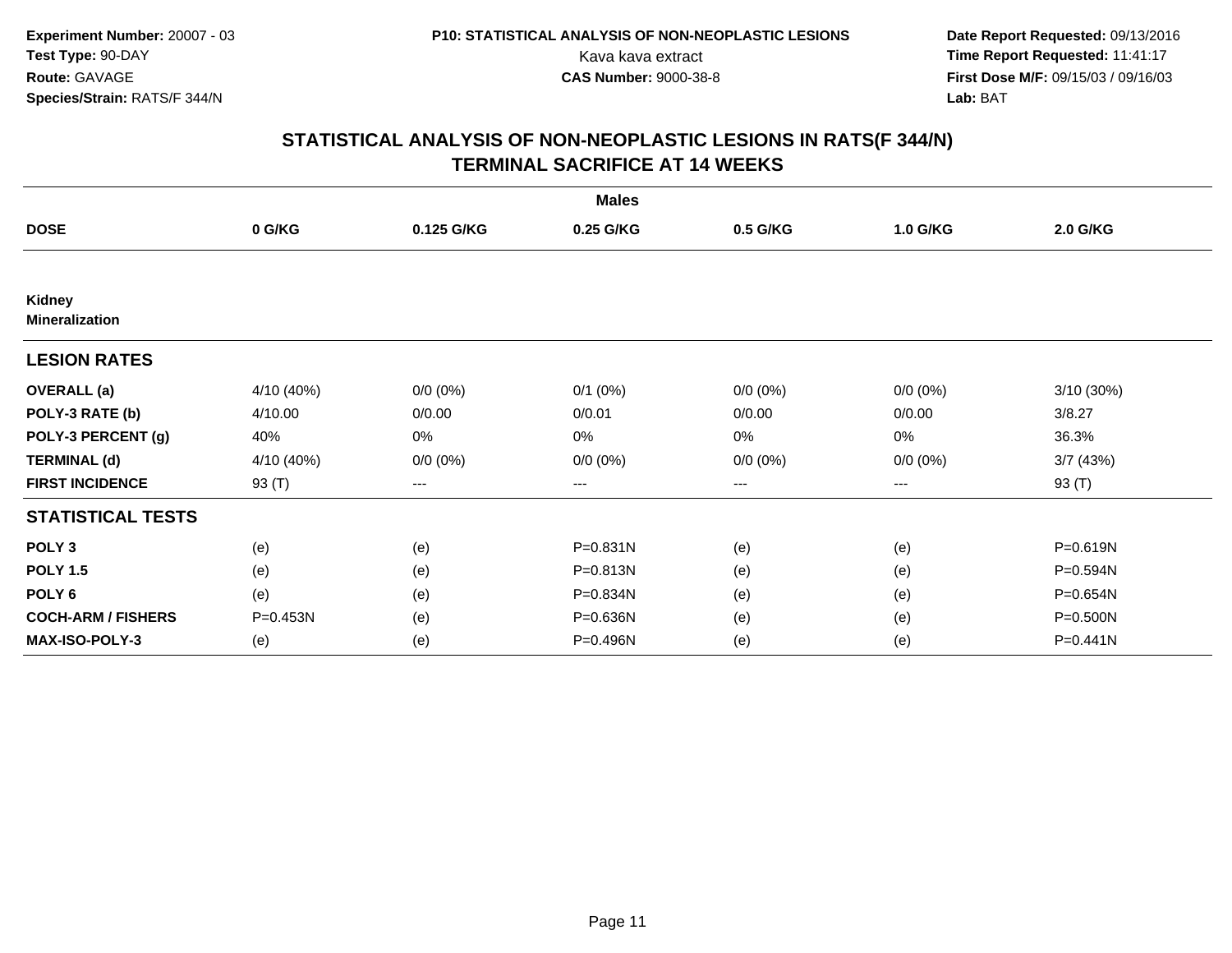Experiment Number: 20007 - 03
Test Type: 90-DAY
Route: GAVAGE
Species/Strain: RATS/F 344/N

P10: STATISTICAL ANALYSIS OF NON-NEOPLASTIC LESIONS
Kava kava extract
CAS Number: 9000-38-8

Date Report Requested: 09/13/2016
Time Report Requested: 11:41:17
First Dose M/F: 09/15/03 / 09/16/03
Lab: BAT

## STATISTICAL ANALYSIS OF NON-NEOPLASTIC LESIONS IN RATS(F 344/N)
## TERMINAL SACRIFICE AT 14 WEEKS

| | Males | | | | | |
|---|---|---|---|---|---|---|
| **DOSE** | **0 G/KG** | **0.125 G/KG** | **0.25 G/KG** | **0.5 G/KG** | **1.0 G/KG** | **2.0 G/KG** |
| **Kidney Mineralization** | | | | | | |
| **LESION RATES** | | | | | | |
| **OVERALL (a)** | 4/10 (40%) | 0/0 (0%) | 0/1 (0%) | 0/0 (0%) | 0/0 (0%) | 3/10 (30%) |
| **POLY-3 RATE (b)** | 4/10.00 | 0/0.00 | 0/0.01 | 0/0.00 | 0/0.00 | 3/8.27 |
| **POLY-3 PERCENT (g)** | 40% | 0% | 0% | 0% | 0% | 36.3% |
| **TERMINAL (d)** | 4/10 (40%) | 0/0 (0%) | 0/0 (0%) | 0/0 (0%) | 0/0 (0%) | 3/7 (43%) |
| **FIRST INCIDENCE** | 93 (T) | --- | --- | --- | --- | 93 (T) |
| **STATISTICAL TESTS** | | | | | | |
| **POLY 3** | (e) | (e) | P=0.831N | (e) | (e) | P=0.619N |
| **POLY 1.5** | (e) | (e) | P=0.813N | (e) | (e) | P=0.594N |
| **POLY 6** | (e) | (e) | P=0.834N | (e) | (e) | P=0.654N |
| **COCH-ARM / FISHERS** | P=0.453N | (e) | P=0.636N | (e) | (e) | P=0.500N |
| **MAX-ISO-POLY-3** | (e) | (e) | P=0.496N | (e) | (e) | P=0.441N |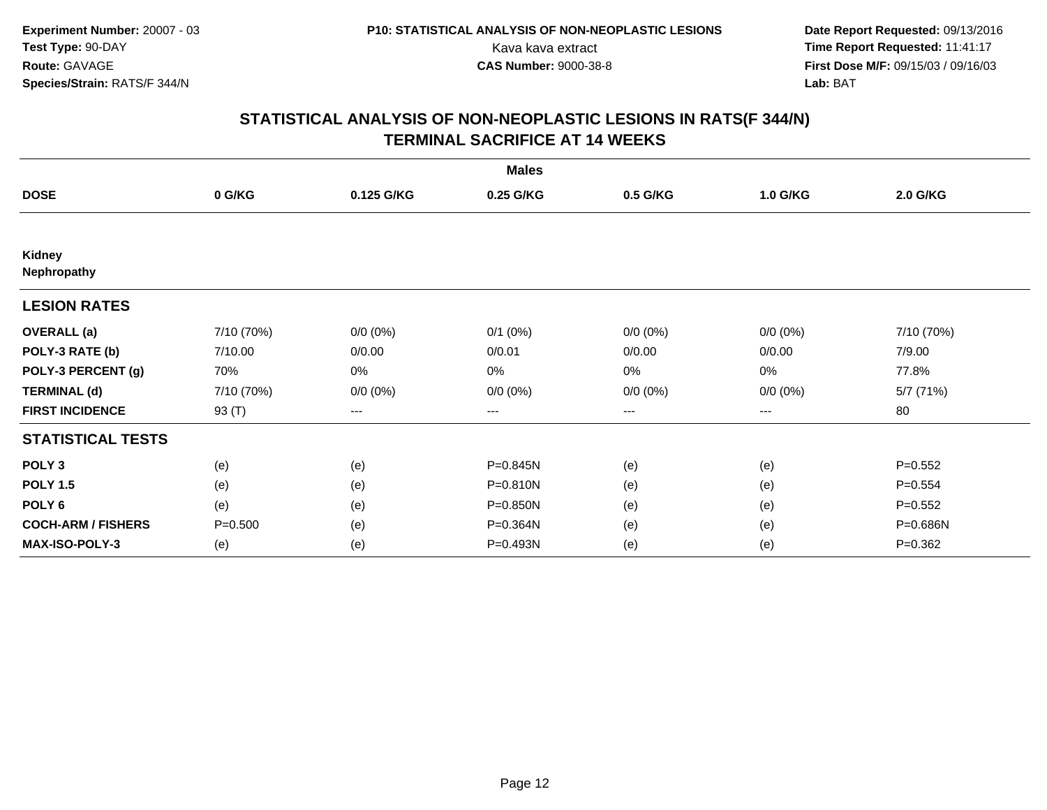Experiment Number: 20007 - 03
Test Type: 90-DAY
Route: GAVAGE
Species/Strain: RATS/F 344/N

P10: STATISTICAL ANALYSIS OF NON-NEOPLASTIC LESIONS
Kava kava extract
CAS Number: 9000-38-8

Date Report Requested: 09/13/2016
Time Report Requested: 11:41:17
First Dose M/F: 09/15/03 / 09/16/03
Lab: BAT

## STATISTICAL ANALYSIS OF NON-NEOPLASTIC LESIONS IN RATS(F 344/N)
## TERMINAL SACRIFICE AT 14 WEEKS

| | Males | | | | | |
|---|---|---|---|---|---|---|
| **DOSE** | **0 G/KG** | **0.125 G/KG** | **0.25 G/KG** | **0.5 G/KG** | **1.0 G/KG** | **2.0 G/KG** |
| **Kidney Nephropathy** | | | | | | |
| **LESION RATES** | | | | | | |
| **OVERALL (a)** | 7/10 (70%) | 0/0 (0%) | 0/1 (0%) | 0/0 (0%) | 0/0 (0%) | 7/10 (70%) |
| **POLY-3 RATE (b)** | 7/10.00 | 0/0.00 | 0/0.01 | 0/0.00 | 0/0.00 | 7/9.00 |
| **POLY-3 PERCENT (g)** | 70% | 0% | 0% | 0% | 0% | 77.8% |
| **TERMINAL (d)** | 7/10 (70%) | 0/0 (0%) | 0/0 (0%) | 0/0 (0%) | 0/0 (0%) | 5/7 (71%) |
| **FIRST INCIDENCE** | 93 (T) | --- | --- | --- | --- | 80 |
| **STATISTICAL TESTS** | | | | | | |
| **POLY 3** | (e) | (e) | P=0.845N | (e) | (e) | P=0.552 |
| **POLY 1.5** | (e) | (e) | P=0.810N | (e) | (e) | P=0.554 |
| **POLY 6** | (e) | (e) | P=0.850N | (e) | (e) | P=0.552 |
| **COCH-ARM / FISHERS** | P=0.500 | (e) | P=0.364N | (e) | (e) | P=0.686N |
| **MAX-ISO-POLY-3** | (e) | (e) | P=0.493N | (e) | (e) | P=0.362 |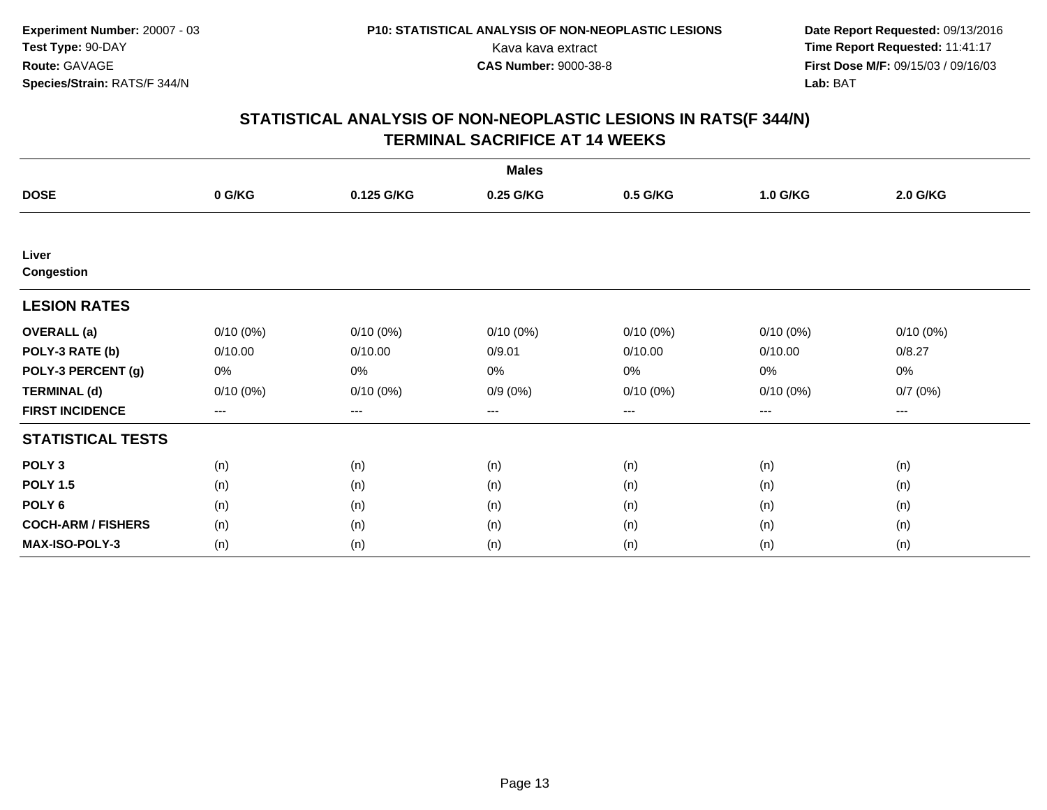**Experiment Number:** 20007 - 03
**Test Type:** 90-DAY
**Route:** GAVAGE
**Species/Strain:** RATS/F 344/N

**P10: STATISTICAL ANALYSIS OF NON-NEOPLASTIC LESIONS**
Kava kava extract
**CAS Number:** 9000-38-8

**Date Report Requested:** 09/13/2016
**Time Report Requested:** 11:41:17
**First Dose M/F:** 09/15/03 / 09/16/03
**Lab:** BAT

## STATISTICAL ANALYSIS OF NON-NEOPLASTIC LESIONS IN RATS(F 344/N) TERMINAL SACRIFICE AT 14 WEEKS

| | Males | | | | | |
|---|---|---|---|---|---|---|
| **DOSE** | **0 G/KG** | **0.125 G/KG** | **0.25 G/KG** | **0.5 G/KG** | **1.0 G/KG** | **2.0 G/KG** |
| **Liver Congestion** | | | | | | |
| **LESION RATES** | | | | | | |
| **OVERALL (a)** | 0/10 (0%) | 0/10 (0%) | 0/10 (0%) | 0/10 (0%) | 0/10 (0%) | 0/10 (0%) |
| **POLY-3 RATE (b)** | 0/10.00 | 0/10.00 | 0/9.01 | 0/10.00 | 0/10.00 | 0/8.27 |
| **POLY-3 PERCENT (g)** | 0% | 0% | 0% | 0% | 0% | 0% |
| **TERMINAL (d)** | 0/10 (0%) | 0/10 (0%) | 0/9 (0%) | 0/10 (0%) | 0/10 (0%) | 0/7 (0%) |
| **FIRST INCIDENCE** | --- | --- | --- | --- | --- | --- |
| **STATISTICAL TESTS** | | | | | | |
| **POLY 3** | (n) | (n) | (n) | (n) | (n) | (n) |
| **POLY 1.5** | (n) | (n) | (n) | (n) | (n) | (n) |
| **POLY 6** | (n) | (n) | (n) | (n) | (n) | (n) |
| **COCH-ARM / FISHERS** | (n) | (n) | (n) | (n) | (n) | (n) |
| **MAX-ISO-POLY-3** | (n) | (n) | (n) | (n) | (n) | (n) |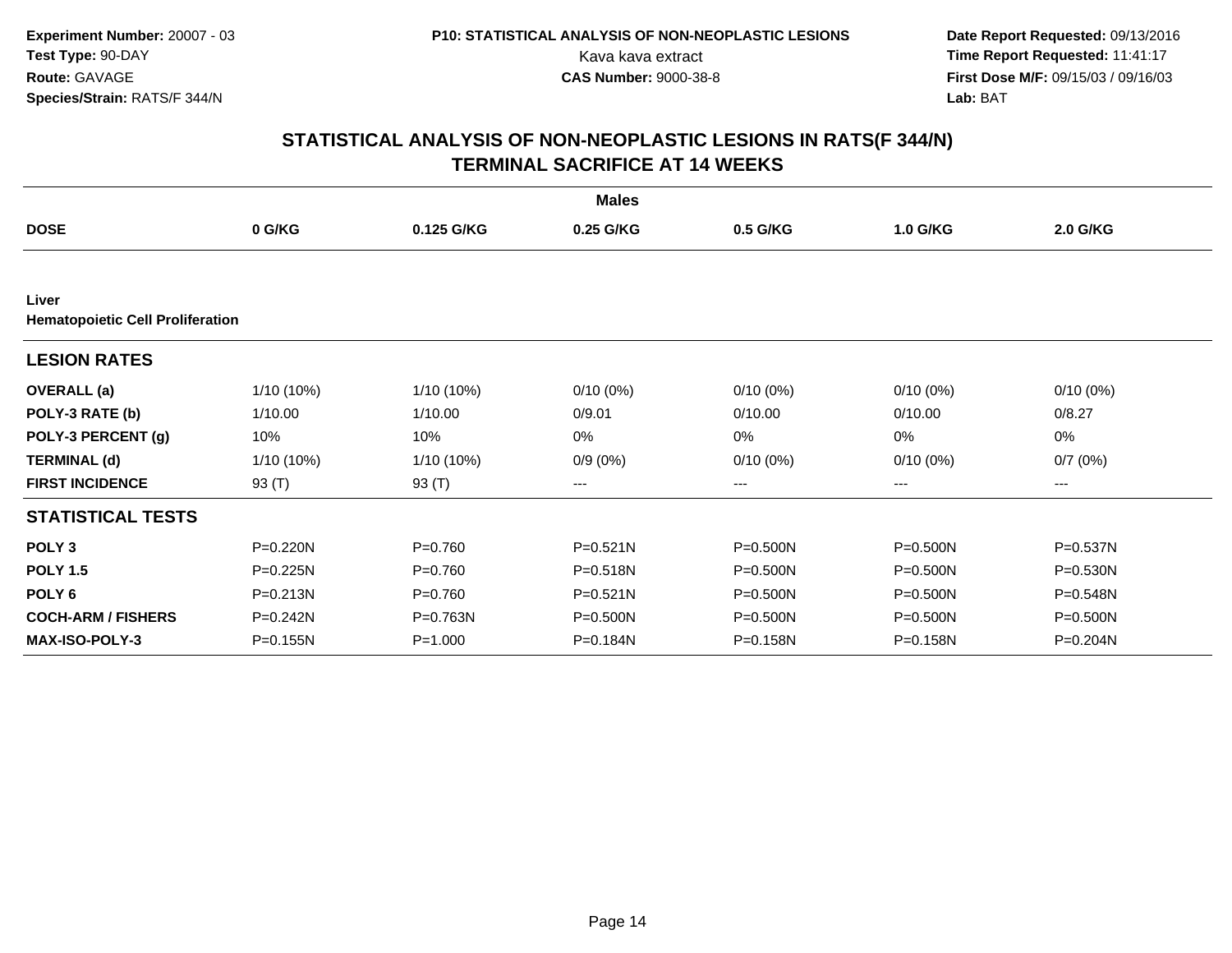**Experiment Number:** 20007 - 03
**Test Type:** 90-DAY
**Route:** GAVAGE
**Species/Strain:** RATS/F 344/N

**P10: STATISTICAL ANALYSIS OF NON-NEOPLASTIC LESIONS**
Kava kava extract
**CAS Number:** 9000-38-8

**Date Report Requested:** 09/13/2016
**Time Report Requested:** 11:41:17
**First Dose M/F:** 09/15/03 / 09/16/03
**Lab:** BAT

## STATISTICAL ANALYSIS OF NON-NEOPLASTIC LESIONS IN RATS(F 344/N)
## TERMINAL SACRIFICE AT 14 WEEKS

| | Males | | | | | |
|---|---|---|---|---|---|---|
| **DOSE** | **0 G/KG** | **0.125 G/KG** | **0.25 G/KG** | **0.5 G/KG** | **1.0 G/KG** | **2.0 G/KG** |
| **Liver** | | | | | | |
| **Hematopoietic Cell Proliferation** | | | | | | |
| **LESION RATES** | | | | | | |
| **OVERALL (a)** | 1/10 (10%) | 1/10 (10%) | 0/10 (0%) | 0/10 (0%) | 0/10 (0%) | 0/10 (0%) |
| **POLY-3 RATE (b)** | 1/10.00 | 1/10.00 | 0/9.01 | 0/10.00 | 0/10.00 | 0/8.27 |
| **POLY-3 PERCENT (g)** | 10% | 10% | 0% | 0% | 0% | 0% |
| **TERMINAL (d)** | 1/10 (10%) | 1/10 (10%) | 0/9 (0%) | 0/10 (0%) | 0/10 (0%) | 0/7 (0%) |
| **FIRST INCIDENCE** | 93 (T) | 93 (T) | --- | --- | --- | --- |
| **STATISTICAL TESTS** | | | | | | |
| **POLY 3** | P=0.220N | P=0.760 | P=0.521N | P=0.500N | P=0.500N | P=0.537N |
| **POLY 1.5** | P=0.225N | P=0.760 | P=0.518N | P=0.500N | P=0.500N | P=0.530N |
| **POLY 6** | P=0.213N | P=0.760 | P=0.521N | P=0.500N | P=0.500N | P=0.548N |
| **COCH-ARM / FISHERS** | P=0.242N | P=0.763N | P=0.500N | P=0.500N | P=0.500N | P=0.500N |
| **MAX-ISO-POLY-3** | P=0.155N | P=1.000 | P=0.184N | P=0.158N | P=0.158N | P=0.204N |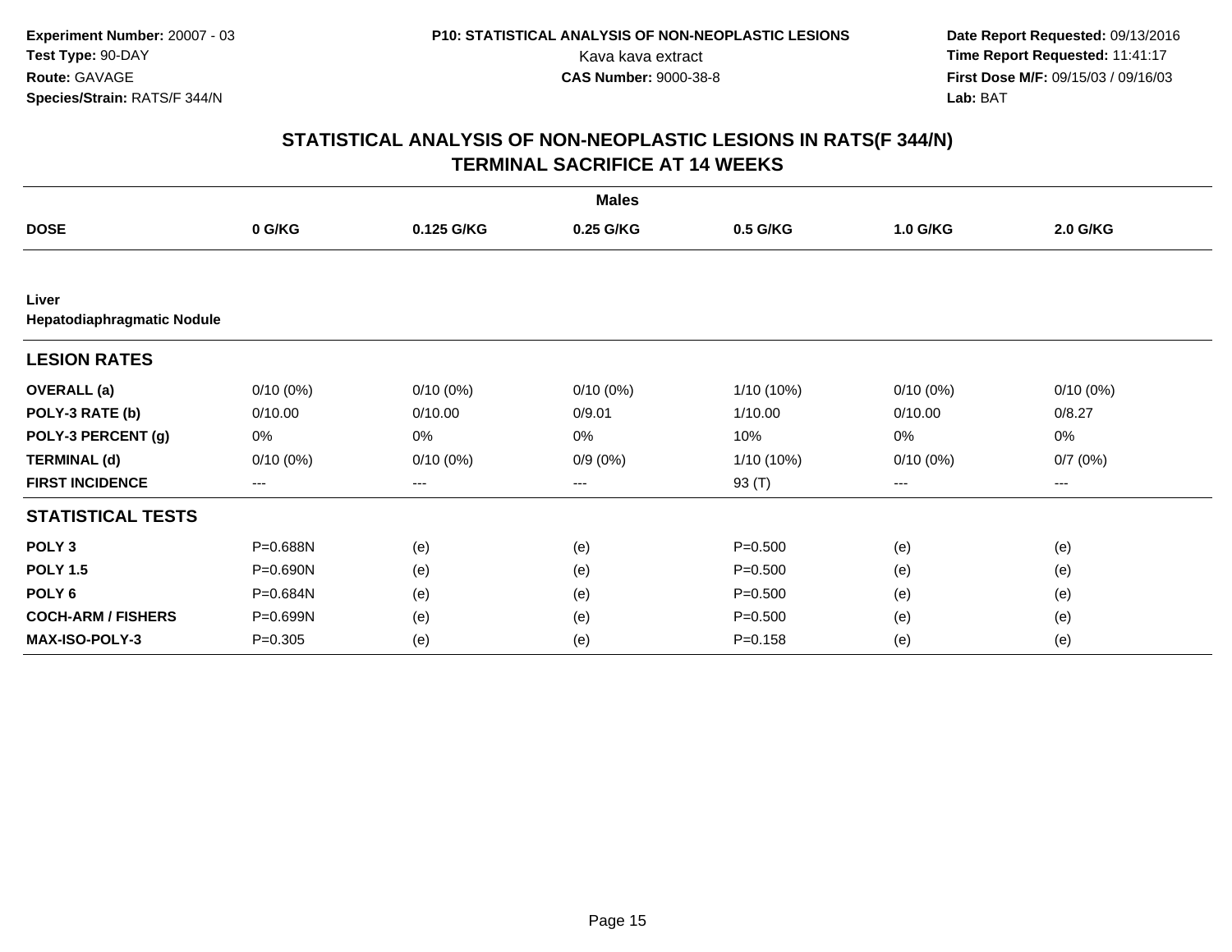Experiment Number: 20007 - 03
Test Type: 90-DAY
Route: GAVAGE
Species/Strain: RATS/F 344/N

P10: STATISTICAL ANALYSIS OF NON-NEOPLASTIC LESIONS
Kava kava extract
CAS Number: 9000-38-8

Date Report Requested: 09/13/2016
Time Report Requested: 11:41:17
First Dose M/F: 09/15/03 / 09/16/03
Lab: BAT

## STATISTICAL ANALYSIS OF NON-NEOPLASTIC LESIONS IN RATS(F 344/N)
## TERMINAL SACRIFICE AT 14 WEEKS

| | Males | | | | | |
|---|---|---|---|---|---|---|
| **DOSE** | **0 G/KG** | **0.125 G/KG** | **0.25 G/KG** | **0.5 G/KG** | **1.0 G/KG** | **2.0 G/KG** |
| **Liver** | | | | | | |
| **Hepatodiaphragmatic Nodule** | | | | | | |
| **LESION RATES** | | | | | | |
| **OVERALL (a)** | 0/10 (0%) | 0/10 (0%) | 0/10 (0%) | 1/10 (10%) | 0/10 (0%) | 0/10 (0%) |
| **POLY-3 RATE (b)** | 0/10.00 | 0/10.00 | 0/9.01 | 1/10.00 | 0/10.00 | 0/8.27 |
| **POLY-3 PERCENT (g)** | 0% | 0% | 0% | 10% | 0% | 0% |
| **TERMINAL (d)** | 0/10 (0%) | 0/10 (0%) | 0/9 (0%) | 1/10 (10%) | 0/10 (0%) | 0/7 (0%) |
| **FIRST INCIDENCE** | --- | --- | --- | 93 (T) | --- | --- |
| **STATISTICAL TESTS** | | | | | | |
| **POLY 3** | P=0.688N | (e) | (e) | P=0.500 | (e) | (e) |
| **POLY 1.5** | P=0.690N | (e) | (e) | P=0.500 | (e) | (e) |
| **POLY 6** | P=0.684N | (e) | (e) | P=0.500 | (e) | (e) |
| **COCH-ARM / FISHERS** | P=0.699N | (e) | (e) | P=0.500 | (e) | (e) |
| **MAX-ISO-POLY-3** | P=0.305 | (e) | (e) | P=0.158 | (e) | (e) |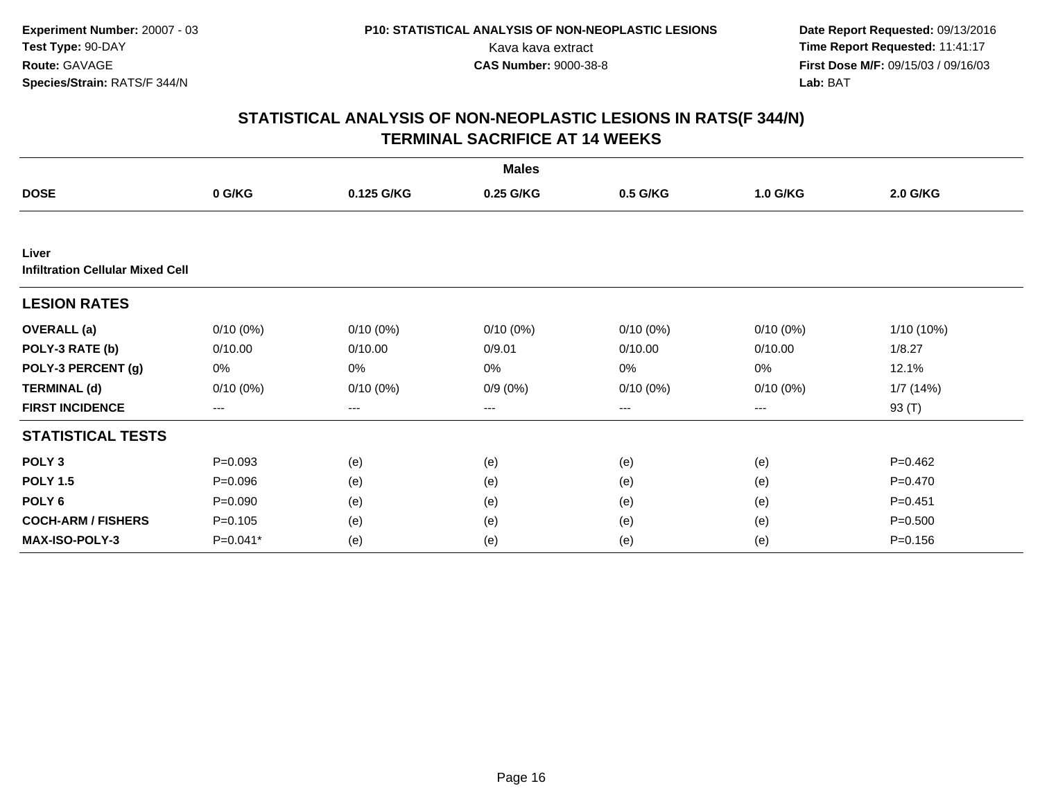Experiment Number: 20007 - 03
Test Type: 90-DAY
Route: GAVAGE
Species/Strain: RATS/F 344/N

P10: STATISTICAL ANALYSIS OF NON-NEOPLASTIC LESIONS
Kava kava extract
CAS Number: 9000-38-8

Date Report Requested: 09/13/2016
Time Report Requested: 11:41:17
First Dose M/F: 09/15/03 / 09/16/03
Lab: BAT

## STATISTICAL ANALYSIS OF NON-NEOPLASTIC LESIONS IN RATS(F 344/N) TERMINAL SACRIFICE AT 14 WEEKS

| | Males | | | | | |
|---|---|---|---|---|---|---|
| **DOSE** | **0 G/KG** | **0.125 G/KG** | **0.25 G/KG** | **0.5 G/KG** | **1.0 G/KG** | **2.0 G/KG** |
| **Liver** | | | | | | |
| **Infiltration Cellular Mixed Cell** | | | | | | |
| **LESION RATES** | | | | | | |
| **OVERALL (a)** | 0/10 (0%) | 0/10 (0%) | 0/10 (0%) | 0/10 (0%) | 0/10 (0%) | 1/10 (10%) |
| **POLY-3 RATE (b)** | 0/10.00 | 0/10.00 | 0/9.01 | 0/10.00 | 0/10.00 | 1/8.27 |
| **POLY-3 PERCENT (g)** | 0% | 0% | 0% | 0% | 0% | 12.1% |
| **TERMINAL (d)** | 0/10 (0%) | 0/10 (0%) | 0/9 (0%) | 0/10 (0%) | 0/10 (0%) | 1/7 (14%) |
| **FIRST INCIDENCE** | --- | --- | --- | --- | --- | 93 (T) |
| **STATISTICAL TESTS** | | | | | | |
| **POLY 3** | P=0.093 | (e) | (e) | (e) | (e) | P=0.462 |
| **POLY 1.5** | P=0.096 | (e) | (e) | (e) | (e) | P=0.470 |
| **POLY 6** | P=0.090 | (e) | (e) | (e) | (e) | P=0.451 |
| **COCH-ARM / FISHERS** | P=0.105 | (e) | (e) | (e) | (e) | P=0.500 |
| **MAX-ISO-POLY-3** | P=0.041* | (e) | (e) | (e) | (e) | P=0.156 |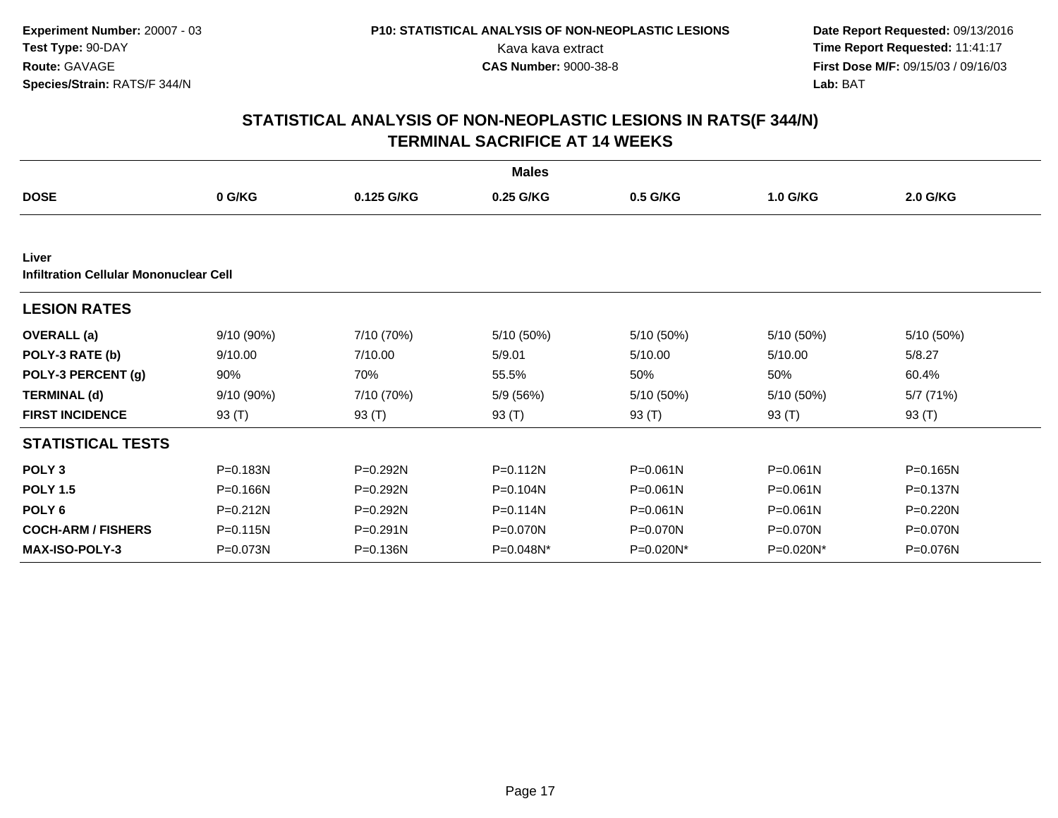**Experiment Number:** 20007 - 03
**Test Type:** 90-DAY
**Route:** GAVAGE
**Species/Strain:** RATS/F 344/N

**P10: STATISTICAL ANALYSIS OF NON-NEOPLASTIC LESIONS**
Kava kava extract
**CAS Number:** 9000-38-8

**Date Report Requested:** 09/13/2016
**Time Report Requested:** 11:41:17
**First Dose M/F:** 09/15/03 / 09/16/03
**Lab:** BAT

## STATISTICAL ANALYSIS OF NON-NEOPLASTIC LESIONS IN RATS(F 344/N)
## TERMINAL SACRIFICE AT 14 WEEKS

**Males**

| DOSE | 0 G/KG | 0.125 G/KG | 0.25 G/KG | 0.5 G/KG | 1.0 G/KG | 2.0 G/KG |
|---|---|---|---|---|---|---|
| **Liver** | | | | | | |
| **Infiltration Cellular Mononuclear Cell** | | | | | | |
| **LESION RATES** | | | | | | |
| **OVERALL (a)** | 9/10 (90%) | 7/10 (70%) | 5/10 (50%) | 5/10 (50%) | 5/10 (50%) | 5/10 (50%) |
| **POLY-3 RATE (b)** | 9/10.00 | 7/10.00 | 5/9.01 | 5/10.00 | 5/10.00 | 5/8.27 |
| **POLY-3 PERCENT (g)** | 90% | 70% | 55.5% | 50% | 50% | 60.4% |
| **TERMINAL (d)** | 9/10 (90%) | 7/10 (70%) | 5/9 (56%) | 5/10 (50%) | 5/10 (50%) | 5/7 (71%) |
| **FIRST INCIDENCE** | 93 (T) | 93 (T) | 93 (T) | 93 (T) | 93 (T) | 93 (T) |
| **STATISTICAL TESTS** | | | | | | |
| **POLY 3** | P=0.183N | P=0.292N | P=0.112N | P=0.061N | P=0.061N | P=0.165N |
| **POLY 1.5** | P=0.166N | P=0.292N | P=0.104N | P=0.061N | P=0.061N | P=0.137N |
| **POLY 6** | P=0.212N | P=0.292N | P=0.114N | P=0.061N | P=0.061N | P=0.220N |
| **COCH-ARM / FISHERS** | P=0.115N | P=0.291N | P=0.070N | P=0.070N | P=0.070N | P=0.070N |
| **MAX-ISO-POLY-3** | P=0.073N | P=0.136N | P=0.048N* | P=0.020N* | P=0.020N* | P=0.076N |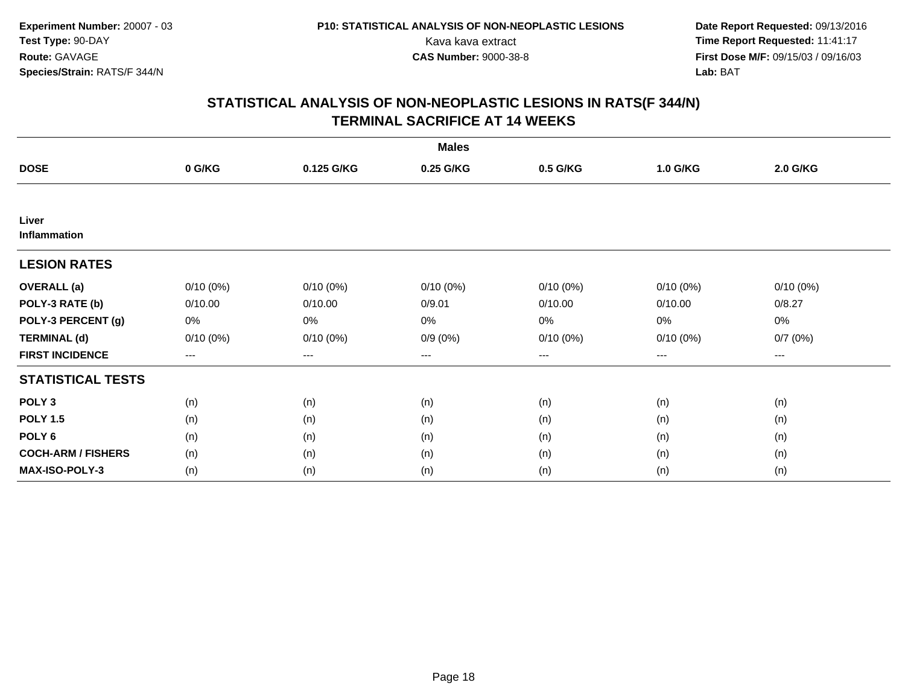**Experiment Number:** 20007 - 03
**Test Type:** 90-DAY
**Route:** GAVAGE
**Species/Strain:** RATS/F 344/N

**P10: STATISTICAL ANALYSIS OF NON-NEOPLASTIC LESIONS**
Kava kava extract
**CAS Number:** 9000-38-8

**Date Report Requested:** 09/13/2016
**Time Report Requested:** 11:41:17
**First Dose M/F:** 09/15/03 / 09/16/03
**Lab:** BAT

## STATISTICAL ANALYSIS OF NON-NEOPLASTIC LESIONS IN RATS(F 344/N) TERMINAL SACRIFICE AT 14 WEEKS

| Males | | | | | | |
|---|---|---|---|---|---|---|
| **DOSE** | **0 G/KG** | **0.125 G/KG** | **0.25 G/KG** | **0.5 G/KG** | **1.0 G/KG** | **2.0 G/KG** |
| **Liver** | | | | | | |
| **Inflammation** | | | | | | |
| **LESION RATES** | | | | | | |
| **OVERALL (a)** | 0/10 (0%) | 0/10 (0%) | 0/10 (0%) | 0/10 (0%) | 0/10 (0%) | 0/10 (0%) |
| **POLY-3 RATE (b)** | 0/10.00 | 0/10.00 | 0/9.01 | 0/10.00 | 0/10.00 | 0/8.27 |
| **POLY-3 PERCENT (g)** | 0% | 0% | 0% | 0% | 0% | 0% |
| **TERMINAL (d)** | 0/10 (0%) | 0/10 (0%) | 0/9 (0%) | 0/10 (0%) | 0/10 (0%) | 0/7 (0%) |
| **FIRST INCIDENCE** | --- | --- | --- | --- | --- | --- |
| **STATISTICAL TESTS** | | | | | | |
| **POLY 3** | (n) | (n) | (n) | (n) | (n) | (n) |
| **POLY 1.5** | (n) | (n) | (n) | (n) | (n) | (n) |
| **POLY 6** | (n) | (n) | (n) | (n) | (n) | (n) |
| **COCH-ARM / FISHERS** | (n) | (n) | (n) | (n) | (n) | (n) |
| **MAX-ISO-POLY-3** | (n) | (n) | (n) | (n) | (n) | (n) |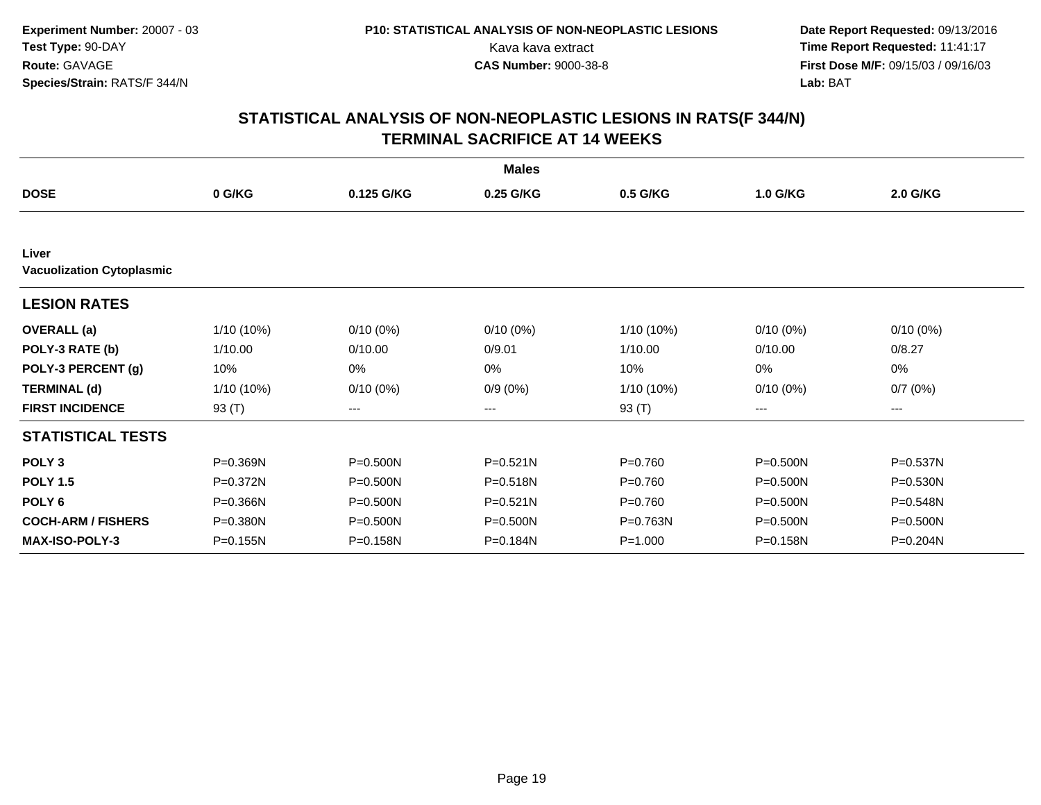Experiment Number: 20007 - 03
Test Type: 90-DAY
Route: GAVAGE
Species/Strain: RATS/F 344/N

P10: STATISTICAL ANALYSIS OF NON-NEOPLASTIC LESIONS
Kava kava extract
CAS Number: 9000-38-8

Date Report Requested: 09/13/2016
Time Report Requested: 11:41:17
First Dose M/F: 09/15/03 / 09/16/03
Lab: BAT

# STATISTICAL ANALYSIS OF NON-NEOPLASTIC LESIONS IN RATS(F 344/N)
## TERMINAL SACRIFICE AT 14 WEEKS

**Males**

| DOSE | 0 G/KG | 0.125 G/KG | 0.25 G/KG | 0.5 G/KG | 1.0 G/KG | 2.0 G/KG |
|---|---|---|---|---|---|---|
| **Liver** | | | | | | |
| **Vacuolization Cytoplasmic** | | | | | | |
| **LESION RATES** | | | | | | |
| **OVERALL (a)** | 1/10 (10%) | 0/10 (0%) | 0/10 (0%) | 1/10 (10%) | 0/10 (0%) | 0/10 (0%) |
| **POLY-3 RATE (b)** | 1/10.00 | 0/10.00 | 0/9.01 | 1/10.00 | 0/10.00 | 0/8.27 |
| **POLY-3 PERCENT (g)** | 10% | 0% | 0% | 10% | 0% | 0% |
| **TERMINAL (d)** | 1/10 (10%) | 0/10 (0%) | 0/9 (0%) | 1/10 (10%) | 0/10 (0%) | 0/7 (0%) |
| **FIRST INCIDENCE** | 93 (T) | --- | --- | 93 (T) | --- | --- |
| **STATISTICAL TESTS** | | | | | | |
| **POLY 3** | P=0.369N | P=0.500N | P=0.521N | P=0.760 | P=0.500N | P=0.537N |
| **POLY 1.5** | P=0.372N | P=0.500N | P=0.518N | P=0.760 | P=0.500N | P=0.530N |
| **POLY 6** | P=0.366N | P=0.500N | P=0.521N | P=0.760 | P=0.500N | P=0.548N |
| **COCH-ARM / FISHERS** | P=0.380N | P=0.500N | P=0.500N | P=0.763N | P=0.500N | P=0.500N |
| **MAX-ISO-POLY-3** | P=0.155N | P=0.158N | P=0.184N | P=1.000 | P=0.158N | P=0.204N |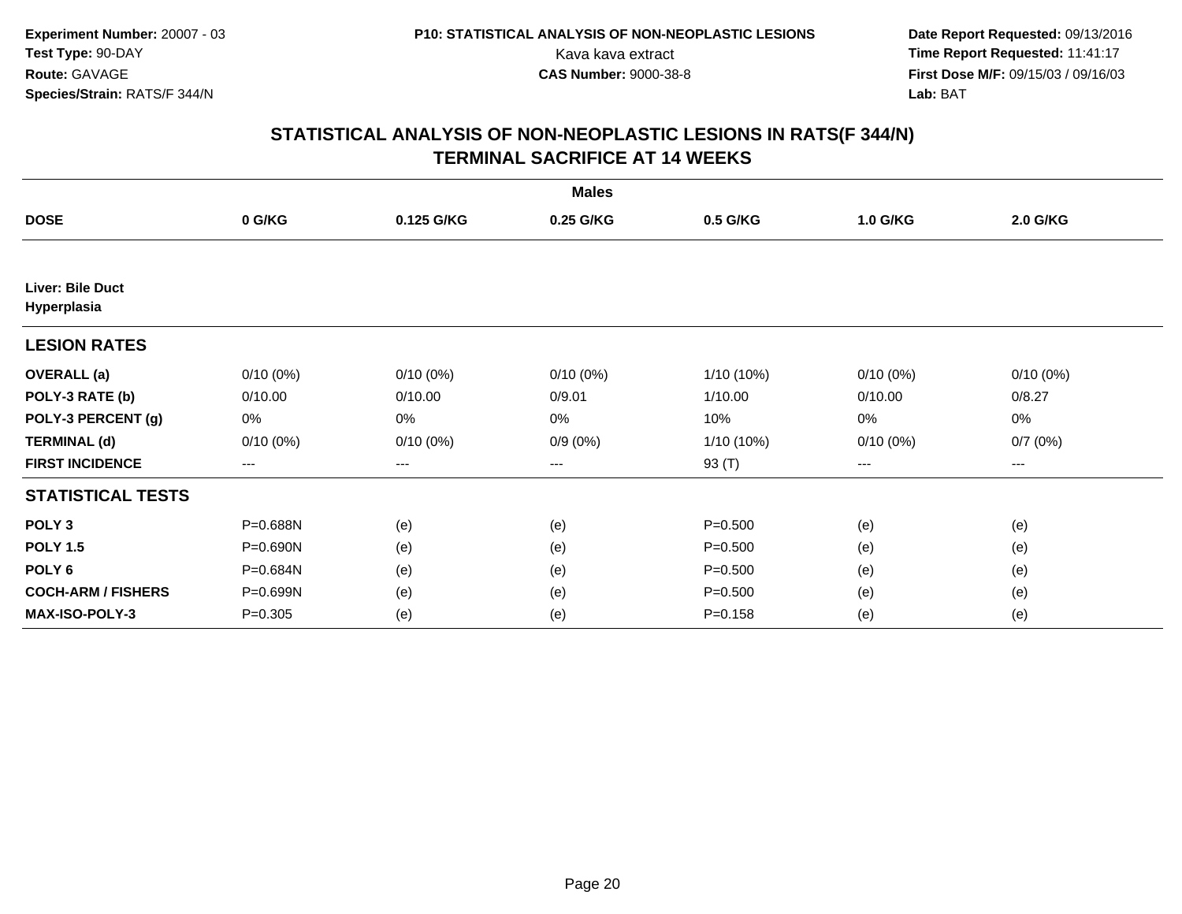**Experiment Number:** 20007 - 03
**Test Type:** 90-DAY
**Route:** GAVAGE
**Species/Strain:** RATS/F 344/N

**P10: STATISTICAL ANALYSIS OF NON-NEOPLASTIC LESIONS**
Kava kava extract
**CAS Number:** 9000-38-8

**Date Report Requested:** 09/13/2016
**Time Report Requested:** 11:41:17
**First Dose M/F:** 09/15/03 / 09/16/03
**Lab:** BAT

## STATISTICAL ANALYSIS OF NON-NEOPLASTIC LESIONS IN RATS(F 344/N)
## TERMINAL SACRIFICE AT 14 WEEKS

| | Males | | | | | |
|---|---|---|---|---|---|---|
| **DOSE** | **0 G/KG** | **0.125 G/KG** | **0.25 G/KG** | **0.5 G/KG** | **1.0 G/KG** | **2.0 G/KG** |
| **Liver: Bile Duct Hyperplasia** | | | | | | |
| **LESION RATES** | | | | | | |
| **OVERALL (a)** | 0/10 (0%) | 0/10 (0%) | 0/10 (0%) | 1/10 (10%) | 0/10 (0%) | 0/10 (0%) |
| **POLY-3 RATE (b)** | 0/10.00 | 0/10.00 | 0/9.01 | 1/10.00 | 0/10.00 | 0/8.27 |
| **POLY-3 PERCENT (g)** | 0% | 0% | 0% | 10% | 0% | 0% |
| **TERMINAL (d)** | 0/10 (0%) | 0/10 (0%) | 0/9 (0%) | 1/10 (10%) | 0/10 (0%) | 0/7 (0%) |
| **FIRST INCIDENCE** | --- | --- | --- | 93 (T) | --- | --- |
| **STATISTICAL TESTS** | | | | | | |
| **POLY 3** | P=0.688N | (e) | (e) | P=0.500 | (e) | (e) |
| **POLY 1.5** | P=0.690N | (e) | (e) | P=0.500 | (e) | (e) |
| **POLY 6** | P=0.684N | (e) | (e) | P=0.500 | (e) | (e) |
| **COCH-ARM / FISHERS** | P=0.699N | (e) | (e) | P=0.500 | (e) | (e) |
| **MAX-ISO-POLY-3** | P=0.305 | (e) | (e) | P=0.158 | (e) | (e) |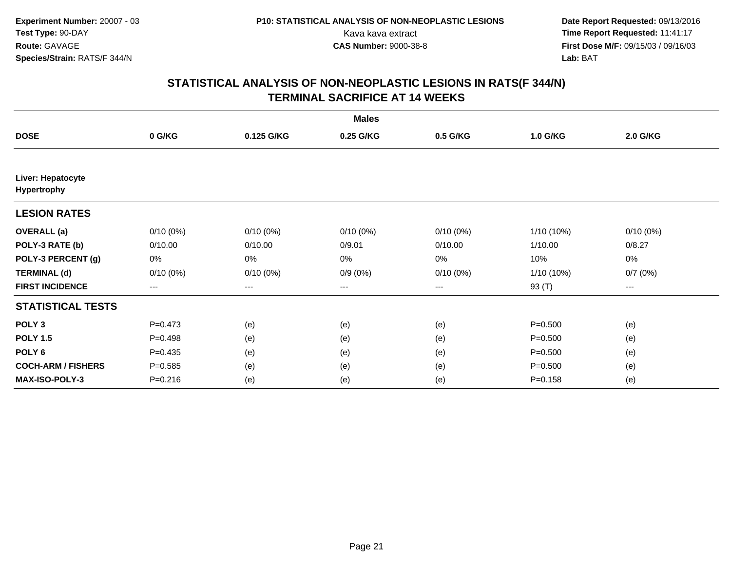**Experiment Number:** 20007 - 03
**Test Type:** 90-DAY
**Route:** GAVAGE
**Species/Strain:** RATS/F 344/N

**P10: STATISTICAL ANALYSIS OF NON-NEOPLASTIC LESIONS**
Kava kava extract
**CAS Number:** 9000-38-8

**Date Report Requested:** 09/13/2016
**Time Report Requested:** 11:41:17
**First Dose M/F:** 09/15/03 / 09/16/03
**Lab:** BAT

## STATISTICAL ANALYSIS OF NON-NEOPLASTIC LESIONS IN RATS(F 344/N) TERMINAL SACRIFICE AT 14 WEEKS

| | Males | | | | | |
|---|---|---|---|---|---|---|
| **DOSE** | **0 G/KG** | **0.125 G/KG** | **0.25 G/KG** | **0.5 G/KG** | **1.0 G/KG** | **2.0 G/KG** |
| **Liver: Hepatocyte Hypertrophy** | | | | | | |
| **LESION RATES** | | | | | | |
| **OVERALL (a)** | 0/10 (0%) | 0/10 (0%) | 0/10 (0%) | 0/10 (0%) | 1/10 (10%) | 0/10 (0%) |
| **POLY-3 RATE (b)** | 0/10.00 | 0/10.00 | 0/9.01 | 0/10.00 | 1/10.00 | 0/8.27 |
| **POLY-3 PERCENT (g)** | 0% | 0% | 0% | 0% | 10% | 0% |
| **TERMINAL (d)** | 0/10 (0%) | 0/10 (0%) | 0/9 (0%) | 0/10 (0%) | 1/10 (10%) | 0/7 (0%) |
| **FIRST INCIDENCE** | --- | --- | --- | --- | 93 (T) | --- |
| **STATISTICAL TESTS** | | | | | | |
| **POLY 3** | P=0.473 | (e) | (e) | (e) | P=0.500 | (e) |
| **POLY 1.5** | P=0.498 | (e) | (e) | (e) | P=0.500 | (e) |
| **POLY 6** | P=0.435 | (e) | (e) | (e) | P=0.500 | (e) |
| **COCH-ARM / FISHERS** | P=0.585 | (e) | (e) | (e) | P=0.500 | (e) |
| **MAX-ISO-POLY-3** | P=0.216 | (e) | (e) | (e) | P=0.158 | (e) |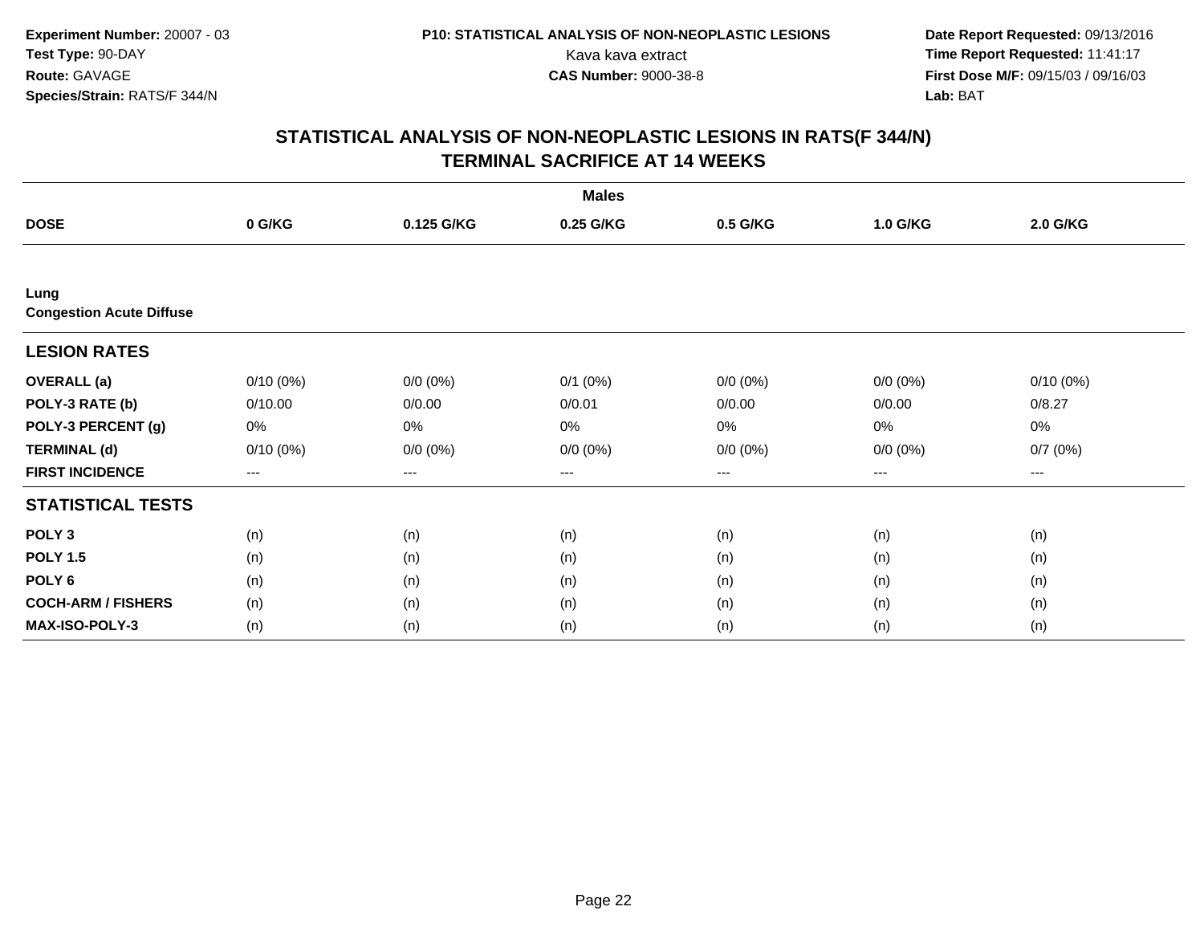Experiment Number: 20007 - 03
Test Type: 90-DAY
Route: GAVAGE
Species/Strain: RATS/F 344/N

P10: STATISTICAL ANALYSIS OF NON-NEOPLASTIC LESIONS
Kava kava extract
CAS Number: 9000-38-8

Date Report Requested: 09/13/2016
Time Report Requested: 11:41:17
First Dose M/F: 09/15/03 / 09/16/03
Lab: BAT

# STATISTICAL ANALYSIS OF NON-NEOPLASTIC LESIONS IN RATS(F 344/N)
# TERMINAL SACRIFICE AT 14 WEEKS

| | Males | | | | | |
|---|---|---|---|---|---|---|
| **DOSE** | **0 G/KG** | **0.125 G/KG** | **0.25 G/KG** | **0.5 G/KG** | **1.0 G/KG** | **2.0 G/KG** |
| **Lung** | | | | | | |
| **Congestion Acute Diffuse** | | | | | | |
| **LESION RATES** | | | | | | |
| **OVERALL (a)** | 0/10 (0%) | 0/0 (0%) | 0/1 (0%) | 0/0 (0%) | 0/0 (0%) | 0/10 (0%) |
| **POLY-3 RATE (b)** | 0/10.00 | 0/0.00 | 0/0.01 | 0/0.00 | 0/0.00 | 0/8.27 |
| **POLY-3 PERCENT (g)** | 0% | 0% | 0% | 0% | 0% | 0% |
| **TERMINAL (d)** | 0/10 (0%) | 0/0 (0%) | 0/0 (0%) | 0/0 (0%) | 0/0 (0%) | 0/7 (0%) |
| **FIRST INCIDENCE** | --- | --- | --- | --- | --- | --- |
| **STATISTICAL TESTS** | | | | | | |
| **POLY 3** | (n) | (n) | (n) | (n) | (n) | (n) |
| **POLY 1.5** | (n) | (n) | (n) | (n) | (n) | (n) |
| **POLY 6** | (n) | (n) | (n) | (n) | (n) | (n) |
| **COCH-ARM / FISHERS** | (n) | (n) | (n) | (n) | (n) | (n) |
| **MAX-ISO-POLY-3** | (n) | (n) | (n) | (n) | (n) | (n) |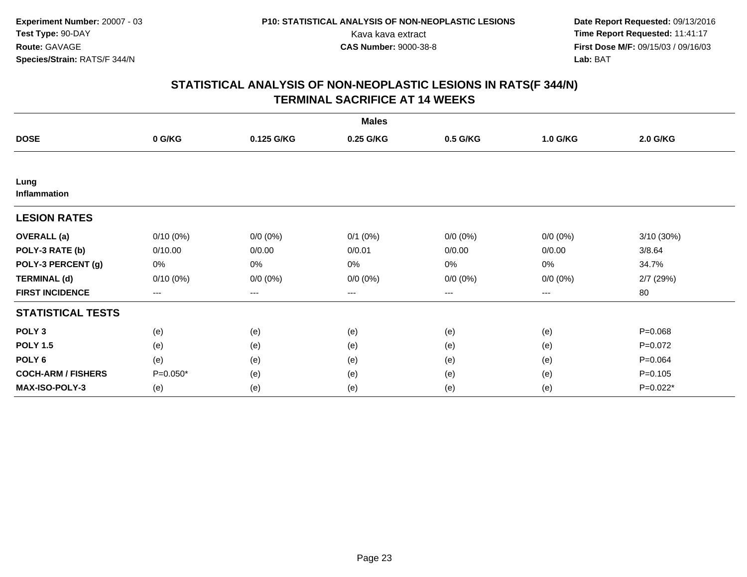## STATISTICAL ANALYSIS OF NON-NEOPLASTIC LESIONS IN RATS(F 344/N)
## TERMINAL SACRIFICE AT 14 WEEKS

| Males | | | | | | |
|---|---|---|---|---|---|---|
| **DOSE** | **0 G/KG** | **0.125 G/KG** | **0.25 G/KG** | **0.5 G/KG** | **1.0 G/KG** | **2.0 G/KG** |
| **Lung** | | | | | | |
| **Inflammation** | | | | | | |
| **LESION RATES** | | | | | | |
| **OVERALL (a)** | 0/10 (0%) | 0/0 (0%) | 0/1 (0%) | 0/0 (0%) | 0/0 (0%) | 3/10 (30%) |
| **POLY-3 RATE (b)** | 0/10.00 | 0/0.00 | 0/0.01 | 0/0.00 | 0/0.00 | 3/8.64 |
| **POLY-3 PERCENT (g)** | 0% | 0% | 0% | 0% | 0% | 34.7% |
| **TERMINAL (d)** | 0/10 (0%) | 0/0 (0%) | 0/0 (0%) | 0/0 (0%) | 0/0 (0%) | 2/7 (29%) |
| **FIRST INCIDENCE** | --- | --- | --- | --- | --- | 80 |
| **STATISTICAL TESTS** | | | | | | |
| **POLY 3** | (e) | (e) | (e) | (e) | (e) | P=0.068 |
| **POLY 1.5** | (e) | (e) | (e) | (e) | (e) | P=0.072 |
| **POLY 6** | (e) | (e) | (e) | (e) | (e) | P=0.064 |
| **COCH-ARM / FISHERS** | P=0.050* | (e) | (e) | (e) | (e) | P=0.105 |
| **MAX-ISO-POLY-3** | (e) | (e) | (e) | (e) | (e) | P=0.022* |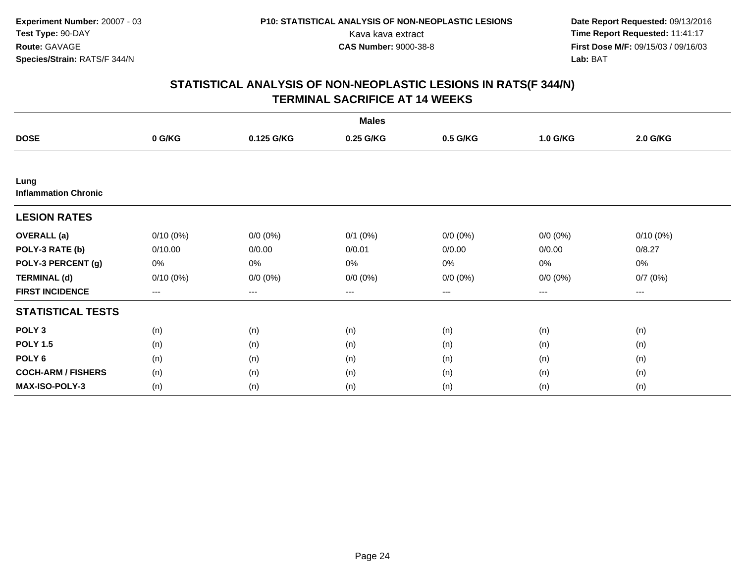Experiment Number: 20007 - 03
Test Type: 90-DAY
Route: GAVAGE
Species/Strain: RATS/F 344/N

P10: STATISTICAL ANALYSIS OF NON-NEOPLASTIC LESIONS
Kava kava extract
CAS Number: 9000-38-8

Date Report Requested: 09/13/2016
Time Report Requested: 11:41:17
First Dose M/F: 09/15/03 / 09/16/03
Lab: BAT

## STATISTICAL ANALYSIS OF NON-NEOPLASTIC LESIONS IN RATS(F 344/N)
## TERMINAL SACRIFICE AT 14 WEEKS

| | Males | | | | | |
|---|---|---|---|---|---|---|
| **DOSE** | **0 G/KG** | **0.125 G/KG** | **0.25 G/KG** | **0.5 G/KG** | **1.0 G/KG** | **2.0 G/KG** |
| **Lung** | | | | | | |
| **Inflammation Chronic** | | | | | | |
| **LESION RATES** | | | | | | |
| **OVERALL (a)** | 0/10 (0%) | 0/0 (0%) | 0/1 (0%) | 0/0 (0%) | 0/0 (0%) | 0/10 (0%) |
| **POLY-3 RATE (b)** | 0/10.00 | 0/0.00 | 0/0.01 | 0/0.00 | 0/0.00 | 0/8.27 |
| **POLY-3 PERCENT (g)** | 0% | 0% | 0% | 0% | 0% | 0% |
| **TERMINAL (d)** | 0/10 (0%) | 0/0 (0%) | 0/0 (0%) | 0/0 (0%) | 0/0 (0%) | 0/7 (0%) |
| **FIRST INCIDENCE** | --- | --- | --- | --- | --- | --- |
| **STATISTICAL TESTS** | | | | | | |
| **POLY 3** | (n) | (n) | (n) | (n) | (n) | (n) |
| **POLY 1.5** | (n) | (n) | (n) | (n) | (n) | (n) |
| **POLY 6** | (n) | (n) | (n) | (n) | (n) | (n) |
| **COCH-ARM / FISHERS** | (n) | (n) | (n) | (n) | (n) | (n) |
| **MAX-ISO-POLY-3** | (n) | (n) | (n) | (n) | (n) | (n) |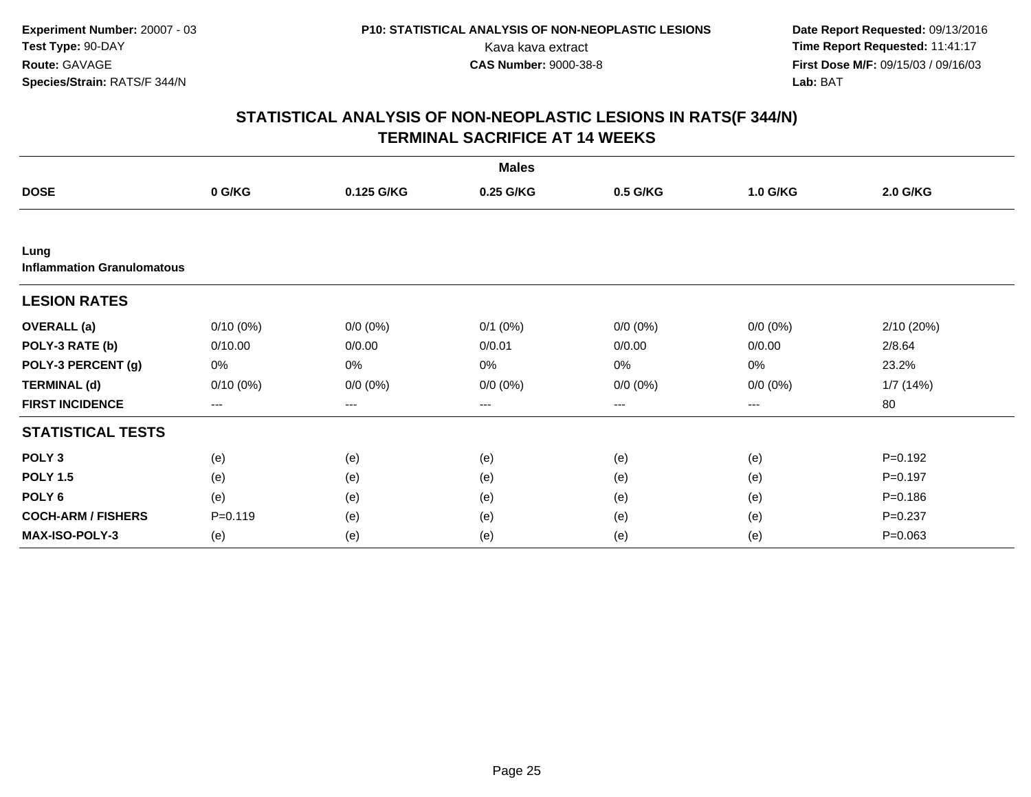**Experiment Number:** 20007 - 03
**Test Type:** 90-DAY
**Route:** GAVAGE
**Species/Strain:** RATS/F 344/N

**P10: STATISTICAL ANALYSIS OF NON-NEOPLASTIC LESIONS**
Kava kava extract
**CAS Number:** 9000-38-8

**Date Report Requested:** 09/13/2016
**Time Report Requested:** 11:41:17
**First Dose M/F:** 09/15/03 / 09/16/03
**Lab:** BAT

## STATISTICAL ANALYSIS OF NON-NEOPLASTIC LESIONS IN RATS(F 344/N)
## TERMINAL SACRIFICE AT 14 WEEKS

| | Males | | | | | |
|---|---|---|---|---|---|---|
| **DOSE** | **0 G/KG** | **0.125 G/KG** | **0.25 G/KG** | **0.5 G/KG** | **1.0 G/KG** | **2.0 G/KG** |
| **Lung** **Inflammation Granulomatous** | | | | | | |
| **LESION RATES** | | | | | | |
| **OVERALL (a)** | 0/10 (0%) | 0/0 (0%) | 0/1 (0%) | 0/0 (0%) | 0/0 (0%) | 2/10 (20%) |
| **POLY-3 RATE (b)** | 0/10.00 | 0/0.00 | 0/0.01 | 0/0.00 | 0/0.00 | 2/8.64 |
| **POLY-3 PERCENT (g)** | 0% | 0% | 0% | 0% | 0% | 23.2% |
| **TERMINAL (d)** | 0/10 (0%) | 0/0 (0%) | 0/0 (0%) | 0/0 (0%) | 0/0 (0%) | 1/7 (14%) |
| **FIRST INCIDENCE** | --- | --- | --- | --- | --- | 80 |
| **STATISTICAL TESTS** | | | | | | |
| **POLY 3** | (e) | (e) | (e) | (e) | (e) | P=0.192 |
| **POLY 1.5** | (e) | (e) | (e) | (e) | (e) | P=0.197 |
| **POLY 6** | (e) | (e) | (e) | (e) | (e) | P=0.186 |
| **COCH-ARM / FISHERS** | P=0.119 | (e) | (e) | (e) | (e) | P=0.237 |
| **MAX-ISO-POLY-3** | (e) | (e) | (e) | (e) | (e) | P=0.063 |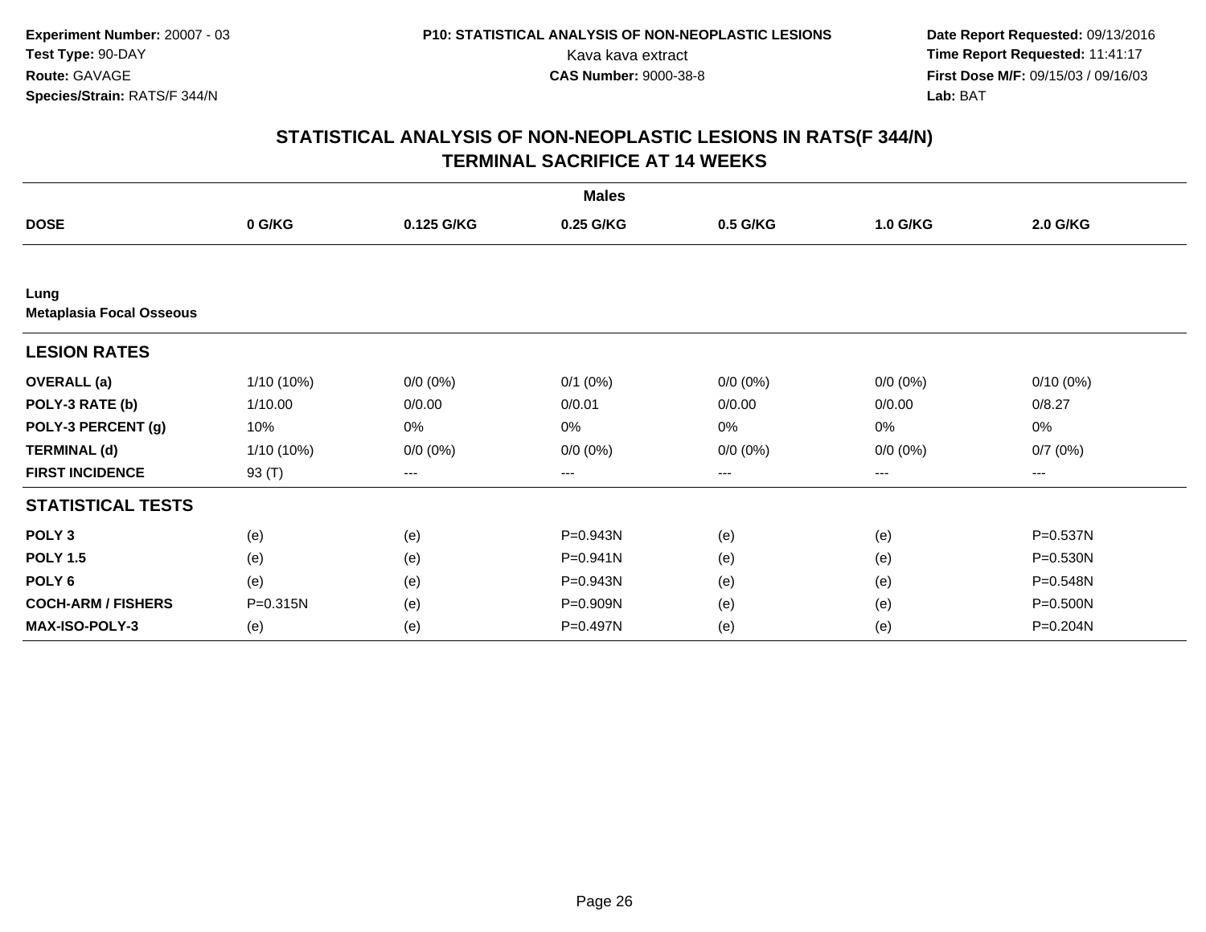Experiment Number: 20007 - 03
Test Type: 90-DAY
Route: GAVAGE
Species/Strain: RATS/F 344/N

P10: STATISTICAL ANALYSIS OF NON-NEOPLASTIC LESIONS
Kava kava extract
CAS Number: 9000-38-8

Date Report Requested: 09/13/2016
Time Report Requested: 11:41:17
First Dose M/F: 09/15/03 / 09/16/03
Lab: BAT

## STATISTICAL ANALYSIS OF NON-NEOPLASTIC LESIONS IN RATS(F 344/N)
## TERMINAL SACRIFICE AT 14 WEEKS

| | Males | | | | | |
|---|---|---|---|---|---|---|
| **DOSE** | **0 G/KG** | **0.125 G/KG** | **0.25 G/KG** | **0.5 G/KG** | **1.0 G/KG** | **2.0 G/KG** |
| **Lung** | | | | | | |
| **Metaplasia Focal Osseous** | | | | | | |
| **LESION RATES** | | | | | | |
| **OVERALL (a)** | 1/10 (10%) | 0/0 (0%) | 0/1 (0%) | 0/0 (0%) | 0/0 (0%) | 0/10 (0%) |
| **POLY-3 RATE (b)** | 1/10.00 | 0/0.00 | 0/0.01 | 0/0.00 | 0/0.00 | 0/8.27 |
| **POLY-3 PERCENT (g)** | 10% | 0% | 0% | 0% | 0% | 0% |
| **TERMINAL (d)** | 1/10 (10%) | 0/0 (0%) | 0/0 (0%) | 0/0 (0%) | 0/0 (0%) | 0/7 (0%) |
| **FIRST INCIDENCE** | 93 (T) | --- | --- | --- | --- | --- |
| **STATISTICAL TESTS** | | | | | | |
| **POLY 3** | (e) | (e) | P=0.943N | (e) | (e) | P=0.537N |
| **POLY 1.5** | (e) | (e) | P=0.941N | (e) | (e) | P=0.530N |
| **POLY 6** | (e) | (e) | P=0.943N | (e) | (e) | P=0.548N |
| **COCH-ARM / FISHERS** | P=0.315N | (e) | P=0.909N | (e) | (e) | P=0.500N |
| **MAX-ISO-POLY-3** | (e) | (e) | P=0.497N | (e) | (e) | P=0.204N |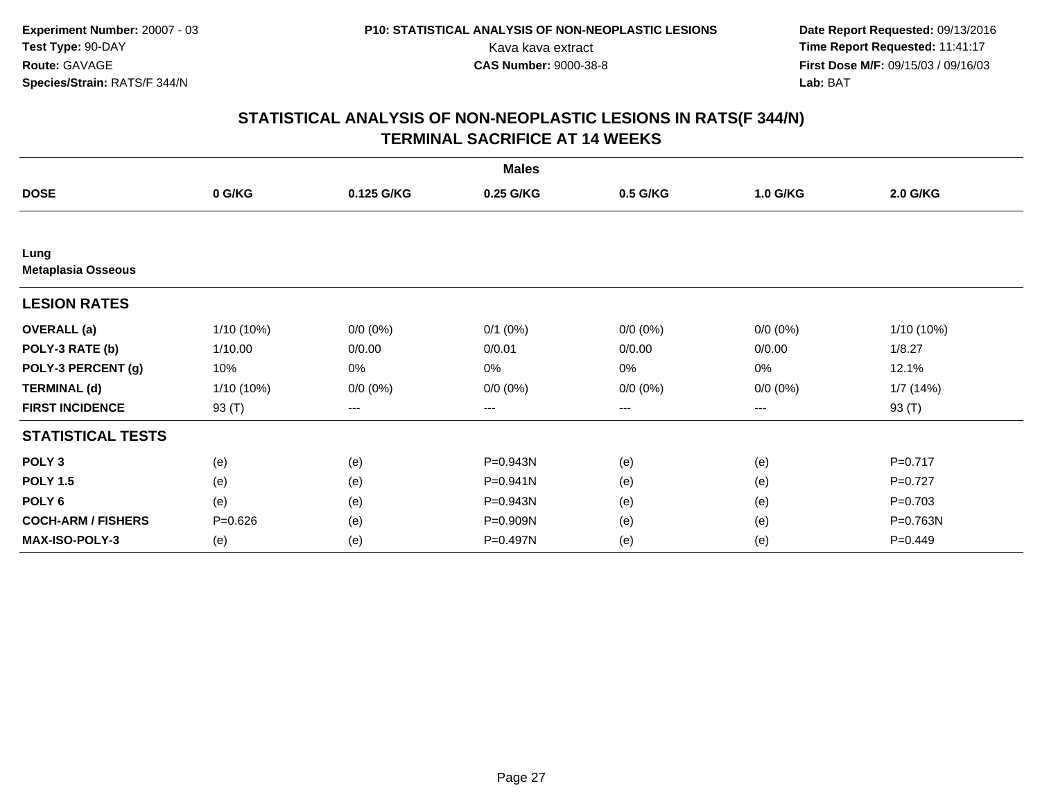**Experiment Number:** 20007 - 03
**Test Type:** 90-DAY
**Route:** GAVAGE
**Species/Strain:** RATS/F 344/N

**P10: STATISTICAL ANALYSIS OF NON-NEOPLASTIC LESIONS**
Kava kava extract
**CAS Number:** 9000-38-8

**Date Report Requested:** 09/13/2016
**Time Report Requested:** 11:41:17
**First Dose M/F:** 09/15/03 / 09/16/03
**Lab:** BAT

## STATISTICAL ANALYSIS OF NON-NEOPLASTIC LESIONS IN RATS(F 344/N)
## TERMINAL SACRIFICE AT 14 WEEKS

| | Males | | | | | |
|---|---|---|---|---|---|---|
| **DOSE** | **0 G/KG** | **0.125 G/KG** | **0.25 G/KG** | **0.5 G/KG** | **1.0 G/KG** | **2.0 G/KG** |
| **Lung** | | | | | | |
| **Metaplasia Osseous** | | | | | | |
| **LESION RATES** | | | | | | |
| **OVERALL (a)** | 1/10 (10%) | 0/0 (0%) | 0/1 (0%) | 0/0 (0%) | 0/0 (0%) | 1/10 (10%) |
| **POLY-3 RATE (b)** | 1/10.00 | 0/0.00 | 0/0.01 | 0/0.00 | 0/0.00 | 1/8.27 |
| **POLY-3 PERCENT (g)** | 10% | 0% | 0% | 0% | 0% | 12.1% |
| **TERMINAL (d)** | 1/10 (10%) | 0/0 (0%) | 0/0 (0%) | 0/0 (0%) | 0/0 (0%) | 1/7 (14%) |
| **FIRST INCIDENCE** | 93 (T) | --- | --- | --- | --- | 93 (T) |
| **STATISTICAL TESTS** | | | | | | |
| **POLY 3** | (e) | (e) | P=0.943N | (e) | (e) | P=0.717 |
| **POLY 1.5** | (e) | (e) | P=0.941N | (e) | (e) | P=0.727 |
| **POLY 6** | (e) | (e) | P=0.943N | (e) | (e) | P=0.703 |
| **COCH-ARM / FISHERS** | P=0.626 | (e) | P=0.909N | (e) | (e) | P=0.763N |
| **MAX-ISO-POLY-3** | (e) | (e) | P=0.497N | (e) | (e) | P=0.449 |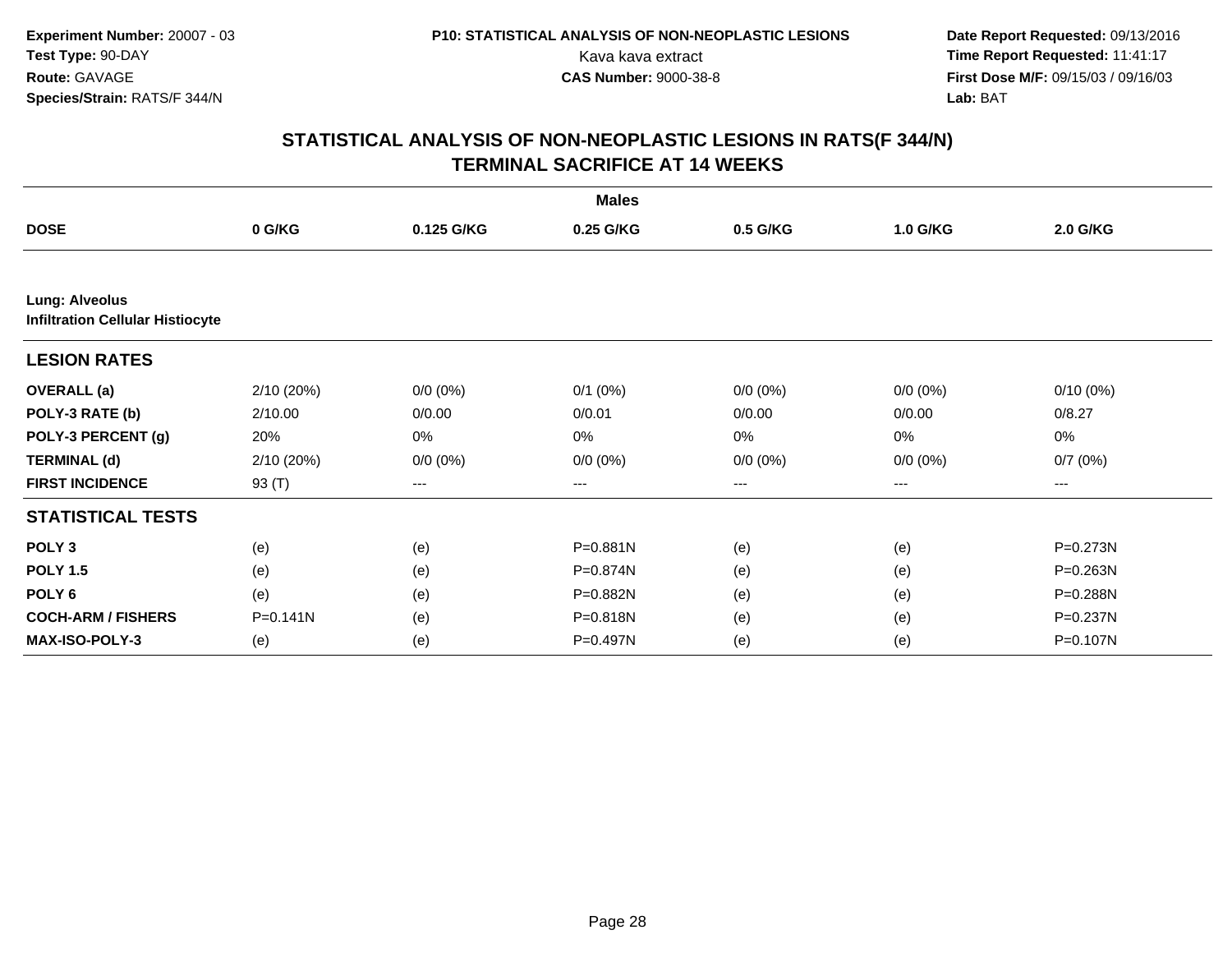Experiment Number: 20007 - 03
Test Type: 90-DAY
Route: GAVAGE
Species/Strain: RATS/F 344/N

P10: STATISTICAL ANALYSIS OF NON-NEOPLASTIC LESIONS
Kava kava extract
CAS Number: 9000-38-8

Date Report Requested: 09/13/2016
Time Report Requested: 11:41:17
First Dose M/F: 09/15/03 / 09/16/03
Lab: BAT

## STATISTICAL ANALYSIS OF NON-NEOPLASTIC LESIONS IN RATS(F 344/N)
## TERMINAL SACRIFICE AT 14 WEEKS

| | Males | | | | | |
|---|---|---|---|---|---|---|
| **DOSE** | **0 G/KG** | **0.125 G/KG** | **0.25 G/KG** | **0.5 G/KG** | **1.0 G/KG** | **2.0 G/KG** |
| **Lung: Alveolus** **Infiltration Cellular Histiocyte** | | | | | | |
| **LESION RATES** | | | | | | |
| **OVERALL (a)** | 2/10 (20%) | 0/0 (0%) | 0/1 (0%) | 0/0 (0%) | 0/0 (0%) | 0/10 (0%) |
| **POLY-3 RATE (b)** | 2/10.00 | 0/0.00 | 0/0.01 | 0/0.00 | 0/0.00 | 0/8.27 |
| **POLY-3 PERCENT (g)** | 20% | 0% | 0% | 0% | 0% | 0% |
| **TERMINAL (d)** | 2/10 (20%) | 0/0 (0%) | 0/0 (0%) | 0/0 (0%) | 0/0 (0%) | 0/7 (0%) |
| **FIRST INCIDENCE** | 93 (T) | --- | --- | --- | --- | --- |
| **STATISTICAL TESTS** | | | | | | |
| **POLY 3** | (e) | (e) | P=0.881N | (e) | (e) | P=0.273N |
| **POLY 1.5** | (e) | (e) | P=0.874N | (e) | (e) | P=0.263N |
| **POLY 6** | (e) | (e) | P=0.882N | (e) | (e) | P=0.288N |
| **COCH-ARM / FISHERS** | P=0.141N | (e) | P=0.818N | (e) | (e) | P=0.237N |
| **MAX-ISO-POLY-3** | (e) | (e) | P=0.497N | (e) | (e) | P=0.107N |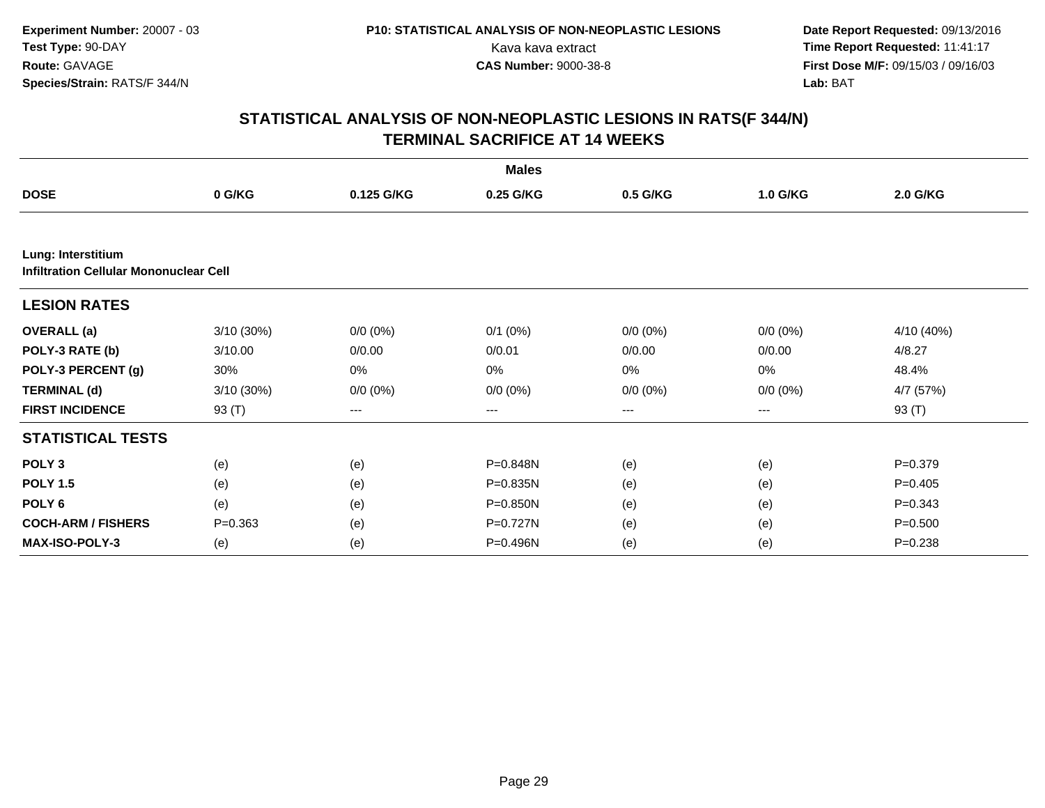Experiment Number: 20007 - 03
Test Type: 90-DAY
Route: GAVAGE
Species/Strain: RATS/F 344/N

P10: STATISTICAL ANALYSIS OF NON-NEOPLASTIC LESIONS
Kava kava extract
CAS Number: 9000-38-8

Date Report Requested: 09/13/2016
Time Report Requested: 11:41:17
First Dose M/F: 09/15/03 / 09/16/03
Lab: BAT

## STATISTICAL ANALYSIS OF NON-NEOPLASTIC LESIONS IN RATS(F 344/N)
## TERMINAL SACRIFICE AT 14 WEEKS

| | Males | | | | | |
|---|---|---|---|---|---|---|
| **DOSE** | **0 G/KG** | **0.125 G/KG** | **0.25 G/KG** | **0.5 G/KG** | **1.0 G/KG** | **2.0 G/KG** |
| **Lung: Interstitium** | | | | | | |
| **Infiltration Cellular Mononuclear Cell** | | | | | | |
| **LESION RATES** | | | | | | |
| **OVERALL (a)** | 3/10 (30%) | 0/0 (0%) | 0/1 (0%) | 0/0 (0%) | 0/0 (0%) | 4/10 (40%) |
| **POLY-3 RATE (b)** | 3/10.00 | 0/0.00 | 0/0.01 | 0/0.00 | 0/0.00 | 4/8.27 |
| **POLY-3 PERCENT (g)** | 30% | 0% | 0% | 0% | 0% | 48.4% |
| **TERMINAL (d)** | 3/10 (30%) | 0/0 (0%) | 0/0 (0%) | 0/0 (0%) | 0/0 (0%) | 4/7 (57%) |
| **FIRST INCIDENCE** | 93 (T) | --- | --- | --- | --- | 93 (T) |
| **STATISTICAL TESTS** | | | | | | |
| **POLY 3** | (e) | (e) | P=0.848N | (e) | (e) | P=0.379 |
| **POLY 1.5** | (e) | (e) | P=0.835N | (e) | (e) | P=0.405 |
| **POLY 6** | (e) | (e) | P=0.850N | (e) | (e) | P=0.343 |
| **COCH-ARM / FISHERS** | P=0.363 | (e) | P=0.727N | (e) | (e) | P=0.500 |
| **MAX-ISO-POLY-3** | (e) | (e) | P=0.496N | (e) | (e) | P=0.238 |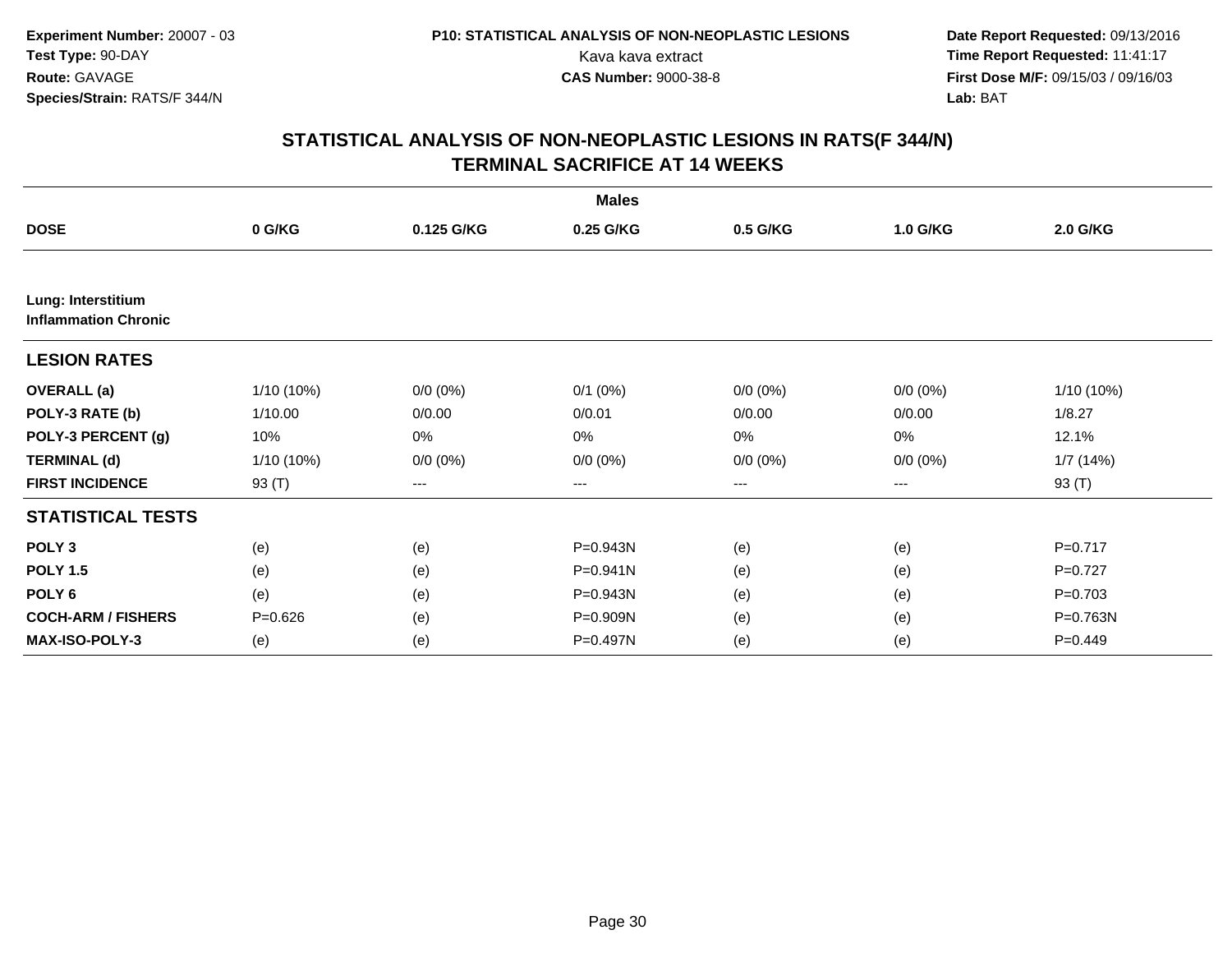Experiment Number: 20007 - 03
Test Type: 90-DAY
Route: GAVAGE
Species/Strain: RATS/F 344/N

P10: STATISTICAL ANALYSIS OF NON-NEOPLASTIC LESIONS
Kava kava extract
CAS Number: 9000-38-8

Date Report Requested: 09/13/2016
Time Report Requested: 11:41:17
First Dose M/F: 09/15/03 / 09/16/03
Lab: BAT

## STATISTICAL ANALYSIS OF NON-NEOPLASTIC LESIONS IN RATS(F 344/N)
## TERMINAL SACRIFICE AT 14 WEEKS

| | Males | | | | | |
|---|---|---|---|---|---|---|
| **DOSE** | **0 G/KG** | **0.125 G/KG** | **0.25 G/KG** | **0.5 G/KG** | **1.0 G/KG** | **2.0 G/KG** |
| **Lung: Interstitium Inflammation Chronic** | | | | | | |
| **LESION RATES** | | | | | | |
| **OVERALL (a)** | 1/10 (10%) | 0/0 (0%) | 0/1 (0%) | 0/0 (0%) | 0/0 (0%) | 1/10 (10%) |
| **POLY-3 RATE (b)** | 1/10.00 | 0/0.00 | 0/0.01 | 0/0.00 | 0/0.00 | 1/8.27 |
| **POLY-3 PERCENT (g)** | 10% | 0% | 0% | 0% | 0% | 12.1% |
| **TERMINAL (d)** | 1/10 (10%) | 0/0 (0%) | 0/0 (0%) | 0/0 (0%) | 0/0 (0%) | 1/7 (14%) |
| **FIRST INCIDENCE** | 93 (T) | --- | --- | --- | --- | 93 (T) |
| **STATISTICAL TESTS** | | | | | | |
| **POLY 3** | (e) | (e) | P=0.943N | (e) | (e) | P=0.717 |
| **POLY 1.5** | (e) | (e) | P=0.941N | (e) | (e) | P=0.727 |
| **POLY 6** | (e) | (e) | P=0.943N | (e) | (e) | P=0.703 |
| **COCH-ARM / FISHERS** | P=0.626 | (e) | P=0.909N | (e) | (e) | P=0.763N |
| **MAX-ISO-POLY-3** | (e) | (e) | P=0.497N | (e) | (e) | P=0.449 |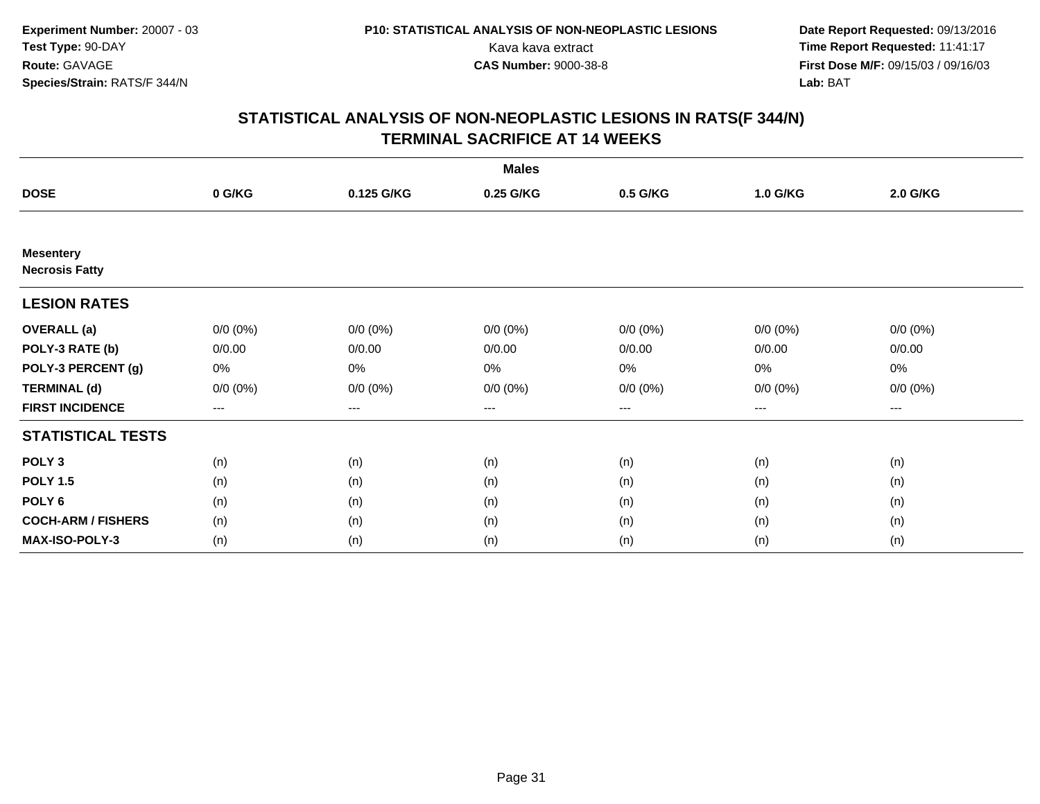**Experiment Number:** 20007 - 03
**Test Type:** 90-DAY
**Route:** GAVAGE
**Species/Strain:** RATS/F 344/N

**P10: STATISTICAL ANALYSIS OF NON-NEOPLASTIC LESIONS**
Kava kava extract
**CAS Number:** 9000-38-8

**Date Report Requested:** 09/13/2016
**Time Report Requested:** 11:41:17
**First Dose M/F:** 09/15/03 / 09/16/03
**Lab:** BAT

## STATISTICAL ANALYSIS OF NON-NEOPLASTIC LESIONS IN RATS(F 344/N)
## TERMINAL SACRIFICE AT 14 WEEKS

| | Males | | | | | |
|---|---|---|---|---|---|---|
| **DOSE** | **0 G/KG** | **0.125 G/KG** | **0.25 G/KG** | **0.5 G/KG** | **1.0 G/KG** | **2.0 G/KG** |
| **Mesentery** | | | | | | |
| **Necrosis Fatty** | | | | | | |
| **LESION RATES** | | | | | | |
| **OVERALL (a)** | 0/0 (0%) | 0/0 (0%) | 0/0 (0%) | 0/0 (0%) | 0/0 (0%) | 0/0 (0%) |
| **POLY-3 RATE (b)** | 0/0.00 | 0/0.00 | 0/0.00 | 0/0.00 | 0/0.00 | 0/0.00 |
| **POLY-3 PERCENT (g)** | 0% | 0% | 0% | 0% | 0% | 0% |
| **TERMINAL (d)** | 0/0 (0%) | 0/0 (0%) | 0/0 (0%) | 0/0 (0%) | 0/0 (0%) | 0/0 (0%) |
| **FIRST INCIDENCE** | --- | --- | --- | --- | --- | --- |
| **STATISTICAL TESTS** | | | | | | |
| **POLY 3** | (n) | (n) | (n) | (n) | (n) | (n) |
| **POLY 1.5** | (n) | (n) | (n) | (n) | (n) | (n) |
| **POLY 6** | (n) | (n) | (n) | (n) | (n) | (n) |
| **COCH-ARM / FISHERS** | (n) | (n) | (n) | (n) | (n) | (n) |
| **MAX-ISO-POLY-3** | (n) | (n) | (n) | (n) | (n) | (n) |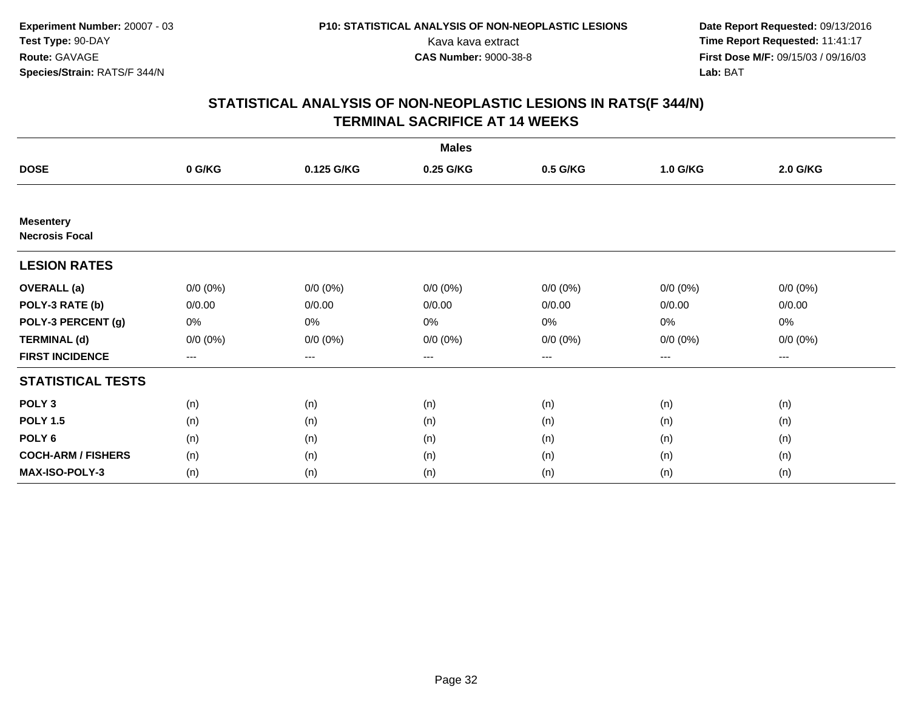Experiment Number: 20007 - 03
Test Type: 90-DAY
Route: GAVAGE
Species/Strain: RATS/F 344/N

P10: STATISTICAL ANALYSIS OF NON-NEOPLASTIC LESIONS
Kava kava extract
CAS Number: 9000-38-8

Date Report Requested: 09/13/2016
Time Report Requested: 11:41:17
First Dose M/F: 09/15/03 / 09/16/03
Lab: BAT

## STATISTICAL ANALYSIS OF NON-NEOPLASTIC LESIONS IN RATS(F 344/N)
## TERMINAL SACRIFICE AT 14 WEEKS

| | Males | | | | | |
|---|---|---|---|---|---|---|
| **DOSE** | **0 G/KG** | **0.125 G/KG** | **0.25 G/KG** | **0.5 G/KG** | **1.0 G/KG** | **2.0 G/KG** |
| **Mesentery** | | | | | | |
| **Necrosis Focal** | | | | | | |
| **LESION RATES** | | | | | | |
| **OVERALL (a)** | 0/0 (0%) | 0/0 (0%) | 0/0 (0%) | 0/0 (0%) | 0/0 (0%) | 0/0 (0%) |
| **POLY-3 RATE (b)** | 0/0.00 | 0/0.00 | 0/0.00 | 0/0.00 | 0/0.00 | 0/0.00 |
| **POLY-3 PERCENT (g)** | 0% | 0% | 0% | 0% | 0% | 0% |
| **TERMINAL (d)** | 0/0 (0%) | 0/0 (0%) | 0/0 (0%) | 0/0 (0%) | 0/0 (0%) | 0/0 (0%) |
| **FIRST INCIDENCE** | --- | --- | --- | --- | --- | --- |
| **STATISTICAL TESTS** | | | | | | |
| **POLY 3** | (n) | (n) | (n) | (n) | (n) | (n) |
| **POLY 1.5** | (n) | (n) | (n) | (n) | (n) | (n) |
| **POLY 6** | (n) | (n) | (n) | (n) | (n) | (n) |
| **COCH-ARM / FISHERS** | (n) | (n) | (n) | (n) | (n) | (n) |
| **MAX-ISO-POLY-3** | (n) | (n) | (n) | (n) | (n) | (n) |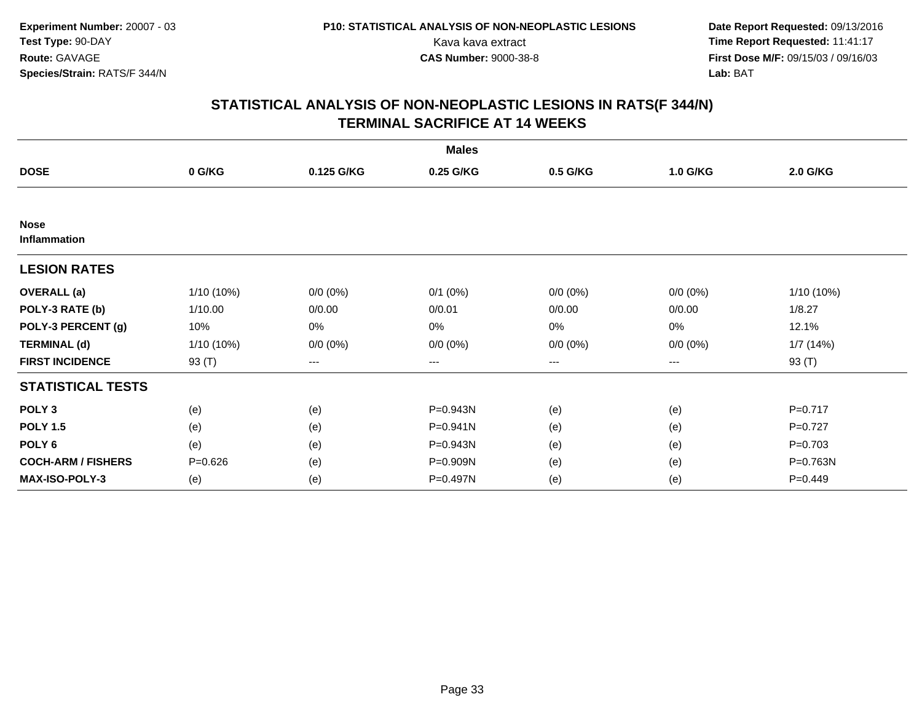Experiment Number: 20007 - 03
Test Type: 90-DAY
Route: GAVAGE
Species/Strain: RATS/F 344/N

P10: STATISTICAL ANALYSIS OF NON-NEOPLASTIC LESIONS
Kava kava extract
CAS Number: 9000-38-8

Date Report Requested: 09/13/2016
Time Report Requested: 11:41:17
First Dose M/F: 09/15/03 / 09/16/03
Lab: BAT

## STATISTICAL ANALYSIS OF NON-NEOPLASTIC LESIONS IN RATS(F 344/N)
## TERMINAL SACRIFICE AT 14 WEEKS

| | Males | | | | | |
|---|---|---|---|---|---|---|
| **DOSE** | **0 G/KG** | **0.125 G/KG** | **0.25 G/KG** | **0.5 G/KG** | **1.0 G/KG** | **2.0 G/KG** |
| **Nose** | | | | | | |
| **Inflammation** | | | | | | |
| **LESION RATES** | | | | | | |
| **OVERALL (a)** | 1/10 (10%) | 0/0 (0%) | 0/1 (0%) | 0/0 (0%) | 0/0 (0%) | 1/10 (10%) |
| **POLY-3 RATE (b)** | 1/10.00 | 0/0.00 | 0/0.01 | 0/0.00 | 0/0.00 | 1/8.27 |
| **POLY-3 PERCENT (g)** | 10% | 0% | 0% | 0% | 0% | 12.1% |
| **TERMINAL (d)** | 1/10 (10%) | 0/0 (0%) | 0/0 (0%) | 0/0 (0%) | 0/0 (0%) | 1/7 (14%) |
| **FIRST INCIDENCE** | 93 (T) | --- | --- | --- | --- | 93 (T) |
| **STATISTICAL TESTS** | | | | | | |
| **POLY 3** | (e) | (e) | P=0.943N | (e) | (e) | P=0.717 |
| **POLY 1.5** | (e) | (e) | P=0.941N | (e) | (e) | P=0.727 |
| **POLY 6** | (e) | (e) | P=0.943N | (e) | (e) | P=0.703 |
| **COCH-ARM / FISHERS** | P=0.626 | (e) | P=0.909N | (e) | (e) | P=0.763N |
| **MAX-ISO-POLY-3** | (e) | (e) | P=0.497N | (e) | (e) | P=0.449 |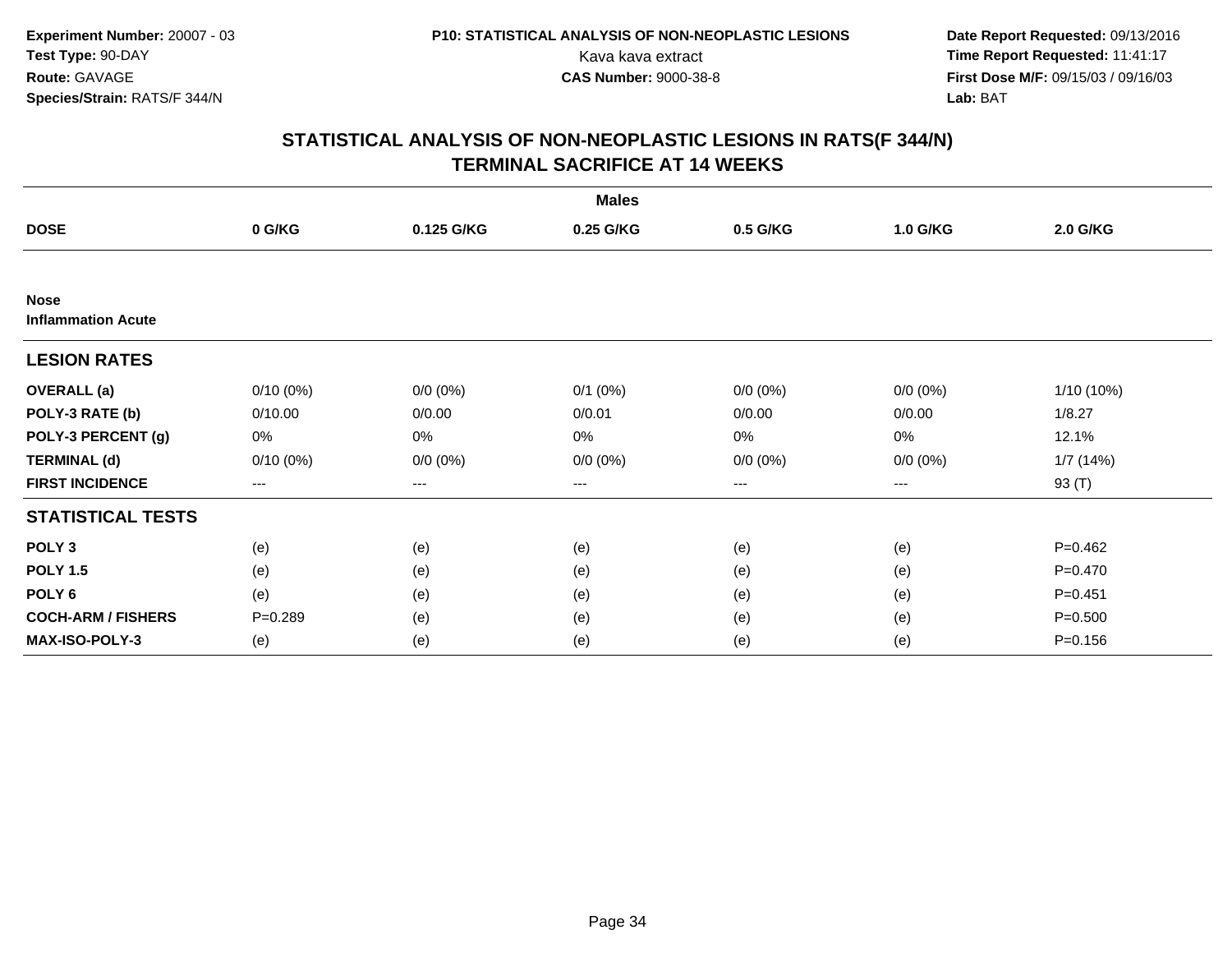**Experiment Number:** 20007 - 03
**Test Type:** 90-DAY
**Route:** GAVAGE
**Species/Strain:** RATS/F 344/N

**P10: STATISTICAL ANALYSIS OF NON-NEOPLASTIC LESIONS**
Kava kava extract
**CAS Number:** 9000-38-8

**Date Report Requested:** 09/13/2016
**Time Report Requested:** 11:41:17
**First Dose M/F:** 09/15/03 / 09/16/03
**Lab:** BAT

## STATISTICAL ANALYSIS OF NON-NEOPLASTIC LESIONS IN RATS(F 344/N) TERMINAL SACRIFICE AT 14 WEEKS

| | Males | | | | | |
|---|---|---|---|---|---|---|
| **DOSE** | **0 G/KG** | **0.125 G/KG** | **0.25 G/KG** | **0.5 G/KG** | **1.0 G/KG** | **2.0 G/KG** |
| **Nose** | | | | | | |
| **Inflammation Acute** | | | | | | |
| **LESION RATES** | | | | | | |
| **OVERALL (a)** | 0/10 (0%) | 0/0 (0%) | 0/1 (0%) | 0/0 (0%) | 0/0 (0%) | 1/10 (10%) |
| **POLY-3 RATE (b)** | 0/10.00 | 0/0.00 | 0/0.01 | 0/0.00 | 0/0.00 | 1/8.27 |
| **POLY-3 PERCENT (g)** | 0% | 0% | 0% | 0% | 0% | 12.1% |
| **TERMINAL (d)** | 0/10 (0%) | 0/0 (0%) | 0/0 (0%) | 0/0 (0%) | 0/0 (0%) | 1/7 (14%) |
| **FIRST INCIDENCE** | --- | --- | --- | --- | --- | 93 (T) |
| **STATISTICAL TESTS** | | | | | | |
| **POLY 3** | (e) | (e) | (e) | (e) | (e) | P=0.462 |
| **POLY 1.5** | (e) | (e) | (e) | (e) | (e) | P=0.470 |
| **POLY 6** | (e) | (e) | (e) | (e) | (e) | P=0.451 |
| **COCH-ARM / FISHERS** | P=0.289 | (e) | (e) | (e) | (e) | P=0.500 |
| **MAX-ISO-POLY-3** | (e) | (e) | (e) | (e) | (e) | P=0.156 |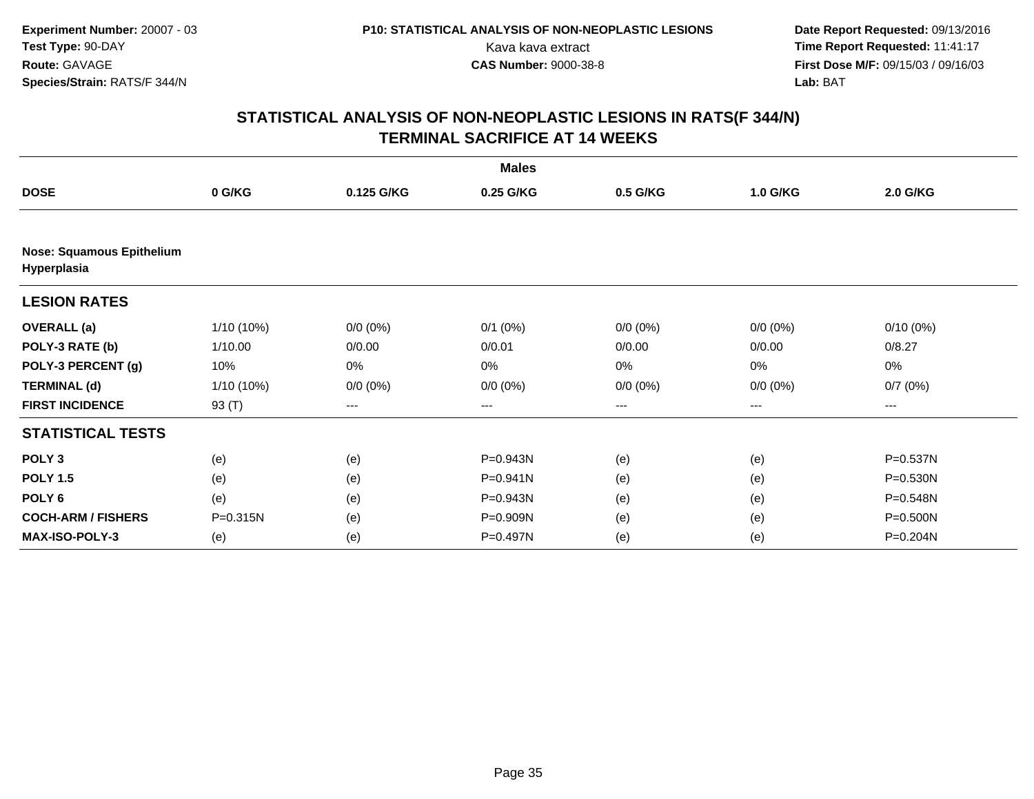**Experiment Number:** 20007 - 03
**Test Type:** 90-DAY
**Route:** GAVAGE
**Species/Strain:** RATS/F 344/N

**P10: STATISTICAL ANALYSIS OF NON-NEOPLASTIC LESIONS**
Kava kava extract
**CAS Number:** 9000-38-8

**Date Report Requested:** 09/13/2016
**Time Report Requested:** 11:41:17
**First Dose M/F:** 09/15/03 / 09/16/03
**Lab:** BAT

## STATISTICAL ANALYSIS OF NON-NEOPLASTIC LESIONS IN RATS(F 344/N)
## TERMINAL SACRIFICE AT 14 WEEKS

| | Males | | | | | |
|---|---|---|---|---|---|---|
| **DOSE** | **0 G/KG** | **0.125 G/KG** | **0.25 G/KG** | **0.5 G/KG** | **1.0 G/KG** | **2.0 G/KG** |
| **Nose: Squamous Epithelium Hyperplasia** | | | | | | |
| **LESION RATES** | | | | | | |
| **OVERALL (a)** | 1/10 (10%) | 0/0 (0%) | 0/1 (0%) | 0/0 (0%) | 0/0 (0%) | 0/10 (0%) |
| **POLY-3 RATE (b)** | 1/10.00 | 0/0.00 | 0/0.01 | 0/0.00 | 0/0.00 | 0/8.27 |
| **POLY-3 PERCENT (g)** | 10% | 0% | 0% | 0% | 0% | 0% |
| **TERMINAL (d)** | 1/10 (10%) | 0/0 (0%) | 0/0 (0%) | 0/0 (0%) | 0/0 (0%) | 0/7 (0%) |
| **FIRST INCIDENCE** | 93 (T) | --- | --- | --- | --- | --- |
| **STATISTICAL TESTS** | | | | | | |
| **POLY 3** | (e) | (e) | P=0.943N | (e) | (e) | P=0.537N |
| **POLY 1.5** | (e) | (e) | P=0.941N | (e) | (e) | P=0.530N |
| **POLY 6** | (e) | (e) | P=0.943N | (e) | (e) | P=0.548N |
| **COCH-ARM / FISHERS** | P=0.315N | (e) | P=0.909N | (e) | (e) | P=0.500N |
| **MAX-ISO-POLY-3** | (e) | (e) | P=0.497N | (e) | (e) | P=0.204N |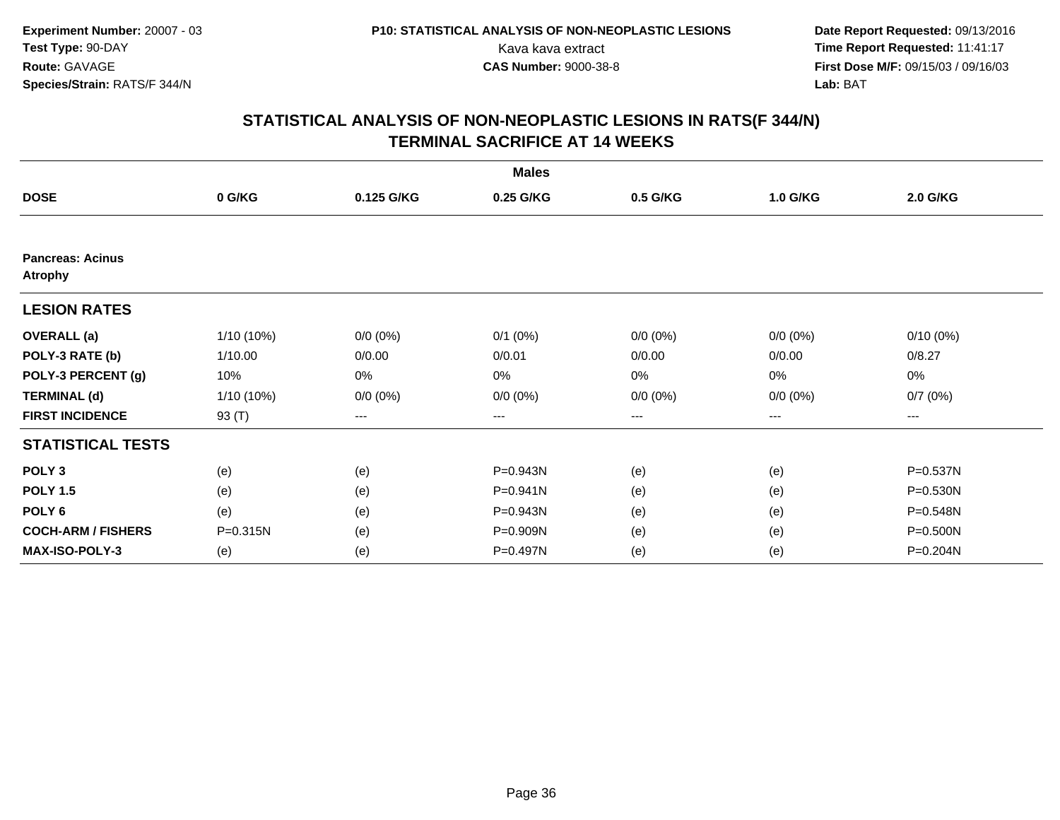**Experiment Number:** 20007 - 03
**Test Type:** 90-DAY
**Route:** GAVAGE
**Species/Strain:** RATS/F 344/N

**P10: STATISTICAL ANALYSIS OF NON-NEOPLASTIC LESIONS**
Kava kava extract
**CAS Number:** 9000-38-8

**Date Report Requested:** 09/13/2016
**Time Report Requested:** 11:41:17
**First Dose M/F:** 09/15/03 / 09/16/03
**Lab:** BAT

## STATISTICAL ANALYSIS OF NON-NEOPLASTIC LESIONS IN RATS(F 344/N)
## TERMINAL SACRIFICE AT 14 WEEKS

| | Males | | | | | |
|---|---|---|---|---|---|---|
| **DOSE** | **0 G/KG** | **0.125 G/KG** | **0.25 G/KG** | **0.5 G/KG** | **1.0 G/KG** | **2.0 G/KG** |
| **Pancreas: Acinus Atrophy** | | | | | | |
| **LESION RATES** | | | | | | |
| **OVERALL (a)** | 1/10 (10%) | 0/0 (0%) | 0/1 (0%) | 0/0 (0%) | 0/0 (0%) | 0/10 (0%) |
| **POLY-3 RATE (b)** | 1/10.00 | 0/0.00 | 0/0.01 | 0/0.00 | 0/0.00 | 0/8.27 |
| **POLY-3 PERCENT (g)** | 10% | 0% | 0% | 0% | 0% | 0% |
| **TERMINAL (d)** | 1/10 (10%) | 0/0 (0%) | 0/0 (0%) | 0/0 (0%) | 0/0 (0%) | 0/7 (0%) |
| **FIRST INCIDENCE** | 93 (T) | --- | --- | --- | --- | --- |
| **STATISTICAL TESTS** | | | | | | |
| **POLY 3** | (e) | (e) | P=0.943N | (e) | (e) | P=0.537N |
| **POLY 1.5** | (e) | (e) | P=0.941N | (e) | (e) | P=0.530N |
| **POLY 6** | (e) | (e) | P=0.943N | (e) | (e) | P=0.548N |
| **COCH-ARM / FISHERS** | P=0.315N | (e) | P=0.909N | (e) | (e) | P=0.500N |
| **MAX-ISO-POLY-3** | (e) | (e) | P=0.497N | (e) | (e) | P=0.204N |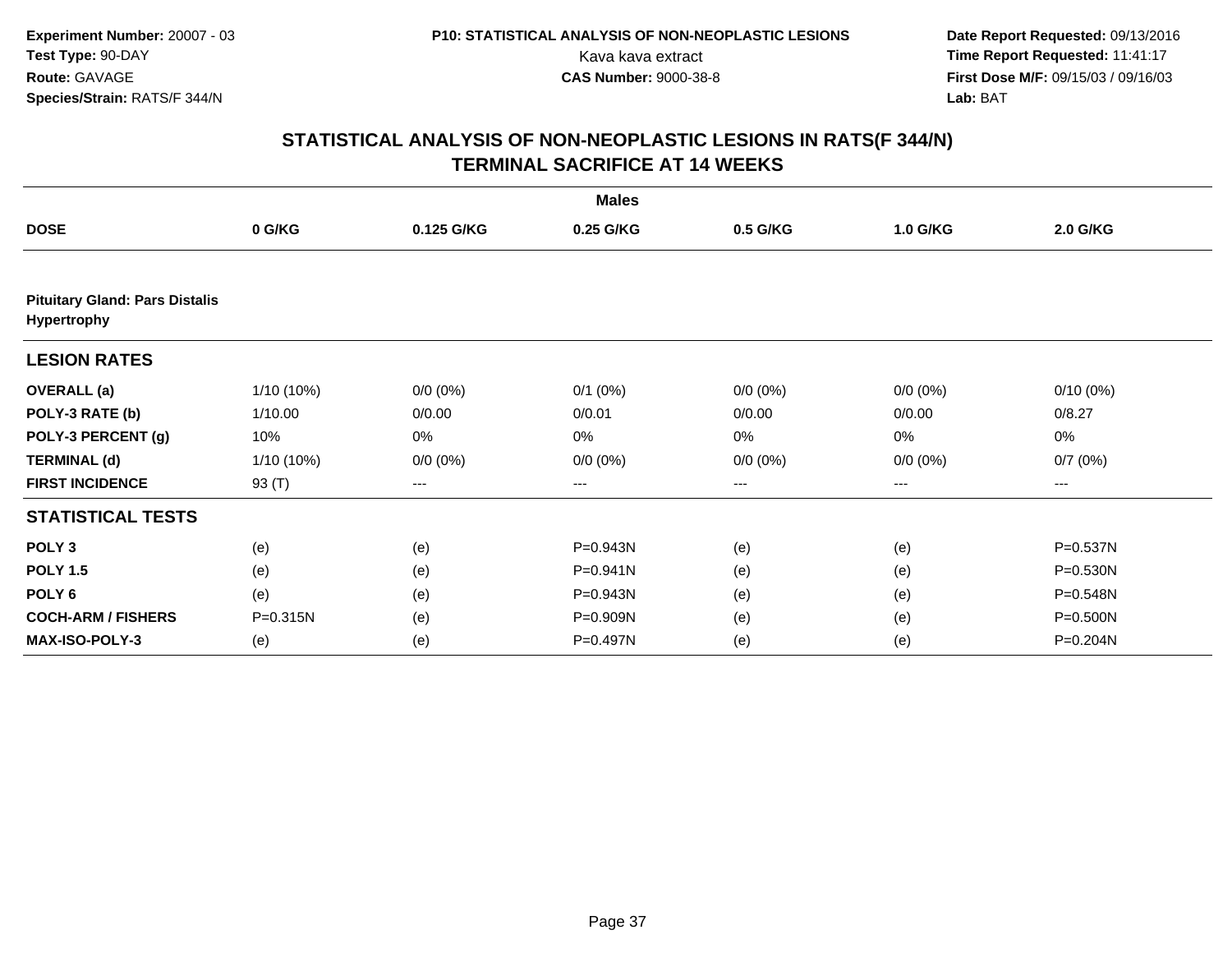**Experiment Number:** 20007 - 03
**Test Type:** 90-DAY
**Route:** GAVAGE
**Species/Strain:** RATS/F 344/N

**P10: STATISTICAL ANALYSIS OF NON-NEOPLASTIC LESIONS**
Kava kava extract
**CAS Number:** 9000-38-8

**Date Report Requested:** 09/13/2016
**Time Report Requested:** 11:41:17
**First Dose M/F:** 09/15/03 / 09/16/03
**Lab:** BAT

## STATISTICAL ANALYSIS OF NON-NEOPLASTIC LESIONS IN RATS(F 344/N)
## TERMINAL SACRIFICE AT 14 WEEKS

| | Males | | | | | |
|---|---|---|---|---|---|---|
| **DOSE** | **0 G/KG** | **0.125 G/KG** | **0.25 G/KG** | **0.5 G/KG** | **1.0 G/KG** | **2.0 G/KG** |
| **Pituitary Gland: Pars Distalis Hypertrophy** | | | | | | |
| **LESION RATES** | | | | | | |
| **OVERALL (a)** | 1/10 (10%) | 0/0 (0%) | 0/1 (0%) | 0/0 (0%) | 0/0 (0%) | 0/10 (0%) |
| **POLY-3 RATE (b)** | 1/10.00 | 0/0.00 | 0/0.01 | 0/0.00 | 0/0.00 | 0/8.27 |
| **POLY-3 PERCENT (g)** | 10% | 0% | 0% | 0% | 0% | 0% |
| **TERMINAL (d)** | 1/10 (10%) | 0/0 (0%) | 0/0 (0%) | 0/0 (0%) | 0/0 (0%) | 0/7 (0%) |
| **FIRST INCIDENCE** | 93 (T) | --- | --- | --- | --- | --- |
| **STATISTICAL TESTS** | | | | | | |
| **POLY 3** | (e) | (e) | P=0.943N | (e) | (e) | P=0.537N |
| **POLY 1.5** | (e) | (e) | P=0.941N | (e) | (e) | P=0.530N |
| **POLY 6** | (e) | (e) | P=0.943N | (e) | (e) | P=0.548N |
| **COCH-ARM / FISHERS** | P=0.315N | (e) | P=0.909N | (e) | (e) | P=0.500N |
| **MAX-ISO-POLY-3** | (e) | (e) | P=0.497N | (e) | (e) | P=0.204N |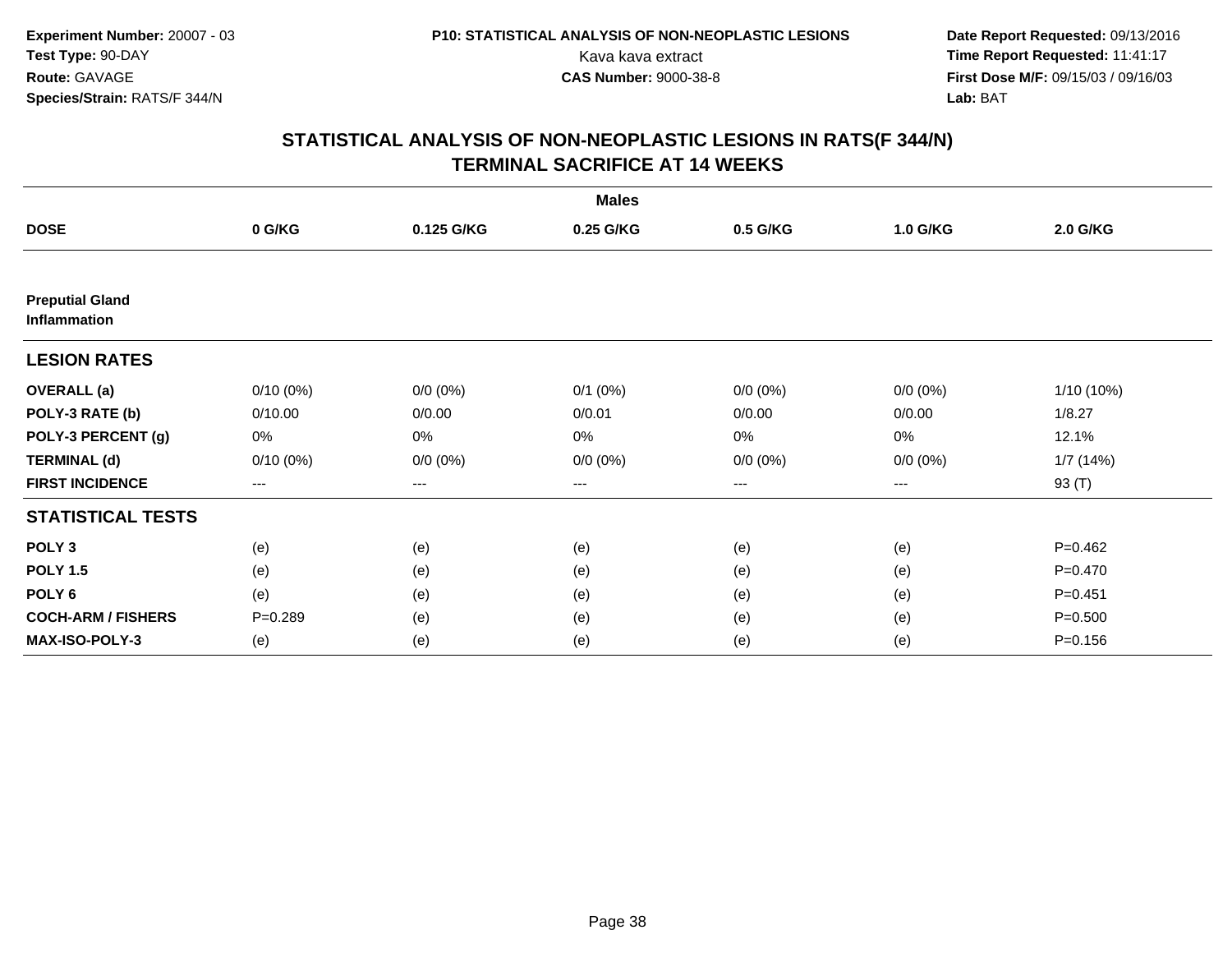**Experiment Number:** 20007 - 03
**Test Type:** 90-DAY
**Route:** GAVAGE
**Species/Strain:** RATS/F 344/N

**P10: STATISTICAL ANALYSIS OF NON-NEOPLASTIC LESIONS**
Kava kava extract
**CAS Number:** 9000-38-8

**Date Report Requested:** 09/13/2016
**Time Report Requested:** 11:41:17
**First Dose M/F:** 09/15/03 / 09/16/03
**Lab:** BAT

## STATISTICAL ANALYSIS OF NON-NEOPLASTIC LESIONS IN RATS(F 344/N) TERMINAL SACRIFICE AT 14 WEEKS

| | Males | | | | | |
|---|---|---|---|---|---|---|
| **DOSE** | **0 G/KG** | **0.125 G/KG** | **0.25 G/KG** | **0.5 G/KG** | **1.0 G/KG** | **2.0 G/KG** |
| **Preputial Gland Inflammation** | | | | | | |
| **LESION RATES** | | | | | | |
| **OVERALL (a)** | 0/10 (0%) | 0/0 (0%) | 0/1 (0%) | 0/0 (0%) | 0/0 (0%) | 1/10 (10%) |
| **POLY-3 RATE (b)** | 0/10.00 | 0/0.00 | 0/0.01 | 0/0.00 | 0/0.00 | 1/8.27 |
| **POLY-3 PERCENT (g)** | 0% | 0% | 0% | 0% | 0% | 12.1% |
| **TERMINAL (d)** | 0/10 (0%) | 0/0 (0%) | 0/0 (0%) | 0/0 (0%) | 0/0 (0%) | 1/7 (14%) |
| **FIRST INCIDENCE** | --- | --- | --- | --- | --- | 93 (T) |
| **STATISTICAL TESTS** | | | | | | |
| **POLY 3** | (e) | (e) | (e) | (e) | (e) | P=0.462 |
| **POLY 1.5** | (e) | (e) | (e) | (e) | (e) | P=0.470 |
| **POLY 6** | (e) | (e) | (e) | (e) | (e) | P=0.451 |
| **COCH-ARM / FISHERS** | P=0.289 | (e) | (e) | (e) | (e) | P=0.500 |
| **MAX-ISO-POLY-3** | (e) | (e) | (e) | (e) | (e) | P=0.156 |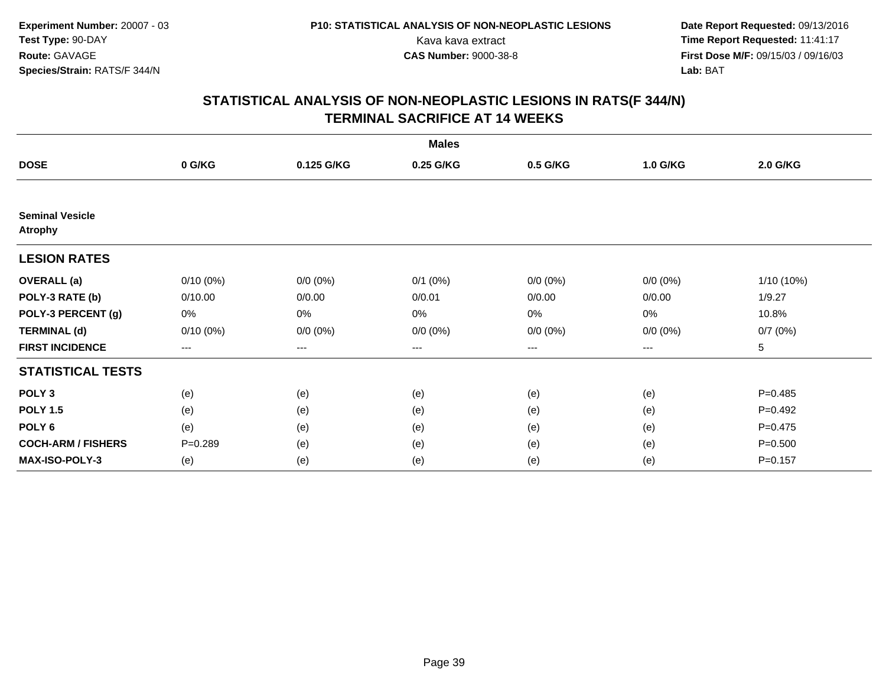**Experiment Number:** 20007 - 03
**Test Type:** 90-DAY
**Route:** GAVAGE
**Species/Strain:** RATS/F 344/N

**P10: STATISTICAL ANALYSIS OF NON-NEOPLASTIC LESIONS**
Kava kava extract
**CAS Number:** 9000-38-8

**Date Report Requested:** 09/13/2016
**Time Report Requested:** 11:41:17
**First Dose M/F:** 09/15/03 / 09/16/03
**Lab:** BAT

## STATISTICAL ANALYSIS OF NON-NEOPLASTIC LESIONS IN RATS(F 344/N)
## TERMINAL SACRIFICE AT 14 WEEKS

| | Males | | | | | |
|---|---|---|---|---|---|---|
| **DOSE** | **0 G/KG** | **0.125 G/KG** | **0.25 G/KG** | **0.5 G/KG** | **1.0 G/KG** | **2.0 G/KG** |
| **Seminal Vesicle** | | | | | | |
| **Atrophy** | | | | | | |
| **LESION RATES** | | | | | | |
| **OVERALL (a)** | 0/10 (0%) | 0/0 (0%) | 0/1 (0%) | 0/0 (0%) | 0/0 (0%) | 1/10 (10%) |
| **POLY-3 RATE (b)** | 0/10.00 | 0/0.00 | 0/0.01 | 0/0.00 | 0/0.00 | 1/9.27 |
| **POLY-3 PERCENT (g)** | 0% | 0% | 0% | 0% | 0% | 10.8% |
| **TERMINAL (d)** | 0/10 (0%) | 0/0 (0%) | 0/0 (0%) | 0/0 (0%) | 0/0 (0%) | 0/7 (0%) |
| **FIRST INCIDENCE** | --- | --- | --- | --- | --- | 5 |
| **STATISTICAL TESTS** | | | | | | |
| **POLY 3** | (e) | (e) | (e) | (e) | (e) | P=0.485 |
| **POLY 1.5** | (e) | (e) | (e) | (e) | (e) | P=0.492 |
| **POLY 6** | (e) | (e) | (e) | (e) | (e) | P=0.475 |
| **COCH-ARM / FISHERS** | P=0.289 | (e) | (e) | (e) | (e) | P=0.500 |
| **MAX-ISO-POLY-3** | (e) | (e) | (e) | (e) | (e) | P=0.157 |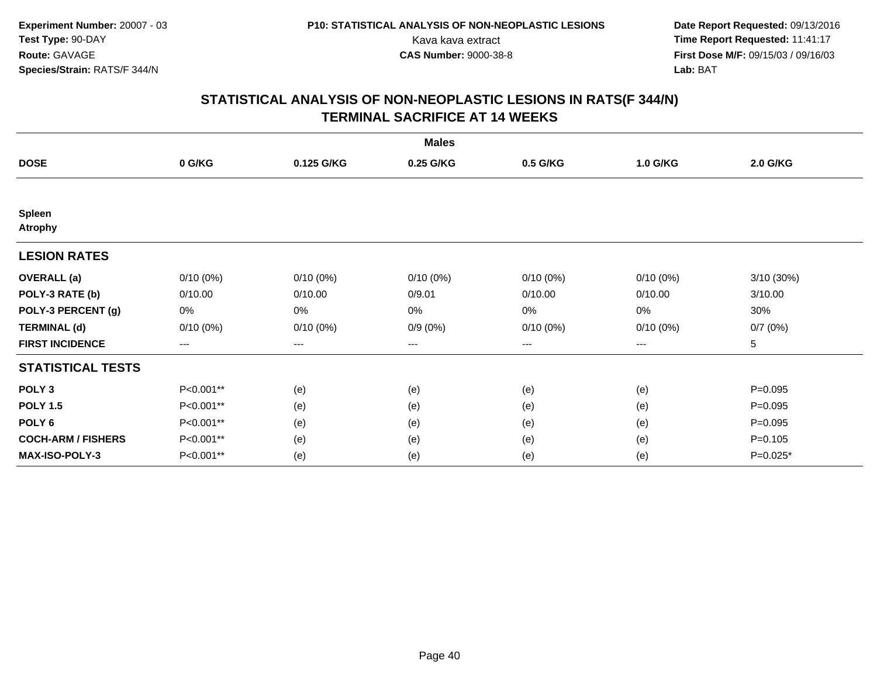Experiment Number: 20007 - 03
Test Type: 90-DAY
Route: GAVAGE
Species/Strain: RATS/F 344/N

P10: STATISTICAL ANALYSIS OF NON-NEOPLASTIC LESIONS
Kava kava extract
CAS Number: 9000-38-8

Date Report Requested: 09/13/2016
Time Report Requested: 11:41:17
First Dose M/F: 09/15/03 / 09/16/03
Lab: BAT

## STATISTICAL ANALYSIS OF NON-NEOPLASTIC LESIONS IN RATS(F 344/N)
## TERMINAL SACRIFICE AT 14 WEEKS

| | Males | | | | | |
|---|---|---|---|---|---|---|
| **DOSE** | **0 G/KG** | **0.125 G/KG** | **0.25 G/KG** | **0.5 G/KG** | **1.0 G/KG** | **2.0 G/KG** |
| **Spleen** | | | | | | |
| **Atrophy** | | | | | | |
| **LESION RATES** | | | | | | |
| **OVERALL (a)** | 0/10 (0%) | 0/10 (0%) | 0/10 (0%) | 0/10 (0%) | 0/10 (0%) | 3/10 (30%) |
| **POLY-3 RATE (b)** | 0/10.00 | 0/10.00 | 0/9.01 | 0/10.00 | 0/10.00 | 3/10.00 |
| **POLY-3 PERCENT (g)** | 0% | 0% | 0% | 0% | 0% | 30% |
| **TERMINAL (d)** | 0/10 (0%) | 0/10 (0%) | 0/9 (0%) | 0/10 (0%) | 0/10 (0%) | 0/7 (0%) |
| **FIRST INCIDENCE** | --- | --- | --- | --- | --- | 5 |
| **STATISTICAL TESTS** | | | | | | |
| **POLY 3** | P<0.001** | (e) | (e) | (e) | (e) | P=0.095 |
| **POLY 1.5** | P<0.001** | (e) | (e) | (e) | (e) | P=0.095 |
| **POLY 6** | P<0.001** | (e) | (e) | (e) | (e) | P=0.095 |
| **COCH-ARM / FISHERS** | P<0.001** | (e) | (e) | (e) | (e) | P=0.105 |
| **MAX-ISO-POLY-3** | P<0.001** | (e) | (e) | (e) | (e) | P=0.025* |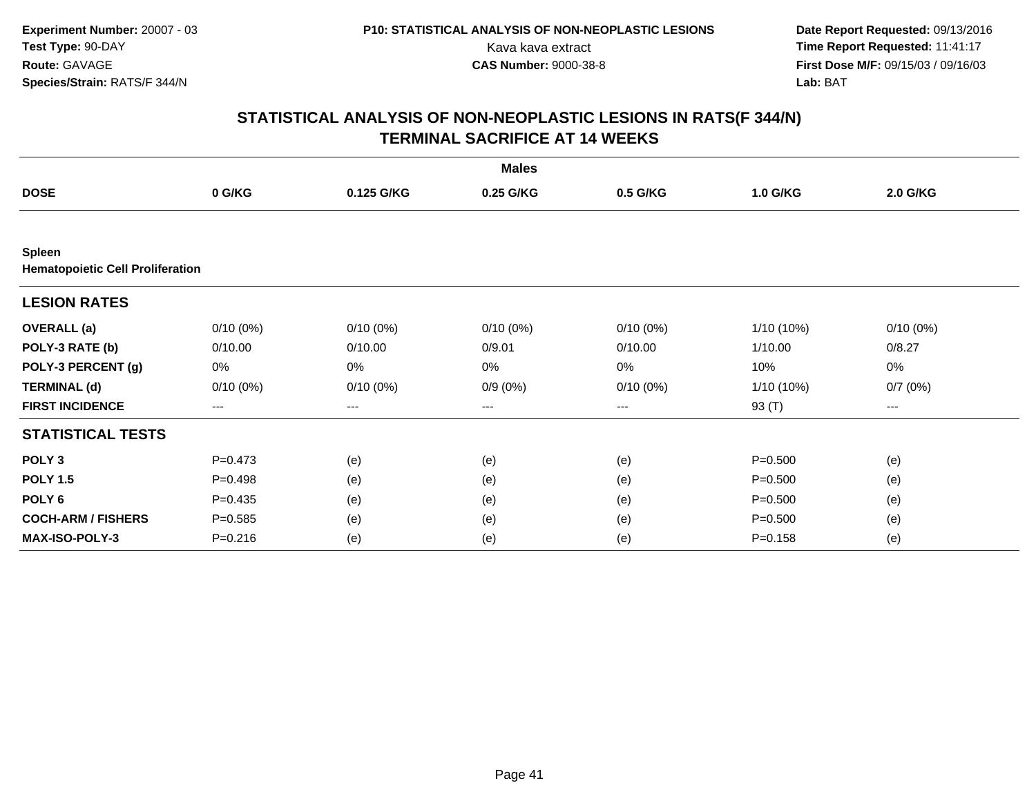**Experiment Number:** 20007 - 03
**Test Type:** 90-DAY
**Route:** GAVAGE
**Species/Strain:** RATS/F 344/N

**P10: STATISTICAL ANALYSIS OF NON-NEOPLASTIC LESIONS**
Kava kava extract
**CAS Number:** 9000-38-8

**Date Report Requested:** 09/13/2016
**Time Report Requested:** 11:41:17
**First Dose M/F:** 09/15/03 / 09/16/03
**Lab:** BAT

## STATISTICAL ANALYSIS OF NON-NEOPLASTIC LESIONS IN RATS(F 344/N)
## TERMINAL SACRIFICE AT 14 WEEKS

| | Males | | | | | |
|---|---|---|---|---|---|---|
| **DOSE** | **0 G/KG** | **0.125 G/KG** | **0.25 G/KG** | **0.5 G/KG** | **1.0 G/KG** | **2.0 G/KG** |
| **Spleen** | | | | | | |
| **Hematopoietic Cell Proliferation** | | | | | | |
| **LESION RATES** | | | | | | |
| **OVERALL (a)** | 0/10 (0%) | 0/10 (0%) | 0/10 (0%) | 0/10 (0%) | 1/10 (10%) | 0/10 (0%) |
| **POLY-3 RATE (b)** | 0/10.00 | 0/10.00 | 0/9.01 | 0/10.00 | 1/10.00 | 0/8.27 |
| **POLY-3 PERCENT (g)** | 0% | 0% | 0% | 0% | 10% | 0% |
| **TERMINAL (d)** | 0/10 (0%) | 0/10 (0%) | 0/9 (0%) | 0/10 (0%) | 1/10 (10%) | 0/7 (0%) |
| **FIRST INCIDENCE** | --- | --- | --- | --- | 93 (T) | --- |
| **STATISTICAL TESTS** | | | | | | |
| **POLY 3** | P=0.473 | (e) | (e) | (e) | P=0.500 | (e) |
| **POLY 1.5** | P=0.498 | (e) | (e) | (e) | P=0.500 | (e) |
| **POLY 6** | P=0.435 | (e) | (e) | (e) | P=0.500 | (e) |
| **COCH-ARM / FISHERS** | P=0.585 | (e) | (e) | (e) | P=0.500 | (e) |
| **MAX-ISO-POLY-3** | P=0.216 | (e) | (e) | (e) | P=0.158 | (e) |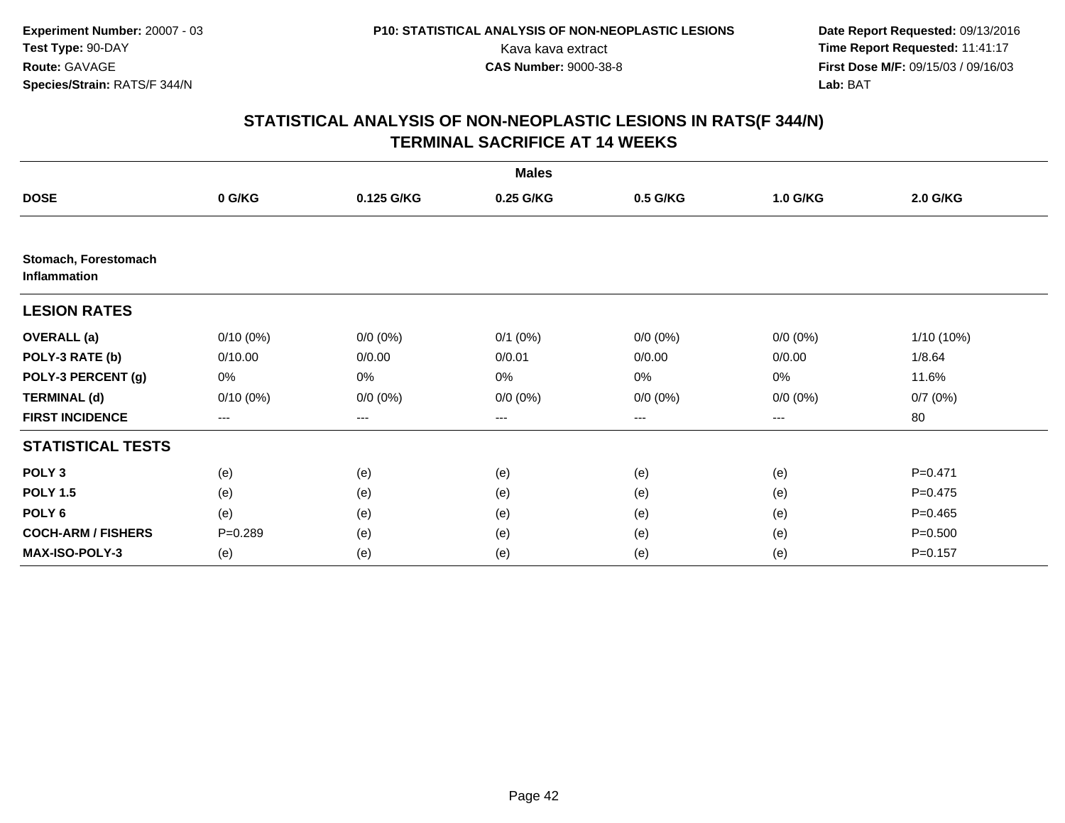Experiment Number: 20007 - 03
Test Type: 90-DAY
Route: GAVAGE
Species/Strain: RATS/F 344/N

P10: STATISTICAL ANALYSIS OF NON-NEOPLASTIC LESIONS
Kava kava extract
CAS Number: 9000-38-8

Date Report Requested: 09/13/2016
Time Report Requested: 11:41:17
First Dose M/F: 09/15/03 / 09/16/03
Lab: BAT

## STATISTICAL ANALYSIS OF NON-NEOPLASTIC LESIONS IN RATS(F 344/N) TERMINAL SACRIFICE AT 14 WEEKS

| | Males | | | | | |
|---|---|---|---|---|---|---|
| **DOSE** | **0 G/KG** | **0.125 G/KG** | **0.25 G/KG** | **0.5 G/KG** | **1.0 G/KG** | **2.0 G/KG** |
| **Stomach, Forestomach Inflammation** | | | | | | |
| **LESION RATES** | | | | | | |
| **OVERALL (a)** | 0/10 (0%) | 0/0 (0%) | 0/1 (0%) | 0/0 (0%) | 0/0 (0%) | 1/10 (10%) |
| **POLY-3 RATE (b)** | 0/10.00 | 0/0.00 | 0/0.01 | 0/0.00 | 0/0.00 | 1/8.64 |
| **POLY-3 PERCENT (g)** | 0% | 0% | 0% | 0% | 0% | 11.6% |
| **TERMINAL (d)** | 0/10 (0%) | 0/0 (0%) | 0/0 (0%) | 0/0 (0%) | 0/0 (0%) | 0/7 (0%) |
| **FIRST INCIDENCE** | --- | --- | --- | --- | --- | 80 |
| **STATISTICAL TESTS** | | | | | | |
| **POLY 3** | (e) | (e) | (e) | (e) | (e) | P=0.471 |
| **POLY 1.5** | (e) | (e) | (e) | (e) | (e) | P=0.475 |
| **POLY 6** | (e) | (e) | (e) | (e) | (e) | P=0.465 |
| **COCH-ARM / FISHERS** | P=0.289 | (e) | (e) | (e) | (e) | P=0.500 |
| **MAX-ISO-POLY-3** | (e) | (e) | (e) | (e) | (e) | P=0.157 |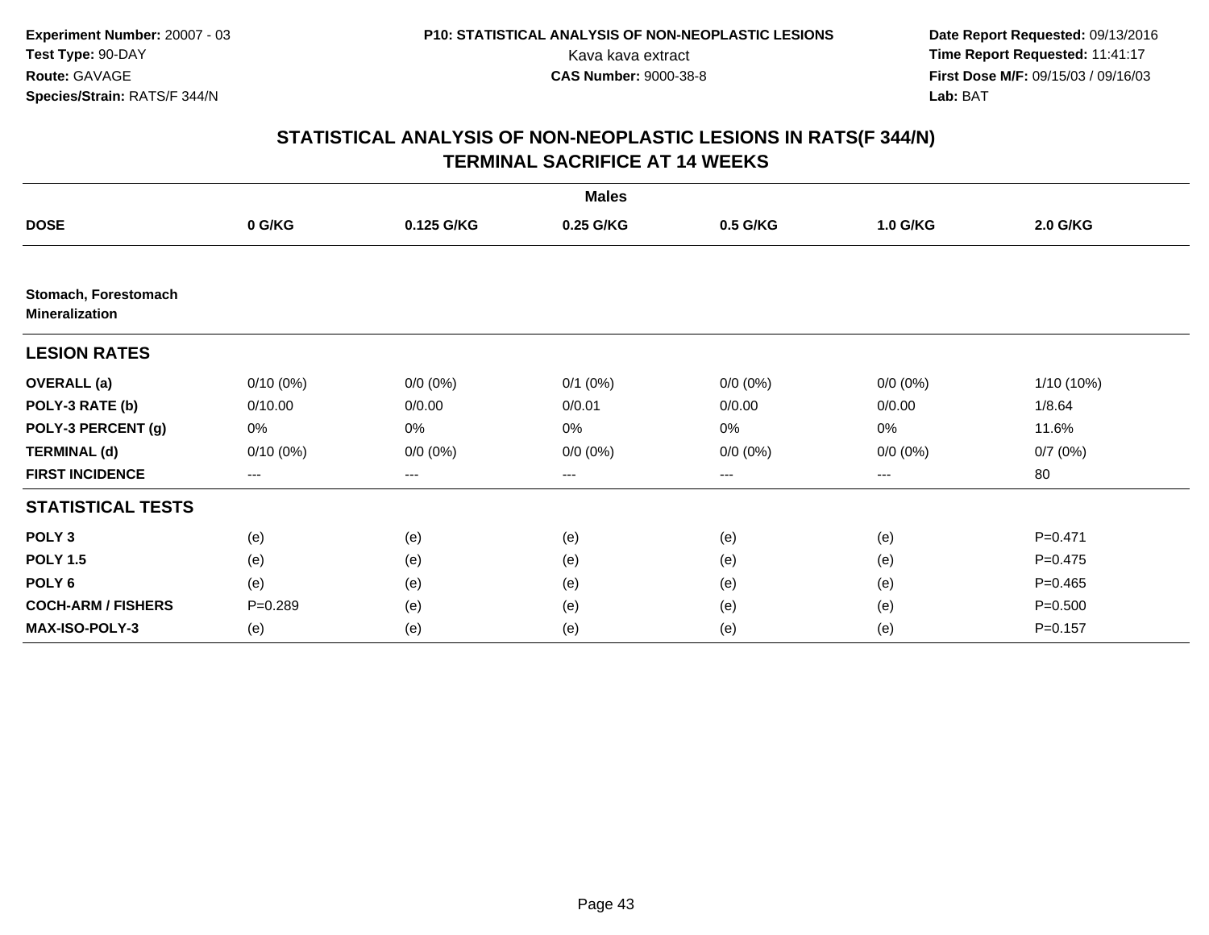Experiment Number: 20007 - 03
Test Type: 90-DAY
Route: GAVAGE
Species/Strain: RATS/F 344/N

P10: STATISTICAL ANALYSIS OF NON-NEOPLASTIC LESIONS
Kava kava extract
CAS Number: 9000-38-8

Date Report Requested: 09/13/2016
Time Report Requested: 11:41:17
First Dose M/F: 09/15/03 / 09/16/03
Lab: BAT

## STATISTICAL ANALYSIS OF NON-NEOPLASTIC LESIONS IN RATS(F 344/N)
## TERMINAL SACRIFICE AT 14 WEEKS

| | Males | | | | | |
|---|---|---|---|---|---|---|
| **DOSE** | **0 G/KG** | **0.125 G/KG** | **0.25 G/KG** | **0.5 G/KG** | **1.0 G/KG** | **2.0 G/KG** |
| **Stomach, Forestomach Mineralization** | | | | | | |
| **LESION RATES** | | | | | | |
| **OVERALL (a)** | 0/10 (0%) | 0/0 (0%) | 0/1 (0%) | 0/0 (0%) | 0/0 (0%) | 1/10 (10%) |
| **POLY-3 RATE (b)** | 0/10.00 | 0/0.00 | 0/0.01 | 0/0.00 | 0/0.00 | 1/8.64 |
| **POLY-3 PERCENT (g)** | 0% | 0% | 0% | 0% | 0% | 11.6% |
| **TERMINAL (d)** | 0/10 (0%) | 0/0 (0%) | 0/0 (0%) | 0/0 (0%) | 0/0 (0%) | 0/7 (0%) |
| **FIRST INCIDENCE** | --- | --- | --- | --- | --- | 80 |
| **STATISTICAL TESTS** | | | | | | |
| **POLY 3** | (e) | (e) | (e) | (e) | (e) | P=0.471 |
| **POLY 1.5** | (e) | (e) | (e) | (e) | (e) | P=0.475 |
| **POLY 6** | (e) | (e) | (e) | (e) | (e) | P=0.465 |
| **COCH-ARM / FISHERS** | P=0.289 | (e) | (e) | (e) | (e) | P=0.500 |
| **MAX-ISO-POLY-3** | (e) | (e) | (e) | (e) | (e) | P=0.157 |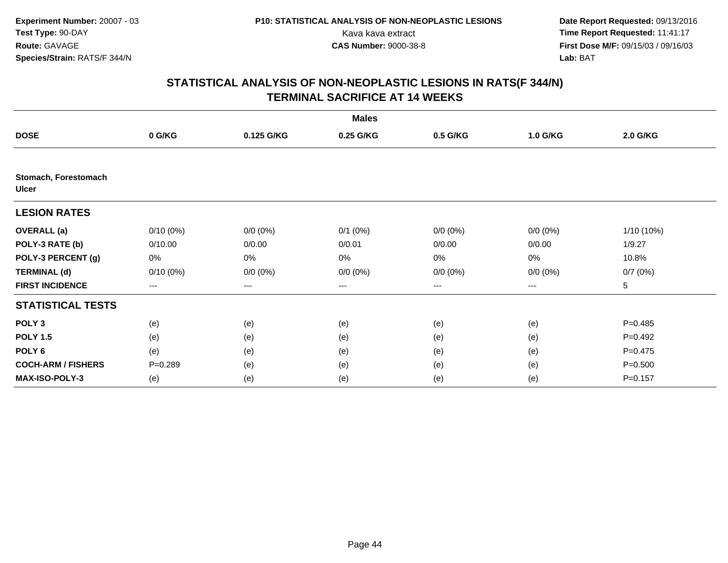Experiment Number: 20007 - 03
Test Type: 90-DAY
Route: GAVAGE
Species/Strain: RATS/F 344/N

P10: STATISTICAL ANALYSIS OF NON-NEOPLASTIC LESIONS
Kava kava extract
CAS Number: 9000-38-8

Date Report Requested: 09/13/2016
Time Report Requested: 11:41:17
First Dose M/F: 09/15/03 / 09/16/03
Lab: BAT

## STATISTICAL ANALYSIS OF NON-NEOPLASTIC LESIONS IN RATS(F 344/N)
## TERMINAL SACRIFICE AT 14 WEEKS

| | Males | | | | | |
|---|---|---|---|---|---|---|
| **DOSE** | **0 G/KG** | **0.125 G/KG** | **0.25 G/KG** | **0.5 G/KG** | **1.0 G/KG** | **2.0 G/KG** |
| **Stomach, Forestomach Ulcer** | | | | | | |
| **LESION RATES** | | | | | | |
| **OVERALL (a)** | 0/10 (0%) | 0/0 (0%) | 0/1 (0%) | 0/0 (0%) | 0/0 (0%) | 1/10 (10%) |
| **POLY-3 RATE (b)** | 0/10.00 | 0/0.00 | 0/0.01 | 0/0.00 | 0/0.00 | 1/9.27 |
| **POLY-3 PERCENT (g)** | 0% | 0% | 0% | 0% | 0% | 10.8% |
| **TERMINAL (d)** | 0/10 (0%) | 0/0 (0%) | 0/0 (0%) | 0/0 (0%) | 0/0 (0%) | 0/7 (0%) |
| **FIRST INCIDENCE** | --- | --- | --- | --- | --- | 5 |
| **STATISTICAL TESTS** | | | | | | |
| **POLY 3** | (e) | (e) | (e) | (e) | (e) | P=0.485 |
| **POLY 1.5** | (e) | (e) | (e) | (e) | (e) | P=0.492 |
| **POLY 6** | (e) | (e) | (e) | (e) | (e) | P=0.475 |
| **COCH-ARM / FISHERS** | P=0.289 | (e) | (e) | (e) | (e) | P=0.500 |
| **MAX-ISO-POLY-3** | (e) | (e) | (e) | (e) | (e) | P=0.157 |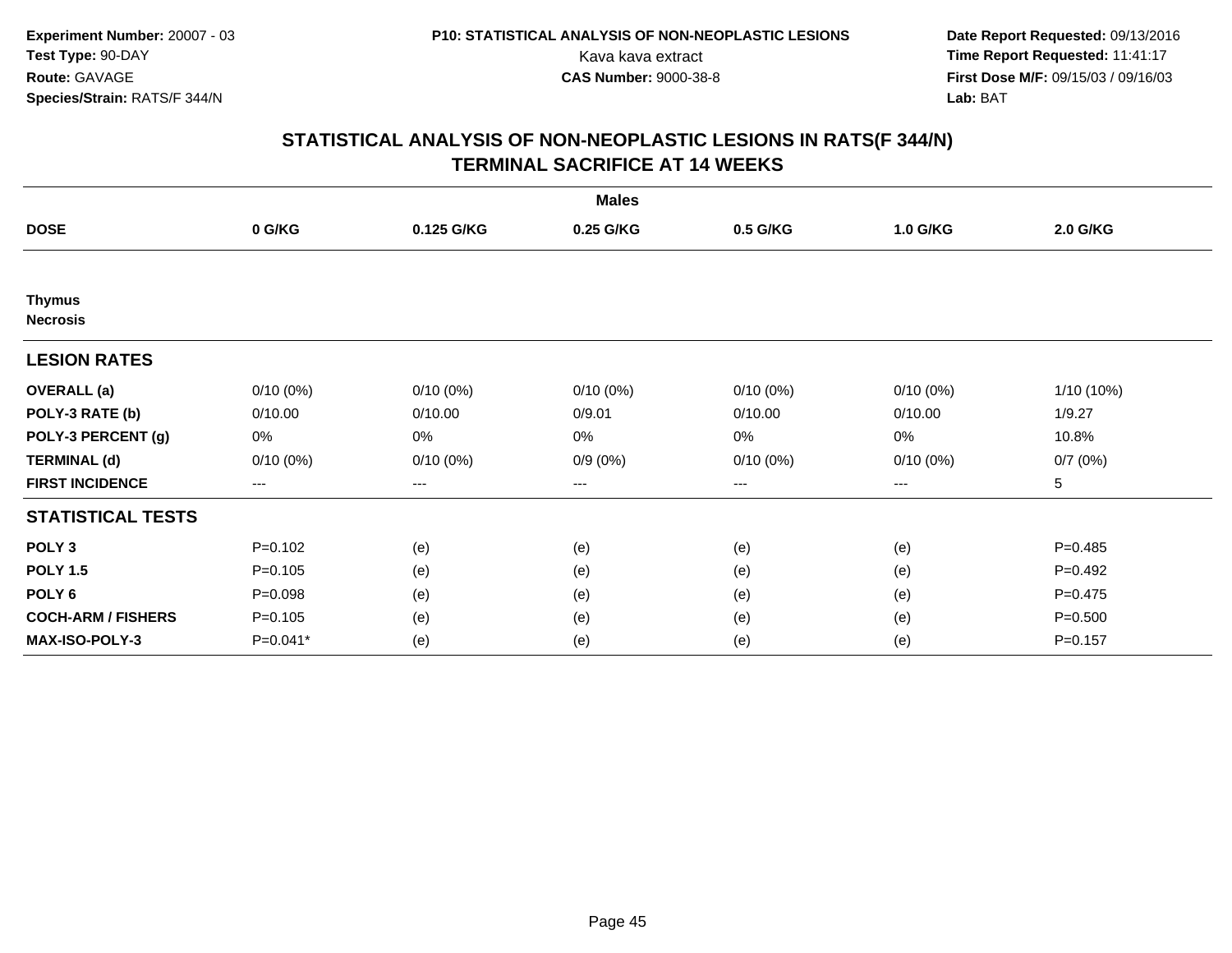**Experiment Number:** 20007 - 03
**Test Type:** 90-DAY
**Route:** GAVAGE
**Species/Strain:** RATS/F 344/N

**P10: STATISTICAL ANALYSIS OF NON-NEOPLASTIC LESIONS**
Kava kava extract
**CAS Number:** 9000-38-8

**Date Report Requested:** 09/13/2016
**Time Report Requested:** 11:41:17
**First Dose M/F:** 09/15/03 / 09/16/03
**Lab:** BAT

## STATISTICAL ANALYSIS OF NON-NEOPLASTIC LESIONS IN RATS(F 344/N)
## TERMINAL SACRIFICE AT 14 WEEKS

| | Males | | | | | |
|---|---|---|---|---|---|---|
| **DOSE** | **0 G/KG** | **0.125 G/KG** | **0.25 G/KG** | **0.5 G/KG** | **1.0 G/KG** | **2.0 G/KG** |
| **Thymus** | | | | | | |
| **Necrosis** | | | | | | |
| **LESION RATES** | | | | | | |
| **OVERALL (a)** | 0/10 (0%) | 0/10 (0%) | 0/10 (0%) | 0/10 (0%) | 0/10 (0%) | 1/10 (10%) |
| **POLY-3 RATE (b)** | 0/10.00 | 0/10.00 | 0/9.01 | 0/10.00 | 0/10.00 | 1/9.27 |
| **POLY-3 PERCENT (g)** | 0% | 0% | 0% | 0% | 0% | 10.8% |
| **TERMINAL (d)** | 0/10 (0%) | 0/10 (0%) | 0/9 (0%) | 0/10 (0%) | 0/10 (0%) | 0/7 (0%) |
| **FIRST INCIDENCE** | --- | --- | --- | --- | --- | 5 |
| **STATISTICAL TESTS** | | | | | | |
| **POLY 3** | P=0.102 | (e) | (e) | (e) | (e) | P=0.485 |
| **POLY 1.5** | P=0.105 | (e) | (e) | (e) | (e) | P=0.492 |
| **POLY 6** | P=0.098 | (e) | (e) | (e) | (e) | P=0.475 |
| **COCH-ARM / FISHERS** | P=0.105 | (e) | (e) | (e) | (e) | P=0.500 |
| **MAX-ISO-POLY-3** | P=0.041* | (e) | (e) | (e) | (e) | P=0.157 |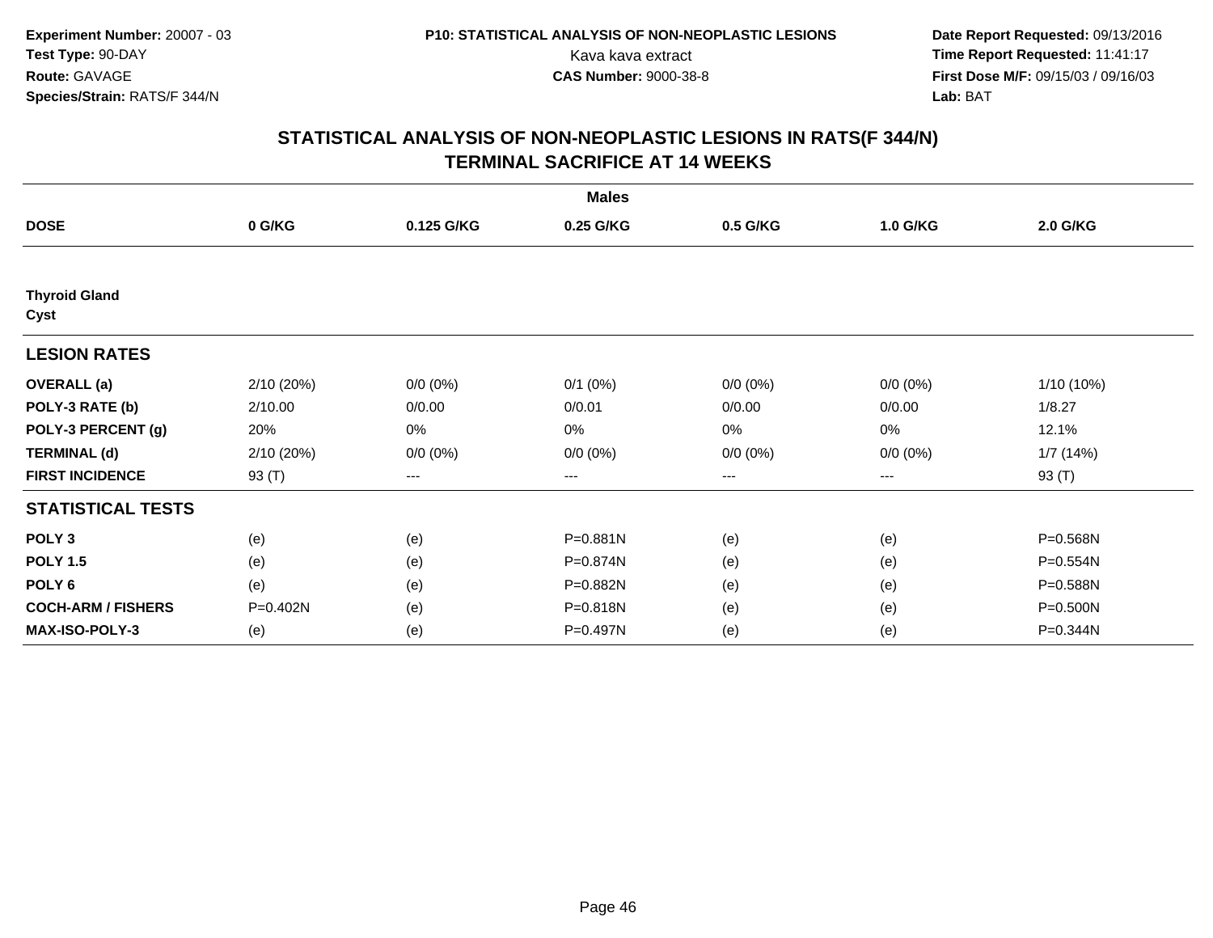Experiment Number: 20007 - 03
Test Type: 90-DAY
Route: GAVAGE
Species/Strain: RATS/F 344/N

P10: STATISTICAL ANALYSIS OF NON-NEOPLASTIC LESIONS
Kava kava extract
CAS Number: 9000-38-8

Date Report Requested: 09/13/2016
Time Report Requested: 11:41:17
First Dose M/F: 09/15/03 / 09/16/03
Lab: BAT

# STATISTICAL ANALYSIS OF NON-NEOPLASTIC LESIONS IN RATS(F 344/N)
# TERMINAL SACRIFICE AT 14 WEEKS

| | Males | | | | | |
|---|---|---|---|---|---|---|
| **DOSE** | **0 G/KG** | **0.125 G/KG** | **0.25 G/KG** | **0.5 G/KG** | **1.0 G/KG** | **2.0 G/KG** |
| **Thyroid Gland** | | | | | | |
| **Cyst** | | | | | | |
| **LESION RATES** | | | | | | |
| **OVERALL (a)** | 2/10 (20%) | 0/0 (0%) | 0/1 (0%) | 0/0 (0%) | 0/0 (0%) | 1/10 (10%) |
| **POLY-3 RATE (b)** | 2/10.00 | 0/0.00 | 0/0.01 | 0/0.00 | 0/0.00 | 1/8.27 |
| **POLY-3 PERCENT (g)** | 20% | 0% | 0% | 0% | 0% | 12.1% |
| **TERMINAL (d)** | 2/10 (20%) | 0/0 (0%) | 0/0 (0%) | 0/0 (0%) | 0/0 (0%) | 1/7 (14%) |
| **FIRST INCIDENCE** | 93 (T) | --- | --- | --- | --- | 93 (T) |
| **STATISTICAL TESTS** | | | | | | |
| **POLY 3** | (e) | (e) | P=0.881N | (e) | (e) | P=0.568N |
| **POLY 1.5** | (e) | (e) | P=0.874N | (e) | (e) | P=0.554N |
| **POLY 6** | (e) | (e) | P=0.882N | (e) | (e) | P=0.588N |
| **COCH-ARM / FISHERS** | P=0.402N | (e) | P=0.818N | (e) | (e) | P=0.500N |
| **MAX-ISO-POLY-3** | (e) | (e) | P=0.497N | (e) | (e) | P=0.344N |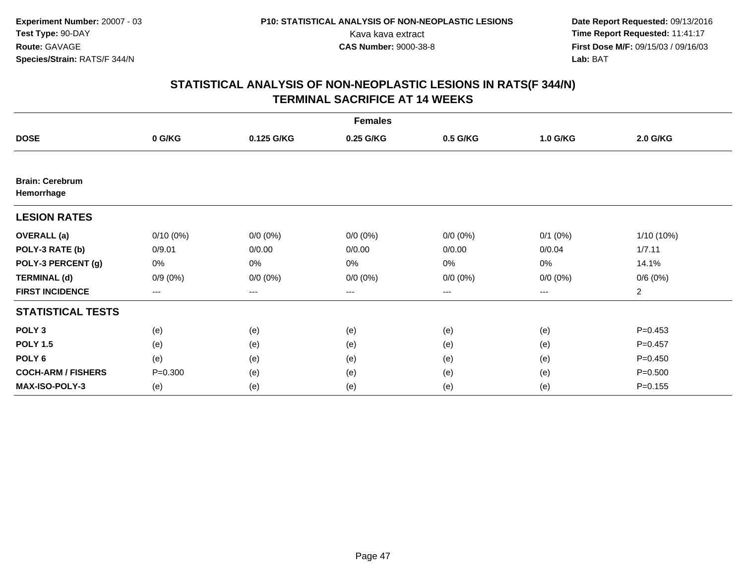**Experiment Number:** 20007 - 03
**Test Type:** 90-DAY
**Route:** GAVAGE
**Species/Strain:** RATS/F 344/N

**P10: STATISTICAL ANALYSIS OF NON-NEOPLASTIC LESIONS**
Kava kava extract
**CAS Number:** 9000-38-8

**Date Report Requested:** 09/13/2016
**Time Report Requested:** 11:41:17
**First Dose M/F:** 09/15/03 / 09/16/03
**Lab:** BAT

## STATISTICAL ANALYSIS OF NON-NEOPLASTIC LESIONS IN RATS(F 344/N)
## TERMINAL SACRIFICE AT 14 WEEKS

| | Females | | | | | |
|---|---|---|---|---|---|---|
| **DOSE** | **0 G/KG** | **0.125 G/KG** | **0.25 G/KG** | **0.5 G/KG** | **1.0 G/KG** | **2.0 G/KG** |
| **Brain: Cerebrum** | | | | | | |
| **Hemorrhage** | | | | | | |
| **LESION RATES** | | | | | | |
| **OVERALL (a)** | 0/10 (0%) | 0/0 (0%) | 0/0 (0%) | 0/0 (0%) | 0/1 (0%) | 1/10 (10%) |
| **POLY-3 RATE (b)** | 0/9.01 | 0/0.00 | 0/0.00 | 0/0.00 | 0/0.04 | 1/7.11 |
| **POLY-3 PERCENT (g)** | 0% | 0% | 0% | 0% | 0% | 14.1% |
| **TERMINAL (d)** | 0/9 (0%) | 0/0 (0%) | 0/0 (0%) | 0/0 (0%) | 0/0 (0%) | 0/6 (0%) |
| **FIRST INCIDENCE** | --- | --- | --- | --- | --- | 2 |
| **STATISTICAL TESTS** | | | | | | |
| **POLY 3** | (e) | (e) | (e) | (e) | (e) | P=0.453 |
| **POLY 1.5** | (e) | (e) | (e) | (e) | (e) | P=0.457 |
| **POLY 6** | (e) | (e) | (e) | (e) | (e) | P=0.450 |
| **COCH-ARM / FISHERS** | P=0.300 | (e) | (e) | (e) | (e) | P=0.500 |
| **MAX-ISO-POLY-3** | (e) | (e) | (e) | (e) | (e) | P=0.155 |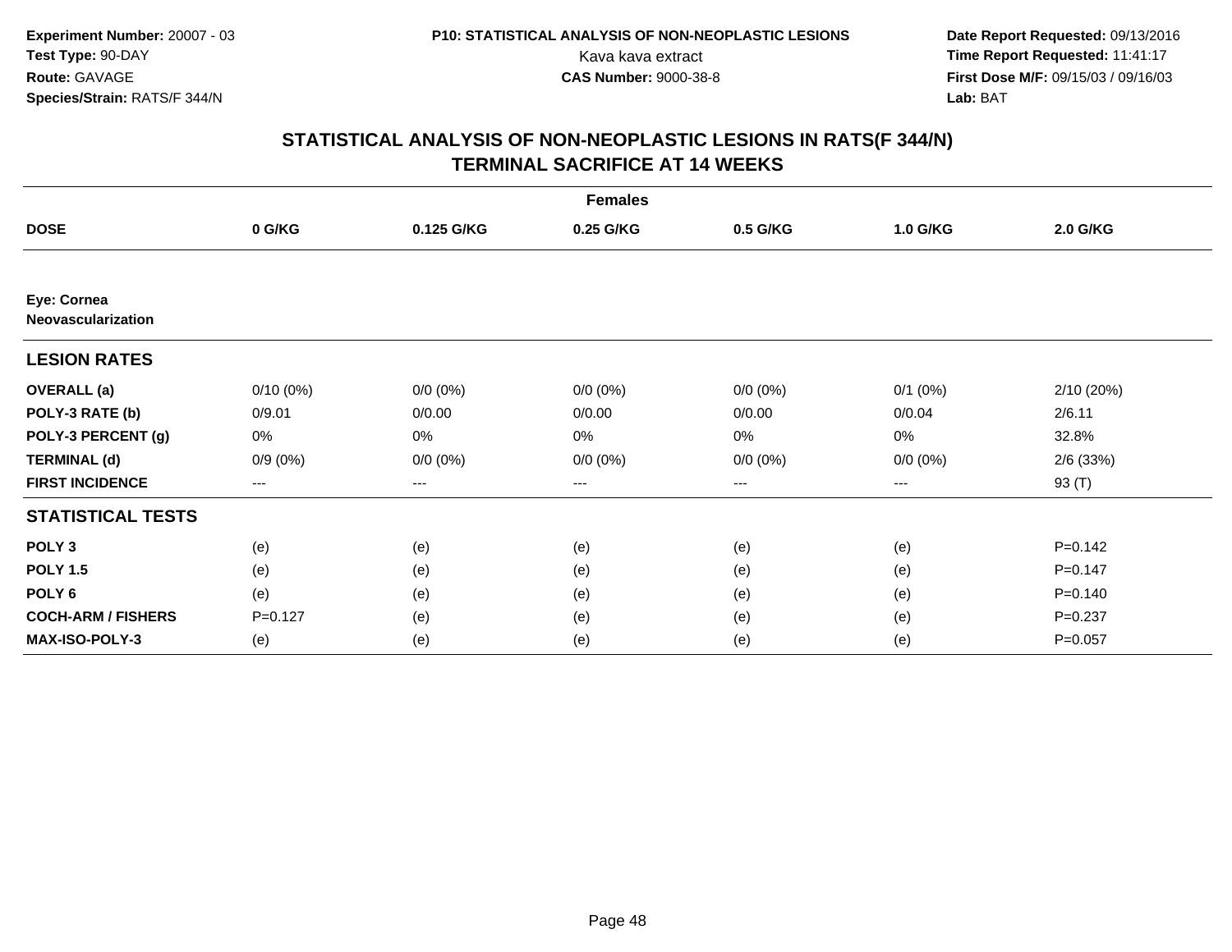Experiment Number: 20007 - 03
Test Type: 90-DAY
Route: GAVAGE
Species/Strain: RATS/F 344/N

P10: STATISTICAL ANALYSIS OF NON-NEOPLASTIC LESIONS
Kava kava extract
CAS Number: 9000-38-8

Date Report Requested: 09/13/2016
Time Report Requested: 11:41:17
First Dose M/F: 09/15/03 / 09/16/03
Lab: BAT

## STATISTICAL ANALYSIS OF NON-NEOPLASTIC LESIONS IN RATS(F 344/N)
## TERMINAL SACRIFICE AT 14 WEEKS

| | Females | | | | | |
|---|---|---|---|---|---|---|
| **DOSE** | **0 G/KG** | **0.125 G/KG** | **0.25 G/KG** | **0.5 G/KG** | **1.0 G/KG** | **2.0 G/KG** |
| **Eye: Cornea Neovascularization** | | | | | | |
| **LESION RATES** | | | | | | |
| **OVERALL (a)** | 0/10 (0%) | 0/0 (0%) | 0/0 (0%) | 0/0 (0%) | 0/1 (0%) | 2/10 (20%) |
| **POLY-3 RATE (b)** | 0/9.01 | 0/0.00 | 0/0.00 | 0/0.00 | 0/0.04 | 2/6.11 |
| **POLY-3 PERCENT (g)** | 0% | 0% | 0% | 0% | 0% | 32.8% |
| **TERMINAL (d)** | 0/9 (0%) | 0/0 (0%) | 0/0 (0%) | 0/0 (0%) | 0/0 (0%) | 2/6 (33%) |
| **FIRST INCIDENCE** | --- | --- | --- | --- | --- | 93 (T) |
| **STATISTICAL TESTS** | | | | | | |
| **POLY 3** | (e) | (e) | (e) | (e) | (e) | P=0.142 |
| **POLY 1.5** | (e) | (e) | (e) | (e) | (e) | P=0.147 |
| **POLY 6** | (e) | (e) | (e) | (e) | (e) | P=0.140 |
| **COCH-ARM / FISHERS** | P=0.127 | (e) | (e) | (e) | (e) | P=0.237 |
| **MAX-ISO-POLY-3** | (e) | (e) | (e) | (e) | (e) | P=0.057 |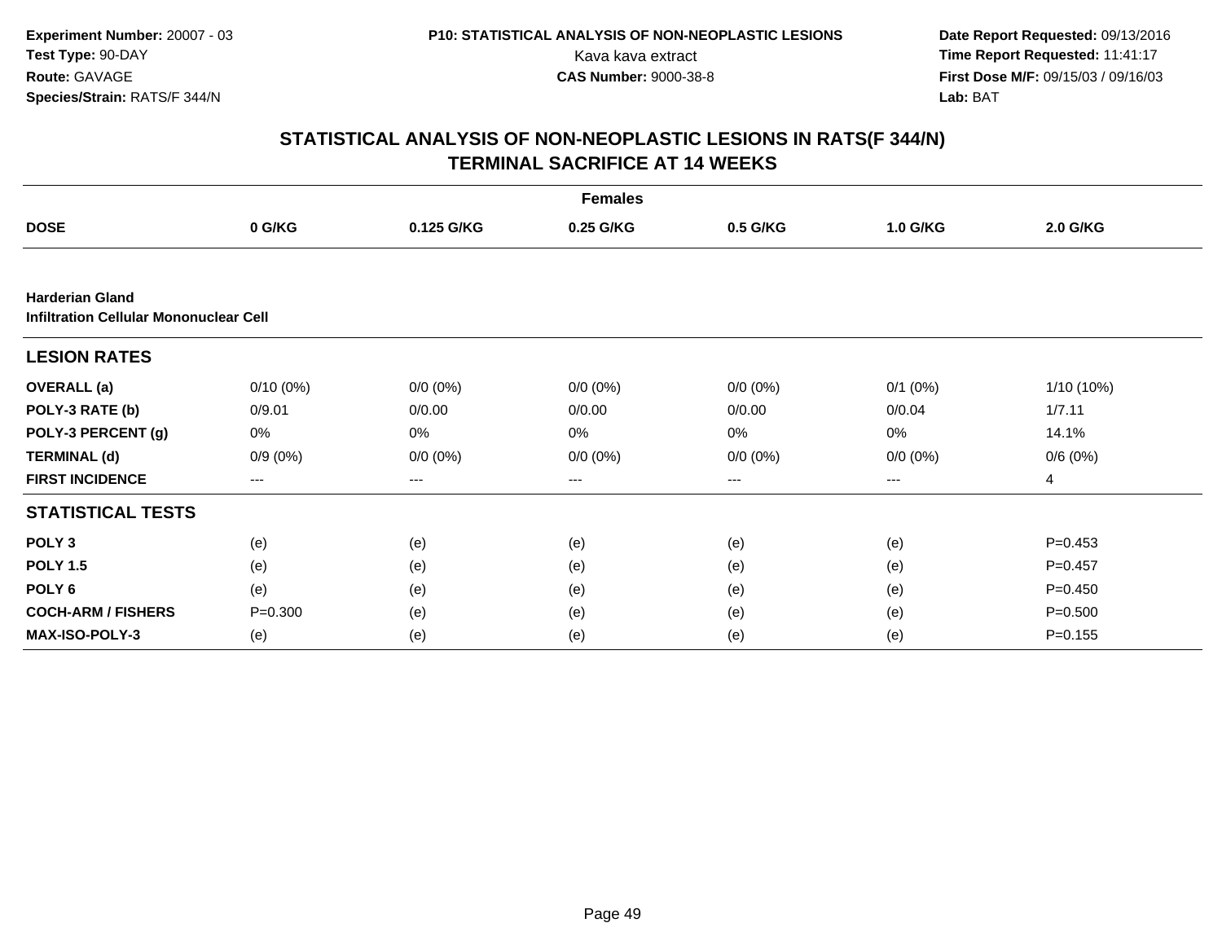**Experiment Number:** 20007 - 03
**Test Type:** 90-DAY
**Route:** GAVAGE
**Species/Strain:** RATS/F 344/N

**P10: STATISTICAL ANALYSIS OF NON-NEOPLASTIC LESIONS**
Kava kava extract
**CAS Number:** 9000-38-8

**Date Report Requested:** 09/13/2016
**Time Report Requested:** 11:41:17
**First Dose M/F:** 09/15/03 / 09/16/03
**Lab:** BAT

## STATISTICAL ANALYSIS OF NON-NEOPLASTIC LESIONS IN RATS(F 344/N)
## TERMINAL SACRIFICE AT 14 WEEKS

| | Females | | | | | |
|---|---|---|---|---|---|---|
| **DOSE** | **0 G/KG** | **0.125 G/KG** | **0.25 G/KG** | **0.5 G/KG** | **1.0 G/KG** | **2.0 G/KG** |
| **Harderian Gland** | | | | | | |
| **Infiltration Cellular Mononuclear Cell** | | | | | | |
| **LESION RATES** | | | | | | |
| **OVERALL (a)** | 0/10 (0%) | 0/0 (0%) | 0/0 (0%) | 0/0 (0%) | 0/1 (0%) | 1/10 (10%) |
| **POLY-3 RATE (b)** | 0/9.01 | 0/0.00 | 0/0.00 | 0/0.00 | 0/0.04 | 1/7.11 |
| **POLY-3 PERCENT (g)** | 0% | 0% | 0% | 0% | 0% | 14.1% |
| **TERMINAL (d)** | 0/9 (0%) | 0/0 (0%) | 0/0 (0%) | 0/0 (0%) | 0/0 (0%) | 0/6 (0%) |
| **FIRST INCIDENCE** | --- | --- | --- | --- | --- | 4 |
| **STATISTICAL TESTS** | | | | | | |
| **POLY 3** | (e) | (e) | (e) | (e) | (e) | P=0.453 |
| **POLY 1.5** | (e) | (e) | (e) | (e) | (e) | P=0.457 |
| **POLY 6** | (e) | (e) | (e) | (e) | (e) | P=0.450 |
| **COCH-ARM / FISHERS** | P=0.300 | (e) | (e) | (e) | (e) | P=0.500 |
| **MAX-ISO-POLY-3** | (e) | (e) | (e) | (e) | (e) | P=0.155 |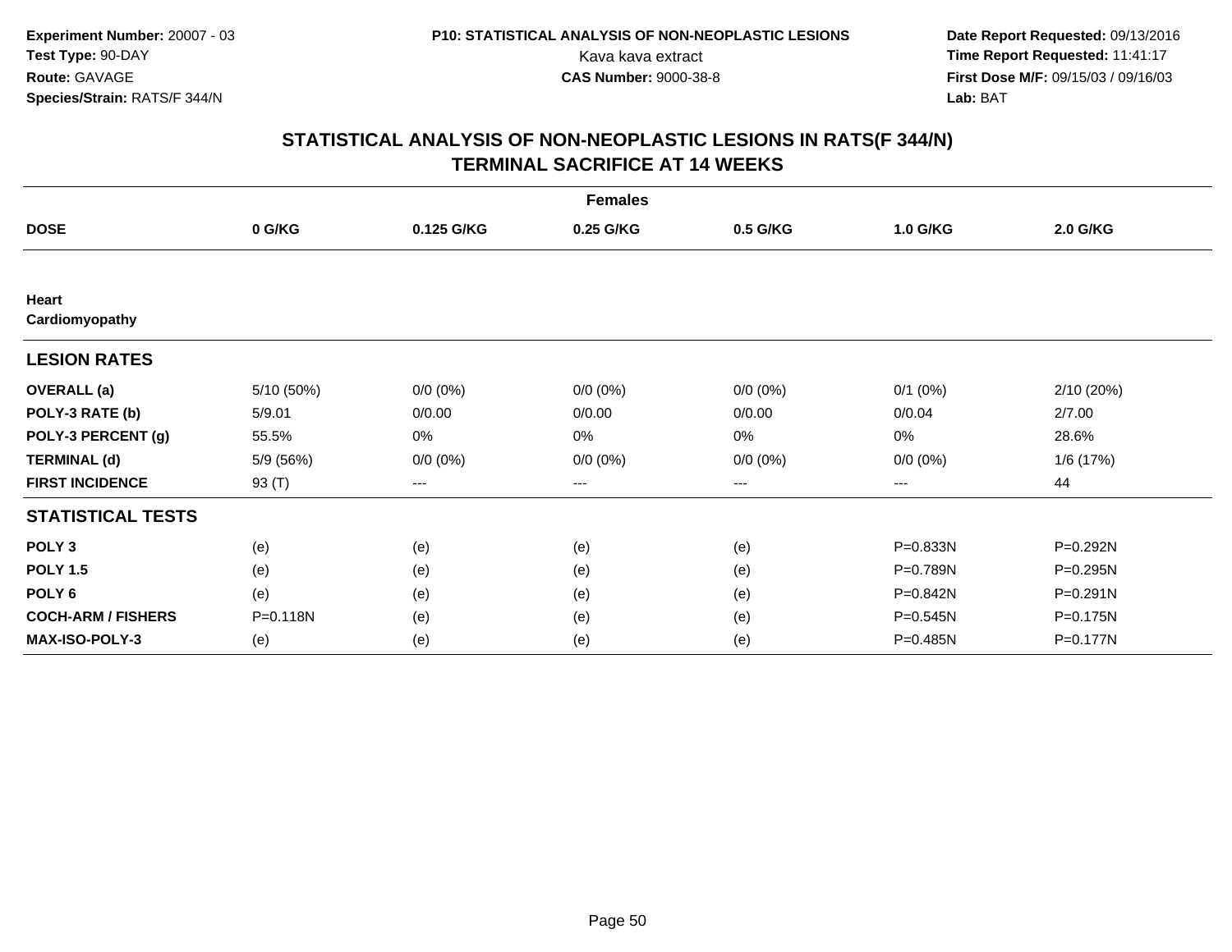Experiment Number: 20007 - 03
Test Type: 90-DAY
Route: GAVAGE
Species/Strain: RATS/F 344/N

P10: STATISTICAL ANALYSIS OF NON-NEOPLASTIC LESIONS
Kava kava extract
CAS Number: 9000-38-8

Date Report Requested: 09/13/2016
Time Report Requested: 11:41:17
First Dose M/F: 09/15/03 / 09/16/03
Lab: BAT

# STATISTICAL ANALYSIS OF NON-NEOPLASTIC LESIONS IN RATS(F 344/N)
## TERMINAL SACRIFICE AT 14 WEEKS

| Females | | | | | | |
|---|---|---|---|---|---|---|
| **DOSE** | **0 G/KG** | **0.125 G/KG** | **0.25 G/KG** | **0.5 G/KG** | **1.0 G/KG** | **2.0 G/KG** |
| **Heart** | | | | | | |
| **Cardiomyopathy** | | | | | | |
| **LESION RATES** | | | | | | |
| **OVERALL (a)** | 5/10 (50%) | 0/0 (0%) | 0/0 (0%) | 0/0 (0%) | 0/1 (0%) | 2/10 (20%) |
| **POLY-3 RATE (b)** | 5/9.01 | 0/0.00 | 0/0.00 | 0/0.00 | 0/0.04 | 2/7.00 |
| **POLY-3 PERCENT (g)** | 55.5% | 0% | 0% | 0% | 0% | 28.6% |
| **TERMINAL (d)** | 5/9 (56%) | 0/0 (0%) | 0/0 (0%) | 0/0 (0%) | 0/0 (0%) | 1/6 (17%) |
| **FIRST INCIDENCE** | 93 (T) | --- | --- | --- | --- | 44 |
| **STATISTICAL TESTS** | | | | | | |
| **POLY 3** | (e) | (e) | (e) | (e) | P=0.833N | P=0.292N |
| **POLY 1.5** | (e) | (e) | (e) | (e) | P=0.789N | P=0.295N |
| **POLY 6** | (e) | (e) | (e) | (e) | P=0.842N | P=0.291N |
| **COCH-ARM / FISHERS** | P=0.118N | (e) | (e) | (e) | P=0.545N | P=0.175N |
| **MAX-ISO-POLY-3** | (e) | (e) | (e) | (e) | P=0.485N | P=0.177N |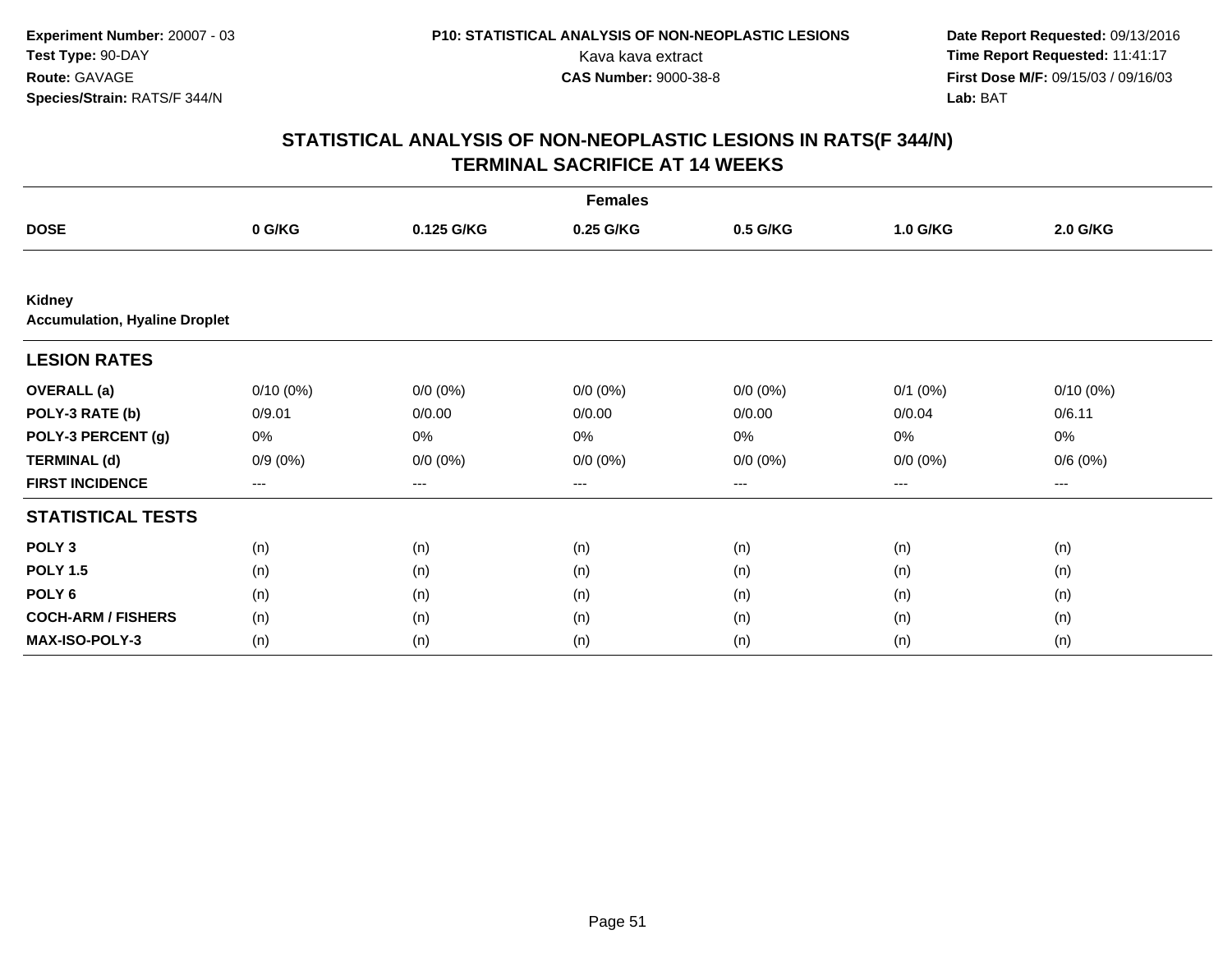Experiment Number: 20007 - 03
Test Type: 90-DAY
Route: GAVAGE
Species/Strain: RATS/F 344/N

P10: STATISTICAL ANALYSIS OF NON-NEOPLASTIC LESIONS
Kava kava extract
CAS Number: 9000-38-8

Date Report Requested: 09/13/2016
Time Report Requested: 11:41:17
First Dose M/F: 09/15/03 / 09/16/03
Lab: BAT

# STATISTICAL ANALYSIS OF NON-NEOPLASTIC LESIONS IN RATS(F 344/N)
# TERMINAL SACRIFICE AT 14 WEEKS

| | Females | | | | | |
|---|---|---|---|---|---|---|
| **DOSE** | **0 G/KG** | **0.125 G/KG** | **0.25 G/KG** | **0.5 G/KG** | **1.0 G/KG** | **2.0 G/KG** |
| **Kidney** | | | | | | |
| **Accumulation, Hyaline Droplet** | | | | | | |
| **LESION RATES** | | | | | | |
| **OVERALL (a)** | 0/10 (0%) | 0/0 (0%) | 0/0 (0%) | 0/0 (0%) | 0/1 (0%) | 0/10 (0%) |
| **POLY-3 RATE (b)** | 0/9.01 | 0/0.00 | 0/0.00 | 0/0.00 | 0/0.04 | 0/6.11 |
| **POLY-3 PERCENT (g)** | 0% | 0% | 0% | 0% | 0% | 0% |
| **TERMINAL (d)** | 0/9 (0%) | 0/0 (0%) | 0/0 (0%) | 0/0 (0%) | 0/0 (0%) | 0/6 (0%) |
| **FIRST INCIDENCE** | --- | --- | --- | --- | --- | --- |
| **STATISTICAL TESTS** | | | | | | |
| **POLY 3** | (n) | (n) | (n) | (n) | (n) | (n) |
| **POLY 1.5** | (n) | (n) | (n) | (n) | (n) | (n) |
| **POLY 6** | (n) | (n) | (n) | (n) | (n) | (n) |
| **COCH-ARM / FISHERS** | (n) | (n) | (n) | (n) | (n) | (n) |
| **MAX-ISO-POLY-3** | (n) | (n) | (n) | (n) | (n) | (n) |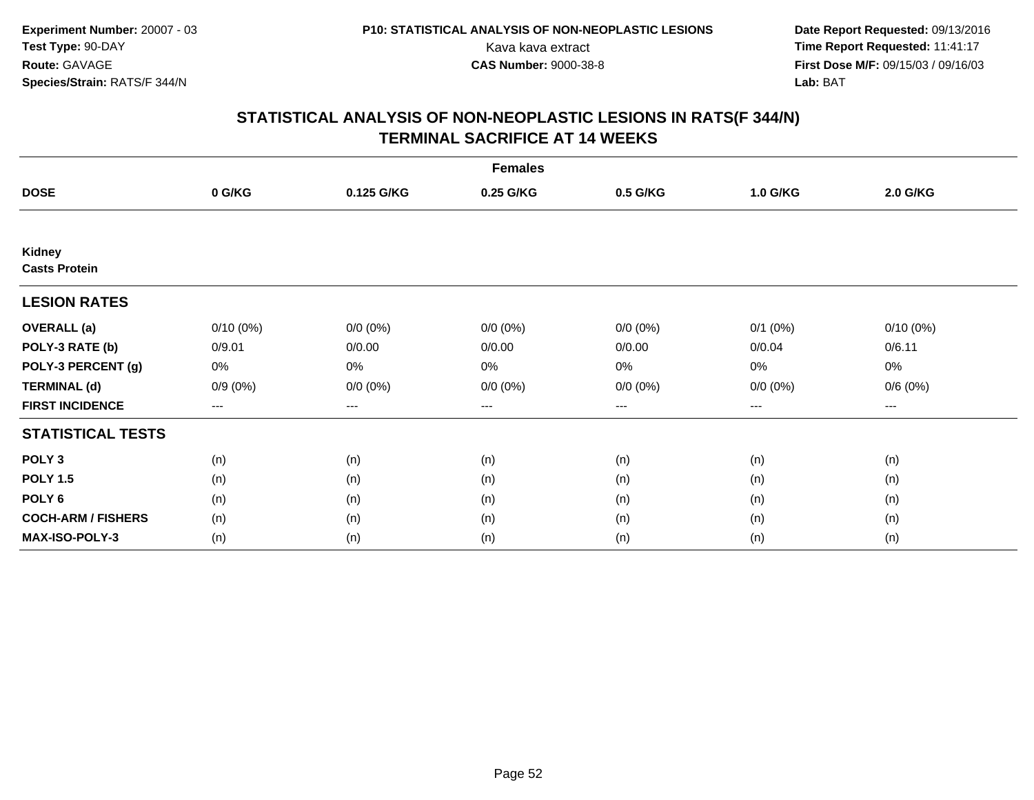Experiment Number: 20007 - 03
Test Type: 90-DAY
Route: GAVAGE
Species/Strain: RATS/F 344/N

P10: STATISTICAL ANALYSIS OF NON-NEOPLASTIC LESIONS
Kava kava extract
CAS Number: 9000-38-8

Date Report Requested: 09/13/2016
Time Report Requested: 11:41:17
First Dose M/F: 09/15/03 / 09/16/03
Lab: BAT

## STATISTICAL ANALYSIS OF NON-NEOPLASTIC LESIONS IN RATS(F 344/N)
## TERMINAL SACRIFICE AT 14 WEEKS

| | Females | | | | | |
|---|---|---|---|---|---|---|
| **DOSE** | **0 G/KG** | **0.125 G/KG** | **0.25 G/KG** | **0.5 G/KG** | **1.0 G/KG** | **2.0 G/KG** |
| **Kidney** | | | | | | |
| **Casts Protein** | | | | | | |
| **LESION RATES** | | | | | | |
| **OVERALL (a)** | 0/10 (0%) | 0/0 (0%) | 0/0 (0%) | 0/0 (0%) | 0/1 (0%) | 0/10 (0%) |
| **POLY-3 RATE (b)** | 0/9.01 | 0/0.00 | 0/0.00 | 0/0.00 | 0/0.04 | 0/6.11 |
| **POLY-3 PERCENT (g)** | 0% | 0% | 0% | 0% | 0% | 0% |
| **TERMINAL (d)** | 0/9 (0%) | 0/0 (0%) | 0/0 (0%) | 0/0 (0%) | 0/0 (0%) | 0/6 (0%) |
| **FIRST INCIDENCE** | --- | --- | --- | --- | --- | --- |
| **STATISTICAL TESTS** | | | | | | |
| **POLY 3** | (n) | (n) | (n) | (n) | (n) | (n) |
| **POLY 1.5** | (n) | (n) | (n) | (n) | (n) | (n) |
| **POLY 6** | (n) | (n) | (n) | (n) | (n) | (n) |
| **COCH-ARM / FISHERS** | (n) | (n) | (n) | (n) | (n) | (n) |
| **MAX-ISO-POLY-3** | (n) | (n) | (n) | (n) | (n) | (n) |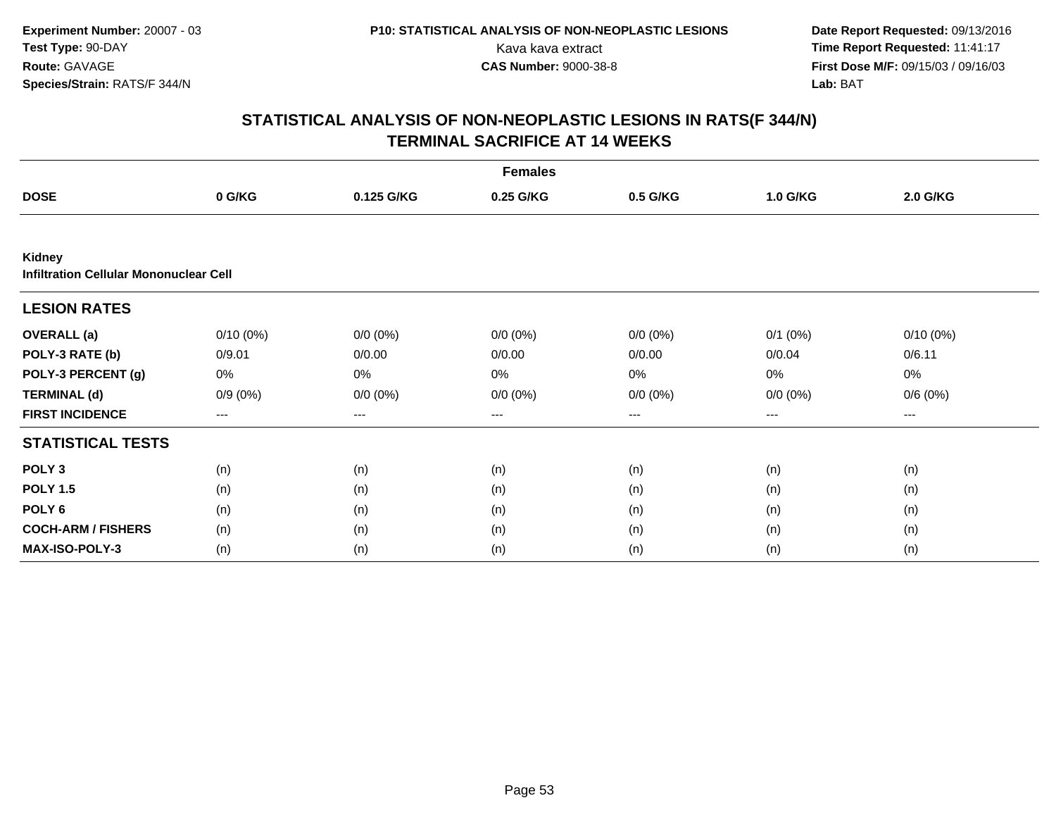Experiment Number: 20007 - 03
Test Type: 90-DAY
Route: GAVAGE
Species/Strain: RATS/F 344/N

P10: STATISTICAL ANALYSIS OF NON-NEOPLASTIC LESIONS
Kava kava extract
CAS Number: 9000-38-8

Date Report Requested: 09/13/2016
Time Report Requested: 11:41:17
First Dose M/F: 09/15/03 / 09/16/03
Lab: BAT

# STATISTICAL ANALYSIS OF NON-NEOPLASTIC LESIONS IN RATS(F 344/N)
## TERMINAL SACRIFICE AT 14 WEEKS

| | Females | | | | | |
|---|---|---|---|---|---|---|
| **DOSE** | **0 G/KG** | **0.125 G/KG** | **0.25 G/KG** | **0.5 G/KG** | **1.0 G/KG** | **2.0 G/KG** |
| **Kidney** | | | | | | |
| **Infiltration Cellular Mononuclear Cell** | | | | | | |
| **LESION RATES** | | | | | | |
| **OVERALL (a)** | 0/10 (0%) | 0/0 (0%) | 0/0 (0%) | 0/0 (0%) | 0/1 (0%) | 0/10 (0%) |
| **POLY-3 RATE (b)** | 0/9.01 | 0/0.00 | 0/0.00 | 0/0.00 | 0/0.04 | 0/6.11 |
| **POLY-3 PERCENT (g)** | 0% | 0% | 0% | 0% | 0% | 0% |
| **TERMINAL (d)** | 0/9 (0%) | 0/0 (0%) | 0/0 (0%) | 0/0 (0%) | 0/0 (0%) | 0/6 (0%) |
| **FIRST INCIDENCE** | --- | --- | --- | --- | --- | --- |
| **STATISTICAL TESTS** | | | | | | |
| **POLY 3** | (n) | (n) | (n) | (n) | (n) | (n) |
| **POLY 1.5** | (n) | (n) | (n) | (n) | (n) | (n) |
| **POLY 6** | (n) | (n) | (n) | (n) | (n) | (n) |
| **COCH-ARM / FISHERS** | (n) | (n) | (n) | (n) | (n) | (n) |
| **MAX-ISO-POLY-3** | (n) | (n) | (n) | (n) | (n) | (n) |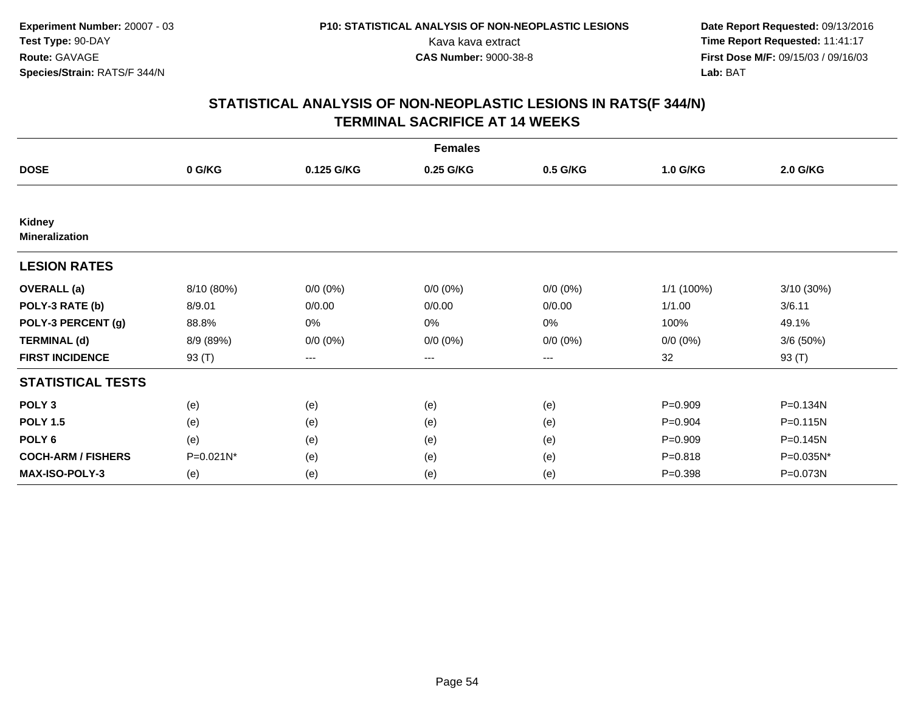**Experiment Number:** 20007 - 03
**Test Type:** 90-DAY
**Route:** GAVAGE
**Species/Strain:** RATS/F 344/N

**P10: STATISTICAL ANALYSIS OF NON-NEOPLASTIC LESIONS**
Kava kava extract
**CAS Number:** 9000-38-8

**Date Report Requested:** 09/13/2016
**Time Report Requested:** 11:41:17
**First Dose M/F:** 09/15/03 / 09/16/03
**Lab:** BAT

## STATISTICAL ANALYSIS OF NON-NEOPLASTIC LESIONS IN RATS(F 344/N) TERMINAL SACRIFICE AT 14 WEEKS

| Females | | | | | | |
|---|---|---|---|---|---|---|
| **DOSE** | **0 G/KG** | **0.125 G/KG** | **0.25 G/KG** | **0.5 G/KG** | **1.0 G/KG** | **2.0 G/KG** |
| **Kidney Mineralization** | | | | | | |
| **LESION RATES** | | | | | | |
| **OVERALL (a)** | 8/10 (80%) | 0/0 (0%) | 0/0 (0%) | 0/0 (0%) | 1/1 (100%) | 3/10 (30%) |
| **POLY-3 RATE (b)** | 8/9.01 | 0/0.00 | 0/0.00 | 0/0.00 | 1/1.00 | 3/6.11 |
| **POLY-3 PERCENT (g)** | 88.8% | 0% | 0% | 0% | 100% | 49.1% |
| **TERMINAL (d)** | 8/9 (89%) | 0/0 (0%) | 0/0 (0%) | 0/0 (0%) | 0/0 (0%) | 3/6 (50%) |
| **FIRST INCIDENCE** | 93 (T) | --- | --- | --- | 32 | 93 (T) |
| **STATISTICAL TESTS** | | | | | | |
| **POLY 3** | (e) | (e) | (e) | (e) | P=0.909 | P=0.134N |
| **POLY 1.5** | (e) | (e) | (e) | (e) | P=0.904 | P=0.115N |
| **POLY 6** | (e) | (e) | (e) | (e) | P=0.909 | P=0.145N |
| **COCH-ARM / FISHERS** | P=0.021N* | (e) | (e) | (e) | P=0.818 | P=0.035N* |
| **MAX-ISO-POLY-3** | (e) | (e) | (e) | (e) | P=0.398 | P=0.073N |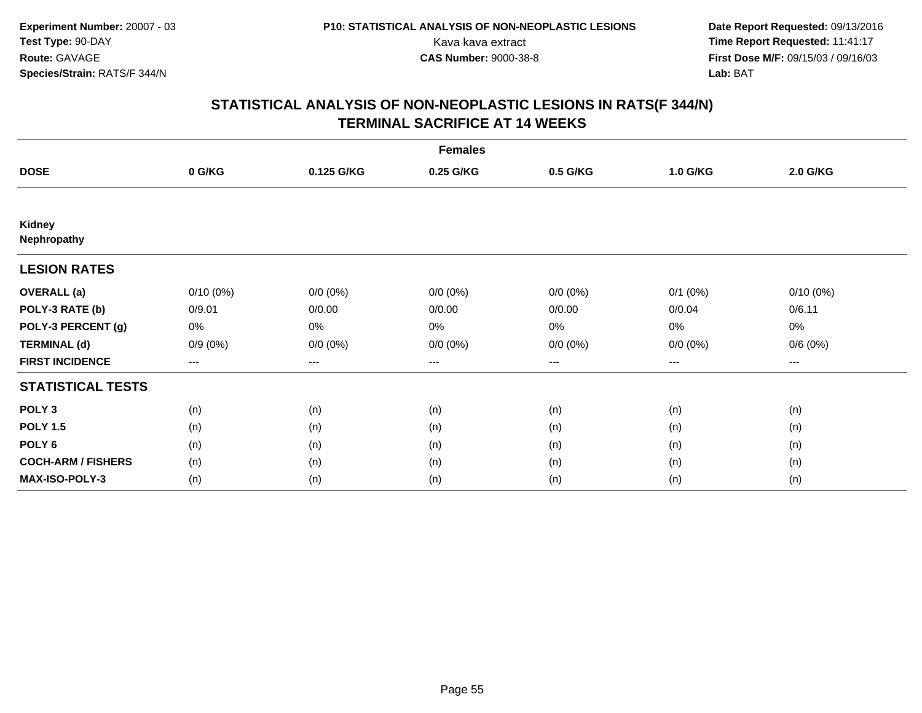Experiment Number: 20007 - 03
Test Type: 90-DAY
Route: GAVAGE
Species/Strain: RATS/F 344/N

P10: STATISTICAL ANALYSIS OF NON-NEOPLASTIC LESIONS
Kava kava extract
CAS Number: 9000-38-8

Date Report Requested: 09/13/2016
Time Report Requested: 11:41:17
First Dose M/F: 09/15/03 / 09/16/03
Lab: BAT

## STATISTICAL ANALYSIS OF NON-NEOPLASTIC LESIONS IN RATS(F 344/N) TERMINAL SACRIFICE AT 14 WEEKS

| Females | | | | | | |
|---|---|---|---|---|---|---|
| **DOSE** | **0 G/KG** | **0.125 G/KG** | **0.25 G/KG** | **0.5 G/KG** | **1.0 G/KG** | **2.0 G/KG** |
| **Kidney** | | | | | | |
| **Nephropathy** | | | | | | |
| **LESION RATES** | | | | | | |
| **OVERALL (a)** | 0/10 (0%) | 0/0 (0%) | 0/0 (0%) | 0/0 (0%) | 0/1 (0%) | 0/10 (0%) |
| **POLY-3 RATE (b)** | 0/9.01 | 0/0.00 | 0/0.00 | 0/0.00 | 0/0.04 | 0/6.11 |
| **POLY-3 PERCENT (g)** | 0% | 0% | 0% | 0% | 0% | 0% |
| **TERMINAL (d)** | 0/9 (0%) | 0/0 (0%) | 0/0 (0%) | 0/0 (0%) | 0/0 (0%) | 0/6 (0%) |
| **FIRST INCIDENCE** | --- | --- | --- | --- | --- | --- |
| **STATISTICAL TESTS** | | | | | | |
| **POLY 3** | (n) | (n) | (n) | (n) | (n) | (n) |
| **POLY 1.5** | (n) | (n) | (n) | (n) | (n) | (n) |
| **POLY 6** | (n) | (n) | (n) | (n) | (n) | (n) |
| **COCH-ARM / FISHERS** | (n) | (n) | (n) | (n) | (n) | (n) |
| **MAX-ISO-POLY-3** | (n) | (n) | (n) | (n) | (n) | (n) |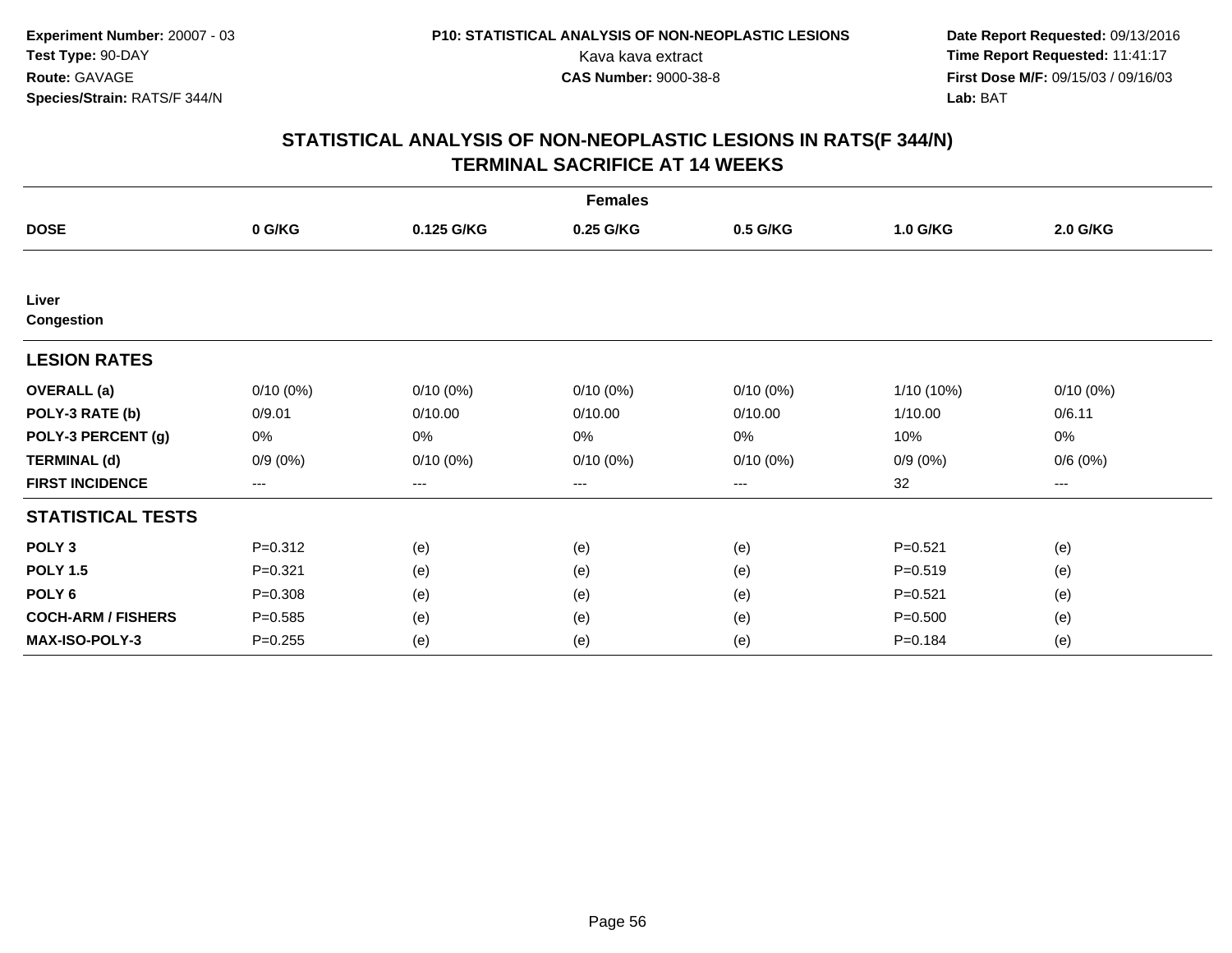Experiment Number: 20007 - 03
Test Type: 90-DAY
Route: GAVAGE
Species/Strain: RATS/F 344/N

P10: STATISTICAL ANALYSIS OF NON-NEOPLASTIC LESIONS
Kava kava extract
CAS Number: 9000-38-8

Date Report Requested: 09/13/2016
Time Report Requested: 11:41:17
First Dose M/F: 09/15/03 / 09/16/03
Lab: BAT

## STATISTICAL ANALYSIS OF NON-NEOPLASTIC LESIONS IN RATS(F 344/N)
## TERMINAL SACRIFICE AT 14 WEEKS

| | Females | | | | | |
|---|---|---|---|---|---|---|
| **DOSE** | **0 G/KG** | **0.125 G/KG** | **0.25 G/KG** | **0.5 G/KG** | **1.0 G/KG** | **2.0 G/KG** |
| **Liver Congestion** | | | | | | |
| **LESION RATES** | | | | | | |
| **OVERALL (a)** | 0/10 (0%) | 0/10 (0%) | 0/10 (0%) | 0/10 (0%) | 1/10 (10%) | 0/10 (0%) |
| **POLY-3 RATE (b)** | 0/9.01 | 0/10.00 | 0/10.00 | 0/10.00 | 1/10.00 | 0/6.11 |
| **POLY-3 PERCENT (g)** | 0% | 0% | 0% | 0% | 10% | 0% |
| **TERMINAL (d)** | 0/9 (0%) | 0/10 (0%) | 0/10 (0%) | 0/10 (0%) | 0/9 (0%) | 0/6 (0%) |
| **FIRST INCIDENCE** | --- | --- | --- | --- | 32 | --- |
| **STATISTICAL TESTS** | | | | | | |
| **POLY 3** | P=0.312 | (e) | (e) | (e) | P=0.521 | (e) |
| **POLY 1.5** | P=0.321 | (e) | (e) | (e) | P=0.519 | (e) |
| **POLY 6** | P=0.308 | (e) | (e) | (e) | P=0.521 | (e) |
| **COCH-ARM / FISHERS** | P=0.585 | (e) | (e) | (e) | P=0.500 | (e) |
| **MAX-ISO-POLY-3** | P=0.255 | (e) | (e) | (e) | P=0.184 | (e) |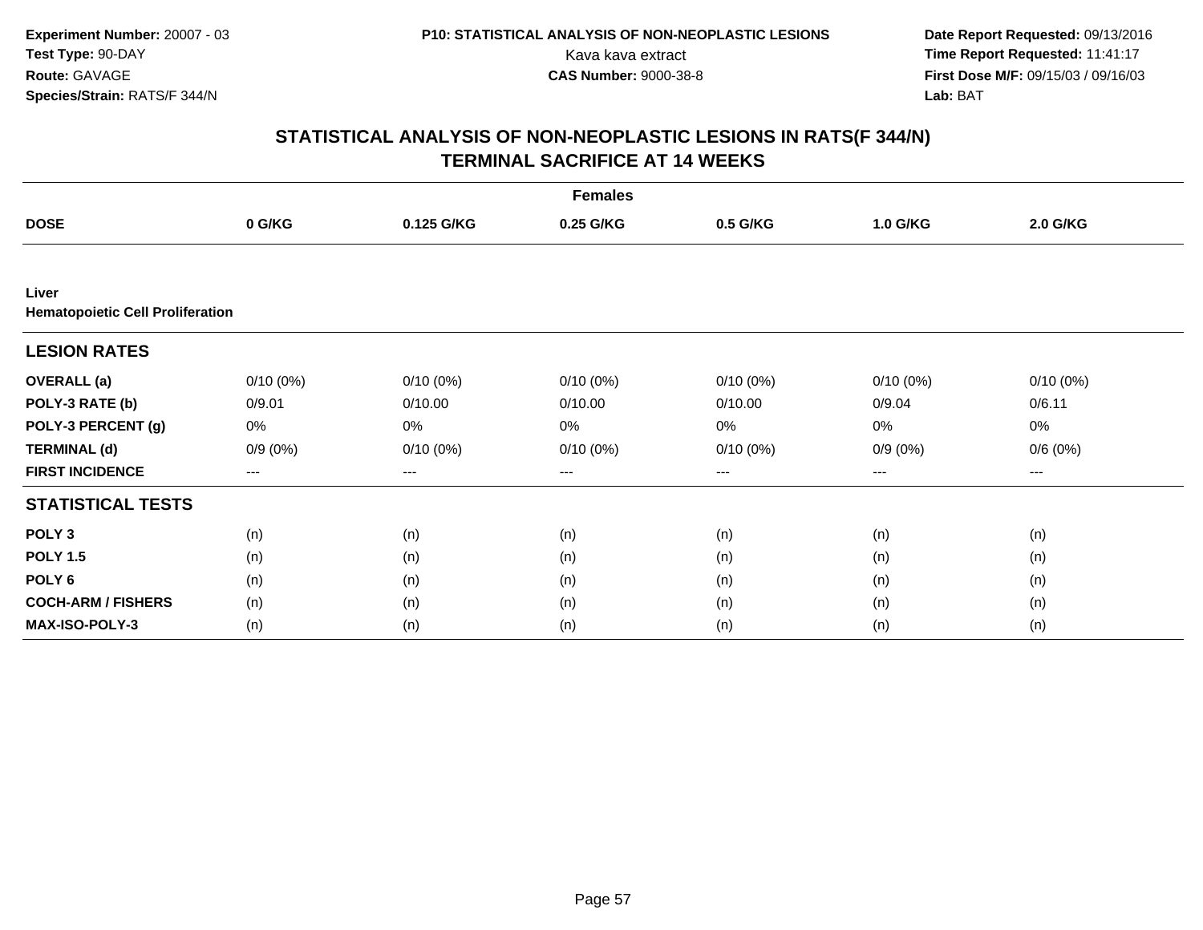Experiment Number: 20007 - 03
Test Type: 90-DAY
Route: GAVAGE
Species/Strain: RATS/F 344/N

P10: STATISTICAL ANALYSIS OF NON-NEOPLASTIC LESIONS
Kava kava extract
CAS Number: 9000-38-8

Date Report Requested: 09/13/2016
Time Report Requested: 11:41:17
First Dose M/F: 09/15/03 / 09/16/03
Lab: BAT

# STATISTICAL ANALYSIS OF NON-NEOPLASTIC LESIONS IN RATS(F 344/N)
## TERMINAL SACRIFICE AT 14 WEEKS

| | Females | | | | | |
|---|---|---|---|---|---|---|
| **DOSE** | **0 G/KG** | **0.125 G/KG** | **0.25 G/KG** | **0.5 G/KG** | **1.0 G/KG** | **2.0 G/KG** |
| **Liver** | | | | | | |
| **Hematopoietic Cell Proliferation** | | | | | | |
| **LESION RATES** | | | | | | |
| **OVERALL (a)** | 0/10 (0%) | 0/10 (0%) | 0/10 (0%) | 0/10 (0%) | 0/10 (0%) | 0/10 (0%) |
| **POLY-3 RATE (b)** | 0/9.01 | 0/10.00 | 0/10.00 | 0/10.00 | 0/9.04 | 0/6.11 |
| **POLY-3 PERCENT (g)** | 0% | 0% | 0% | 0% | 0% | 0% |
| **TERMINAL (d)** | 0/9 (0%) | 0/10 (0%) | 0/10 (0%) | 0/10 (0%) | 0/9 (0%) | 0/6 (0%) |
| **FIRST INCIDENCE** | --- | --- | --- | --- | --- | --- |
| **STATISTICAL TESTS** | | | | | | |
| **POLY 3** | (n) | (n) | (n) | (n) | (n) | (n) |
| **POLY 1.5** | (n) | (n) | (n) | (n) | (n) | (n) |
| **POLY 6** | (n) | (n) | (n) | (n) | (n) | (n) |
| **COCH-ARM / FISHERS** | (n) | (n) | (n) | (n) | (n) | (n) |
| **MAX-ISO-POLY-3** | (n) | (n) | (n) | (n) | (n) | (n) |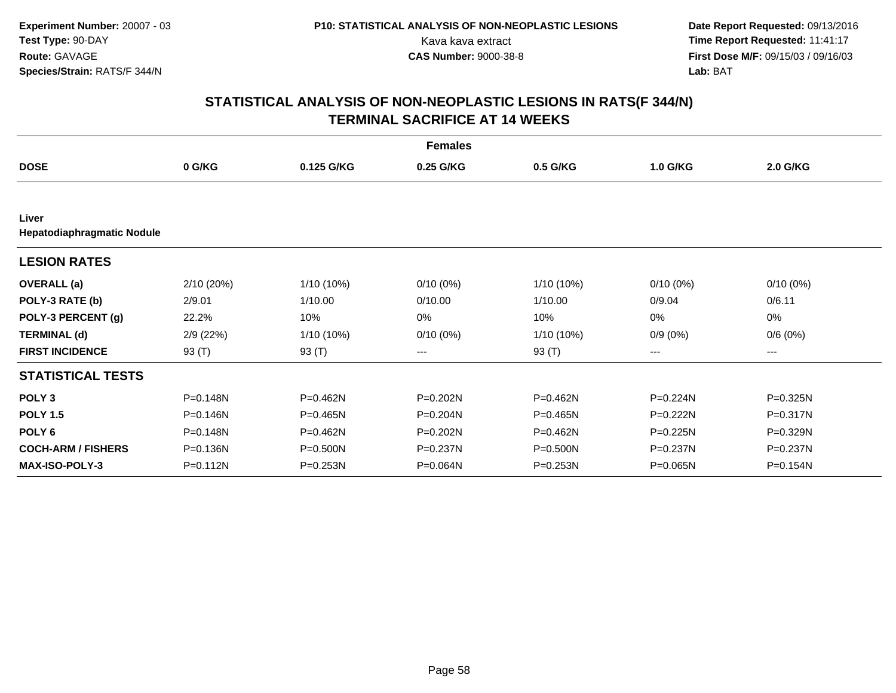**Experiment Number:** 20007 - 03
**Test Type:** 90-DAY
**Route:** GAVAGE
**Species/Strain:** RATS/F 344/N

**P10: STATISTICAL ANALYSIS OF NON-NEOPLASTIC LESIONS**
Kava kava extract
**CAS Number:** 9000-38-8

**Date Report Requested:** 09/13/2016
**Time Report Requested:** 11:41:17
**First Dose M/F:** 09/15/03 / 09/16/03
**Lab:** BAT

# STATISTICAL ANALYSIS OF NON-NEOPLASTIC LESIONS IN RATS(F 344/N)
# TERMINAL SACRIFICE AT 14 WEEKS

| Females | | | | | | |
|---|---|---|---|---|---|---|
| **DOSE** | **0 G/KG** | **0.125 G/KG** | **0.25 G/KG** | **0.5 G/KG** | **1.0 G/KG** | **2.0 G/KG** |
| **Liver** | | | | | | |
| **Hepatodiaphragmatic Nodule** | | | | | | |
| **LESION RATES** | | | | | | |
| **OVERALL (a)** | 2/10 (20%) | 1/10 (10%) | 0/10 (0%) | 1/10 (10%) | 0/10 (0%) | 0/10 (0%) |
| **POLY-3 RATE (b)** | 2/9.01 | 1/10.00 | 0/10.00 | 1/10.00 | 0/9.04 | 0/6.11 |
| **POLY-3 PERCENT (g)** | 22.2% | 10% | 0% | 10% | 0% | 0% |
| **TERMINAL (d)** | 2/9 (22%) | 1/10 (10%) | 0/10 (0%) | 1/10 (10%) | 0/9 (0%) | 0/6 (0%) |
| **FIRST INCIDENCE** | 93 (T) | 93 (T) | --- | 93 (T) | --- | --- |
| **STATISTICAL TESTS** | | | | | | |
| **POLY 3** | P=0.148N | P=0.462N | P=0.202N | P=0.462N | P=0.224N | P=0.325N |
| **POLY 1.5** | P=0.146N | P=0.465N | P=0.204N | P=0.465N | P=0.222N | P=0.317N |
| **POLY 6** | P=0.148N | P=0.462N | P=0.202N | P=0.462N | P=0.225N | P=0.329N |
| **COCH-ARM / FISHERS** | P=0.136N | P=0.500N | P=0.237N | P=0.500N | P=0.237N | P=0.237N |
| **MAX-ISO-POLY-3** | P=0.112N | P=0.253N | P=0.064N | P=0.253N | P=0.065N | P=0.154N |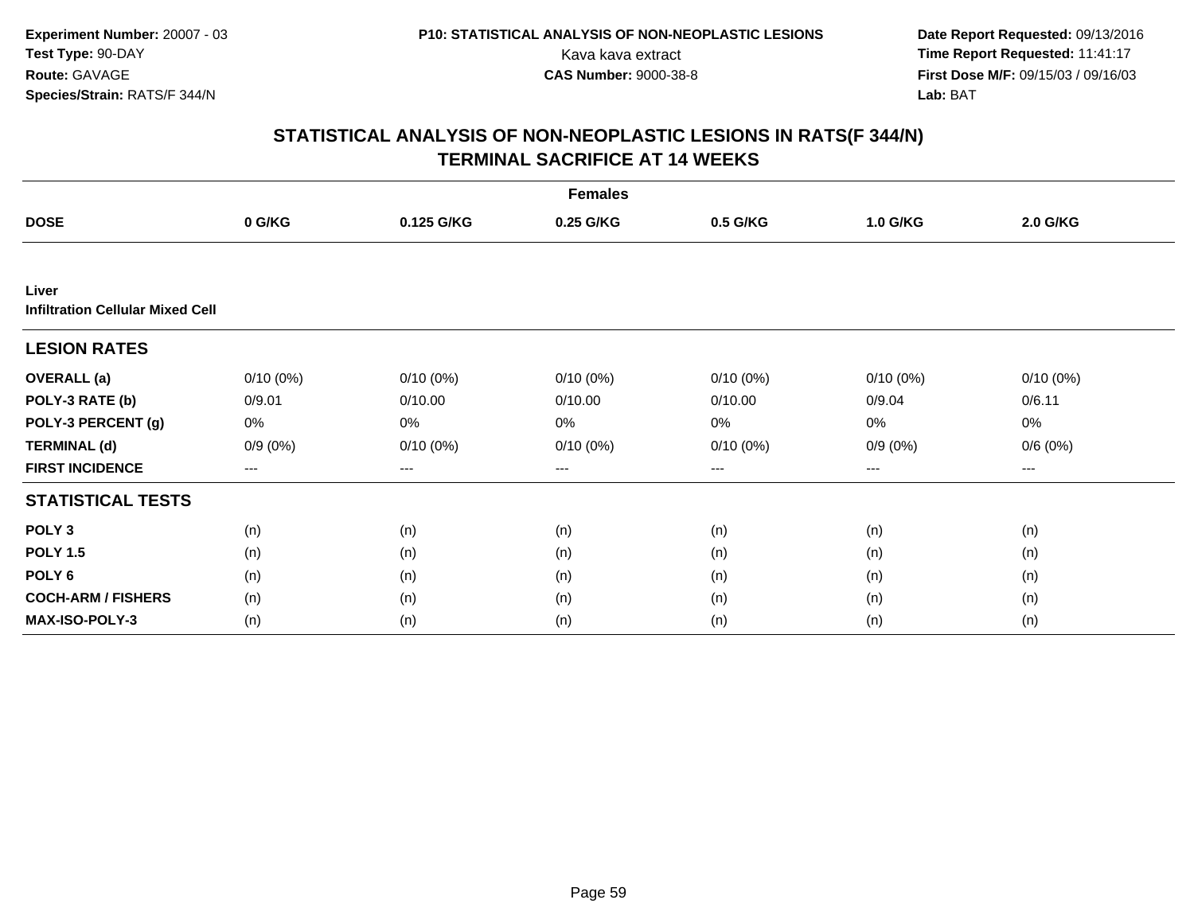Experiment Number: 20007 - 03
Test Type: 90-DAY
Route: GAVAGE
Species/Strain: RATS/F 344/N

P10: STATISTICAL ANALYSIS OF NON-NEOPLASTIC LESIONS
Kava kava extract
CAS Number: 9000-38-8

Date Report Requested: 09/13/2016
Time Report Requested: 11:41:17
First Dose M/F: 09/15/03 / 09/16/03
Lab: BAT

## STATISTICAL ANALYSIS OF NON-NEOPLASTIC LESIONS IN RATS(F 344/N)
## TERMINAL SACRIFICE AT 14 WEEKS

| | Females | | | | | |
|---|---|---|---|---|---|---|
| **DOSE** | **0 G/KG** | **0.125 G/KG** | **0.25 G/KG** | **0.5 G/KG** | **1.0 G/KG** | **2.0 G/KG** |
| **Liver** | | | | | | |
| **Infiltration Cellular Mixed Cell** | | | | | | |
| **LESION RATES** | | | | | | |
| **OVERALL (a)** | 0/10 (0%) | 0/10 (0%) | 0/10 (0%) | 0/10 (0%) | 0/10 (0%) | 0/10 (0%) |
| **POLY-3 RATE (b)** | 0/9.01 | 0/10.00 | 0/10.00 | 0/10.00 | 0/9.04 | 0/6.11 |
| **POLY-3 PERCENT (g)** | 0% | 0% | 0% | 0% | 0% | 0% |
| **TERMINAL (d)** | 0/9 (0%) | 0/10 (0%) | 0/10 (0%) | 0/10 (0%) | 0/9 (0%) | 0/6 (0%) |
| **FIRST INCIDENCE** | --- | --- | --- | --- | --- | --- |
| **STATISTICAL TESTS** | | | | | | |
| **POLY 3** | (n) | (n) | (n) | (n) | (n) | (n) |
| **POLY 1.5** | (n) | (n) | (n) | (n) | (n) | (n) |
| **POLY 6** | (n) | (n) | (n) | (n) | (n) | (n) |
| **COCH-ARM / FISHERS** | (n) | (n) | (n) | (n) | (n) | (n) |
| **MAX-ISO-POLY-3** | (n) | (n) | (n) | (n) | (n) | (n) |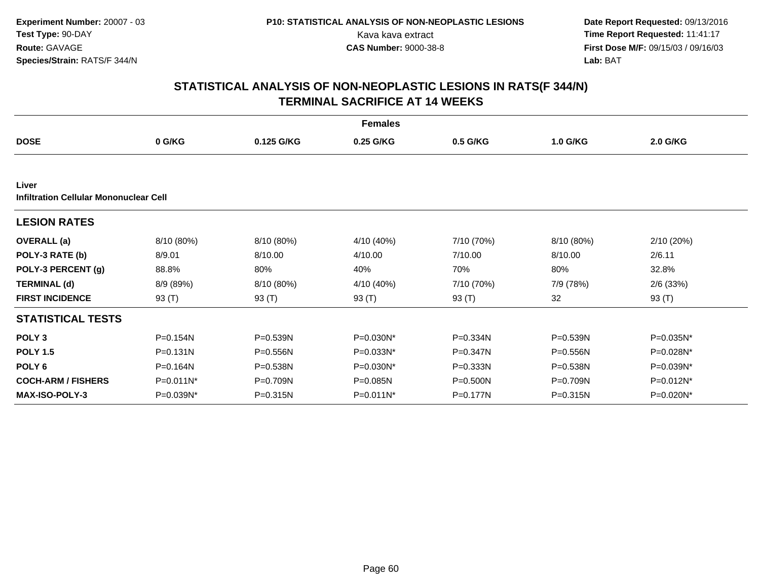**Experiment Number:** 20007 - 03
**Test Type:** 90-DAY
**Route:** GAVAGE
**Species/Strain:** RATS/F 344/N

**P10: STATISTICAL ANALYSIS OF NON-NEOPLASTIC LESIONS**
Kava kava extract
**CAS Number:** 9000-38-8

**Date Report Requested:** 09/13/2016
**Time Report Requested:** 11:41:17
**First Dose M/F:** 09/15/03 / 09/16/03
**Lab:** BAT

# STATISTICAL ANALYSIS OF NON-NEOPLASTIC LESIONS IN RATS(F 344/N)
# TERMINAL SACRIFICE AT 14 WEEKS

**Females**

| DOSE | 0 G/KG | 0.125 G/KG | 0.25 G/KG | 0.5 G/KG | 1.0 G/KG | 2.0 G/KG |
|---|---|---|---|---|---|---|
| **Liver** | | | | | | |
| **Infiltration Cellular Mononuclear Cell** | | | | | | |
| **LESION RATES** | | | | | | |
| **OVERALL (a)** | 8/10 (80%) | 8/10 (80%) | 4/10 (40%) | 7/10 (70%) | 8/10 (80%) | 2/10 (20%) |
| **POLY-3 RATE (b)** | 8/9.01 | 8/10.00 | 4/10.00 | 7/10.00 | 8/10.00 | 2/6.11 |
| **POLY-3 PERCENT (g)** | 88.8% | 80% | 40% | 70% | 80% | 32.8% |
| **TERMINAL (d)** | 8/9 (89%) | 8/10 (80%) | 4/10 (40%) | 7/10 (70%) | 7/9 (78%) | 2/6 (33%) |
| **FIRST INCIDENCE** | 93 (T) | 93 (T) | 93 (T) | 93 (T) | 32 | 93 (T) |
| **STATISTICAL TESTS** | | | | | | |
| **POLY 3** | P=0.154N | P=0.539N | P=0.030N* | P=0.334N | P=0.539N | P=0.035N* |
| **POLY 1.5** | P=0.131N | P=0.556N | P=0.033N* | P=0.347N | P=0.556N | P=0.028N* |
| **POLY 6** | P=0.164N | P=0.538N | P=0.030N* | P=0.333N | P=0.538N | P=0.039N* |
| **COCH-ARM / FISHERS** | P=0.011N* | P=0.709N | P=0.085N | P=0.500N | P=0.709N | P=0.012N* |
| **MAX-ISO-POLY-3** | P=0.039N* | P=0.315N | P=0.011N* | P=0.177N | P=0.315N | P=0.020N* |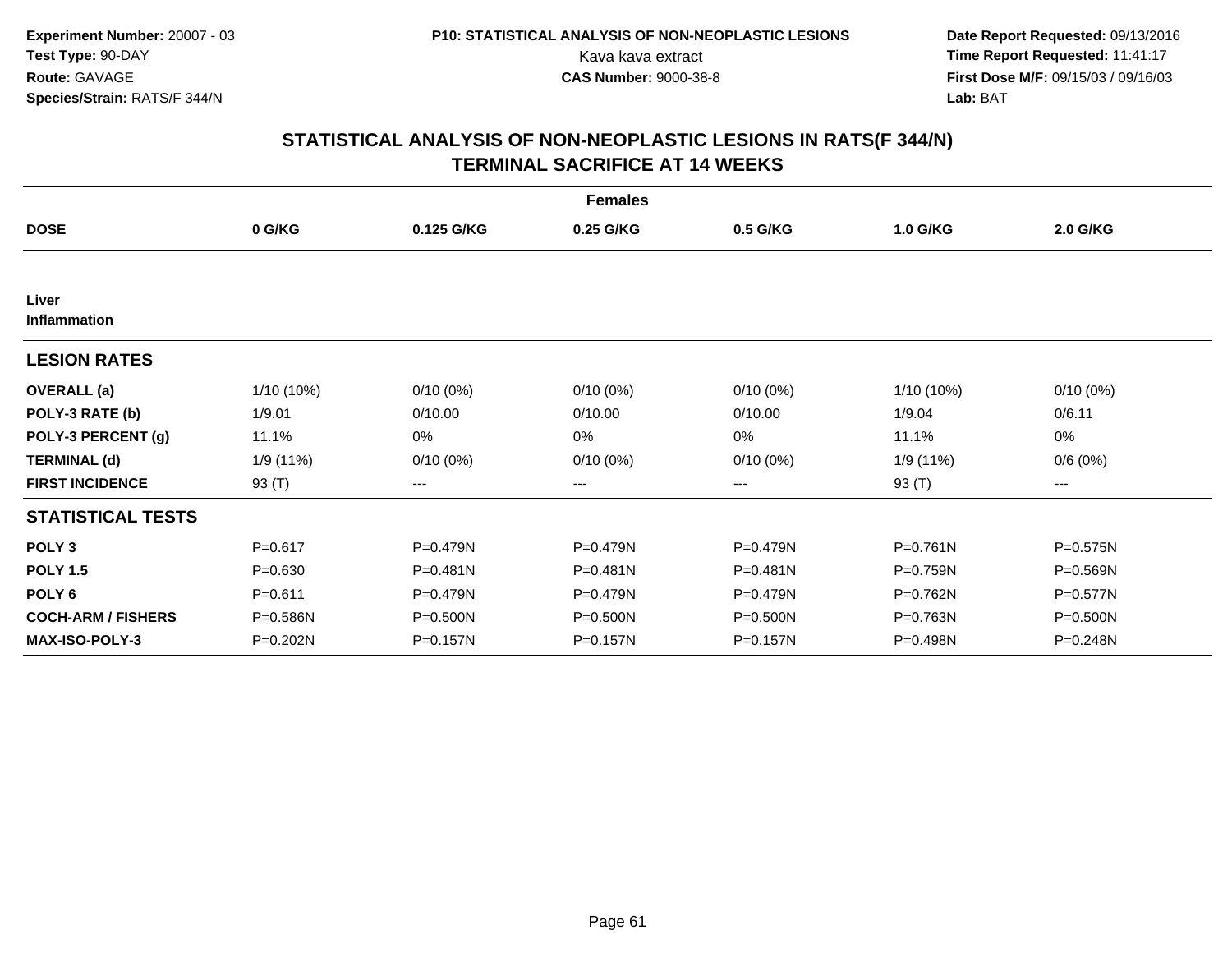**Experiment Number:** 20007 - 03
**Test Type:** 90-DAY
**Route:** GAVAGE
**Species/Strain:** RATS/F 344/N

**P10: STATISTICAL ANALYSIS OF NON-NEOPLASTIC LESIONS**
Kava kava extract
**CAS Number:** 9000-38-8

**Date Report Requested:** 09/13/2016
**Time Report Requested:** 11:41:17
**First Dose M/F:** 09/15/03 / 09/16/03
**Lab:** BAT

## STATISTICAL ANALYSIS OF NON-NEOPLASTIC LESIONS IN RATS(F 344/N) TERMINAL SACRIFICE AT 14 WEEKS

| | Females | | | | | |
|---|---|---|---|---|---|---|
| **DOSE** | **0 G/KG** | **0.125 G/KG** | **0.25 G/KG** | **0.5 G/KG** | **1.0 G/KG** | **2.0 G/KG** |
| **Liver** **Inflammation** | | | | | | |
| **LESION RATES** | | | | | | |
| **OVERALL (a)** | 1/10 (10%) | 0/10 (0%) | 0/10 (0%) | 0/10 (0%) | 1/10 (10%) | 0/10 (0%) |
| **POLY-3 RATE (b)** | 1/9.01 | 0/10.00 | 0/10.00 | 0/10.00 | 1/9.04 | 0/6.11 |
| **POLY-3 PERCENT (g)** | 11.1% | 0% | 0% | 0% | 11.1% | 0% |
| **TERMINAL (d)** | 1/9 (11%) | 0/10 (0%) | 0/10 (0%) | 0/10 (0%) | 1/9 (11%) | 0/6 (0%) |
| **FIRST INCIDENCE** | 93 (T) | --- | --- | --- | 93 (T) | --- |
| **STATISTICAL TESTS** | | | | | | |
| **POLY 3** | P=0.617 | P=0.479N | P=0.479N | P=0.479N | P=0.761N | P=0.575N |
| **POLY 1.5** | P=0.630 | P=0.481N | P=0.481N | P=0.481N | P=0.759N | P=0.569N |
| **POLY 6** | P=0.611 | P=0.479N | P=0.479N | P=0.479N | P=0.762N | P=0.577N |
| **COCH-ARM / FISHERS** | P=0.586N | P=0.500N | P=0.500N | P=0.500N | P=0.763N | P=0.500N |
| **MAX-ISO-POLY-3** | P=0.202N | P=0.157N | P=0.157N | P=0.157N | P=0.498N | P=0.248N |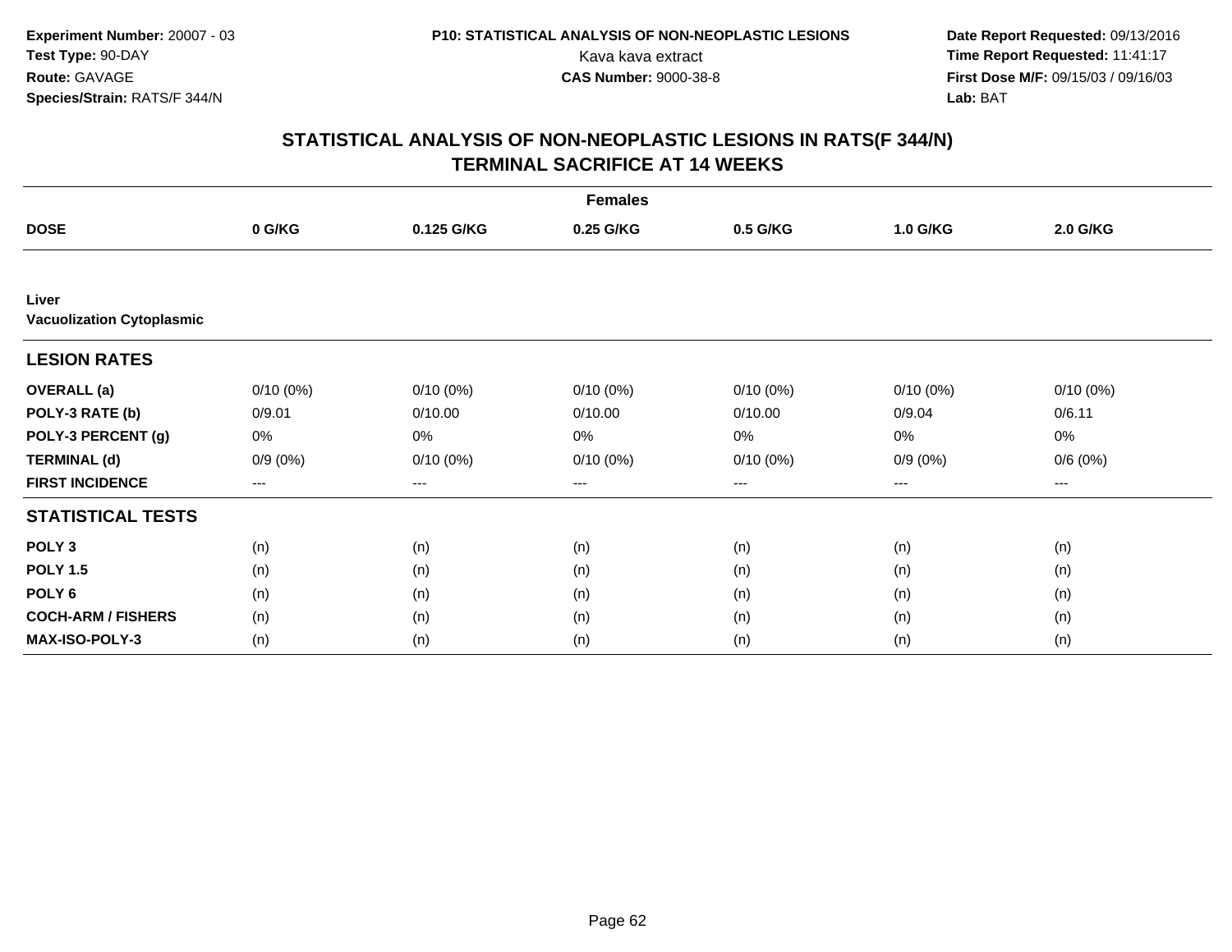**Experiment Number:** 20007 - 03
**Test Type:** 90-DAY
**Route:** GAVAGE
**Species/Strain:** RATS/F 344/N

**P10: STATISTICAL ANALYSIS OF NON-NEOPLASTIC LESIONS**
Kava kava extract
**CAS Number:** 9000-38-8

**Date Report Requested:** 09/13/2016
**Time Report Requested:** 11:41:17
**First Dose M/F:** 09/15/03 / 09/16/03
**Lab:** BAT

## STATISTICAL ANALYSIS OF NON-NEOPLASTIC LESIONS IN RATS(F 344/N)
## TERMINAL SACRIFICE AT 14 WEEKS

| | Females | | | | | |
|---|---|---|---|---|---|---|
| **DOSE** | **0 G/KG** | **0.125 G/KG** | **0.25 G/KG** | **0.5 G/KG** | **1.0 G/KG** | **2.0 G/KG** |
| **Liver** | | | | | | |
| **Vacuolization Cytoplasmic** | | | | | | |
| **LESION RATES** | | | | | | |
| **OVERALL (a)** | 0/10 (0%) | 0/10 (0%) | 0/10 (0%) | 0/10 (0%) | 0/10 (0%) | 0/10 (0%) |
| **POLY-3 RATE (b)** | 0/9.01 | 0/10.00 | 0/10.00 | 0/10.00 | 0/9.04 | 0/6.11 |
| **POLY-3 PERCENT (g)** | 0% | 0% | 0% | 0% | 0% | 0% |
| **TERMINAL (d)** | 0/9 (0%) | 0/10 (0%) | 0/10 (0%) | 0/10 (0%) | 0/9 (0%) | 0/6 (0%) |
| **FIRST INCIDENCE** | --- | --- | --- | --- | --- | --- |
| **STATISTICAL TESTS** | | | | | | |
| **POLY 3** | (n) | (n) | (n) | (n) | (n) | (n) |
| **POLY 1.5** | (n) | (n) | (n) | (n) | (n) | (n) |
| **POLY 6** | (n) | (n) | (n) | (n) | (n) | (n) |
| **COCH-ARM / FISHERS** | (n) | (n) | (n) | (n) | (n) | (n) |
| **MAX-ISO-POLY-3** | (n) | (n) | (n) | (n) | (n) | (n) |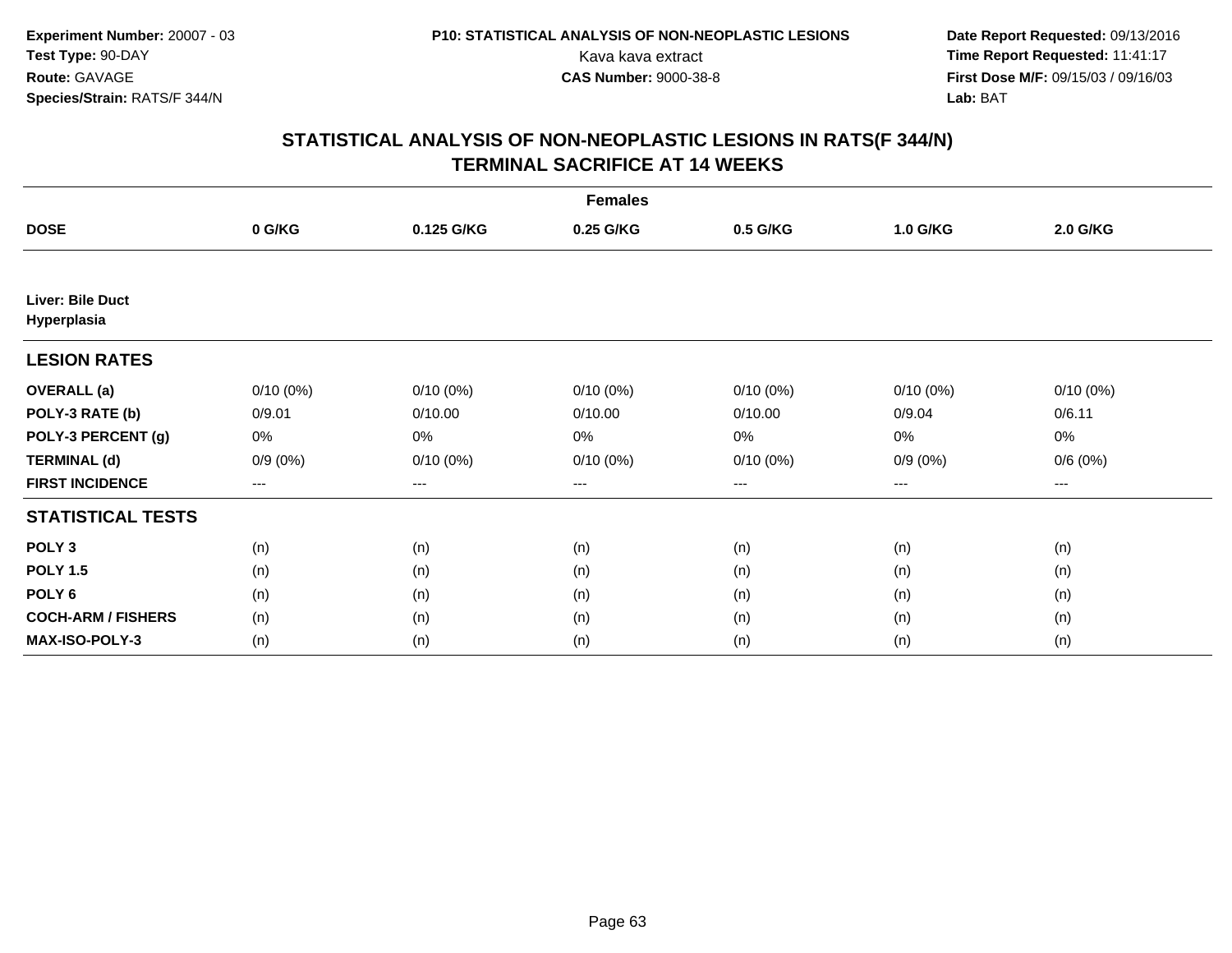Experiment Number: 20007 - 03
Test Type: 90-DAY
Route: GAVAGE
Species/Strain: RATS/F 344/N

P10: STATISTICAL ANALYSIS OF NON-NEOPLASTIC LESIONS
Kava kava extract
CAS Number: 9000-38-8

Date Report Requested: 09/13/2016
Time Report Requested: 11:41:17
First Dose M/F: 09/15/03 / 09/16/03
Lab: BAT

# STATISTICAL ANALYSIS OF NON-NEOPLASTIC LESIONS IN RATS(F 344/N)
## TERMINAL SACRIFICE AT 14 WEEKS

| | Females | | | | | |
|---|---|---|---|---|---|---|
| **DOSE** | **0 G/KG** | **0.125 G/KG** | **0.25 G/KG** | **0.5 G/KG** | **1.0 G/KG** | **2.0 G/KG** |
| **Liver: Bile Duct Hyperplasia** | | | | | | |
| **LESION RATES** | | | | | | |
| **OVERALL (a)** | 0/10 (0%) | 0/10 (0%) | 0/10 (0%) | 0/10 (0%) | 0/10 (0%) | 0/10 (0%) |
| **POLY-3 RATE (b)** | 0/9.01 | 0/10.00 | 0/10.00 | 0/10.00 | 0/9.04 | 0/6.11 |
| **POLY-3 PERCENT (g)** | 0% | 0% | 0% | 0% | 0% | 0% |
| **TERMINAL (d)** | 0/9 (0%) | 0/10 (0%) | 0/10 (0%) | 0/10 (0%) | 0/9 (0%) | 0/6 (0%) |
| **FIRST INCIDENCE** | --- | --- | --- | --- | --- | --- |
| **STATISTICAL TESTS** | | | | | | |
| **POLY 3** | (n) | (n) | (n) | (n) | (n) | (n) |
| **POLY 1.5** | (n) | (n) | (n) | (n) | (n) | (n) |
| **POLY 6** | (n) | (n) | (n) | (n) | (n) | (n) |
| **COCH-ARM / FISHERS** | (n) | (n) | (n) | (n) | (n) | (n) |
| **MAX-ISO-POLY-3** | (n) | (n) | (n) | (n) | (n) | (n) |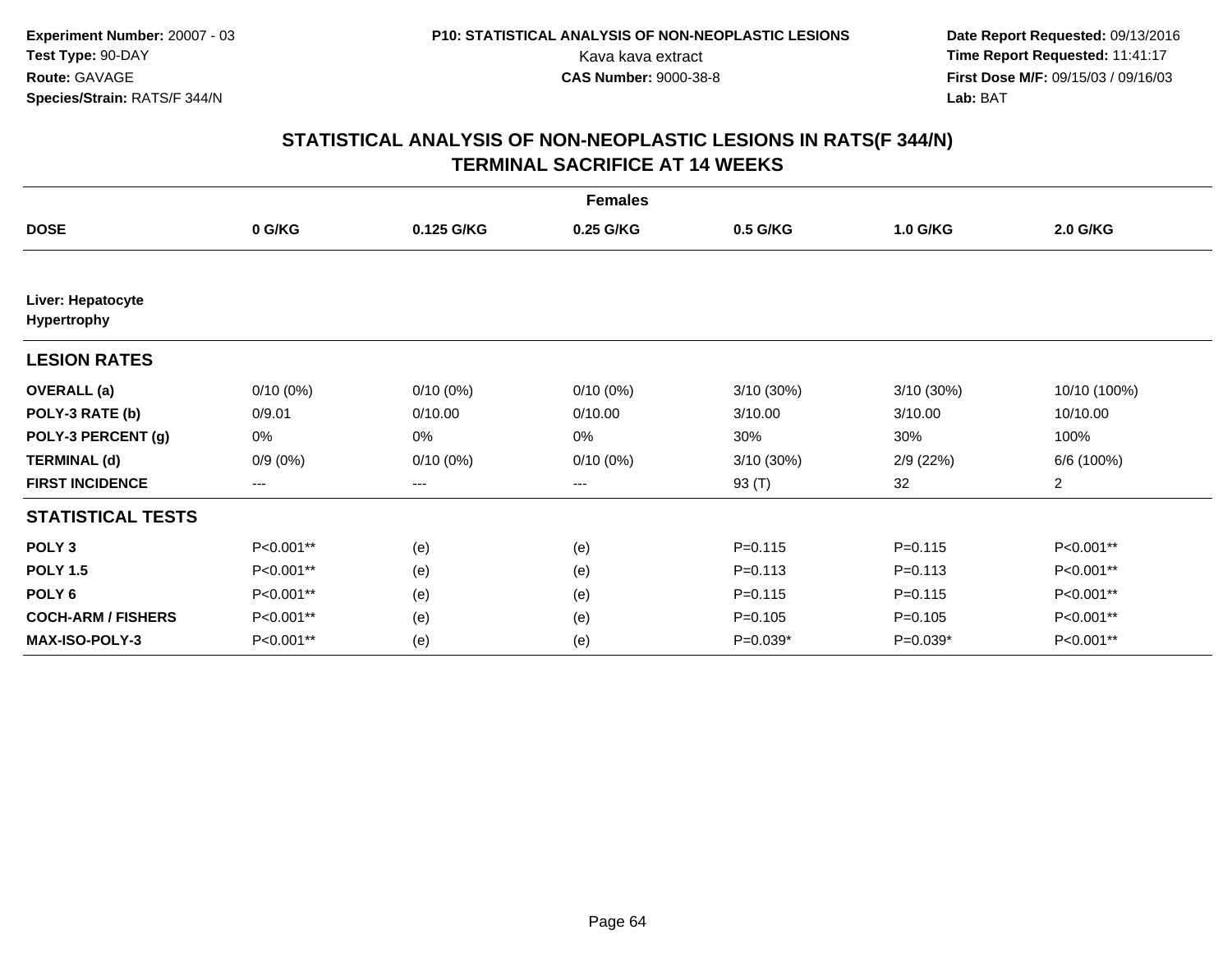Experiment Number: 20007 - 03
Test Type: 90-DAY
Route: GAVAGE
Species/Strain: RATS/F 344/N

P10: STATISTICAL ANALYSIS OF NON-NEOPLASTIC LESIONS
Kava kava extract
CAS Number: 9000-38-8

Date Report Requested: 09/13/2016
Time Report Requested: 11:41:17
First Dose M/F: 09/15/03 / 09/16/03
Lab: BAT

## STATISTICAL ANALYSIS OF NON-NEOPLASTIC LESIONS IN RATS(F 344/N)
## TERMINAL SACRIFICE AT 14 WEEKS

| | Females | | | | | |
|---|---|---|---|---|---|---|
| **DOSE** | **0 G/KG** | **0.125 G/KG** | **0.25 G/KG** | **0.5 G/KG** | **1.0 G/KG** | **2.0 G/KG** |
| **Liver: Hepatocyte Hypertrophy** | | | | | | |
| **LESION RATES** | | | | | | |
| **OVERALL (a)** | 0/10 (0%) | 0/10 (0%) | 0/10 (0%) | 3/10 (30%) | 3/10 (30%) | 10/10 (100%) |
| **POLY-3 RATE (b)** | 0/9.01 | 0/10.00 | 0/10.00 | 3/10.00 | 3/10.00 | 10/10.00 |
| **POLY-3 PERCENT (g)** | 0% | 0% | 0% | 30% | 30% | 100% |
| **TERMINAL (d)** | 0/9 (0%) | 0/10 (0%) | 0/10 (0%) | 3/10 (30%) | 2/9 (22%) | 6/6 (100%) |
| **FIRST INCIDENCE** | --- | --- | --- | 93 (T) | 32 | 2 |
| **STATISTICAL TESTS** | | | | | | |
| **POLY 3** | P<0.001** | (e) | (e) | P=0.115 | P=0.115 | P<0.001** |
| **POLY 1.5** | P<0.001** | (e) | (e) | P=0.113 | P=0.113 | P<0.001** |
| **POLY 6** | P<0.001** | (e) | (e) | P=0.115 | P=0.115 | P<0.001** |
| **COCH-ARM / FISHERS** | P<0.001** | (e) | (e) | P=0.105 | P=0.105 | P<0.001** |
| **MAX-ISO-POLY-3** | P<0.001** | (e) | (e) | P=0.039* | P=0.039* | P<0.001** |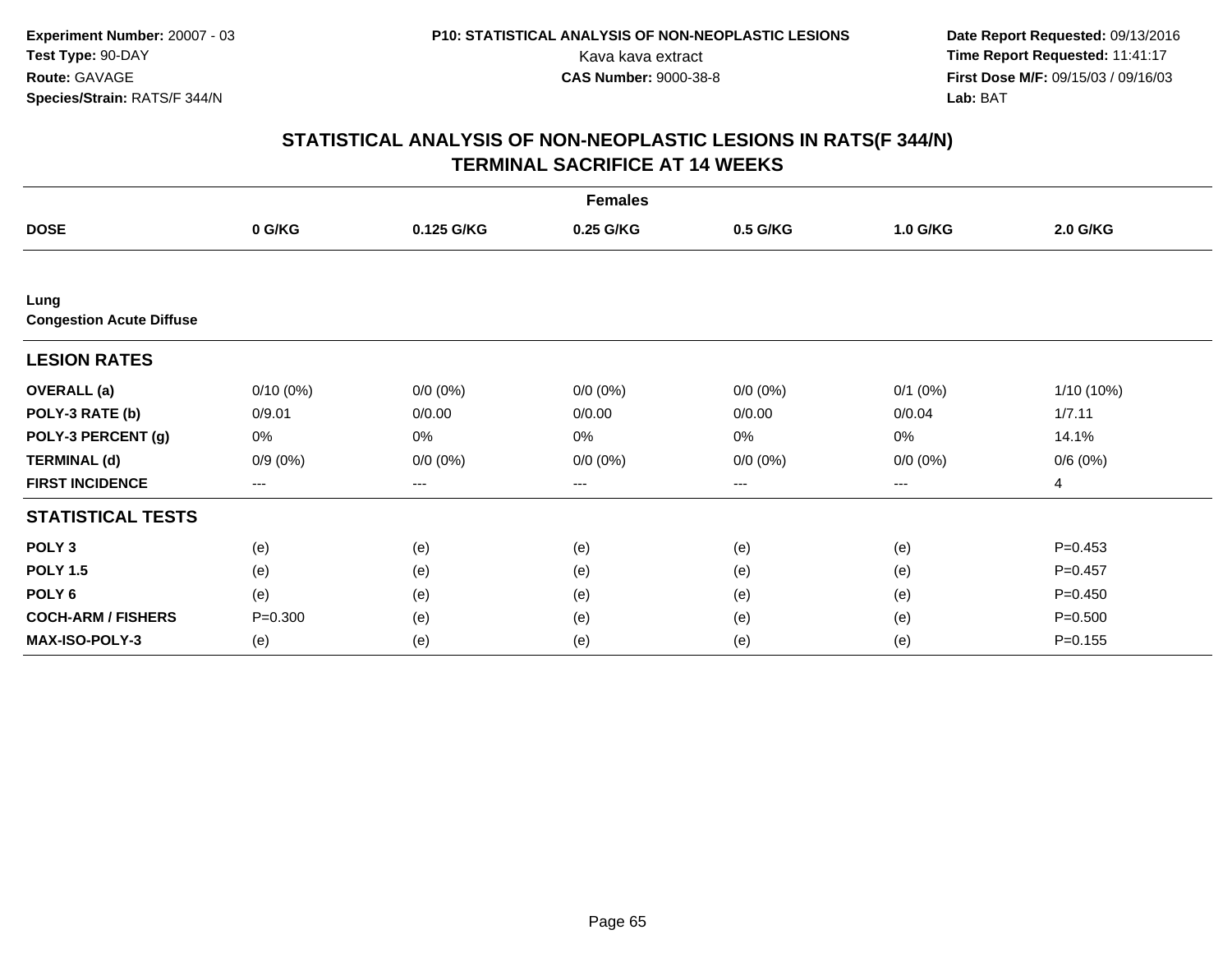**Experiment Number:** 20007 - 03
**Test Type:** 90-DAY
**Route:** GAVAGE
**Species/Strain:** RATS/F 344/N

**P10: STATISTICAL ANALYSIS OF NON-NEOPLASTIC LESIONS**
Kava kava extract
**CAS Number:** 9000-38-8

**Date Report Requested:** 09/13/2016
**Time Report Requested:** 11:41:17
**First Dose M/F:** 09/15/03 / 09/16/03
**Lab:** BAT

## STATISTICAL ANALYSIS OF NON-NEOPLASTIC LESIONS IN RATS(F 344/N) TERMINAL SACRIFICE AT 14 WEEKS

| | | | Females | | | |
|---|---|---|---|---|---|---|
| **DOSE** | **0 G/KG** | **0.125 G/KG** | **0.25 G/KG** | **0.5 G/KG** | **1.0 G/KG** | **2.0 G/KG** |
| **Lung** | | | | | | |
| **Congestion Acute Diffuse** | | | | | | |
| **LESION RATES** | | | | | | |
| **OVERALL (a)** | 0/10 (0%) | 0/0 (0%) | 0/0 (0%) | 0/0 (0%) | 0/1 (0%) | 1/10 (10%) |
| **POLY-3 RATE (b)** | 0/9.01 | 0/0.00 | 0/0.00 | 0/0.00 | 0/0.04 | 1/7.11 |
| **POLY-3 PERCENT (g)** | 0% | 0% | 0% | 0% | 0% | 14.1% |
| **TERMINAL (d)** | 0/9 (0%) | 0/0 (0%) | 0/0 (0%) | 0/0 (0%) | 0/0 (0%) | 0/6 (0%) |
| **FIRST INCIDENCE** | --- | --- | --- | --- | --- | 4 |
| **STATISTICAL TESTS** | | | | | | |
| **POLY 3** | (e) | (e) | (e) | (e) | (e) | P=0.453 |
| **POLY 1.5** | (e) | (e) | (e) | (e) | (e) | P=0.457 |
| **POLY 6** | (e) | (e) | (e) | (e) | (e) | P=0.450 |
| **COCH-ARM / FISHERS** | P=0.300 | (e) | (e) | (e) | (e) | P=0.500 |
| **MAX-ISO-POLY-3** | (e) | (e) | (e) | (e) | (e) | P=0.155 |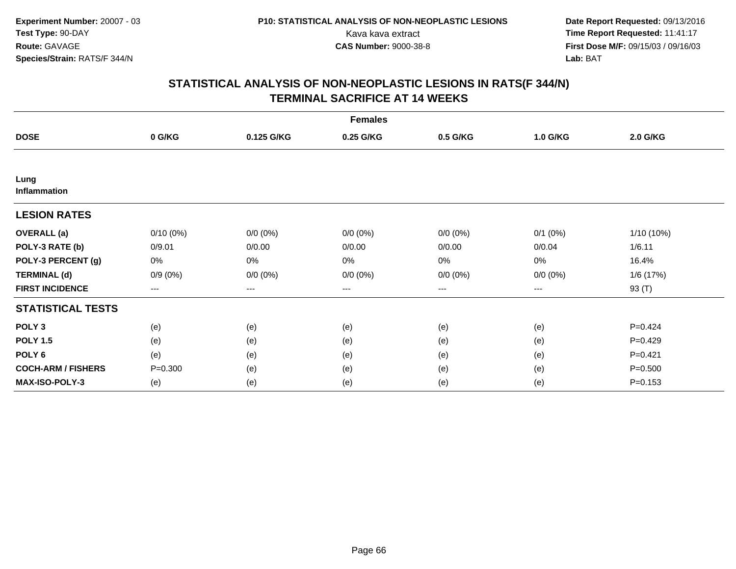**Experiment Number:** 20007 - 03
**Test Type:** 90-DAY
**Route:** GAVAGE
**Species/Strain:** RATS/F 344/N

**P10: STATISTICAL ANALYSIS OF NON-NEOPLASTIC LESIONS**
Kava kava extract
**CAS Number:** 9000-38-8

**Date Report Requested:** 09/13/2016
**Time Report Requested:** 11:41:17
**First Dose M/F:** 09/15/03 / 09/16/03
**Lab:** BAT

## STATISTICAL ANALYSIS OF NON-NEOPLASTIC LESIONS IN RATS(F 344/N) TERMINAL SACRIFICE AT 14 WEEKS

| Females | | | | | | |
|---|---|---|---|---|---|---|
| **DOSE** | **0 G/KG** | **0.125 G/KG** | **0.25 G/KG** | **0.5 G/KG** | **1.0 G/KG** | **2.0 G/KG** |
| **Lung** | | | | | | |
| **Inflammation** | | | | | | |
| **LESION RATES** | | | | | | |
| **OVERALL (a)** | 0/10 (0%) | 0/0 (0%) | 0/0 (0%) | 0/0 (0%) | 0/1 (0%) | 1/10 (10%) |
| **POLY-3 RATE (b)** | 0/9.01 | 0/0.00 | 0/0.00 | 0/0.00 | 0/0.04 | 1/6.11 |
| **POLY-3 PERCENT (g)** | 0% | 0% | 0% | 0% | 0% | 16.4% |
| **TERMINAL (d)** | 0/9 (0%) | 0/0 (0%) | 0/0 (0%) | 0/0 (0%) | 0/0 (0%) | 1/6 (17%) |
| **FIRST INCIDENCE** | --- | --- | --- | --- | --- | 93 (T) |
| **STATISTICAL TESTS** | | | | | | |
| **POLY 3** | (e) | (e) | (e) | (e) | (e) | P=0.424 |
| **POLY 1.5** | (e) | (e) | (e) | (e) | (e) | P=0.429 |
| **POLY 6** | (e) | (e) | (e) | (e) | (e) | P=0.421 |
| **COCH-ARM / FISHERS** | P=0.300 | (e) | (e) | (e) | (e) | P=0.500 |
| **MAX-ISO-POLY-3** | (e) | (e) | (e) | (e) | (e) | P=0.153 |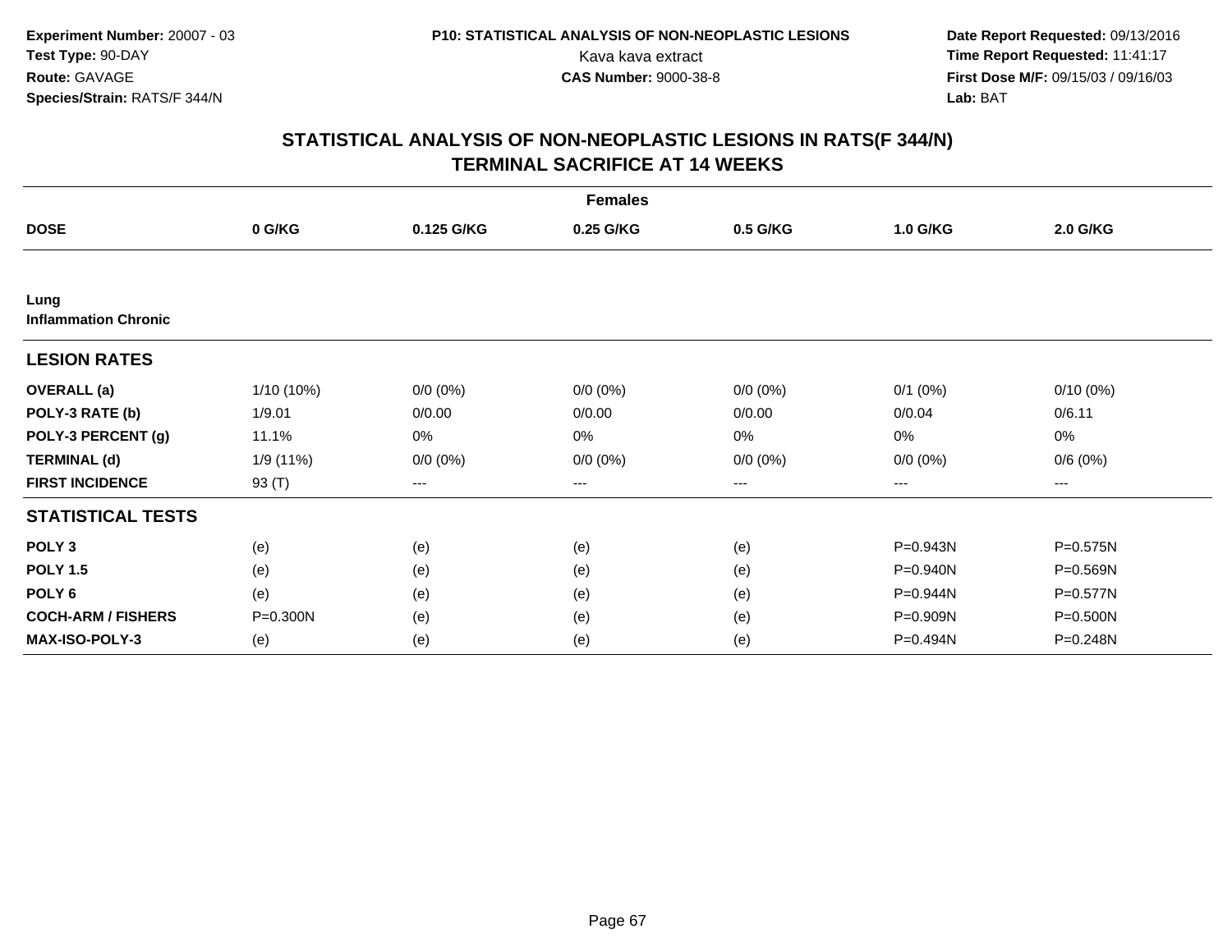**Experiment Number:** 20007 - 03
**Test Type:** 90-DAY
**Route:** GAVAGE
**Species/Strain:** RATS/F 344/N

**P10: STATISTICAL ANALYSIS OF NON-NEOPLASTIC LESIONS**
Kava kava extract
**CAS Number:** 9000-38-8

**Date Report Requested:** 09/13/2016
**Time Report Requested:** 11:41:17
**First Dose M/F:** 09/15/03 / 09/16/03
**Lab:** BAT

## STATISTICAL ANALYSIS OF NON-NEOPLASTIC LESIONS IN RATS(F 344/N) TERMINAL SACRIFICE AT 14 WEEKS

| | | | Females | | | |
|---|---|---|---|---|---|---|
| **DOSE** | **0 G/KG** | **0.125 G/KG** | **0.25 G/KG** | **0.5 G/KG** | **1.0 G/KG** | **2.0 G/KG** |
| **Lung** | | | | | | |
| **Inflammation Chronic** | | | | | | |
| **LESION RATES** | | | | | | |
| **OVERALL (a)** | 1/10 (10%) | 0/0 (0%) | 0/0 (0%) | 0/0 (0%) | 0/1 (0%) | 0/10 (0%) |
| **POLY-3 RATE (b)** | 1/9.01 | 0/0.00 | 0/0.00 | 0/0.00 | 0/0.04 | 0/6.11 |
| **POLY-3 PERCENT (g)** | 11.1% | 0% | 0% | 0% | 0% | 0% |
| **TERMINAL (d)** | 1/9 (11%) | 0/0 (0%) | 0/0 (0%) | 0/0 (0%) | 0/0 (0%) | 0/6 (0%) |
| **FIRST INCIDENCE** | 93 (T) | --- | --- | --- | --- | --- |
| **STATISTICAL TESTS** | | | | | | |
| **POLY 3** | (e) | (e) | (e) | (e) | P=0.943N | P=0.575N |
| **POLY 1.5** | (e) | (e) | (e) | (e) | P=0.940N | P=0.569N |
| **POLY 6** | (e) | (e) | (e) | (e) | P=0.944N | P=0.577N |
| **COCH-ARM / FISHERS** | P=0.300N | (e) | (e) | (e) | P=0.909N | P=0.500N |
| **MAX-ISO-POLY-3** | (e) | (e) | (e) | (e) | P=0.494N | P=0.248N |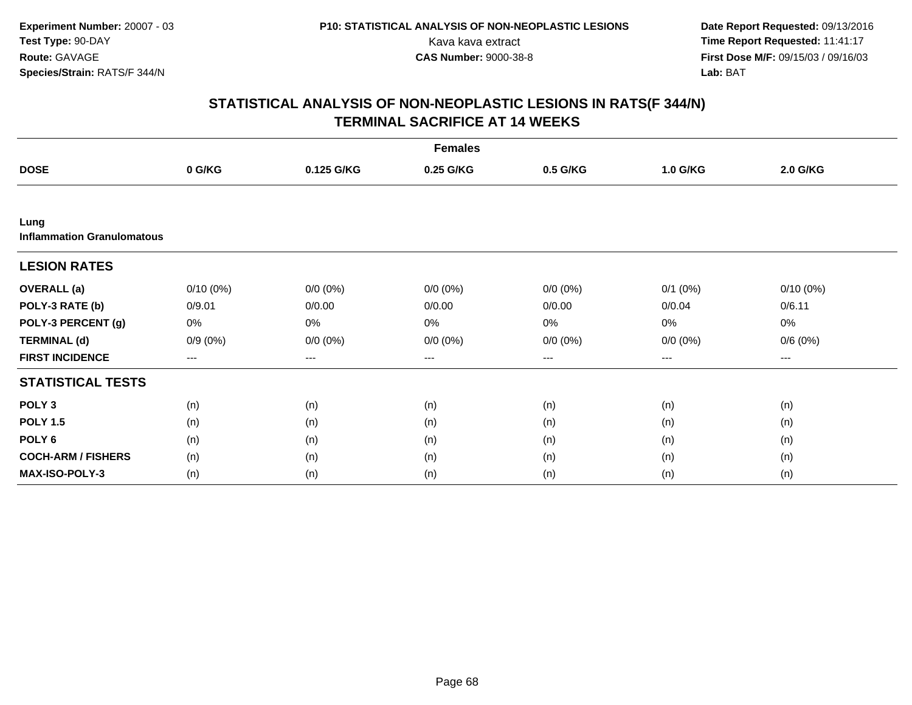**Experiment Number:** 20007 - 03
**Test Type:** 90-DAY
**Route:** GAVAGE
**Species/Strain:** RATS/F 344/N

**P10: STATISTICAL ANALYSIS OF NON-NEOPLASTIC LESIONS**
Kava kava extract
**CAS Number:** 9000-38-8

**Date Report Requested:** 09/13/2016
**Time Report Requested:** 11:41:17
**First Dose M/F:** 09/15/03 / 09/16/03
**Lab:** BAT

## STATISTICAL ANALYSIS OF NON-NEOPLASTIC LESIONS IN RATS(F 344/N)
## TERMINAL SACRIFICE AT 14 WEEKS

| | Females | | | | | |
|---|---|---|---|---|---|---|
| **DOSE** | **0 G/KG** | **0.125 G/KG** | **0.25 G/KG** | **0.5 G/KG** | **1.0 G/KG** | **2.0 G/KG** |
| **Lung** | | | | | | |
| **Inflammation Granulomatous** | | | | | | |
| **LESION RATES** | | | | | | |
| **OVERALL (a)** | 0/10 (0%) | 0/0 (0%) | 0/0 (0%) | 0/0 (0%) | 0/1 (0%) | 0/10 (0%) |
| **POLY-3 RATE (b)** | 0/9.01 | 0/0.00 | 0/0.00 | 0/0.00 | 0/0.04 | 0/6.11 |
| **POLY-3 PERCENT (g)** | 0% | 0% | 0% | 0% | 0% | 0% |
| **TERMINAL (d)** | 0/9 (0%) | 0/0 (0%) | 0/0 (0%) | 0/0 (0%) | 0/0 (0%) | 0/6 (0%) |
| **FIRST INCIDENCE** | --- | --- | --- | --- | --- | --- |
| **STATISTICAL TESTS** | | | | | | |
| **POLY 3** | (n) | (n) | (n) | (n) | (n) | (n) |
| **POLY 1.5** | (n) | (n) | (n) | (n) | (n) | (n) |
| **POLY 6** | (n) | (n) | (n) | (n) | (n) | (n) |
| **COCH-ARM / FISHERS** | (n) | (n) | (n) | (n) | (n) | (n) |
| **MAX-ISO-POLY-3** | (n) | (n) | (n) | (n) | (n) | (n) |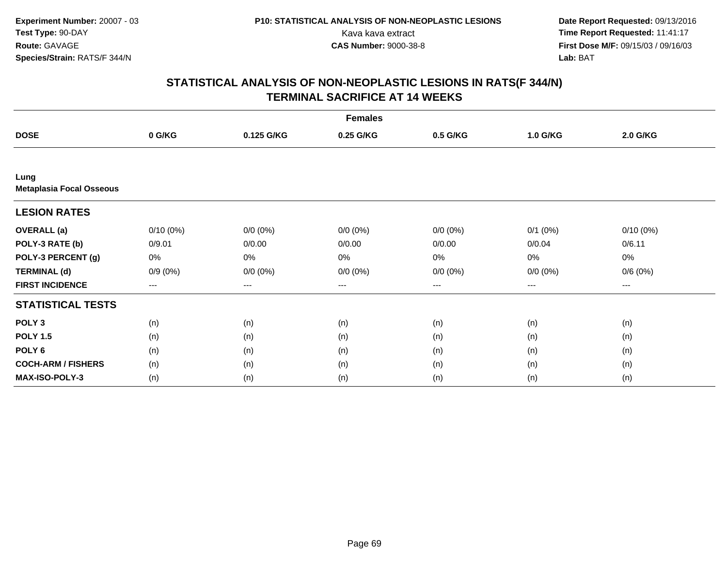Experiment Number: 20007 - 03
Test Type: 90-DAY
Route: GAVAGE
Species/Strain: RATS/F 344/N

P10: STATISTICAL ANALYSIS OF NON-NEOPLASTIC LESIONS
Kava kava extract
CAS Number: 9000-38-8

Date Report Requested: 09/13/2016
Time Report Requested: 11:41:17
First Dose M/F: 09/15/03 / 09/16/03
Lab: BAT

# STATISTICAL ANALYSIS OF NON-NEOPLASTIC LESIONS IN RATS(F 344/N)
## TERMINAL SACRIFICE AT 14 WEEKS

| | Females | | | | | |
|---|---|---|---|---|---|---|
| **DOSE** | **0 G/KG** | **0.125 G/KG** | **0.25 G/KG** | **0.5 G/KG** | **1.0 G/KG** | **2.0 G/KG** |
| **Lung** | | | | | | |
| **Metaplasia Focal Osseous** | | | | | | |
| **LESION RATES** | | | | | | |
| **OVERALL (a)** | 0/10 (0%) | 0/0 (0%) | 0/0 (0%) | 0/0 (0%) | 0/1 (0%) | 0/10 (0%) |
| **POLY-3 RATE (b)** | 0/9.01 | 0/0.00 | 0/0.00 | 0/0.00 | 0/0.04 | 0/6.11 |
| **POLY-3 PERCENT (g)** | 0% | 0% | 0% | 0% | 0% | 0% |
| **TERMINAL (d)** | 0/9 (0%) | 0/0 (0%) | 0/0 (0%) | 0/0 (0%) | 0/0 (0%) | 0/6 (0%) |
| **FIRST INCIDENCE** | --- | --- | --- | --- | --- | --- |
| **STATISTICAL TESTS** | | | | | | |
| **POLY 3** | (n) | (n) | (n) | (n) | (n) | (n) |
| **POLY 1.5** | (n) | (n) | (n) | (n) | (n) | (n) |
| **POLY 6** | (n) | (n) | (n) | (n) | (n) | (n) |
| **COCH-ARM / FISHERS** | (n) | (n) | (n) | (n) | (n) | (n) |
| **MAX-ISO-POLY-3** | (n) | (n) | (n) | (n) | (n) | (n) |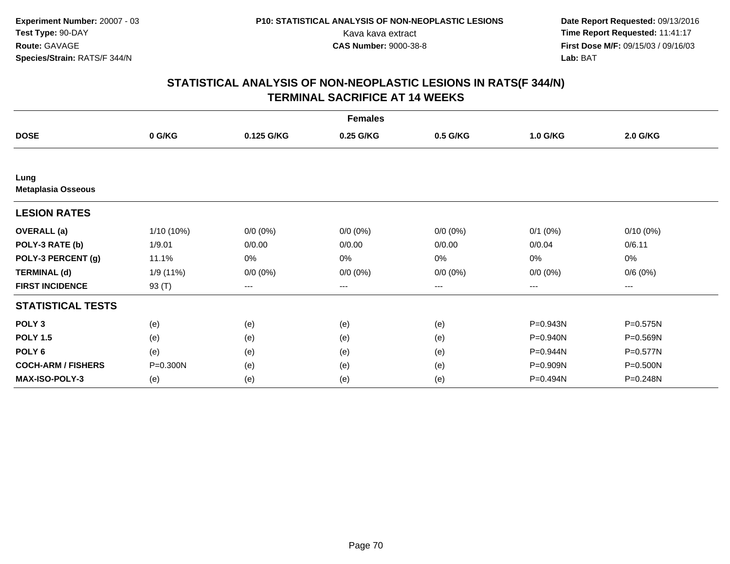Experiment Number: 20007 - 03
Test Type: 90-DAY
Route: GAVAGE
Species/Strain: RATS/F 344/N

P10: STATISTICAL ANALYSIS OF NON-NEOPLASTIC LESIONS
Kava kava extract
CAS Number: 9000-38-8

Date Report Requested: 09/13/2016
Time Report Requested: 11:41:17
First Dose M/F: 09/15/03 / 09/16/03
Lab: BAT

## STATISTICAL ANALYSIS OF NON-NEOPLASTIC LESIONS IN RATS(F 344/N)
## TERMINAL SACRIFICE AT 14 WEEKS

| Females | | | | | | |
|---|---|---|---|---|---|---|
| **DOSE** | **0 G/KG** | **0.125 G/KG** | **0.25 G/KG** | **0.5 G/KG** | **1.0 G/KG** | **2.0 G/KG** |
| **Lung** | | | | | | |
| **Metaplasia Osseous** | | | | | | |
| **LESION RATES** | | | | | | |
| **OVERALL (a)** | 1/10 (10%) | 0/0 (0%) | 0/0 (0%) | 0/0 (0%) | 0/1 (0%) | 0/10 (0%) |
| **POLY-3 RATE (b)** | 1/9.01 | 0/0.00 | 0/0.00 | 0/0.00 | 0/0.04 | 0/6.11 |
| **POLY-3 PERCENT (g)** | 11.1% | 0% | 0% | 0% | 0% | 0% |
| **TERMINAL (d)** | 1/9 (11%) | 0/0 (0%) | 0/0 (0%) | 0/0 (0%) | 0/0 (0%) | 0/6 (0%) |
| **FIRST INCIDENCE** | 93 (T) | --- | --- | --- | --- | --- |
| **STATISTICAL TESTS** | | | | | | |
| **POLY 3** | (e) | (e) | (e) | (e) | P=0.943N | P=0.575N |
| **POLY 1.5** | (e) | (e) | (e) | (e) | P=0.940N | P=0.569N |
| **POLY 6** | (e) | (e) | (e) | (e) | P=0.944N | P=0.577N |
| **COCH-ARM / FISHERS** | P=0.300N | (e) | (e) | (e) | P=0.909N | P=0.500N |
| **MAX-ISO-POLY-3** | (e) | (e) | (e) | (e) | P=0.494N | P=0.248N |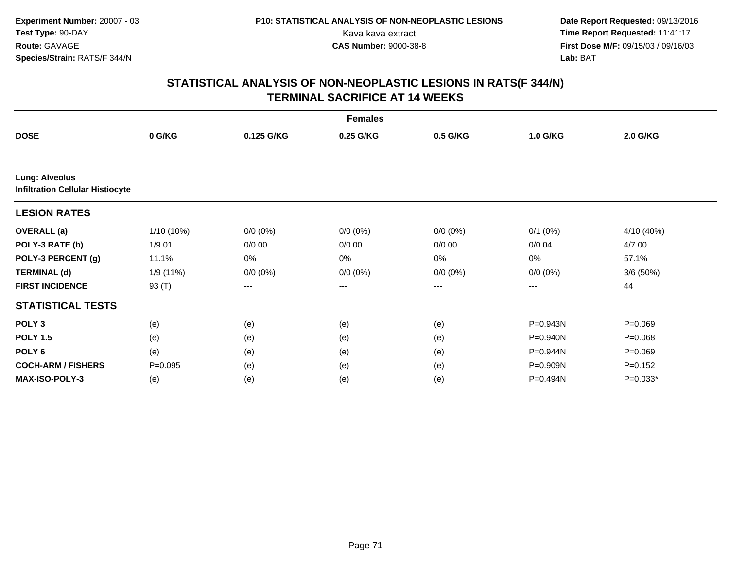**Experiment Number:** 20007 - 03
**Test Type:** 90-DAY
**Route:** GAVAGE
**Species/Strain:** RATS/F 344/N

**P10: STATISTICAL ANALYSIS OF NON-NEOPLASTIC LESIONS**
Kava kava extract
**CAS Number:** 9000-38-8

**Date Report Requested:** 09/13/2016
**Time Report Requested:** 11:41:17
**First Dose M/F:** 09/15/03 / 09/16/03
**Lab:** BAT

## STATISTICAL ANALYSIS OF NON-NEOPLASTIC LESIONS IN RATS(F 344/N)
## TERMINAL SACRIFICE AT 14 WEEKS

| | Females | | | | | |
|---|---|---|---|---|---|---|
| **DOSE** | **0 G/KG** | **0.125 G/KG** | **0.25 G/KG** | **0.5 G/KG** | **1.0 G/KG** | **2.0 G/KG** |
| **Lung: Alveolus** | | | | | | |
| **Infiltration Cellular Histiocyte** | | | | | | |
| **LESION RATES** | | | | | | |
| **OVERALL (a)** | 1/10 (10%) | 0/0 (0%) | 0/0 (0%) | 0/0 (0%) | 0/1 (0%) | 4/10 (40%) |
| **POLY-3 RATE (b)** | 1/9.01 | 0/0.00 | 0/0.00 | 0/0.00 | 0/0.04 | 4/7.00 |
| **POLY-3 PERCENT (g)** | 11.1% | 0% | 0% | 0% | 0% | 57.1% |
| **TERMINAL (d)** | 1/9 (11%) | 0/0 (0%) | 0/0 (0%) | 0/0 (0%) | 0/0 (0%) | 3/6 (50%) |
| **FIRST INCIDENCE** | 93 (T) | --- | --- | --- | --- | 44 |
| **STATISTICAL TESTS** | | | | | | |
| **POLY 3** | (e) | (e) | (e) | (e) | P=0.943N | P=0.069 |
| **POLY 1.5** | (e) | (e) | (e) | (e) | P=0.940N | P=0.068 |
| **POLY 6** | (e) | (e) | (e) | (e) | P=0.944N | P=0.069 |
| **COCH-ARM / FISHERS** | P=0.095 | (e) | (e) | (e) | P=0.909N | P=0.152 |
| **MAX-ISO-POLY-3** | (e) | (e) | (e) | (e) | P=0.494N | P=0.033* |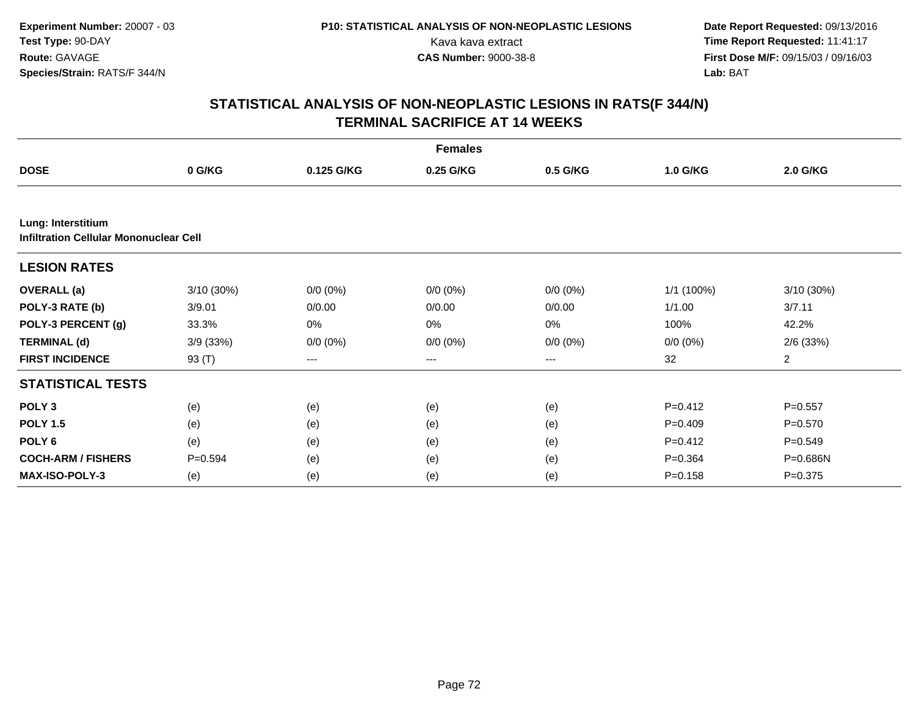Experiment Number: 20007 - 03
Test Type: 90-DAY
Route: GAVAGE
Species/Strain: RATS/F 344/N

P10: STATISTICAL ANALYSIS OF NON-NEOPLASTIC LESIONS
Kava kava extract
CAS Number: 9000-38-8

Date Report Requested: 09/13/2016
Time Report Requested: 11:41:17
First Dose M/F: 09/15/03 / 09/16/03
Lab: BAT

## STATISTICAL ANALYSIS OF NON-NEOPLASTIC LESIONS IN RATS(F 344/N)
## TERMINAL SACRIFICE AT 14 WEEKS

| | Females | | | | | |
|---|---|---|---|---|---|---|
| **DOSE** | **0 G/KG** | **0.125 G/KG** | **0.25 G/KG** | **0.5 G/KG** | **1.0 G/KG** | **2.0 G/KG** |
| **Lung: Interstitium** | | | | | | |
| **Infiltration Cellular Mononuclear Cell** | | | | | | |
| **LESION RATES** | | | | | | |
| **OVERALL (a)** | 3/10 (30%) | 0/0 (0%) | 0/0 (0%) | 0/0 (0%) | 1/1 (100%) | 3/10 (30%) |
| **POLY-3 RATE (b)** | 3/9.01 | 0/0.00 | 0/0.00 | 0/0.00 | 1/1.00 | 3/7.11 |
| **POLY-3 PERCENT (g)** | 33.3% | 0% | 0% | 0% | 100% | 42.2% |
| **TERMINAL (d)** | 3/9 (33%) | 0/0 (0%) | 0/0 (0%) | 0/0 (0%) | 0/0 (0%) | 2/6 (33%) |
| **FIRST INCIDENCE** | 93 (T) | --- | --- | --- | 32 | 2 |
| **STATISTICAL TESTS** | | | | | | |
| **POLY 3** | (e) | (e) | (e) | (e) | P=0.412 | P=0.557 |
| **POLY 1.5** | (e) | (e) | (e) | (e) | P=0.409 | P=0.570 |
| **POLY 6** | (e) | (e) | (e) | (e) | P=0.412 | P=0.549 |
| **COCH-ARM / FISHERS** | P=0.594 | (e) | (e) | (e) | P=0.364 | P=0.686N |
| **MAX-ISO-POLY-3** | (e) | (e) | (e) | (e) | P=0.158 | P=0.375 |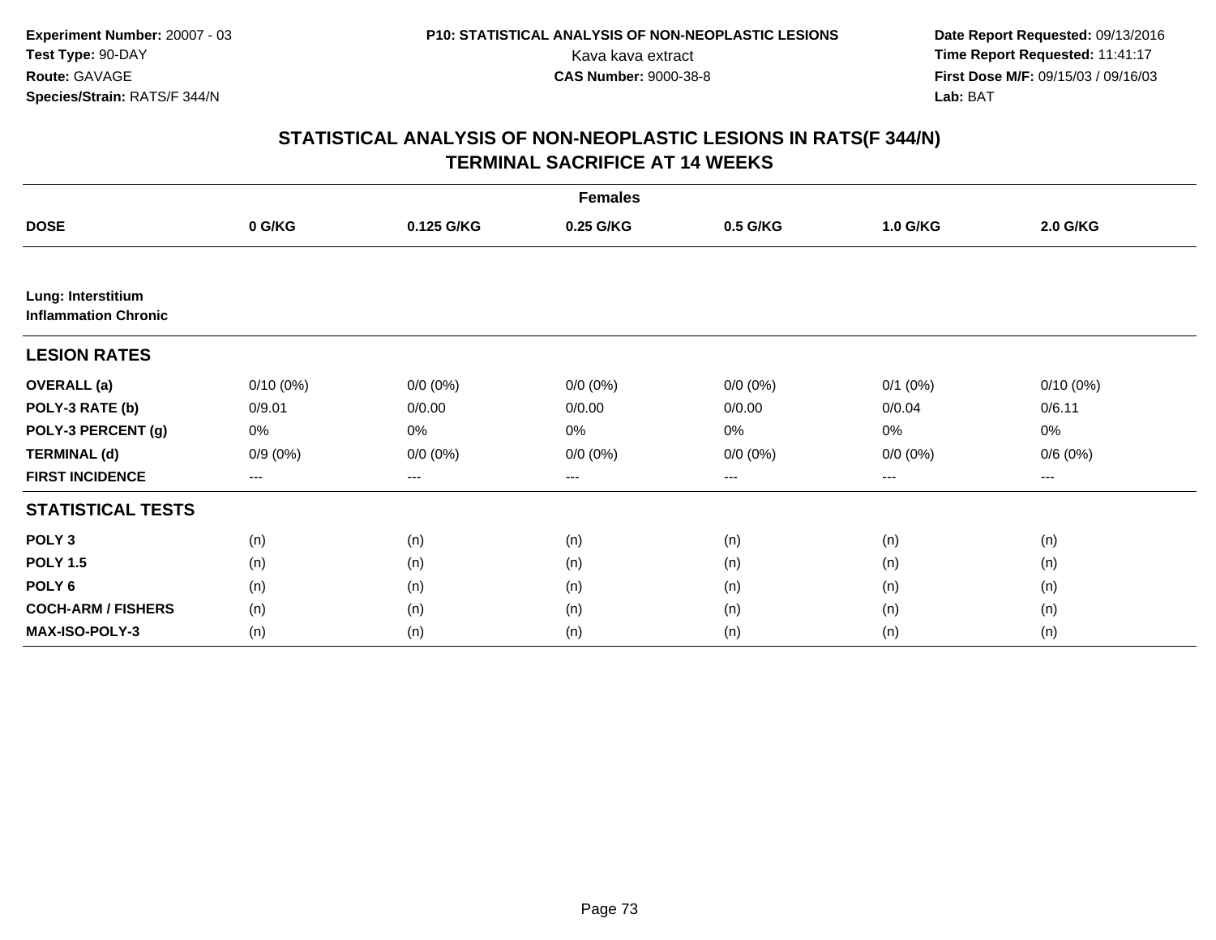Experiment Number: 20007 - 03
Test Type: 90-DAY
Route: GAVAGE
Species/Strain: RATS/F 344/N

P10: STATISTICAL ANALYSIS OF NON-NEOPLASTIC LESIONS
Kava kava extract
CAS Number: 9000-38-8

Date Report Requested: 09/13/2016
Time Report Requested: 11:41:17
First Dose M/F: 09/15/03 / 09/16/03
Lab: BAT

# STATISTICAL ANALYSIS OF NON-NEOPLASTIC LESIONS IN RATS(F 344/N)
## TERMINAL SACRIFICE AT 14 WEEKS

| | Females | | | | | |
|---|---|---|---|---|---|---|
| **DOSE** | **0 G/KG** | **0.125 G/KG** | **0.25 G/KG** | **0.5 G/KG** | **1.0 G/KG** | **2.0 G/KG** |
| **Lung: Interstitium** **Inflammation Chronic** | | | | | | |
| **LESION RATES** | | | | | | |
| **OVERALL (a)** | 0/10 (0%) | 0/0 (0%) | 0/0 (0%) | 0/0 (0%) | 0/1 (0%) | 0/10 (0%) |
| **POLY-3 RATE (b)** | 0/9.01 | 0/0.00 | 0/0.00 | 0/0.00 | 0/0.04 | 0/6.11 |
| **POLY-3 PERCENT (g)** | 0% | 0% | 0% | 0% | 0% | 0% |
| **TERMINAL (d)** | 0/9 (0%) | 0/0 (0%) | 0/0 (0%) | 0/0 (0%) | 0/0 (0%) | 0/6 (0%) |
| **FIRST INCIDENCE** | --- | --- | --- | --- | --- | --- |
| **STATISTICAL TESTS** | | | | | | |
| **POLY 3** | (n) | (n) | (n) | (n) | (n) | (n) |
| **POLY 1.5** | (n) | (n) | (n) | (n) | (n) | (n) |
| **POLY 6** | (n) | (n) | (n) | (n) | (n) | (n) |
| **COCH-ARM / FISHERS** | (n) | (n) | (n) | (n) | (n) | (n) |
| **MAX-ISO-POLY-3** | (n) | (n) | (n) | (n) | (n) | (n) |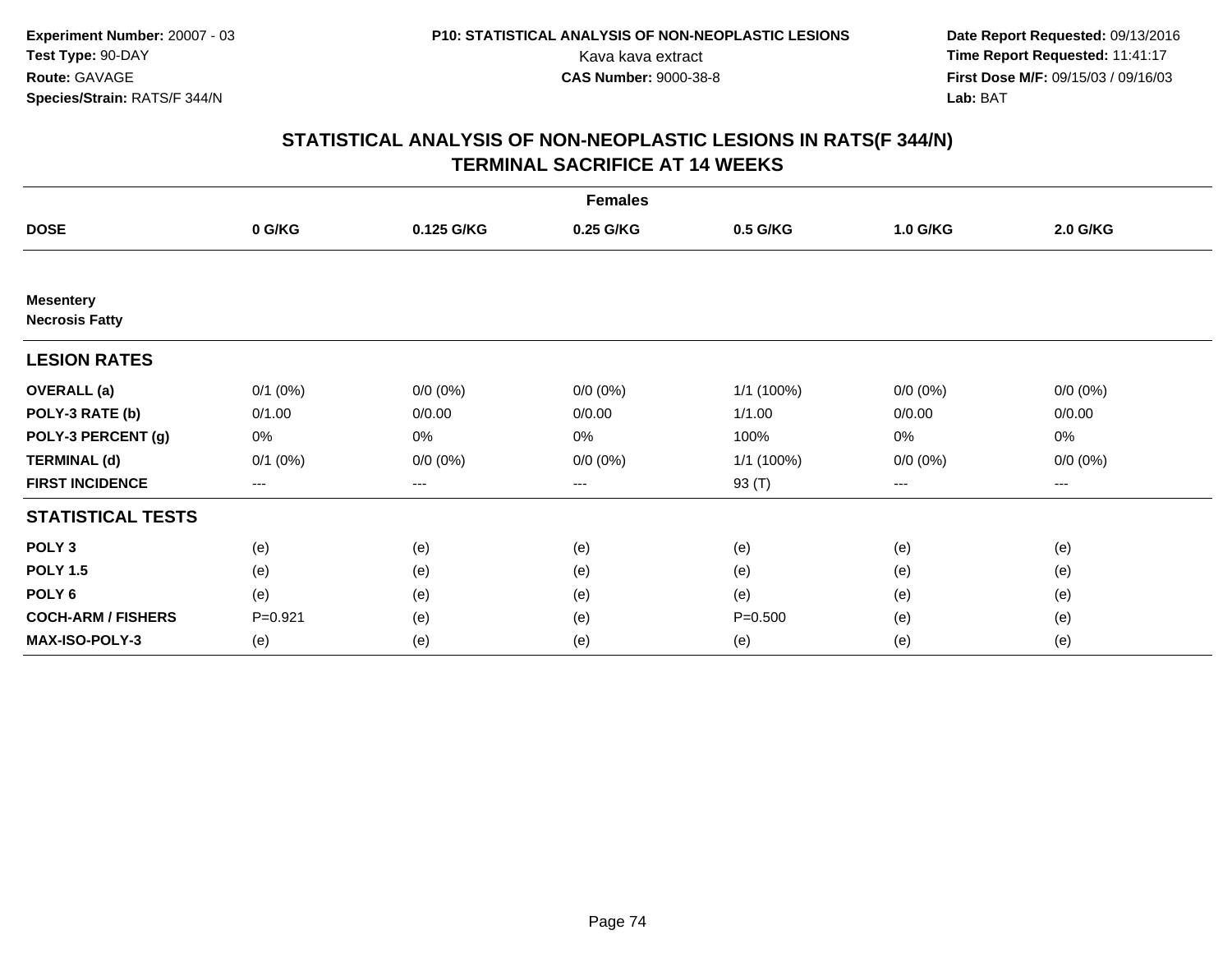Experiment Number: 20007 - 03
Test Type: 90-DAY
Route: GAVAGE
Species/Strain: RATS/F 344/N

P10: STATISTICAL ANALYSIS OF NON-NEOPLASTIC LESIONS
Kava kava extract
CAS Number: 9000-38-8

Date Report Requested: 09/13/2016
Time Report Requested: 11:41:17
First Dose M/F: 09/15/03 / 09/16/03
Lab: BAT

## STATISTICAL ANALYSIS OF NON-NEOPLASTIC LESIONS IN RATS(F 344/N) TERMINAL SACRIFICE AT 14 WEEKS

| Females | | | | | | |
|---|---|---|---|---|---|---|
| **DOSE** | **0 G/KG** | **0.125 G/KG** | **0.25 G/KG** | **0.5 G/KG** | **1.0 G/KG** | **2.0 G/KG** |
| **Mesentery** | | | | | | |
| **Necrosis Fatty** | | | | | | |
| **LESION RATES** | | | | | | |
| **OVERALL (a)** | 0/1 (0%) | 0/0 (0%) | 0/0 (0%) | 1/1 (100%) | 0/0 (0%) | 0/0 (0%) |
| **POLY-3 RATE (b)** | 0/1.00 | 0/0.00 | 0/0.00 | 1/1.00 | 0/0.00 | 0/0.00 |
| **POLY-3 PERCENT (g)** | 0% | 0% | 0% | 100% | 0% | 0% |
| **TERMINAL (d)** | 0/1 (0%) | 0/0 (0%) | 0/0 (0%) | 1/1 (100%) | 0/0 (0%) | 0/0 (0%) |
| **FIRST INCIDENCE** | --- | --- | --- | 93 (T) | --- | --- |
| **STATISTICAL TESTS** | | | | | | |
| **POLY 3** | (e) | (e) | (e) | (e) | (e) | (e) |
| **POLY 1.5** | (e) | (e) | (e) | (e) | (e) | (e) |
| **POLY 6** | (e) | (e) | (e) | (e) | (e) | (e) |
| **COCH-ARM / FISHERS** | P=0.921 | (e) | (e) | P=0.500 | (e) | (e) |
| **MAX-ISO-POLY-3** | (e) | (e) | (e) | (e) | (e) | (e) |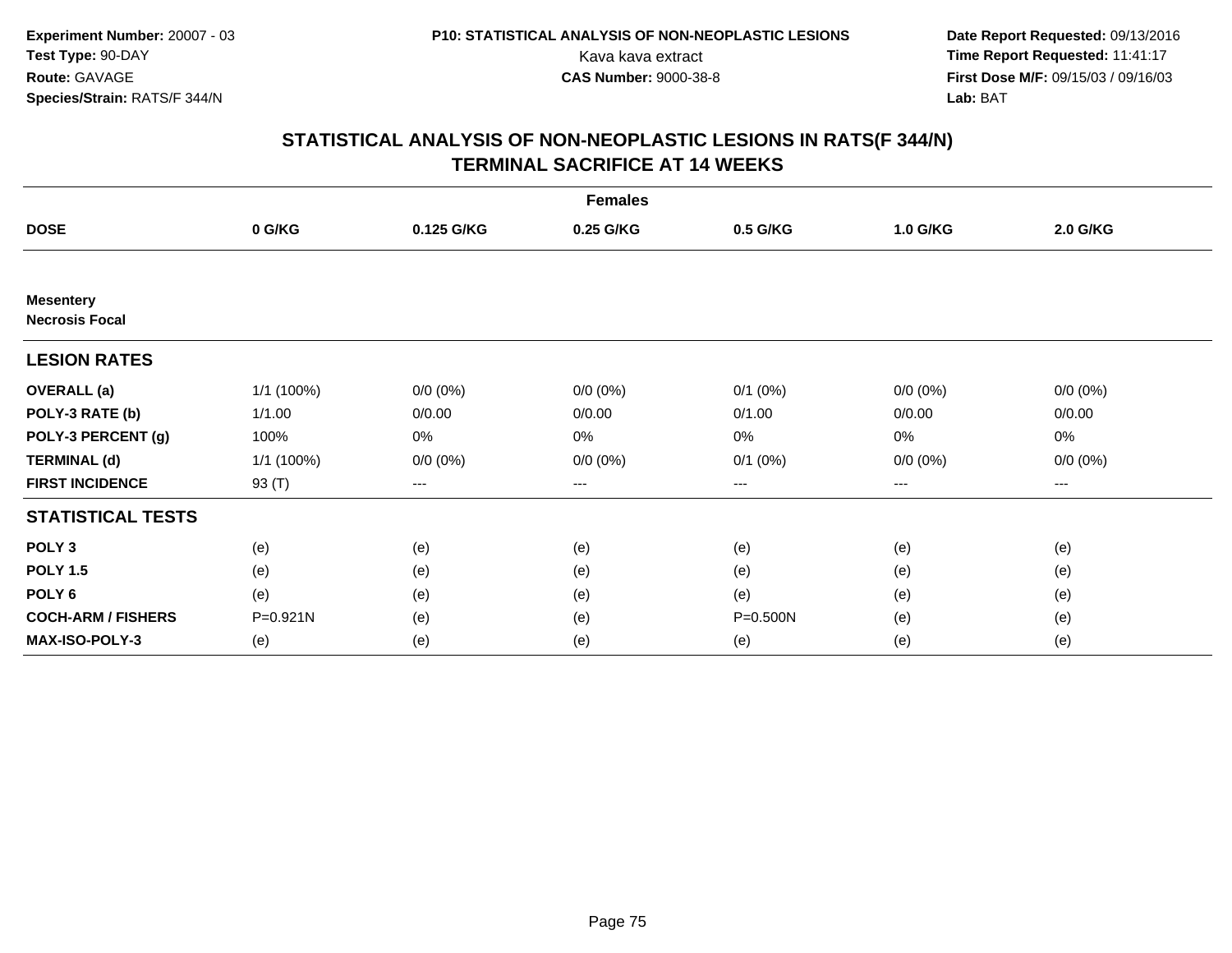Experiment Number: 20007 - 03
Test Type: 90-DAY
Route: GAVAGE
Species/Strain: RATS/F 344/N

P10: STATISTICAL ANALYSIS OF NON-NEOPLASTIC LESIONS
Kava kava extract
CAS Number: 9000-38-8

Date Report Requested: 09/13/2016
Time Report Requested: 11:41:17
First Dose M/F: 09/15/03 / 09/16/03
Lab: BAT

## STATISTICAL ANALYSIS OF NON-NEOPLASTIC LESIONS IN RATS(F 344/N)
## TERMINAL SACRIFICE AT 14 WEEKS

| | Females | | | | | |
|---|---|---|---|---|---|---|
| **DOSE** | **0 G/KG** | **0.125 G/KG** | **0.25 G/KG** | **0.5 G/KG** | **1.0 G/KG** | **2.0 G/KG** |
| **Mesentery**<br>**Necrosis Focal** | | | | | | |
| **LESION RATES** | | | | | | |
| **OVERALL (a)** | 1/1 (100%) | 0/0 (0%) | 0/0 (0%) | 0/1 (0%) | 0/0 (0%) | 0/0 (0%) |
| **POLY-3 RATE (b)** | 1/1.00 | 0/0.00 | 0/0.00 | 0/1.00 | 0/0.00 | 0/0.00 |
| **POLY-3 PERCENT (g)** | 100% | 0% | 0% | 0% | 0% | 0% |
| **TERMINAL (d)** | 1/1 (100%) | 0/0 (0%) | 0/0 (0%) | 0/1 (0%) | 0/0 (0%) | 0/0 (0%) |
| **FIRST INCIDENCE** | 93 (T) | --- | --- | --- | --- | --- |
| **STATISTICAL TESTS** | | | | | | |
| **POLY 3** | (e) | (e) | (e) | (e) | (e) | (e) |
| **POLY 1.5** | (e) | (e) | (e) | (e) | (e) | (e) |
| **POLY 6** | (e) | (e) | (e) | (e) | (e) | (e) |
| **COCH-ARM / FISHERS** | P=0.921N | (e) | (e) | P=0.500N | (e) | (e) |
| **MAX-ISO-POLY-3** | (e) | (e) | (e) | (e) | (e) | (e) |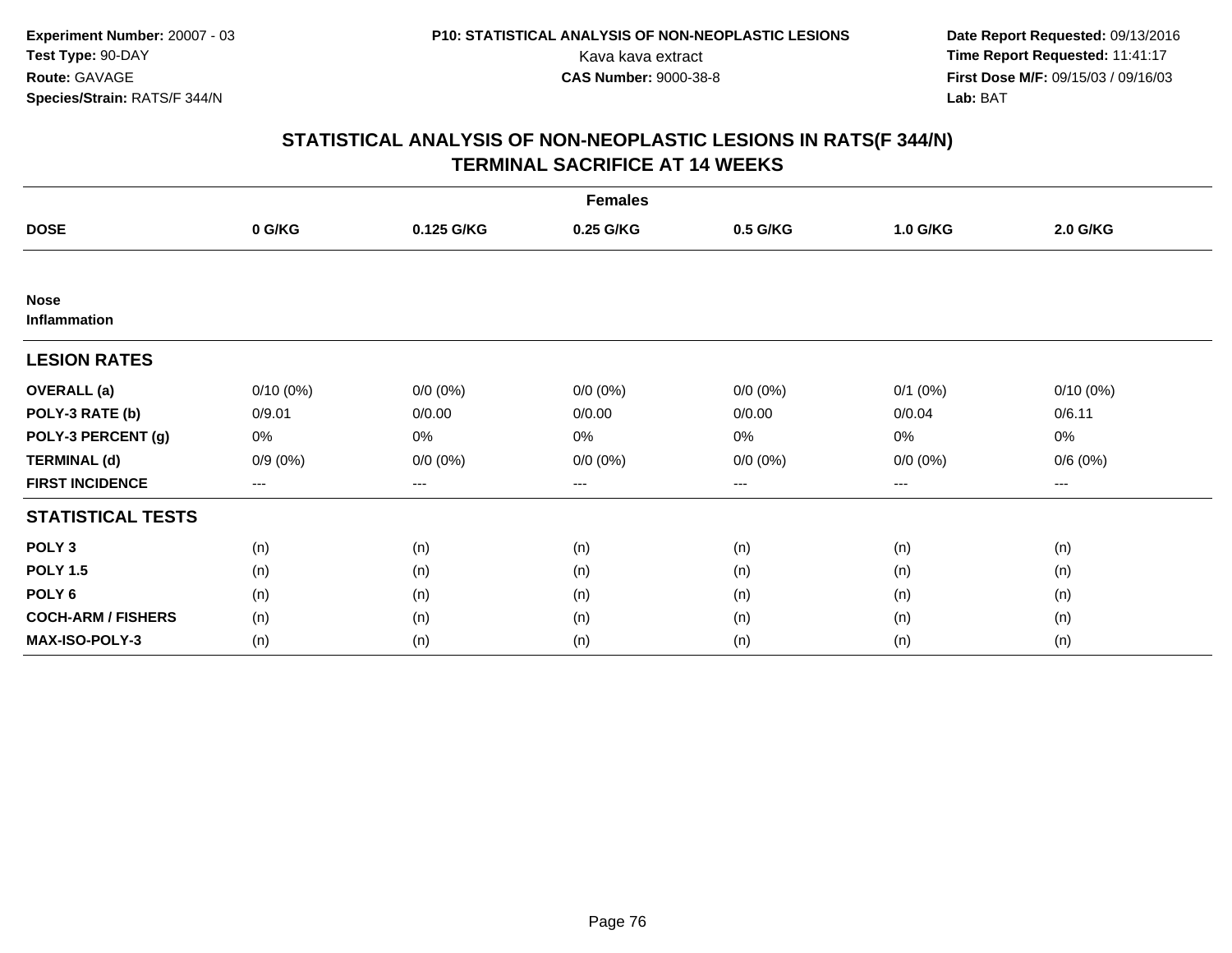Experiment Number: 20007 - 03
Test Type: 90-DAY
Route: GAVAGE
Species/Strain: RATS/F 344/N

P10: STATISTICAL ANALYSIS OF NON-NEOPLASTIC LESIONS
Kava kava extract
CAS Number: 9000-38-8

Date Report Requested: 09/13/2016
Time Report Requested: 11:41:17
First Dose M/F: 09/15/03 / 09/16/03
Lab: BAT

## STATISTICAL ANALYSIS OF NON-NEOPLASTIC LESIONS IN RATS(F 344/N)
## TERMINAL SACRIFICE AT 14 WEEKS

| | Females | | | | | |
|---|---|---|---|---|---|---|
| **DOSE** | **0 G/KG** | **0.125 G/KG** | **0.25 G/KG** | **0.5 G/KG** | **1.0 G/KG** | **2.0 G/KG** |
| **Nose** | | | | | | |
| **Inflammation** | | | | | | |
| **LESION RATES** | | | | | | |
| **OVERALL (a)** | 0/10 (0%) | 0/0 (0%) | 0/0 (0%) | 0/0 (0%) | 0/1 (0%) | 0/10 (0%) |
| **POLY-3 RATE (b)** | 0/9.01 | 0/0.00 | 0/0.00 | 0/0.00 | 0/0.04 | 0/6.11 |
| **POLY-3 PERCENT (g)** | 0% | 0% | 0% | 0% | 0% | 0% |
| **TERMINAL (d)** | 0/9 (0%) | 0/0 (0%) | 0/0 (0%) | 0/0 (0%) | 0/0 (0%) | 0/6 (0%) |
| **FIRST INCIDENCE** | --- | --- | --- | --- | --- | --- |
| **STATISTICAL TESTS** | | | | | | |
| **POLY 3** | (n) | (n) | (n) | (n) | (n) | (n) |
| **POLY 1.5** | (n) | (n) | (n) | (n) | (n) | (n) |
| **POLY 6** | (n) | (n) | (n) | (n) | (n) | (n) |
| **COCH-ARM / FISHERS** | (n) | (n) | (n) | (n) | (n) | (n) |
| **MAX-ISO-POLY-3** | (n) | (n) | (n) | (n) | (n) | (n) |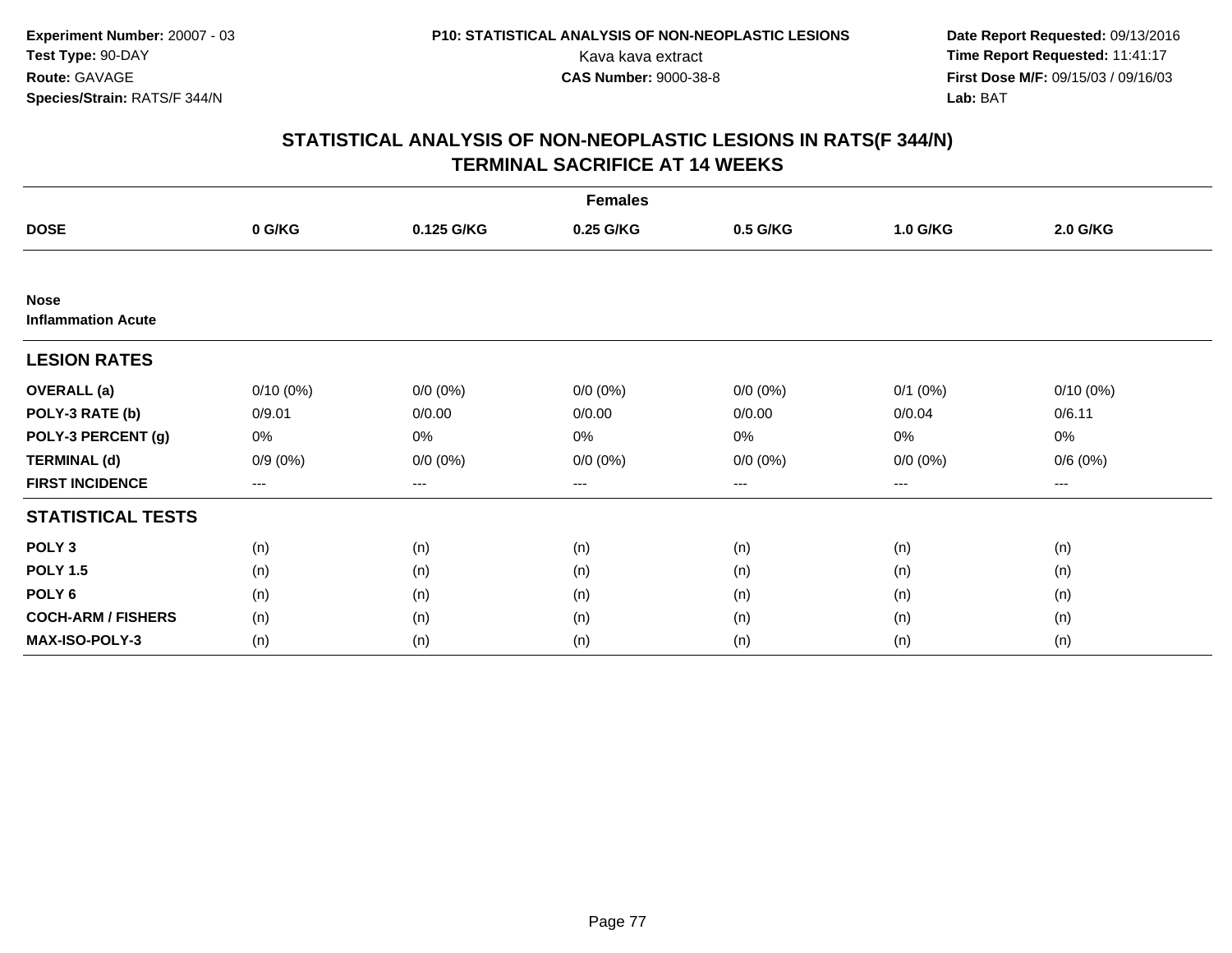**Experiment Number:** 20007 - 03
**Test Type:** 90-DAY
**Route:** GAVAGE
**Species/Strain:** RATS/F 344/N

**P10: STATISTICAL ANALYSIS OF NON-NEOPLASTIC LESIONS**
Kava kava extract
**CAS Number:** 9000-38-8

**Date Report Requested:** 09/13/2016
**Time Report Requested:** 11:41:17
**First Dose M/F:** 09/15/03 / 09/16/03
**Lab:** BAT

## STATISTICAL ANALYSIS OF NON-NEOPLASTIC LESIONS IN RATS(F 344/N)
## TERMINAL SACRIFICE AT 14 WEEKS

| | Females | | | | | |
|---|---|---|---|---|---|---|
| **DOSE** | **0 G/KG** | **0.125 G/KG** | **0.25 G/KG** | **0.5 G/KG** | **1.0 G/KG** | **2.0 G/KG** |
| **Nose** | | | | | | |
| **Inflammation Acute** | | | | | | |
| **LESION RATES** | | | | | | |
| **OVERALL (a)** | 0/10 (0%) | 0/0 (0%) | 0/0 (0%) | 0/0 (0%) | 0/1 (0%) | 0/10 (0%) |
| **POLY-3 RATE (b)** | 0/9.01 | 0/0.00 | 0/0.00 | 0/0.00 | 0/0.04 | 0/6.11 |
| **POLY-3 PERCENT (g)** | 0% | 0% | 0% | 0% | 0% | 0% |
| **TERMINAL (d)** | 0/9 (0%) | 0/0 (0%) | 0/0 (0%) | 0/0 (0%) | 0/0 (0%) | 0/6 (0%) |
| **FIRST INCIDENCE** | --- | --- | --- | --- | --- | --- |
| **STATISTICAL TESTS** | | | | | | |
| **POLY 3** | (n) | (n) | (n) | (n) | (n) | (n) |
| **POLY 1.5** | (n) | (n) | (n) | (n) | (n) | (n) |
| **POLY 6** | (n) | (n) | (n) | (n) | (n) | (n) |
| **COCH-ARM / FISHERS** | (n) | (n) | (n) | (n) | (n) | (n) |
| **MAX-ISO-POLY-3** | (n) | (n) | (n) | (n) | (n) | (n) |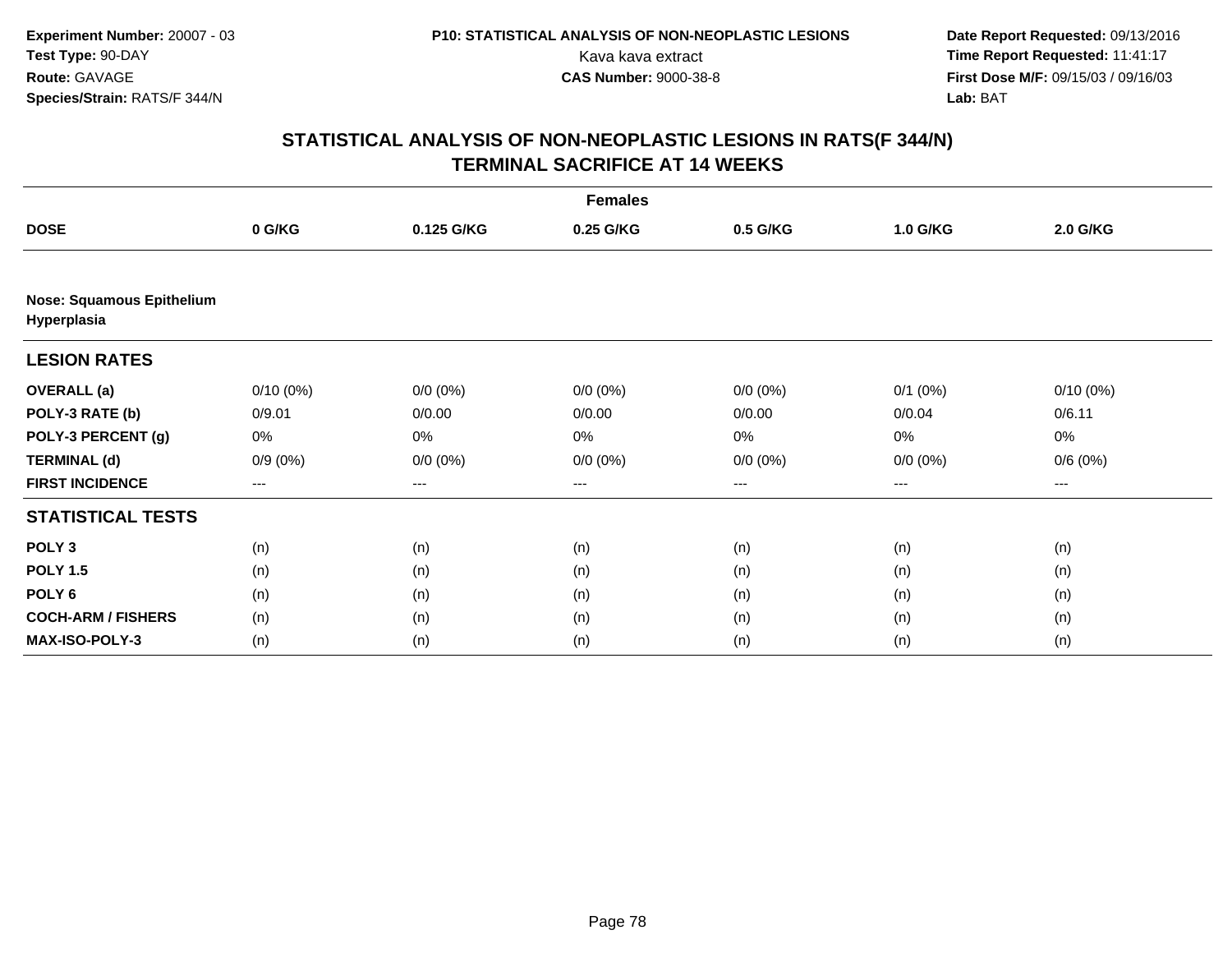Experiment Number: 20007 - 03
Test Type: 90-DAY
Route: GAVAGE
Species/Strain: RATS/F 344/N

P10: STATISTICAL ANALYSIS OF NON-NEOPLASTIC LESIONS
Kava kava extract
CAS Number: 9000-38-8

Date Report Requested: 09/13/2016
Time Report Requested: 11:41:17
First Dose M/F: 09/15/03 / 09/16/03
Lab: BAT

## STATISTICAL ANALYSIS OF NON-NEOPLASTIC LESIONS IN RATS(F 344/N)
## TERMINAL SACRIFICE AT 14 WEEKS

| | Females | | | | | |
|---|---|---|---|---|---|---|
| **DOSE** | **0 G/KG** | **0.125 G/KG** | **0.25 G/KG** | **0.5 G/KG** | **1.0 G/KG** | **2.0 G/KG** |
| **Nose: Squamous Epithelium Hyperplasia** | | | | | | |
| **LESION RATES** | | | | | | |
| **OVERALL (a)** | 0/10 (0%) | 0/0 (0%) | 0/0 (0%) | 0/0 (0%) | 0/1 (0%) | 0/10 (0%) |
| **POLY-3 RATE (b)** | 0/9.01 | 0/0.00 | 0/0.00 | 0/0.00 | 0/0.04 | 0/6.11 |
| **POLY-3 PERCENT (g)** | 0% | 0% | 0% | 0% | 0% | 0% |
| **TERMINAL (d)** | 0/9 (0%) | 0/0 (0%) | 0/0 (0%) | 0/0 (0%) | 0/0 (0%) | 0/6 (0%) |
| **FIRST INCIDENCE** | --- | --- | --- | --- | --- | --- |
| **STATISTICAL TESTS** | | | | | | |
| **POLY 3** | (n) | (n) | (n) | (n) | (n) | (n) |
| **POLY 1.5** | (n) | (n) | (n) | (n) | (n) | (n) |
| **POLY 6** | (n) | (n) | (n) | (n) | (n) | (n) |
| **COCH-ARM / FISHERS** | (n) | (n) | (n) | (n) | (n) | (n) |
| **MAX-ISO-POLY-3** | (n) | (n) | (n) | (n) | (n) | (n) |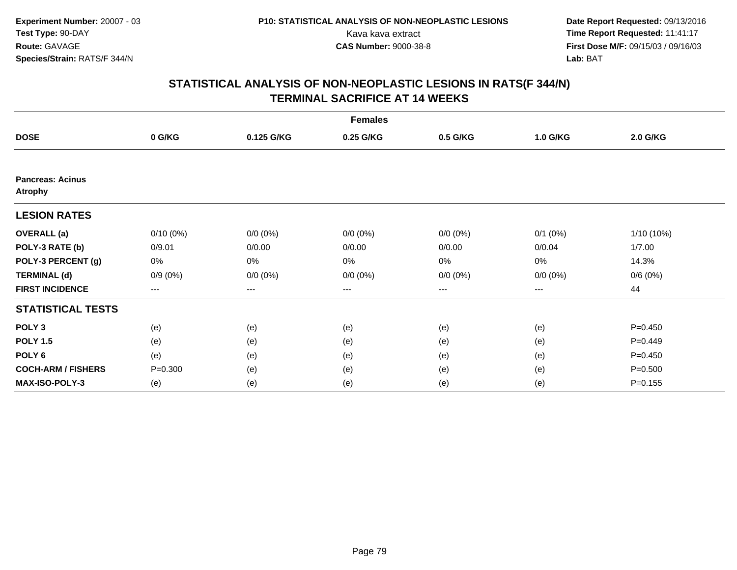**Experiment Number:** 20007 - 03
**Test Type:** 90-DAY
**Route:** GAVAGE
**Species/Strain:** RATS/F 344/N

**P10: STATISTICAL ANALYSIS OF NON-NEOPLASTIC LESIONS**
Kava kava extract
**CAS Number:** 9000-38-8

**Date Report Requested:** 09/13/2016
**Time Report Requested:** 11:41:17
**First Dose M/F:** 09/15/03 / 09/16/03
**Lab:** BAT

## STATISTICAL ANALYSIS OF NON-NEOPLASTIC LESIONS IN RATS(F 344/N) TERMINAL SACRIFICE AT 14 WEEKS

| | Females | | | | | |
|---|---|---|---|---|---|---|
| **DOSE** | **0 G/KG** | **0.125 G/KG** | **0.25 G/KG** | **0.5 G/KG** | **1.0 G/KG** | **2.0 G/KG** |
| **Pancreas: Acinus Atrophy** | | | | | | |
| **LESION RATES** | | | | | | |
| **OVERALL (a)** | 0/10 (0%) | 0/0 (0%) | 0/0 (0%) | 0/0 (0%) | 0/1 (0%) | 1/10 (10%) |
| **POLY-3 RATE (b)** | 0/9.01 | 0/0.00 | 0/0.00 | 0/0.00 | 0/0.04 | 1/7.00 |
| **POLY-3 PERCENT (g)** | 0% | 0% | 0% | 0% | 0% | 14.3% |
| **TERMINAL (d)** | 0/9 (0%) | 0/0 (0%) | 0/0 (0%) | 0/0 (0%) | 0/0 (0%) | 0/6 (0%) |
| **FIRST INCIDENCE** | --- | --- | --- | --- | --- | 44 |
| **STATISTICAL TESTS** | | | | | | |
| **POLY 3** | (e) | (e) | (e) | (e) | (e) | P=0.450 |
| **POLY 1.5** | (e) | (e) | (e) | (e) | (e) | P=0.449 |
| **POLY 6** | (e) | (e) | (e) | (e) | (e) | P=0.450 |
| **COCH-ARM / FISHERS** | P=0.300 | (e) | (e) | (e) | (e) | P=0.500 |
| **MAX-ISO-POLY-3** | (e) | (e) | (e) | (e) | (e) | P=0.155 |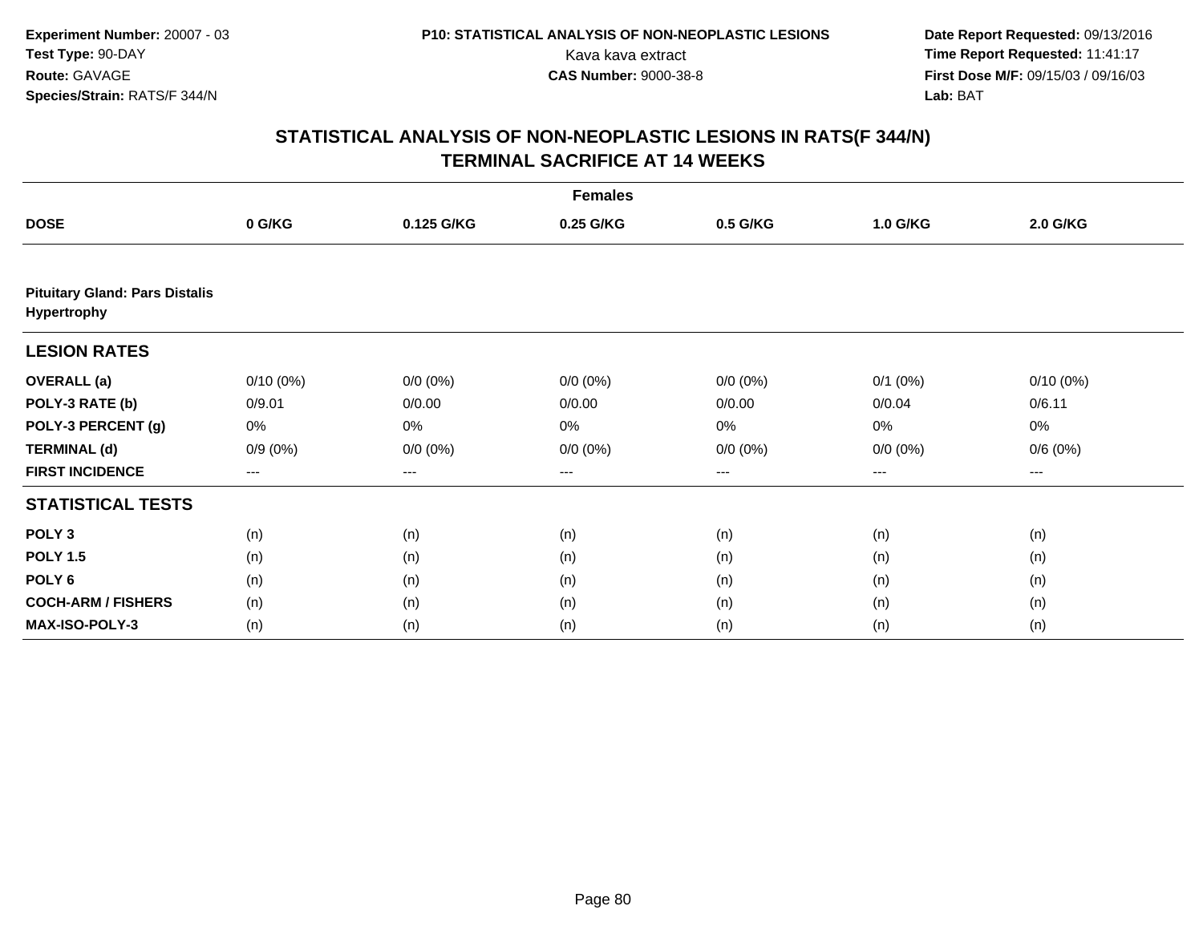Experiment Number: 20007 - 03
Test Type: 90-DAY
Route: GAVAGE
Species/Strain: RATS/F 344/N

P10: STATISTICAL ANALYSIS OF NON-NEOPLASTIC LESIONS
Kava kava extract
CAS Number: 9000-38-8

Date Report Requested: 09/13/2016
Time Report Requested: 11:41:17
First Dose M/F: 09/15/03 / 09/16/03
Lab: BAT

## STATISTICAL ANALYSIS OF NON-NEOPLASTIC LESIONS IN RATS(F 344/N)
## TERMINAL SACRIFICE AT 14 WEEKS

| | Females | | | | | |
|---|---|---|---|---|---|---|
| **DOSE** | **0 G/KG** | **0.125 G/KG** | **0.25 G/KG** | **0.5 G/KG** | **1.0 G/KG** | **2.0 G/KG** |
| **Pituitary Gland: Pars Distalis Hypertrophy** | | | | | | |
| **LESION RATES** | | | | | | |
| **OVERALL (a)** | 0/10 (0%) | 0/0 (0%) | 0/0 (0%) | 0/0 (0%) | 0/1 (0%) | 0/10 (0%) |
| **POLY-3 RATE (b)** | 0/9.01 | 0/0.00 | 0/0.00 | 0/0.00 | 0/0.04 | 0/6.11 |
| **POLY-3 PERCENT (g)** | 0% | 0% | 0% | 0% | 0% | 0% |
| **TERMINAL (d)** | 0/9 (0%) | 0/0 (0%) | 0/0 (0%) | 0/0 (0%) | 0/0 (0%) | 0/6 (0%) |
| **FIRST INCIDENCE** | --- | --- | --- | --- | --- | --- |
| **STATISTICAL TESTS** | | | | | | |
| **POLY 3** | (n) | (n) | (n) | (n) | (n) | (n) |
| **POLY 1.5** | (n) | (n) | (n) | (n) | (n) | (n) |
| **POLY 6** | (n) | (n) | (n) | (n) | (n) | (n) |
| **COCH-ARM / FISHERS** | (n) | (n) | (n) | (n) | (n) | (n) |
| **MAX-ISO-POLY-3** | (n) | (n) | (n) | (n) | (n) | (n) |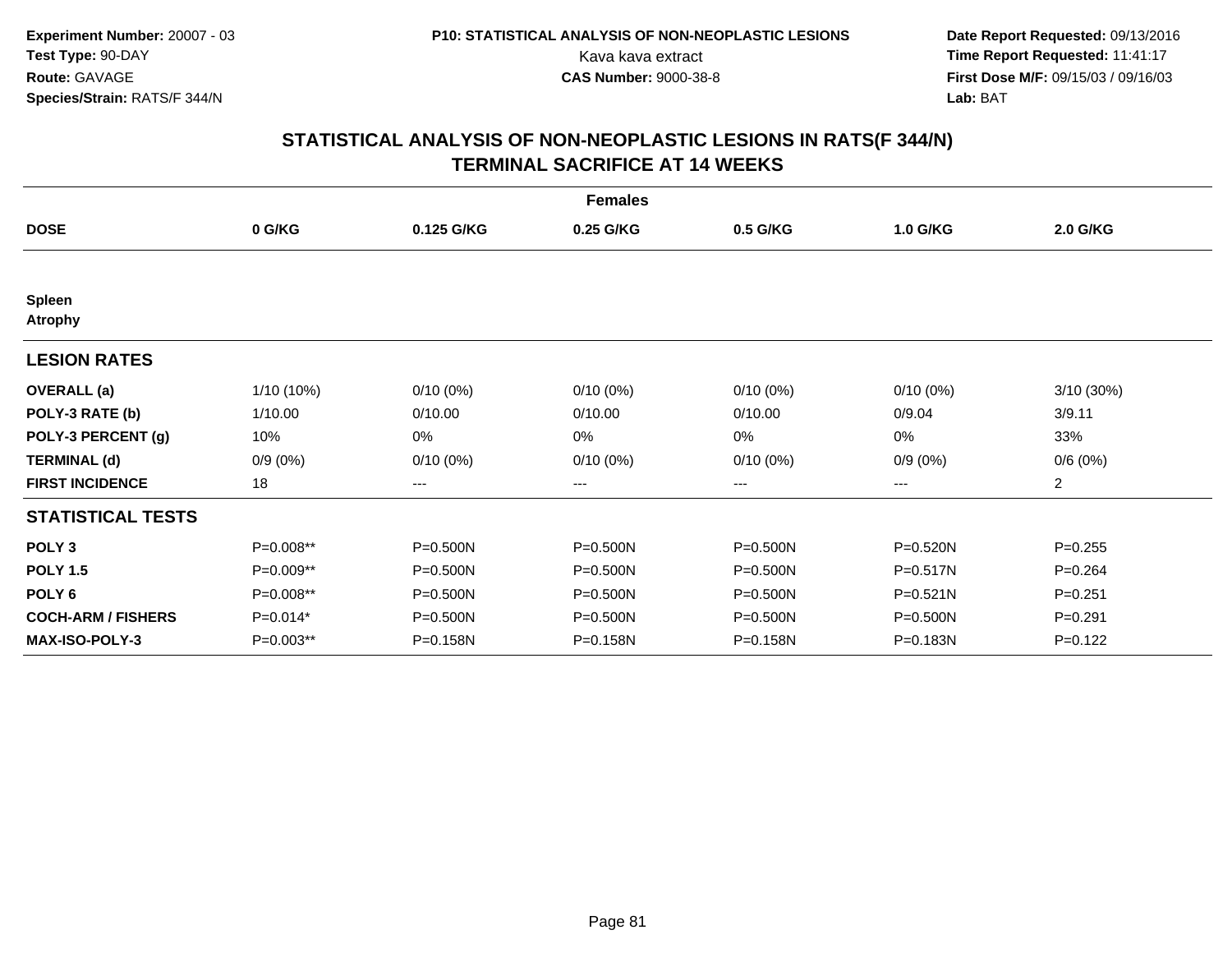**Experiment Number:** 20007 - 03
**Test Type:** 90-DAY
**Route:** GAVAGE
**Species/Strain:** RATS/F 344/N

**P10: STATISTICAL ANALYSIS OF NON-NEOPLASTIC LESIONS**
Kava kava extract
**CAS Number:** 9000-38-8

**Date Report Requested:** 09/13/2016
**Time Report Requested:** 11:41:17
**First Dose M/F:** 09/15/03 / 09/16/03
**Lab:** BAT

# STATISTICAL ANALYSIS OF NON-NEOPLASTIC LESIONS IN RATS(F 344/N) TERMINAL SACRIFICE AT 14 WEEKS

| | Females | | | | | |
|---|---|---|---|---|---|---|
| **DOSE** | **0 G/KG** | **0.125 G/KG** | **0.25 G/KG** | **0.5 G/KG** | **1.0 G/KG** | **2.0 G/KG** |
| **Spleen** | | | | | | |
| **Atrophy** | | | | | | |
| **LESION RATES** | | | | | | |
| **OVERALL (a)** | 1/10 (10%) | 0/10 (0%) | 0/10 (0%) | 0/10 (0%) | 0/10 (0%) | 3/10 (30%) |
| **POLY-3 RATE (b)** | 1/10.00 | 0/10.00 | 0/10.00 | 0/10.00 | 0/9.04 | 3/9.11 |
| **POLY-3 PERCENT (g)** | 10% | 0% | 0% | 0% | 0% | 33% |
| **TERMINAL (d)** | 0/9 (0%) | 0/10 (0%) | 0/10 (0%) | 0/10 (0%) | 0/9 (0%) | 0/6 (0%) |
| **FIRST INCIDENCE** | 18 | --- | --- | --- | --- | 2 |
| **STATISTICAL TESTS** | | | | | | |
| **POLY 3** | P=0.008** | P=0.500N | P=0.500N | P=0.500N | P=0.520N | P=0.255 |
| **POLY 1.5** | P=0.009** | P=0.500N | P=0.500N | P=0.500N | P=0.517N | P=0.264 |
| **POLY 6** | P=0.008** | P=0.500N | P=0.500N | P=0.500N | P=0.521N | P=0.251 |
| **COCH-ARM / FISHERS** | P=0.014* | P=0.500N | P=0.500N | P=0.500N | P=0.500N | P=0.291 |
| **MAX-ISO-POLY-3** | P=0.003** | P=0.158N | P=0.158N | P=0.158N | P=0.183N | P=0.122 |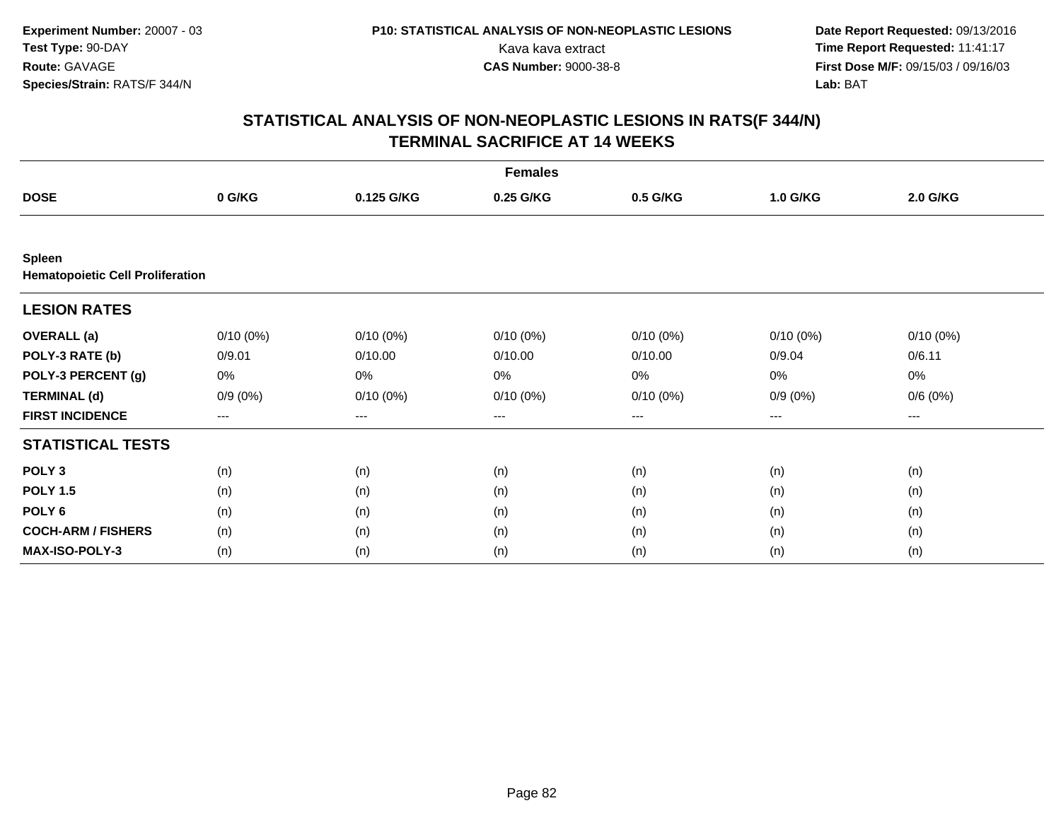**Experiment Number:** 20007 - 03
**Test Type:** 90-DAY
**Route:** GAVAGE
**Species/Strain:** RATS/F 344/N

**P10: STATISTICAL ANALYSIS OF NON-NEOPLASTIC LESIONS**
Kava kava extract
**CAS Number:** 9000-38-8

**Date Report Requested:** 09/13/2016
**Time Report Requested:** 11:41:17
**First Dose M/F:** 09/15/03 / 09/16/03
**Lab:** BAT

## STATISTICAL ANALYSIS OF NON-NEOPLASTIC LESIONS IN RATS(F 344/N)
## TERMINAL SACRIFICE AT 14 WEEKS

| | Females | | | | | |
|---|---|---|---|---|---|---|
| **DOSE** | **0 G/KG** | **0.125 G/KG** | **0.25 G/KG** | **0.5 G/KG** | **1.0 G/KG** | **2.0 G/KG** |
| **Spleen** | | | | | | |
| **Hematopoietic Cell Proliferation** | | | | | | |
| **LESION RATES** | | | | | | |
| **OVERALL (a)** | 0/10 (0%) | 0/10 (0%) | 0/10 (0%) | 0/10 (0%) | 0/10 (0%) | 0/10 (0%) |
| **POLY-3 RATE (b)** | 0/9.01 | 0/10.00 | 0/10.00 | 0/10.00 | 0/9.04 | 0/6.11 |
| **POLY-3 PERCENT (g)** | 0% | 0% | 0% | 0% | 0% | 0% |
| **TERMINAL (d)** | 0/9 (0%) | 0/10 (0%) | 0/10 (0%) | 0/10 (0%) | 0/9 (0%) | 0/6 (0%) |
| **FIRST INCIDENCE** | --- | --- | --- | --- | --- | --- |
| **STATISTICAL TESTS** | | | | | | |
| **POLY 3** | (n) | (n) | (n) | (n) | (n) | (n) |
| **POLY 1.5** | (n) | (n) | (n) | (n) | (n) | (n) |
| **POLY 6** | (n) | (n) | (n) | (n) | (n) | (n) |
| **COCH-ARM / FISHERS** | (n) | (n) | (n) | (n) | (n) | (n) |
| **MAX-ISO-POLY-3** | (n) | (n) | (n) | (n) | (n) | (n) |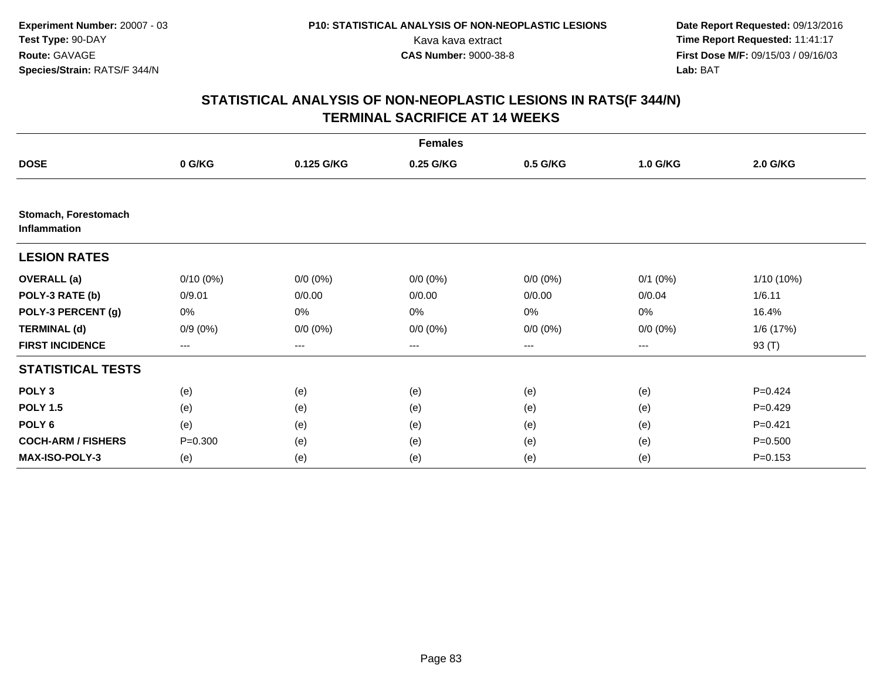Experiment Number: 20007 - 03
Test Type: 90-DAY
Route: GAVAGE
Species/Strain: RATS/F 344/N

P10: STATISTICAL ANALYSIS OF NON-NEOPLASTIC LESIONS
Kava kava extract
CAS Number: 9000-38-8

Date Report Requested: 09/13/2016
Time Report Requested: 11:41:17
First Dose M/F: 09/15/03 / 09/16/03
Lab: BAT

## STATISTICAL ANALYSIS OF NON-NEOPLASTIC LESIONS IN RATS(F 344/N)
## TERMINAL SACRIFICE AT 14 WEEKS

| | Females | | | | | |
|---|---|---|---|---|---|---|
| **DOSE** | **0 G/KG** | **0.125 G/KG** | **0.25 G/KG** | **0.5 G/KG** | **1.0 G/KG** | **2.0 G/KG** |
| **Stomach, Forestomach Inflammation** | | | | | | |
| **LESION RATES** | | | | | | |
| **OVERALL (a)** | 0/10 (0%) | 0/0 (0%) | 0/0 (0%) | 0/0 (0%) | 0/1 (0%) | 1/10 (10%) |
| **POLY-3 RATE (b)** | 0/9.01 | 0/0.00 | 0/0.00 | 0/0.00 | 0/0.04 | 1/6.11 |
| **POLY-3 PERCENT (g)** | 0% | 0% | 0% | 0% | 0% | 16.4% |
| **TERMINAL (d)** | 0/9 (0%) | 0/0 (0%) | 0/0 (0%) | 0/0 (0%) | 0/0 (0%) | 1/6 (17%) |
| **FIRST INCIDENCE** | --- | --- | --- | --- | --- | 93 (T) |
| **STATISTICAL TESTS** | | | | | | |
| **POLY 3** | (e) | (e) | (e) | (e) | (e) | P=0.424 |
| **POLY 1.5** | (e) | (e) | (e) | (e) | (e) | P=0.429 |
| **POLY 6** | (e) | (e) | (e) | (e) | (e) | P=0.421 |
| **COCH-ARM / FISHERS** | P=0.300 | (e) | (e) | (e) | (e) | P=0.500 |
| **MAX-ISO-POLY-3** | (e) | (e) | (e) | (e) | (e) | P=0.153 |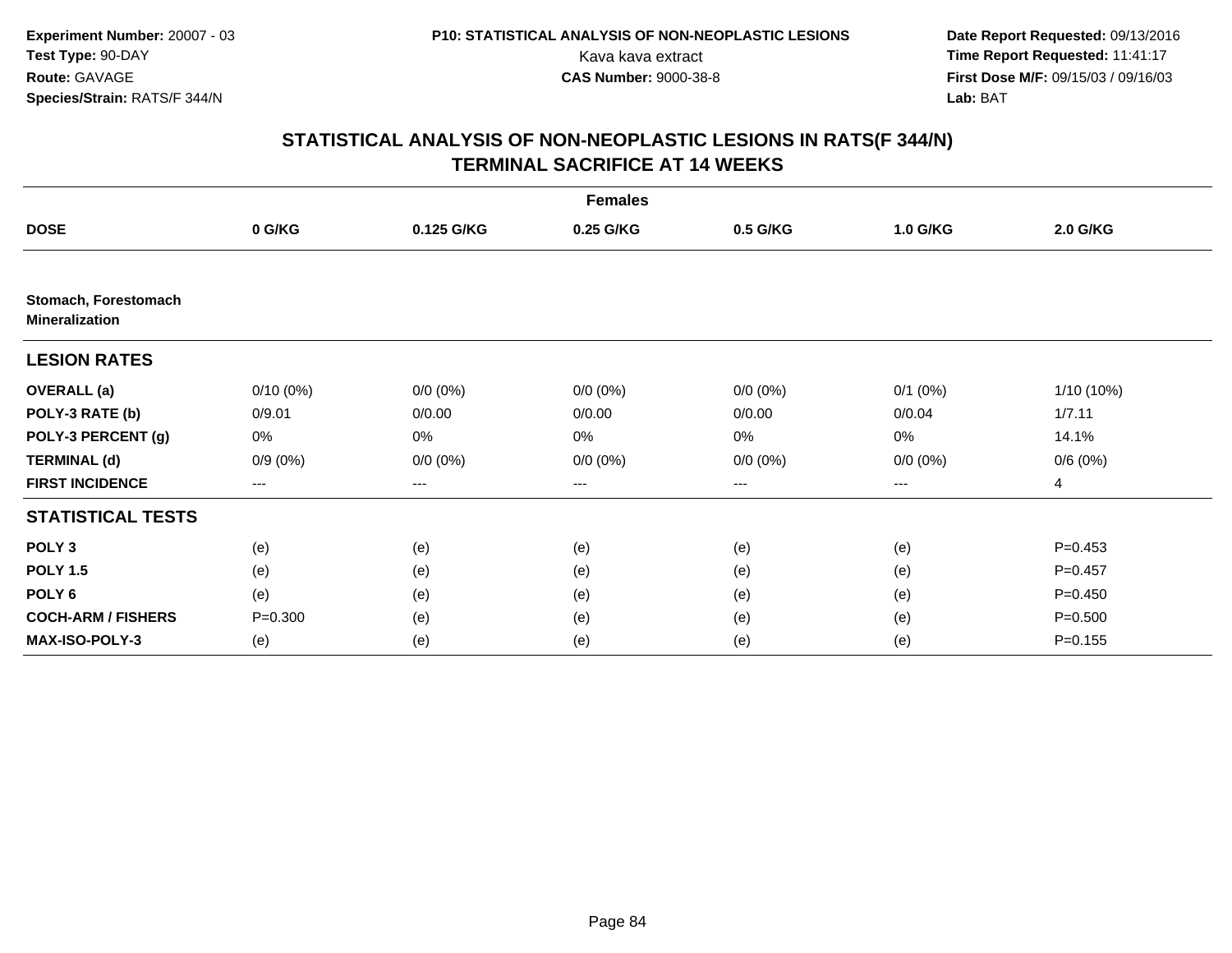**Experiment Number:** 20007 - 03
**Test Type:** 90-DAY
**Route:** GAVAGE
**Species/Strain:** RATS/F 344/N

**P10: STATISTICAL ANALYSIS OF NON-NEOPLASTIC LESIONS**
Kava kava extract
**CAS Number:** 9000-38-8

**Date Report Requested:** 09/13/2016
**Time Report Requested:** 11:41:17
**First Dose M/F:** 09/15/03 / 09/16/03
**Lab:** BAT

## STATISTICAL ANALYSIS OF NON-NEOPLASTIC LESIONS IN RATS(F 344/N)
## TERMINAL SACRIFICE AT 14 WEEKS

| | Females | | | | | |
|---|---|---|---|---|---|---|
| **DOSE** | **0 G/KG** | **0.125 G/KG** | **0.25 G/KG** | **0.5 G/KG** | **1.0 G/KG** | **2.0 G/KG** |
| **Stomach, Forestomach** | | | | | | |
| **Mineralization** | | | | | | |
| **LESION RATES** | | | | | | |
| **OVERALL (a)** | 0/10 (0%) | 0/0 (0%) | 0/0 (0%) | 0/0 (0%) | 0/1 (0%) | 1/10 (10%) |
| **POLY-3 RATE (b)** | 0/9.01 | 0/0.00 | 0/0.00 | 0/0.00 | 0/0.04 | 1/7.11 |
| **POLY-3 PERCENT (g)** | 0% | 0% | 0% | 0% | 0% | 14.1% |
| **TERMINAL (d)** | 0/9 (0%) | 0/0 (0%) | 0/0 (0%) | 0/0 (0%) | 0/0 (0%) | 0/6 (0%) |
| **FIRST INCIDENCE** | --- | --- | --- | --- | --- | 4 |
| **STATISTICAL TESTS** | | | | | | |
| **POLY 3** | (e) | (e) | (e) | (e) | (e) | P=0.453 |
| **POLY 1.5** | (e) | (e) | (e) | (e) | (e) | P=0.457 |
| **POLY 6** | (e) | (e) | (e) | (e) | (e) | P=0.450 |
| **COCH-ARM / FISHERS** | P=0.300 | (e) | (e) | (e) | (e) | P=0.500 |
| **MAX-ISO-POLY-3** | (e) | (e) | (e) | (e) | (e) | P=0.155 |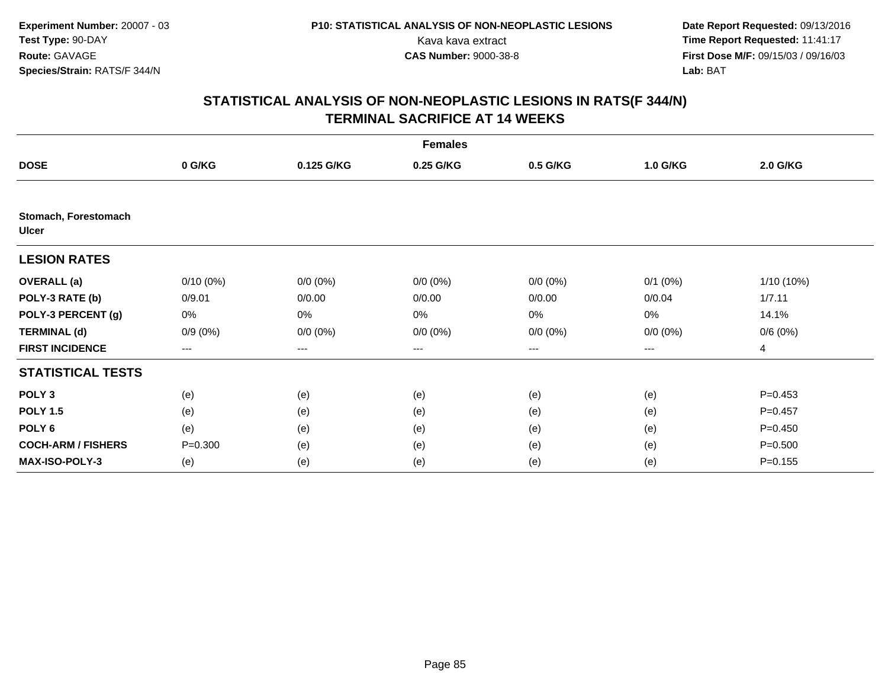Experiment Number: 20007 - 03
Test Type: 90-DAY
Route: GAVAGE
Species/Strain: RATS/F 344/N

P10: STATISTICAL ANALYSIS OF NON-NEOPLASTIC LESIONS
Kava kava extract
CAS Number: 9000-38-8

Date Report Requested: 09/13/2016
Time Report Requested: 11:41:17
First Dose M/F: 09/15/03 / 09/16/03
Lab: BAT

## STATISTICAL ANALYSIS OF NON-NEOPLASTIC LESIONS IN RATS(F 344/N)
## TERMINAL SACRIFICE AT 14 WEEKS

| Females | | | | | | |
|---|---|---|---|---|---|---|
| **DOSE** | **0 G/KG** | **0.125 G/KG** | **0.25 G/KG** | **0.5 G/KG** | **1.0 G/KG** | **2.0 G/KG** |
| **Stomach, Forestomach Ulcer** | | | | | | |
| **LESION RATES** | | | | | | |
| **OVERALL (a)** | 0/10 (0%) | 0/0 (0%) | 0/0 (0%) | 0/0 (0%) | 0/1 (0%) | 1/10 (10%) |
| **POLY-3 RATE (b)** | 0/9.01 | 0/0.00 | 0/0.00 | 0/0.00 | 0/0.04 | 1/7.11 |
| **POLY-3 PERCENT (g)** | 0% | 0% | 0% | 0% | 0% | 14.1% |
| **TERMINAL (d)** | 0/9 (0%) | 0/0 (0%) | 0/0 (0%) | 0/0 (0%) | 0/0 (0%) | 0/6 (0%) |
| **FIRST INCIDENCE** | --- | --- | --- | --- | --- | 4 |
| **STATISTICAL TESTS** | | | | | | |
| **POLY 3** | (e) | (e) | (e) | (e) | (e) | P=0.453 |
| **POLY 1.5** | (e) | (e) | (e) | (e) | (e) | P=0.457 |
| **POLY 6** | (e) | (e) | (e) | (e) | (e) | P=0.450 |
| **COCH-ARM / FISHERS** | P=0.300 | (e) | (e) | (e) | (e) | P=0.500 |
| **MAX-ISO-POLY-3** | (e) | (e) | (e) | (e) | (e) | P=0.155 |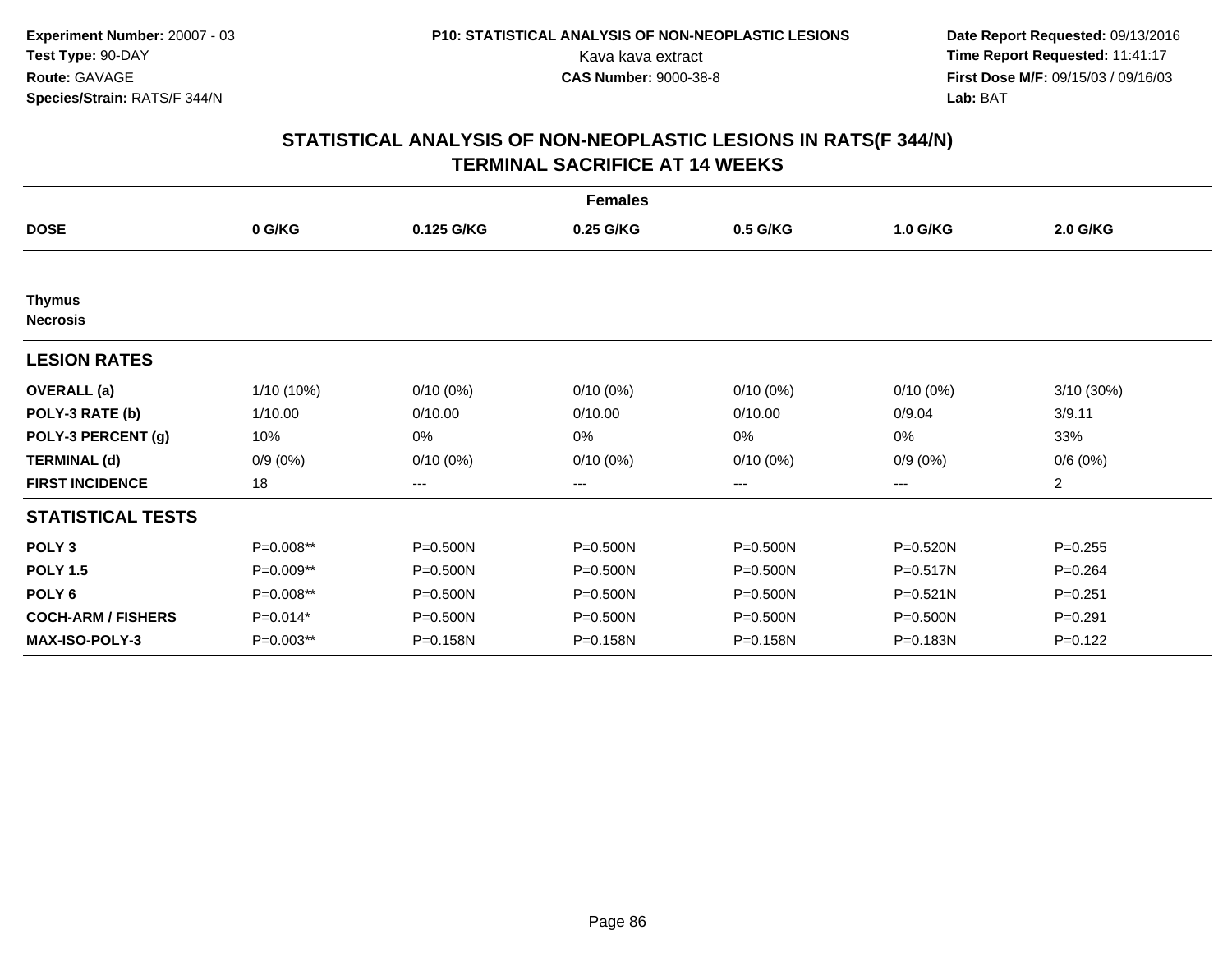**Experiment Number:** 20007 - 03
**Test Type:** 90-DAY
**Route:** GAVAGE
**Species/Strain:** RATS/F 344/N

**P10: STATISTICAL ANALYSIS OF NON-NEOPLASTIC LESIONS**
Kava kava extract
**CAS Number:** 9000-38-8

**Date Report Requested:** 09/13/2016
**Time Report Requested:** 11:41:17
**First Dose M/F:** 09/15/03 / 09/16/03
**Lab:** BAT

# STATISTICAL ANALYSIS OF NON-NEOPLASTIC LESIONS IN RATS(F 344/N) TERMINAL SACRIFICE AT 14 WEEKS

| | Females | | | | | |
|---|---|---|---|---|---|---|
| **DOSE** | **0 G/KG** | **0.125 G/KG** | **0.25 G/KG** | **0.5 G/KG** | **1.0 G/KG** | **2.0 G/KG** |
| **Thymus** | | | | | | |
| **Necrosis** | | | | | | |
| **LESION RATES** | | | | | | |
| **OVERALL (a)** | 1/10 (10%) | 0/10 (0%) | 0/10 (0%) | 0/10 (0%) | 0/10 (0%) | 3/10 (30%) |
| **POLY-3 RATE (b)** | 1/10.00 | 0/10.00 | 0/10.00 | 0/10.00 | 0/9.04 | 3/9.11 |
| **POLY-3 PERCENT (g)** | 10% | 0% | 0% | 0% | 0% | 33% |
| **TERMINAL (d)** | 0/9 (0%) | 0/10 (0%) | 0/10 (0%) | 0/10 (0%) | 0/9 (0%) | 0/6 (0%) |
| **FIRST INCIDENCE** | 18 | --- | --- | --- | --- | 2 |
| **STATISTICAL TESTS** | | | | | | |
| **POLY 3** | P=0.008** | P=0.500N | P=0.500N | P=0.500N | P=0.520N | P=0.255 |
| **POLY 1.5** | P=0.009** | P=0.500N | P=0.500N | P=0.500N | P=0.517N | P=0.264 |
| **POLY 6** | P=0.008** | P=0.500N | P=0.500N | P=0.500N | P=0.521N | P=0.251 |
| **COCH-ARM / FISHERS** | P=0.014* | P=0.500N | P=0.500N | P=0.500N | P=0.500N | P=0.291 |
| **MAX-ISO-POLY-3** | P=0.003** | P=0.158N | P=0.158N | P=0.158N | P=0.183N | P=0.122 |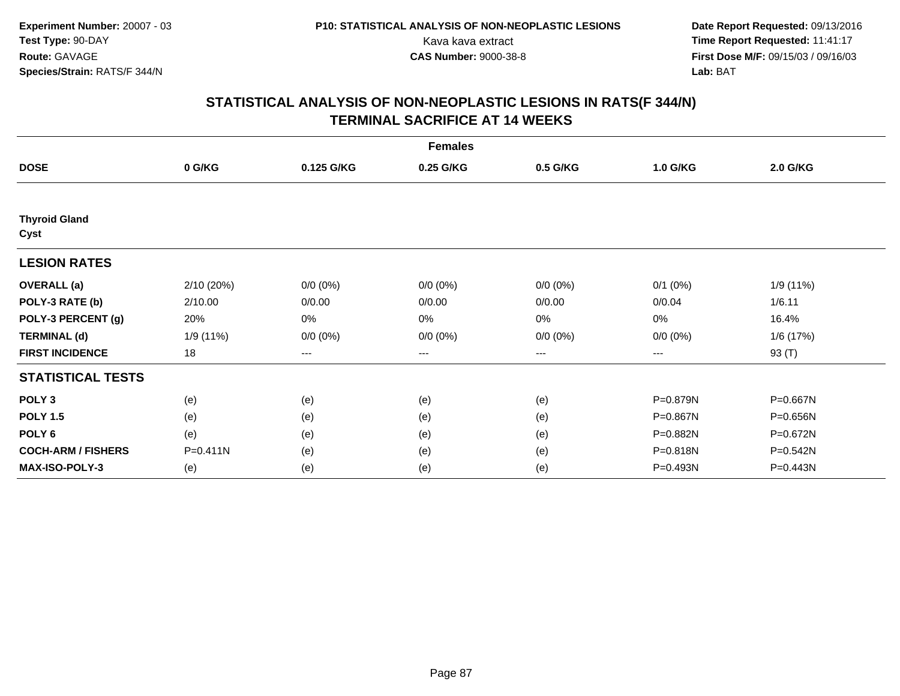Experiment Number: 20007 - 03
Test Type: 90-DAY
Route: GAVAGE
Species/Strain: RATS/F 344/N

P10: STATISTICAL ANALYSIS OF NON-NEOPLASTIC LESIONS
Kava kava extract
CAS Number: 9000-38-8

Date Report Requested: 09/13/2016
Time Report Requested: 11:41:17
First Dose M/F: 09/15/03 / 09/16/03
Lab: BAT

# STATISTICAL ANALYSIS OF NON-NEOPLASTIC LESIONS IN RATS(F 344/N) TERMINAL SACRIFICE AT 14 WEEKS

| Females | | | | | | |
|---|---|---|---|---|---|---|
| **DOSE** | **0 G/KG** | **0.125 G/KG** | **0.25 G/KG** | **0.5 G/KG** | **1.0 G/KG** | **2.0 G/KG** |
| **Thyroid Gland Cyst** | | | | | | |
| **LESION RATES** | | | | | | |
| **OVERALL (a)** | 2/10 (20%) | 0/0 (0%) | 0/0 (0%) | 0/0 (0%) | 0/1 (0%) | 1/9 (11%) |
| **POLY-3 RATE (b)** | 2/10.00 | 0/0.00 | 0/0.00 | 0/0.00 | 0/0.04 | 1/6.11 |
| **POLY-3 PERCENT (g)** | 20% | 0% | 0% | 0% | 0% | 16.4% |
| **TERMINAL (d)** | 1/9 (11%) | 0/0 (0%) | 0/0 (0%) | 0/0 (0%) | 0/0 (0%) | 1/6 (17%) |
| **FIRST INCIDENCE** | 18 | --- | --- | --- | --- | 93 (T) |
| **STATISTICAL TESTS** | | | | | | |
| **POLY 3** | (e) | (e) | (e) | (e) | P=0.879N | P=0.667N |
| **POLY 1.5** | (e) | (e) | (e) | (e) | P=0.867N | P=0.656N |
| **POLY 6** | (e) | (e) | (e) | (e) | P=0.882N | P=0.672N |
| **COCH-ARM / FISHERS** | P=0.411N | (e) | (e) | (e) | P=0.818N | P=0.542N |
| **MAX-ISO-POLY-3** | (e) | (e) | (e) | (e) | P=0.493N | P=0.443N |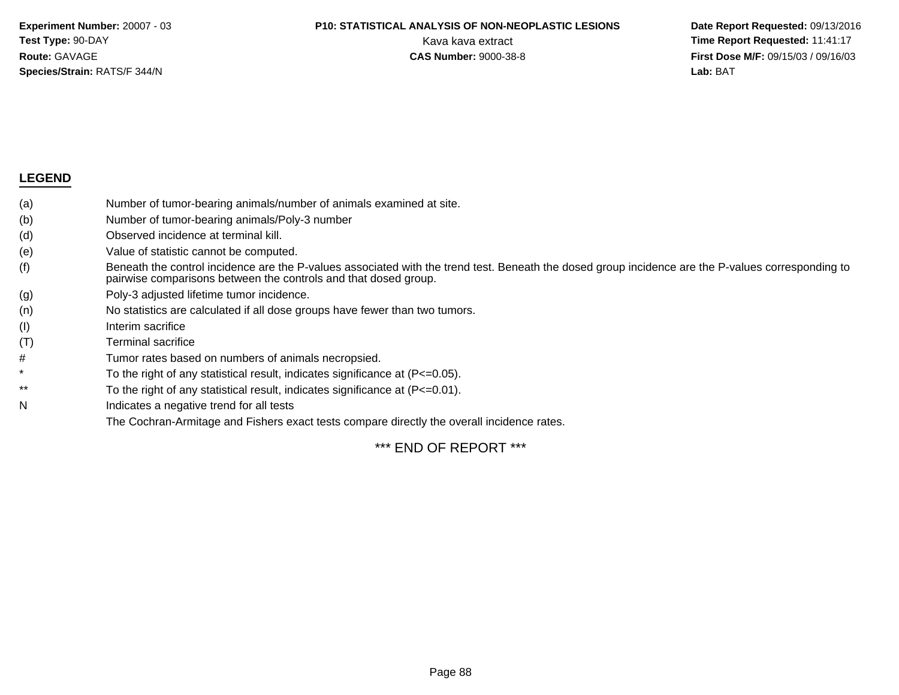## LEGEND

| | |
|---|---|
| (a) | Number of tumor-bearing animals/number of animals examined at site. |
| (b) | Number of tumor-bearing animals/Poly-3 number |
| (d) | Observed incidence at terminal kill. |
| (e) | Value of statistic cannot be computed. |
| (f) | Beneath the control incidence are the P-values associated with the trend test. Beneath the dosed group incidence are the P-values corresponding to pairwise comparisons between the controls and that dosed group. |
| (g) | Poly-3 adjusted lifetime tumor incidence. |
| (n) | No statistics are calculated if all dose groups have fewer than two tumors. |
| (I) | Interim sacrifice |
| (T) | Terminal sacrifice |
| # | Tumor rates based on numbers of animals necropsied. |
| * | To the right of any statistical result, indicates significance at (P<=0.05). |
| ** | To the right of any statistical result, indicates significance at (P<=0.01). |
| N | Indicates a negative trend for all tests |
| | The Cochran-Armitage and Fishers exact tests compare directly the overall incidence rates. |

*** END OF REPORT ***